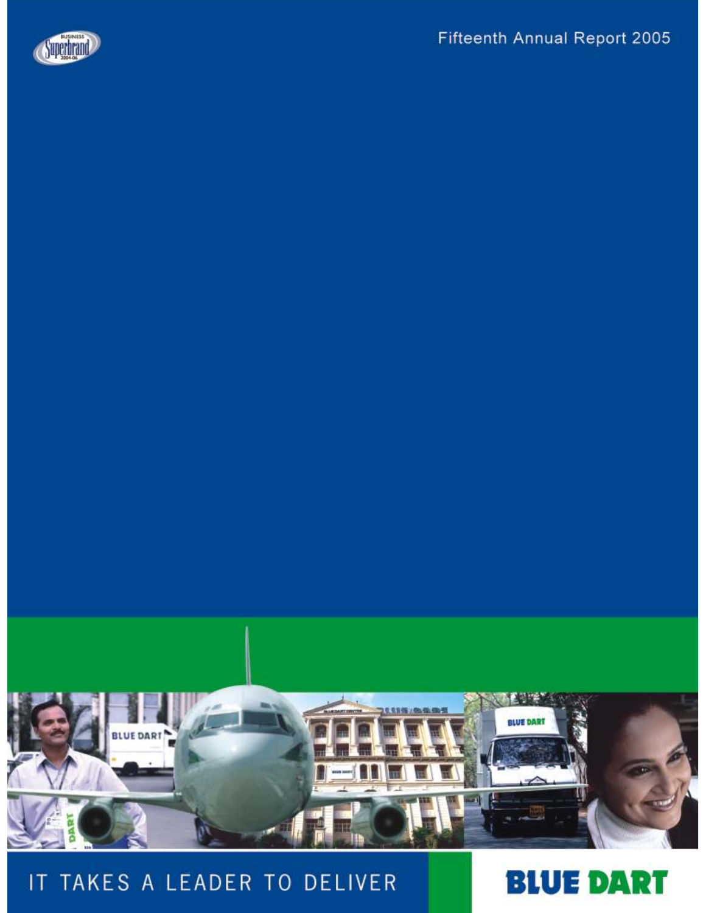Fifteenth Annual Report 2005

IT TAKES A LEADER TO DELIVER

BLUE DART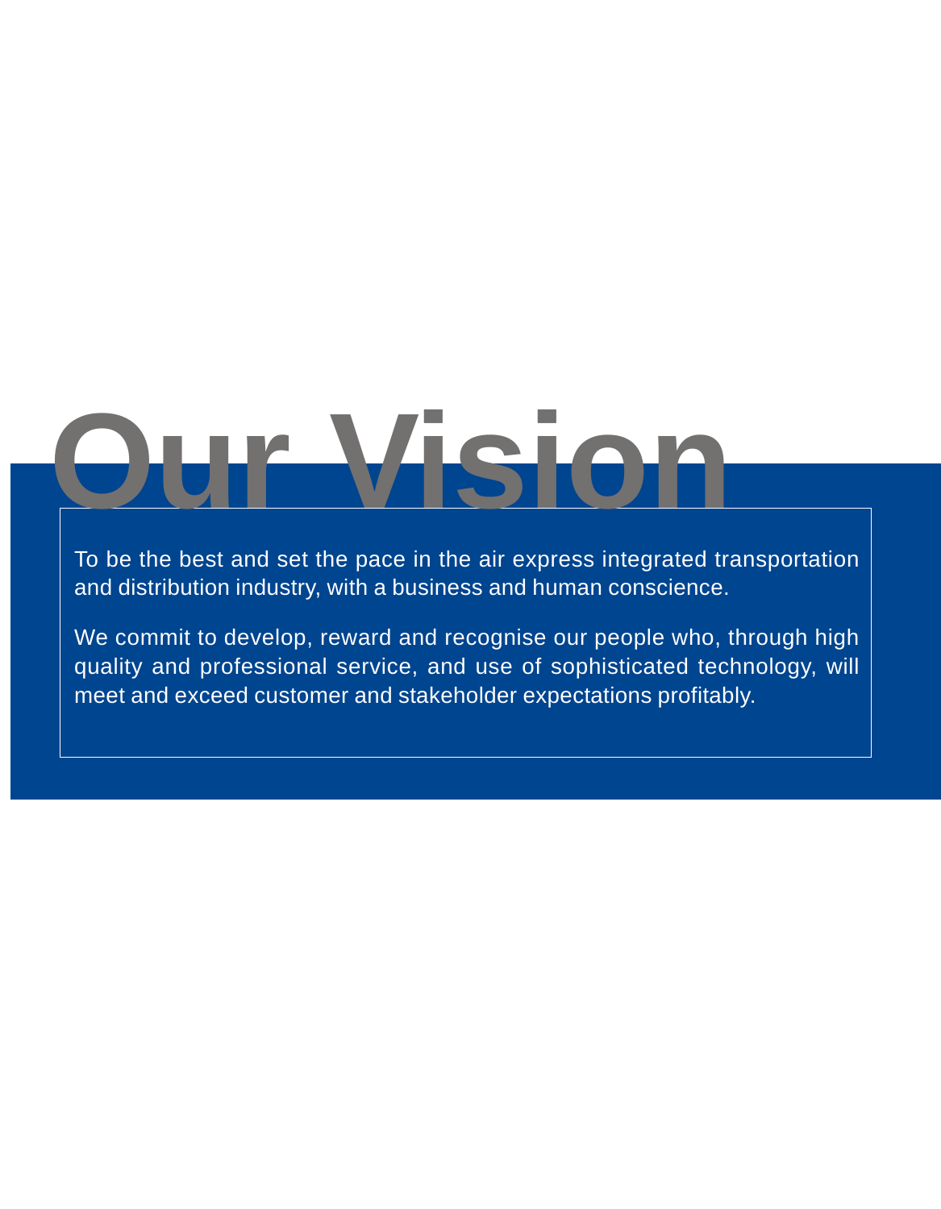# Our Vision

To be the best and set the pace in the air express integrated transportation and distribution industry, with a business and human conscience.

We commit to develop, reward and recognise our people who, through high quality and professional service, and use of sophisticated technology, will meet and exceed customer and stakeholder expectations profitably.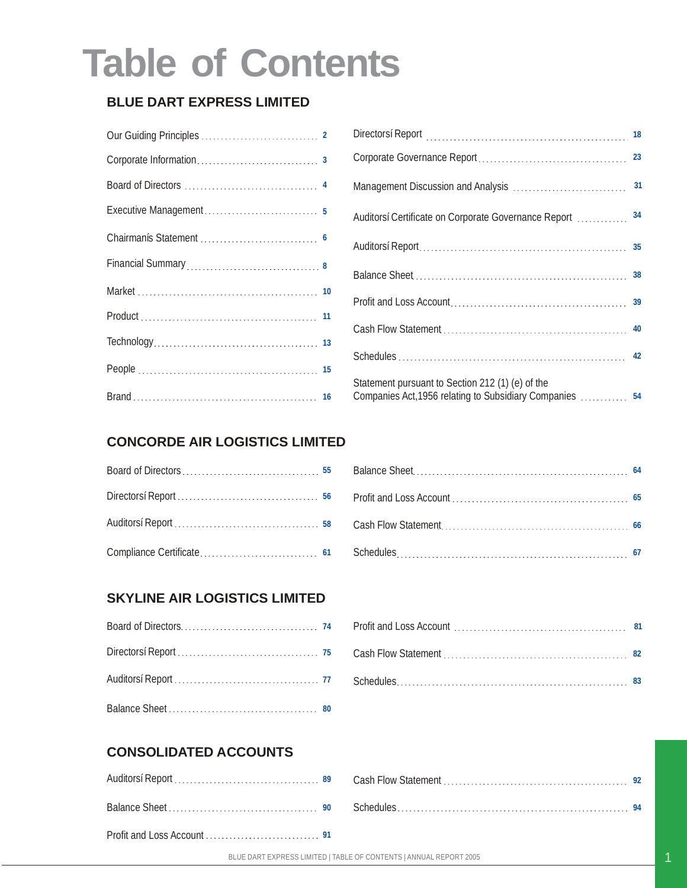# Table of Contents

## BLUE DART EXPRESS LIMITED

| | |
|---|---|
| Our Guiding Principles | 2 |
| Corporate Information | 3 |
| Board of Directors | 4 |
| Executive Management | 5 |
| Chairmanís Statement | 6 |
| Financial Summary | 8 |
| Market | 10 |
| Product | 11 |
| Technology | 13 |
| People | 15 |
| Brand | 16 |
| Directorsí Report | 18 |
| Corporate Governance Report | 23 |
| Management Discussion and Analysis | 31 |
| Auditorsí Certificate on Corporate Governance Report | 34 |
| Auditorsí Report | 35 |
| Balance Sheet | 38 |
| Profit and Loss Account | 39 |
| Cash Flow Statement | 40 |
| Schedules | 42 |
| Statement pursuant to Section 212 (1) (e) of the Companies Act,1956 relating to Subsidiary Companies | 54 |

## CONCORDE AIR LOGISTICS LIMITED

| | |
|---|---|
| Board of Directors | 55 |
| Directorsí Report | 56 |
| Auditorsí Report | 58 |
| Compliance Certificate | 61 |
| Balance Sheet | 64 |
| Profit and Loss Account | 65 |
| Cash Flow Statement | 66 |
| Schedules | 67 |

## SKYLINE AIR LOGISTICS LIMITED

| | |
|---|---|
| Board of Directors | 74 |
| Directorsí Report | 75 |
| Auditorsí Report | 77 |
| Balance Sheet | 80 |
| Profit and Loss Account | 81 |
| Cash Flow Statement | 82 |
| Schedules | 83 |

## CONSOLIDATED ACCOUNTS

| | |
|---|---|
| Auditorsí Report | 89 |
| Balance Sheet | 90 |
| Profit and Loss Account | 91 |
| Cash Flow Statement | 92 |
| Schedules | 94 |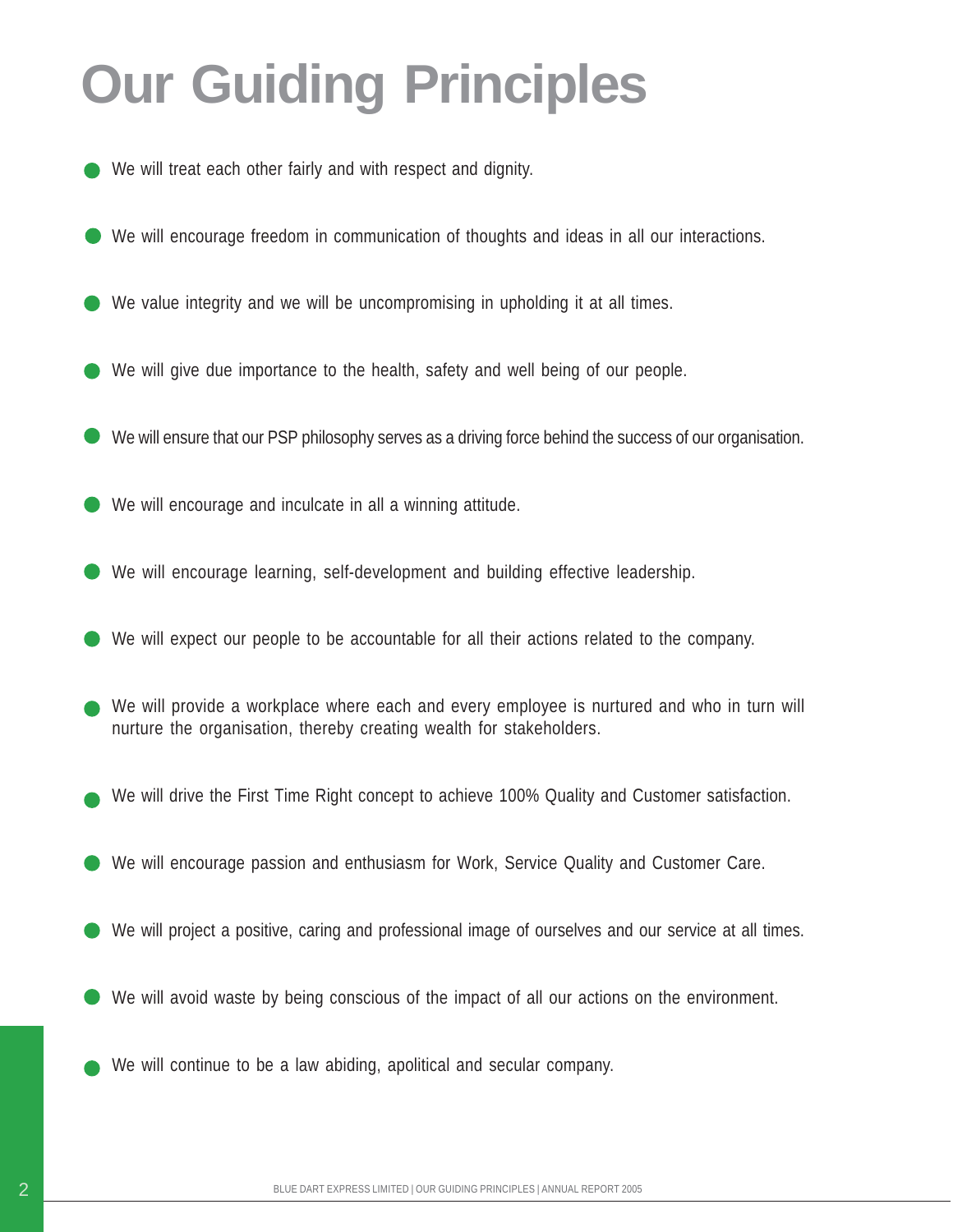# Our Guiding Principles

- We will treat each other fairly and with respect and dignity.
- We will encourage freedom in communication of thoughts and ideas in all our interactions.
- We value integrity and we will be uncompromising in upholding it at all times.
- We will give due importance to the health, safety and well being of our people.
- We will ensure that our PSP philosophy serves as a driving force behind the success of our organisation.
- We will encourage and inculcate in all a winning attitude.
- We will encourage learning, self-development and building effective leadership.
- We will expect our people to be accountable for all their actions related to the company.
- We will provide a workplace where each and every employee is nurtured and who in turn will nurture the organisation, thereby creating wealth for stakeholders.
- We will drive the First Time Right concept to achieve 100% Quality and Customer satisfaction.
- We will encourage passion and enthusiasm for Work, Service Quality and Customer Care.
- We will project a positive, caring and professional image of ourselves and our service at all times.
- We will avoid waste by being conscious of the impact of all our actions on the environment.
- We will continue to be a law abiding, apolitical and secular company.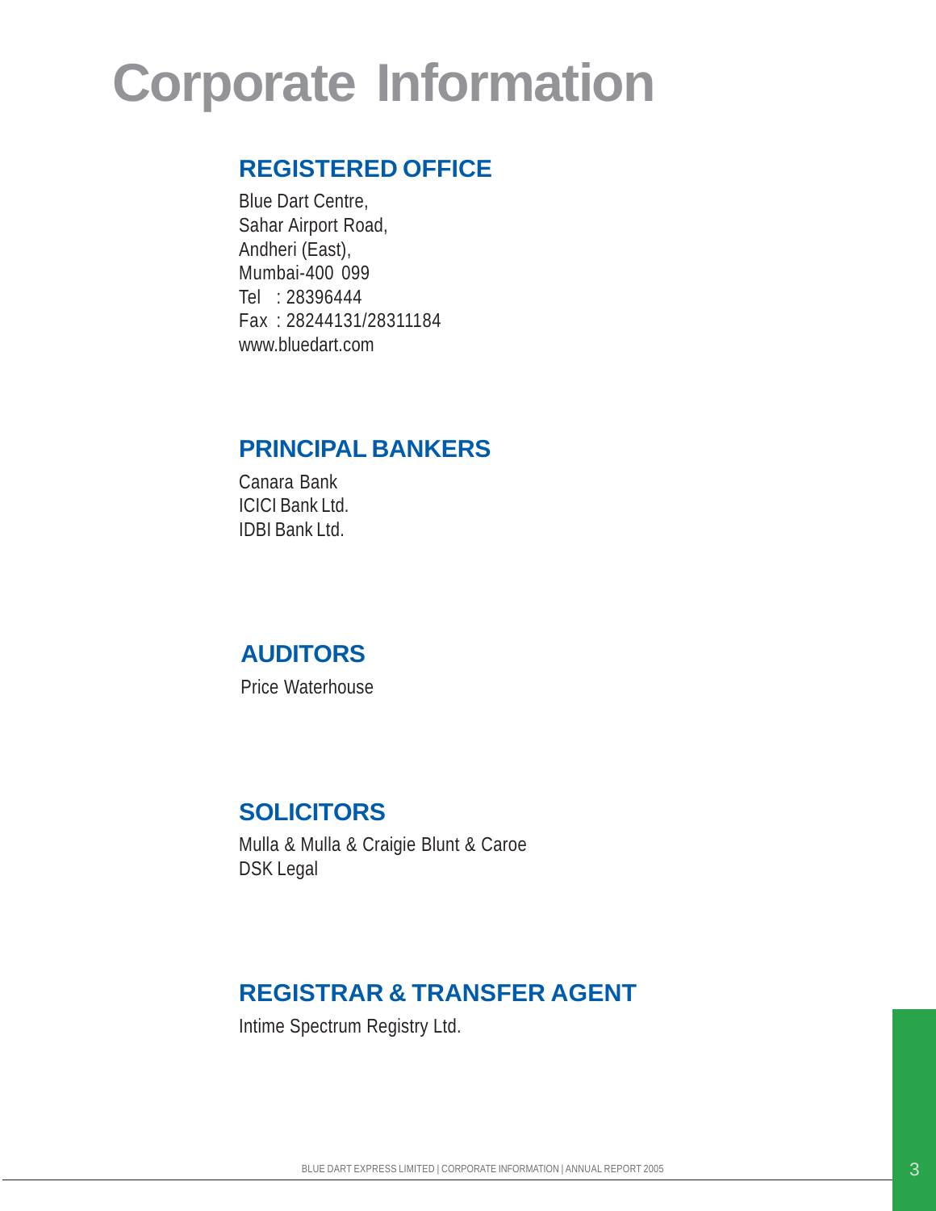# Corporate Information

## REGISTERED OFFICE

Blue Dart Centre,
Sahar Airport Road,
Andheri (East),
Mumbai-400 099
Tel : 28396444
Fax : 28244131/28311184
www.bluedart.com

## PRINCIPAL BANKERS

Canara Bank
ICICI Bank Ltd.
IDBI Bank Ltd.

## AUDITORS

Price Waterhouse

## SOLICITORS

Mulla & Mulla & Craigie Blunt & Caroe
DSK Legal

## REGISTRAR & TRANSFER AGENT

Intime Spectrum Registry Ltd.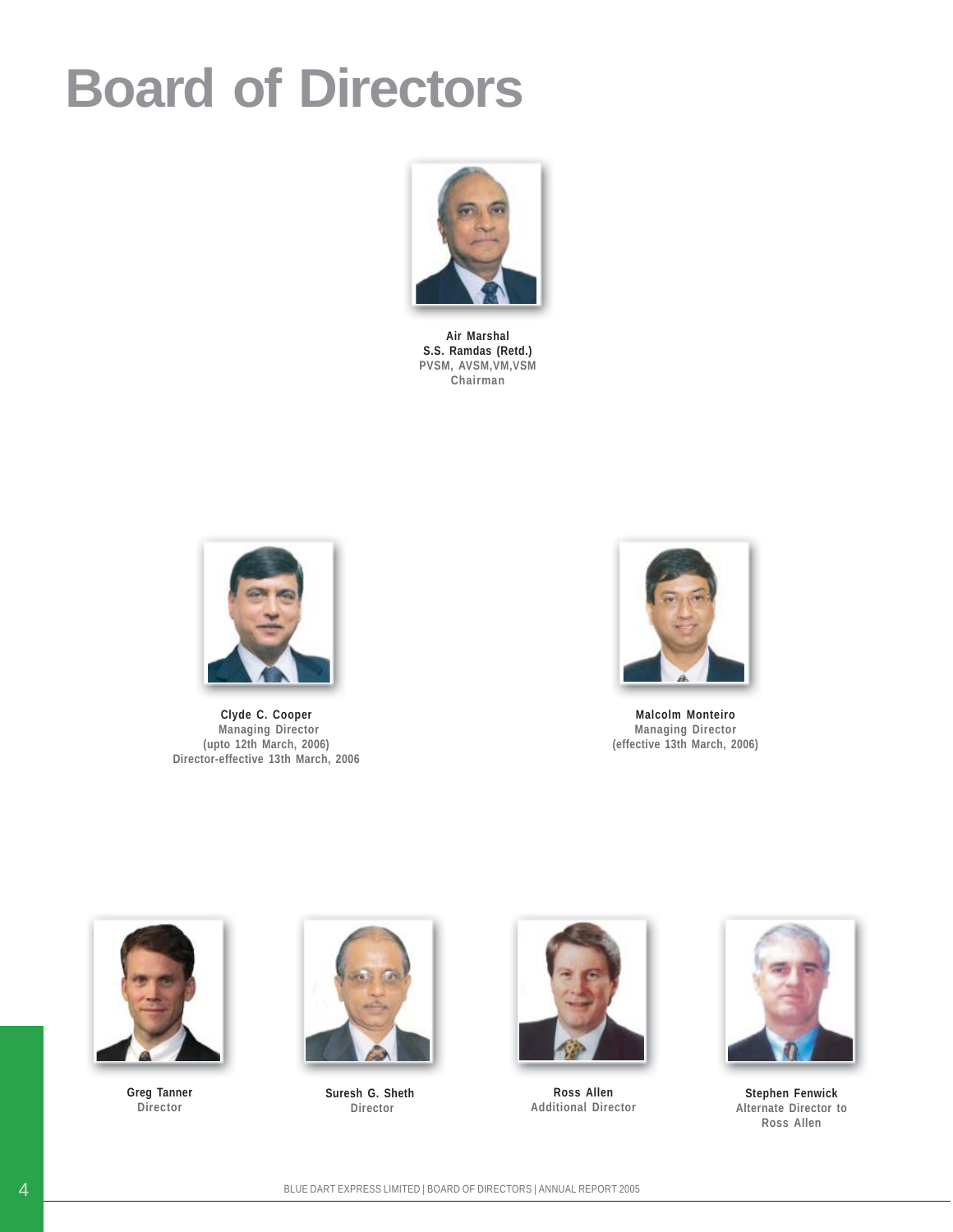# Board of Directors

**Air Marshal**
**S.S. Ramdas (Retd.)**
PVSM, AVSM,VM,VSM
Chairman

**Clyde C. Cooper**
Managing Director
(upto 12th March, 2006)
Director-effective 13th March, 2006

**Malcolm Monteiro**
Managing Director
(effective 13th March, 2006)

**Greg Tanner**
Director

**Suresh G. Sheth**
Director

**Ross Allen**
Additional Director

**Stephen Fenwick**
Alternate Director to
Ross Allen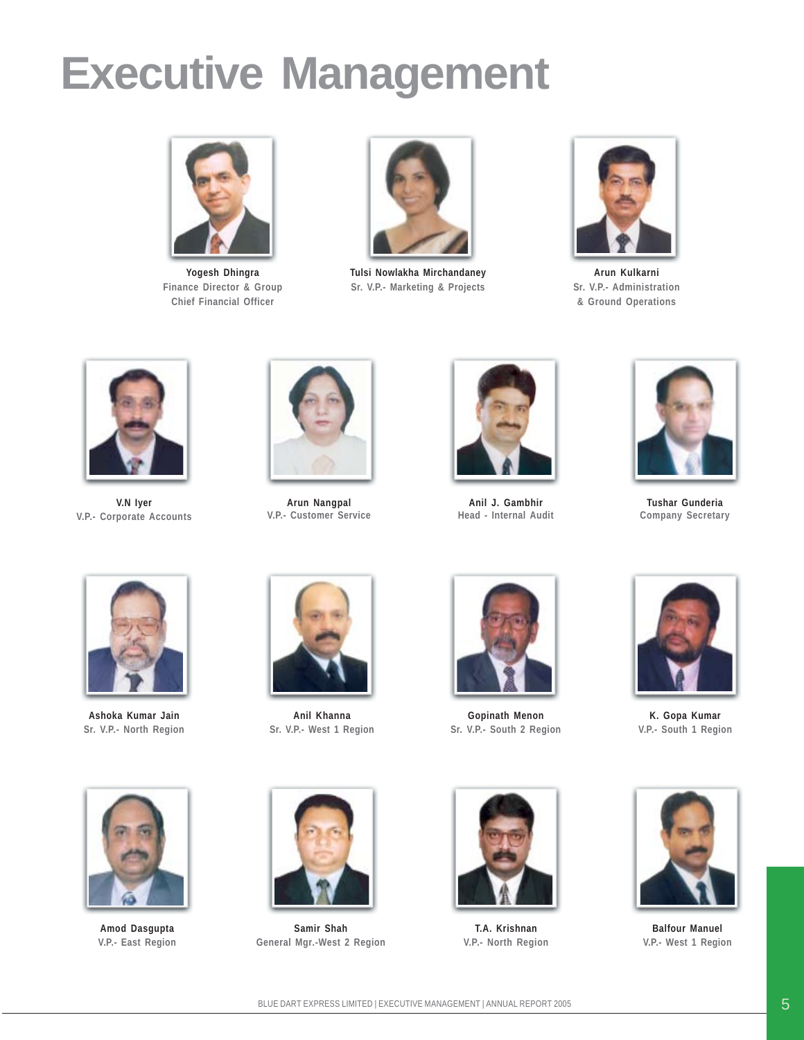# Executive Management

**Yogesh Dhingra**
Finance Director & Group Chief Financial Officer

**Tulsi Nowlakha Mirchandaney**
Sr. V.P.- Marketing & Projects

**Arun Kulkarni**
Sr. V.P.- Administration & Ground Operations

**V.N Iyer**
V.P.- Corporate Accounts

**Arun Nangpal**
V.P.- Customer Service

**Anil J. Gambhir**
Head - Internal Audit

**Tushar Gunderia**
Company Secretary

**Ashoka Kumar Jain**
Sr. V.P.- North Region

**Anil Khanna**
Sr. V.P.- West 1 Region

**Gopinath Menon**
Sr. V.P.- South 2 Region

**K. Gopa Kumar**
V.P.- South 1 Region

**Amod Dasgupta**
V.P.- East Region

**Samir Shah**
General Mgr.-West 2 Region

**T.A. Krishnan**
V.P.- North Region

**Balfour Manuel**
V.P.- West 1 Region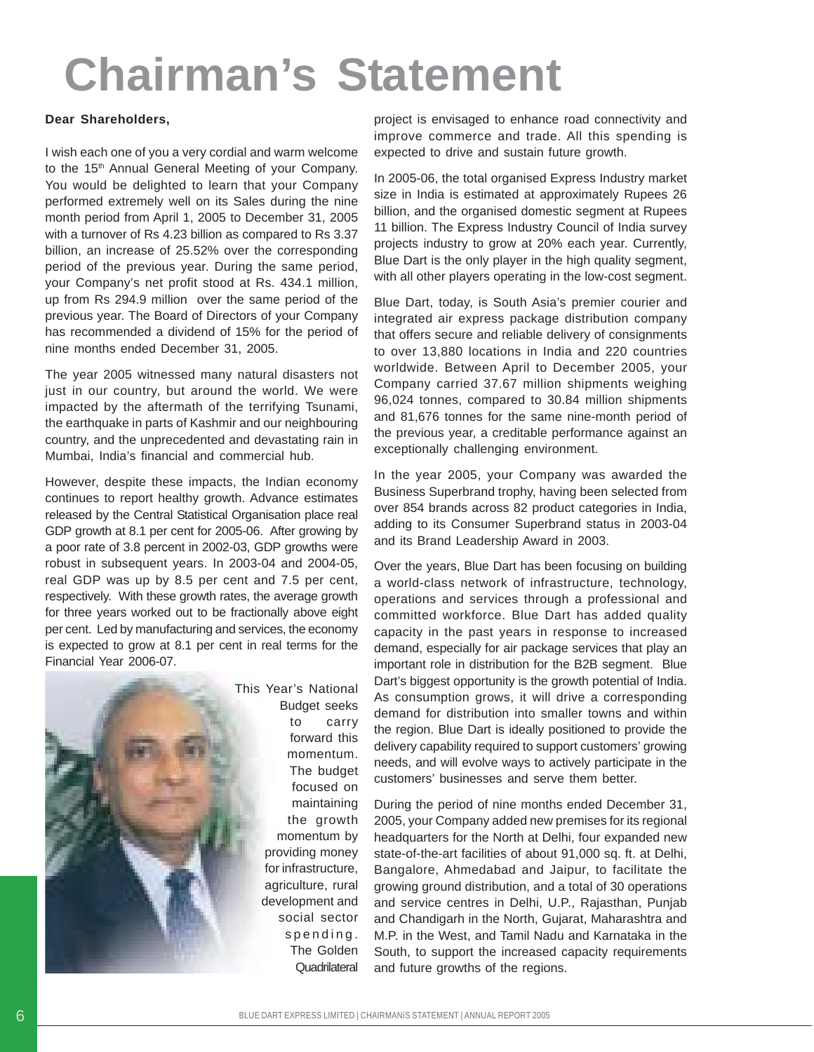# Chairman's Statement

**Dear Shareholders,**

I wish each one of you a very cordial and warm welcome to the 15th Annual General Meeting of your Company. You would be delighted to learn that your Company performed extremely well on its Sales during the nine month period from April 1, 2005 to December 31, 2005 with a turnover of Rs 4.23 billion as compared to Rs 3.37 billion, an increase of 25.52% over the corresponding period of the previous year. During the same period, your Company's net profit stood at Rs. 434.1 million, up from Rs 294.9 million over the same period of the previous year. The Board of Directors of your Company has recommended a dividend of 15% for the period of nine months ended December 31, 2005.

The year 2005 witnessed many natural disasters not just in our country, but around the world. We were impacted by the aftermath of the terrifying Tsunami, the earthquake in parts of Kashmir and our neighbouring country, and the unprecedented and devastating rain in Mumbai, India's financial and commercial hub.

However, despite these impacts, the Indian economy continues to report healthy growth. Advance estimates released by the Central Statistical Organisation place real GDP growth at 8.1 per cent for 2005-06. After growing by a poor rate of 3.8 percent in 2002-03, GDP growths were robust in subsequent years. In 2003-04 and 2004-05, real GDP was up by 8.5 per cent and 7.5 per cent, respectively. With these growth rates, the average growth for three years worked out to be fractionally above eight per cent. Led by manufacturing and services, the economy is expected to grow at 8.1 per cent in real terms for the Financial Year 2006-07.

This Year's National Budget seeks to carry forward this momentum. The budget focused on maintaining the growth momentum by providing money for infrastructure, agriculture, rural development and social sector spending. The Golden Quadrilateral project is envisaged to enhance road connectivity and improve commerce and trade. All this spending is expected to drive and sustain future growth.

In 2005-06, the total organised Express Industry market size in India is estimated at approximately Rupees 26 billion, and the organised domestic segment at Rupees 11 billion. The Express Industry Council of India survey projects industry to grow at 20% each year. Currently, Blue Dart is the only player in the high quality segment, with all other players operating in the low-cost segment.

Blue Dart, today, is South Asia's premier courier and integrated air express package distribution company that offers secure and reliable delivery of consignments to over 13,880 locations in India and 220 countries worldwide. Between April to December 2005, your Company carried 37.67 million shipments weighing 96,024 tonnes, compared to 30.84 million shipments and 81,676 tonnes for the same nine-month period of the previous year, a creditable performance against an exceptionally challenging environment.

In the year 2005, your Company was awarded the Business Superbrand trophy, having been selected from over 854 brands across 82 product categories in India, adding to its Consumer Superbrand status in 2003-04 and its Brand Leadership Award in 2003.

Over the years, Blue Dart has been focusing on building a world-class network of infrastructure, technology, operations and services through a professional and committed workforce. Blue Dart has added quality capacity in the past years in response to increased demand, especially for air package services that play an important role in distribution for the B2B segment. Blue Dart's biggest opportunity is the growth potential of India. As consumption grows, it will drive a corresponding demand for distribution into smaller towns and within the region. Blue Dart is ideally positioned to provide the delivery capability required to support customers' growing needs, and will evolve ways to actively participate in the customers' businesses and serve them better.

During the period of nine months ended December 31, 2005, your Company added new premises for its regional headquarters for the North at Delhi, four expanded new state-of-the-art facilities of about 91,000 sq. ft. at Delhi, Bangalore, Ahmedabad and Jaipur, to facilitate the growing ground distribution, and a total of 30 operations and service centres in Delhi, U.P., Rajasthan, Punjab and Chandigarh in the North, Gujarat, Maharashtra and M.P. in the West, and Tamil Nadu and Karnataka in the South, to support the increased capacity requirements and future growths of the regions.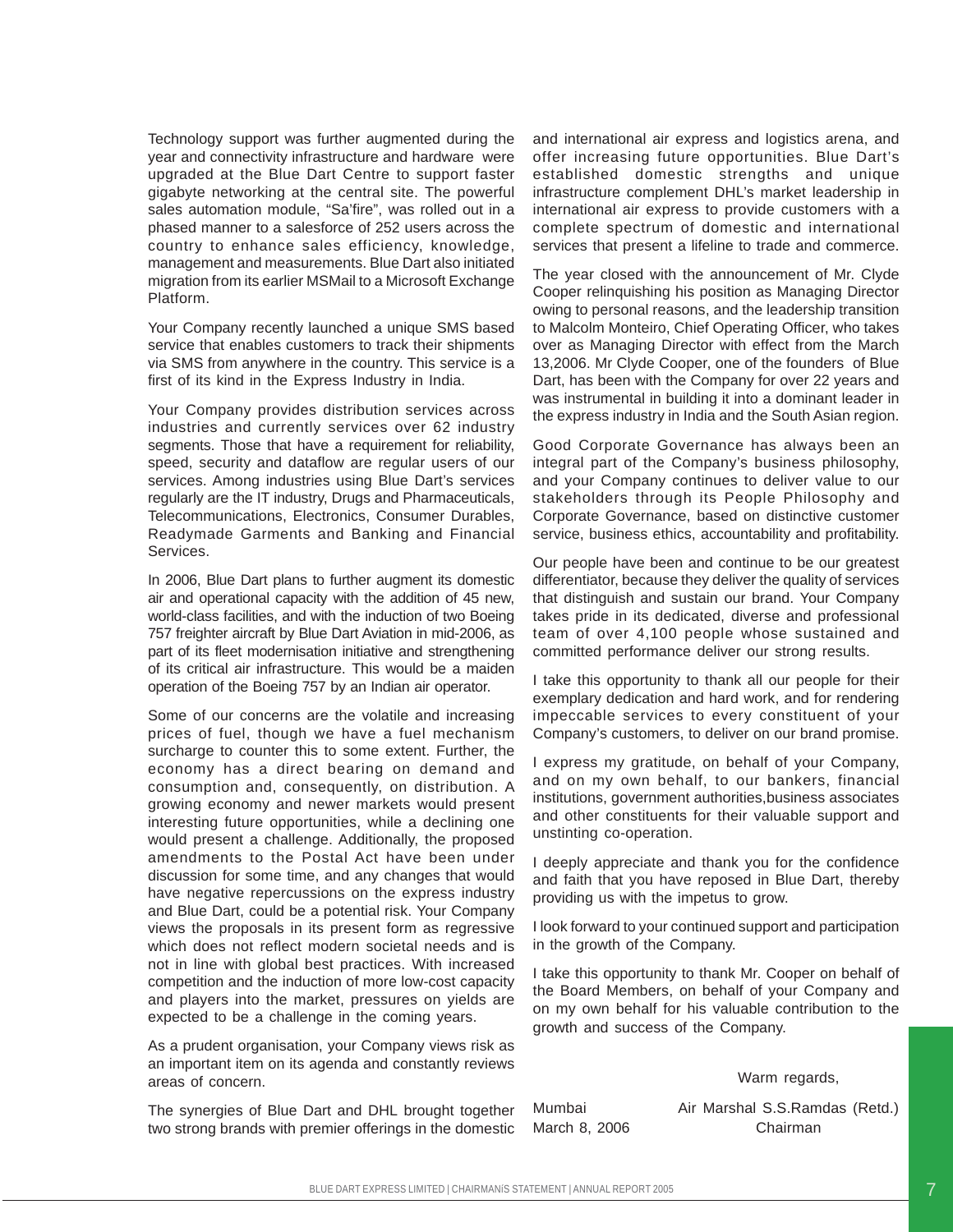Technology support was further augmented during the year and connectivity infrastructure and hardware were upgraded at the Blue Dart Centre to support faster gigabyte networking at the central site. The powerful sales automation module, "Sa'fire", was rolled out in a phased manner to a salesforce of 252 users across the country to enhance sales efficiency, knowledge, management and measurements. Blue Dart also initiated migration from its earlier MSMail to a Microsoft Exchange Platform.

Your Company recently launched a unique SMS based service that enables customers to track their shipments via SMS from anywhere in the country. This service is a first of its kind in the Express Industry in India.

Your Company provides distribution services across industries and currently services over 62 industry segments. Those that have a requirement for reliability, speed, security and dataflow are regular users of our services. Among industries using Blue Dart's services regularly are the IT industry, Drugs and Pharmaceuticals, Telecommunications, Electronics, Consumer Durables, Readymade Garments and Banking and Financial Services.

In 2006, Blue Dart plans to further augment its domestic air and operational capacity with the addition of 45 new, world-class facilities, and with the induction of two Boeing 757 freighter aircraft by Blue Dart Aviation in mid-2006, as part of its fleet modernisation initiative and strengthening of its critical air infrastructure. This would be a maiden operation of the Boeing 757 by an Indian air operator.

Some of our concerns are the volatile and increasing prices of fuel, though we have a fuel mechanism surcharge to counter this to some extent. Further, the economy has a direct bearing on demand and consumption and, consequently, on distribution. A growing economy and newer markets would present interesting future opportunities, while a declining one would present a challenge. Additionally, the proposed amendments to the Postal Act have been under discussion for some time, and any changes that would have negative repercussions on the express industry and Blue Dart, could be a potential risk. Your Company views the proposals in its present form as regressive which does not reflect modern societal needs and is not in line with global best practices. With increased competition and the induction of more low-cost capacity and players into the market, pressures on yields are expected to be a challenge in the coming years.

As a prudent organisation, your Company views risk as an important item on its agenda and constantly reviews areas of concern.

The synergies of Blue Dart and DHL brought together two strong brands with premier offerings in the domestic and international air express and logistics arena, and offer increasing future opportunities. Blue Dart's established domestic strengths and unique infrastructure complement DHL's market leadership in international air express to provide customers with a complete spectrum of domestic and international services that present a lifeline to trade and commerce.

The year closed with the announcement of Mr. Clyde Cooper relinquishing his position as Managing Director owing to personal reasons, and the leadership transition to Malcolm Monteiro, Chief Operating Officer, who takes over as Managing Director with effect from the March 13,2006. Mr Clyde Cooper, one of the founders of Blue Dart, has been with the Company for over 22 years and was instrumental in building it into a dominant leader in the express industry in India and the South Asian region.

Good Corporate Governance has always been an integral part of the Company's business philosophy, and your Company continues to deliver value to our stakeholders through its People Philosophy and Corporate Governance, based on distinctive customer service, business ethics, accountability and profitability.

Our people have been and continue to be our greatest differentiator, because they deliver the quality of services that distinguish and sustain our brand. Your Company takes pride in its dedicated, diverse and professional team of over 4,100 people whose sustained and committed performance deliver our strong results.

I take this opportunity to thank all our people for their exemplary dedication and hard work, and for rendering impeccable services to every constituent of your Company's customers, to deliver on our brand promise.

I express my gratitude, on behalf of your Company, and on my own behalf, to our bankers, financial institutions, government authorities,business associates and other constituents for their valuable support and unstinting co-operation.

I deeply appreciate and thank you for the confidence and faith that you have reposed in Blue Dart, thereby providing us with the impetus to grow.

I look forward to your continued support and participation in the growth of the Company.

I take this opportunity to thank Mr. Cooper on behalf of the Board Members, on behalf of your Company and on my own behalf for his valuable contribution to the growth and success of the Company.

Warm regards,

Mumbai
March 8, 2006

Air Marshal S.S.Ramdas (Retd.)
Chairman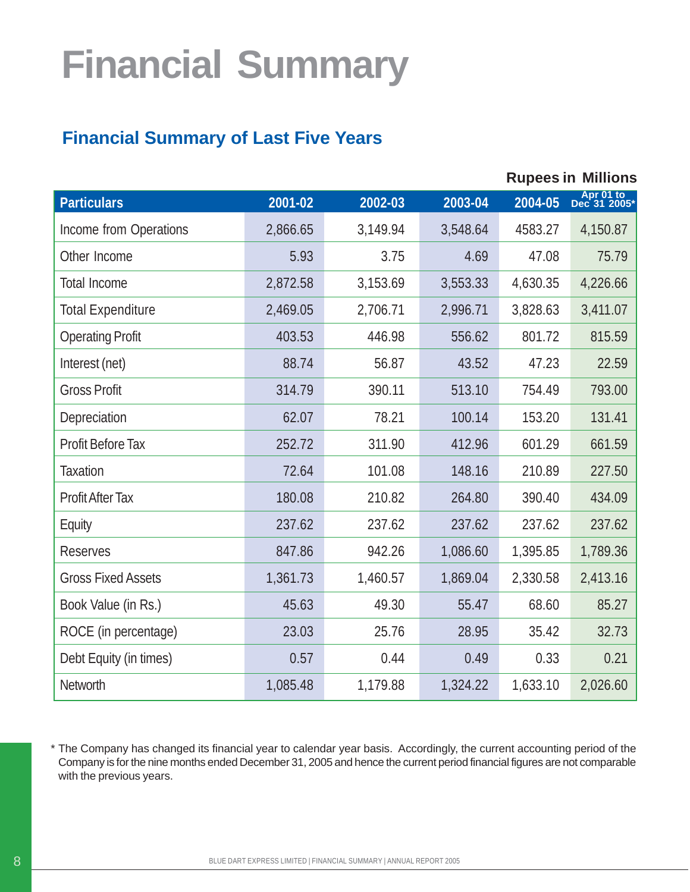# Financial Summary

## Financial Summary of Last Five Years

**Rupees in Millions**

| Particulars | 2001-02 | 2002-03 | 2003-04 | 2004-05 | Apr 01 to Dec 31 2005* |
|---|---|---|---|---|---|
| Income from Operations | 2,866.65 | 3,149.94 | 3,548.64 | 4583.27 | 4,150.87 |
| Other Income | 5.93 | 3.75 | 4.69 | 47.08 | 75.79 |
| Total Income | 2,872.58 | 3,153.69 | 3,553.33 | 4,630.35 | 4,226.66 |
| Total Expenditure | 2,469.05 | 2,706.71 | 2,996.71 | 3,828.63 | 3,411.07 |
| Operating Profit | 403.53 | 446.98 | 556.62 | 801.72 | 815.59 |
| Interest (net) | 88.74 | 56.87 | 43.52 | 47.23 | 22.59 |
| Gross Profit | 314.79 | 390.11 | 513.10 | 754.49 | 793.00 |
| Depreciation | 62.07 | 78.21 | 100.14 | 153.20 | 131.41 |
| Profit Before Tax | 252.72 | 311.90 | 412.96 | 601.29 | 661.59 |
| Taxation | 72.64 | 101.08 | 148.16 | 210.89 | 227.50 |
| Profit After Tax | 180.08 | 210.82 | 264.80 | 390.40 | 434.09 |
| Equity | 237.62 | 237.62 | 237.62 | 237.62 | 237.62 |
| Reserves | 847.86 | 942.26 | 1,086.60 | 1,395.85 | 1,789.36 |
| Gross Fixed Assets | 1,361.73 | 1,460.57 | 1,869.04 | 2,330.58 | 2,413.16 |
| Book Value (in Rs.) | 45.63 | 49.30 | 55.47 | 68.60 | 85.27 |
| ROCE (in percentage) | 23.03 | 25.76 | 28.95 | 35.42 | 32.73 |
| Debt Equity (in times) | 0.57 | 0.44 | 0.49 | 0.33 | 0.21 |
| Networth | 1,085.48 | 1,179.88 | 1,324.22 | 1,633.10 | 2,026.60 |

\* The Company has changed its financial year to calendar year basis. Accordingly, the current accounting period of the Company is for the nine months ended December 31, 2005 and hence the current period financial figures are not comparable with the previous years.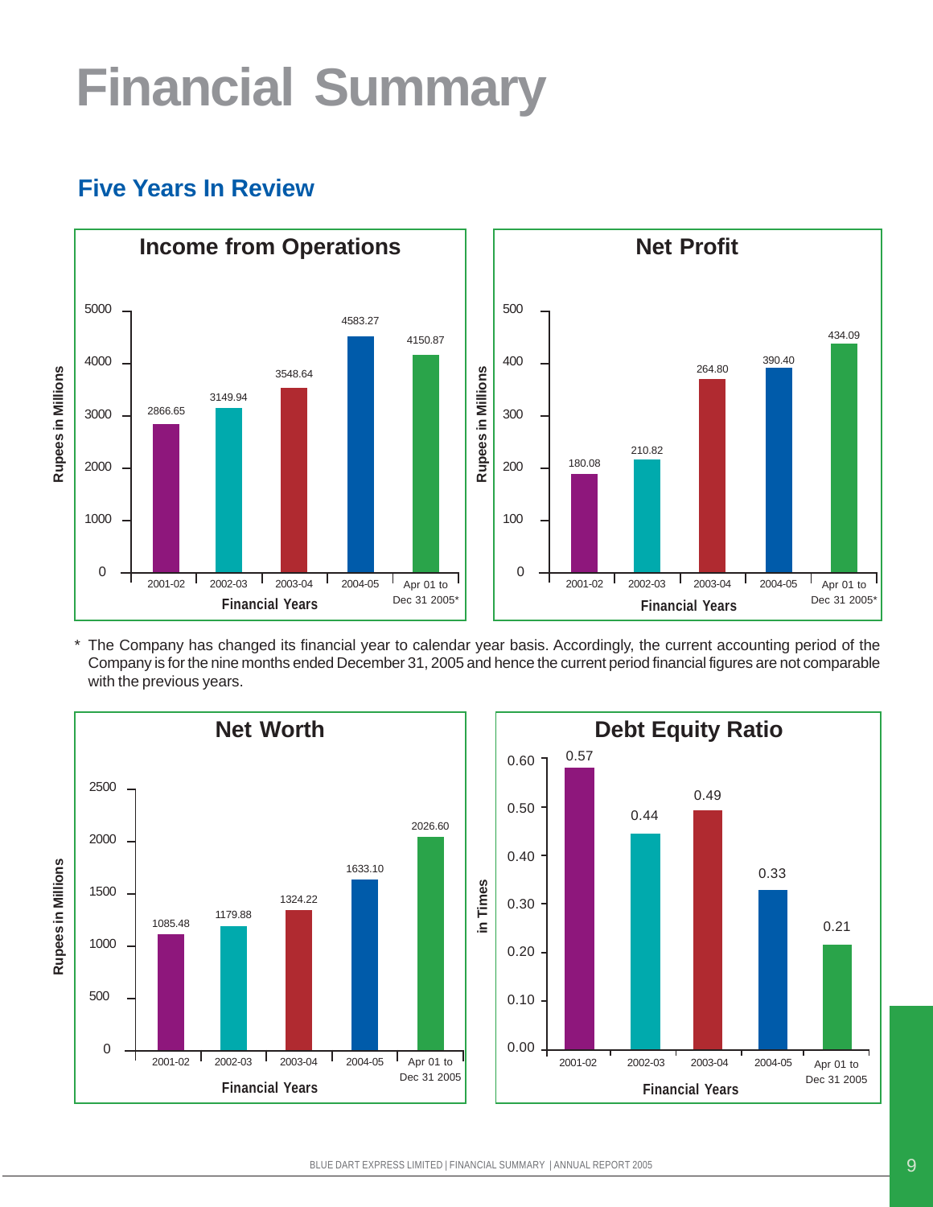# Financial Summary

## Five Years In Review

### Income from Operations

Rupees in Millions

| Financial Years | 2001-02 | 2002-03 | 2003-04 | 2004-05 | Apr 01 to Dec 31 2005* |
|---|---|---|---|---|---|
| Income from Operations | 2866.65 | 3149.94 | 3548.64 | 4583.27 | 4150.87 |

### Net Profit

Rupees in Millions

| Financial Years | 2001-02 | 2002-03 | 2003-04 | 2004-05 | Apr 01 to Dec 31 2005* |
|---|---|---|---|---|---|
| Net Profit | 180.08 | 210.82 | 264.80 | 390.40 | 434.09 |

\* The Company has changed its financial year to calendar year basis. Accordingly, the current accounting period of the Company is for the nine months ended December 31, 2005 and hence the current period financial figures are not comparable with the previous years.

### Net Worth

Rupees in Millions

| Financial Years | 2001-02 | 2002-03 | 2003-04 | 2004-05 | Apr 01 to Dec 31 2005 |
|---|---|---|---|---|---|
| Net Worth | 1085.48 | 1179.88 | 1324.22 | 1633.10 | 2026.60 |

### Debt Equity Ratio

in Times

| Financial Years | 2001-02 | 2002-03 | 2003-04 | 2004-05 | Apr 01 to Dec 31 2005 |
|---|---|---|---|---|---|
| Debt Equity Ratio | 0.57 | 0.44 | 0.49 | 0.33 | 0.21 |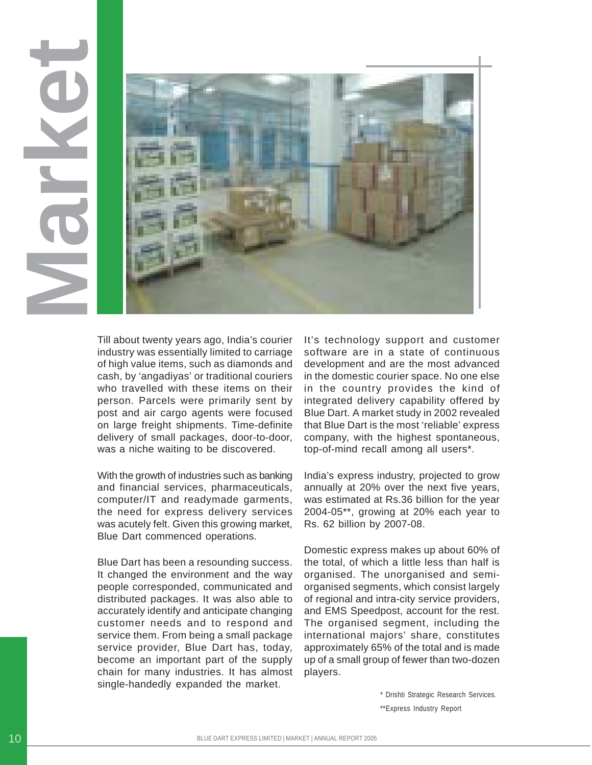# Market

Till about twenty years ago, India's courier industry was essentially limited to carriage of high value items, such as diamonds and cash, by 'angadiyas' or traditional couriers who travelled with these items on their person. Parcels were primarily sent by post and air cargo agents were focused on large freight shipments. Time-definite delivery of small packages, door-to-door, was a niche waiting to be discovered.

With the growth of industries such as banking and financial services, pharmaceuticals, computer/IT and readymade garments, the need for express delivery services was acutely felt. Given this growing market, Blue Dart commenced operations.

Blue Dart has been a resounding success. It changed the environment and the way people corresponded, communicated and distributed packages. It was also able to accurately identify and anticipate changing customer needs and to respond and service them. From being a small package service provider, Blue Dart has, today, become an important part of the supply chain for many industries. It has almost single-handedly expanded the market.

It's technology support and customer software are in a state of continuous development and are the most advanced in the domestic courier space. No one else in the country provides the kind of integrated delivery capability offered by Blue Dart. A market study in 2002 revealed that Blue Dart is the most 'reliable' express company, with the highest spontaneous, top-of-mind recall among all users*.

India's express industry, projected to grow annually at 20% over the next five years, was estimated at Rs.36 billion for the year 2004-05**, growing at 20% each year to Rs. 62 billion by 2007-08.

Domestic express makes up about 60% of the total, of which a little less than half is organised. The unorganised and semi-organised segments, which consist largely of regional and intra-city service providers, and EMS Speedpost, account for the rest. The organised segment, including the international majors' share, constitutes approximately 65% of the total and is made up of a small group of fewer than two-dozen players.

\* Drishti Strategic Research Services.

\*\*Express Industry Report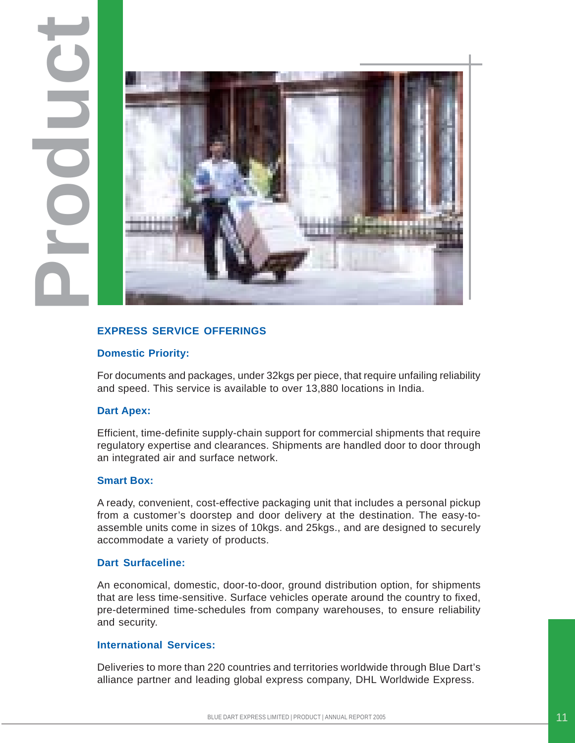# Product

## EXPRESS SERVICE OFFERINGS

### Domestic Priority:

For documents and packages, under 32kgs per piece, that require unfailing reliability and speed. This service is available to over 13,880 locations in India.

### Dart Apex:

Efficient, time-definite supply-chain support for commercial shipments that require regulatory expertise and clearances. Shipments are handled door to door through an integrated air and surface network.

### Smart Box:

A ready, convenient, cost-effective packaging unit that includes a personal pickup from a customer's doorstep and door delivery at the destination. The easy-to-assemble units come in sizes of 10kgs. and 25kgs., and are designed to securely accommodate a variety of products.

### Dart Surfaceline:

An economical, domestic, door-to-door, ground distribution option, for shipments that are less time-sensitive. Surface vehicles operate around the country to fixed, pre-determined time-schedules from company warehouses, to ensure reliability and security.

### International Services:

Deliveries to more than 220 countries and territories worldwide through Blue Dart's alliance partner and leading global express company, DHL Worldwide Express.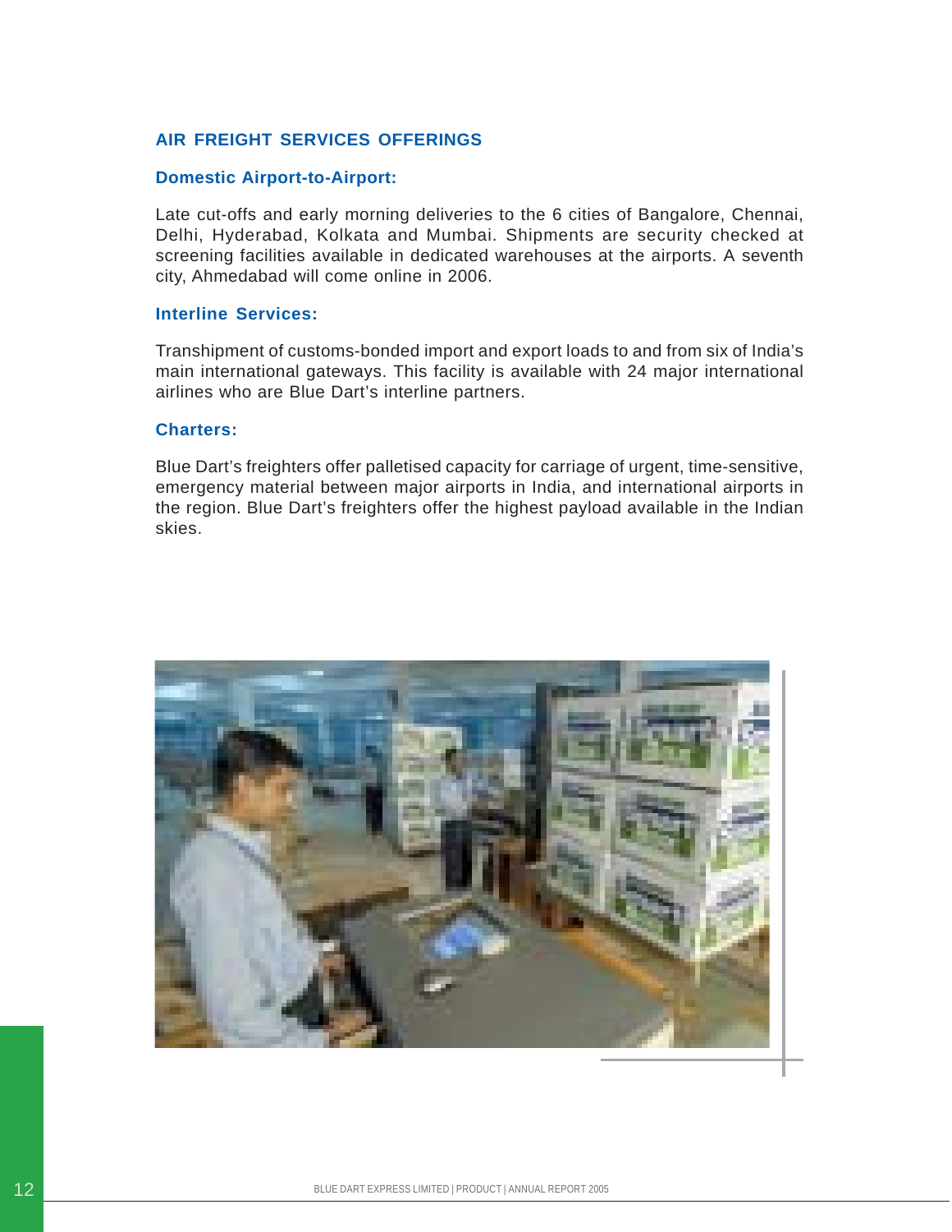## AIR FREIGHT SERVICES OFFERINGS

### Domestic Airport-to-Airport:

Late cut-offs and early morning deliveries to the 6 cities of Bangalore, Chennai, Delhi, Hyderabad, Kolkata and Mumbai. Shipments are security checked at screening facilities available in dedicated warehouses at the airports. A seventh city, Ahmedabad will come online in 2006.

### Interline Services:

Transhipment of customs-bonded import and export loads to and from six of India's main international gateways. This facility is available with 24 major international airlines who are Blue Dart's interline partners.

### Charters:

Blue Dart's freighters offer palletised capacity for carriage of urgent, time-sensitive, emergency material between major airports in India, and international airports in the region. Blue Dart's freighters offer the highest payload available in the Indian skies.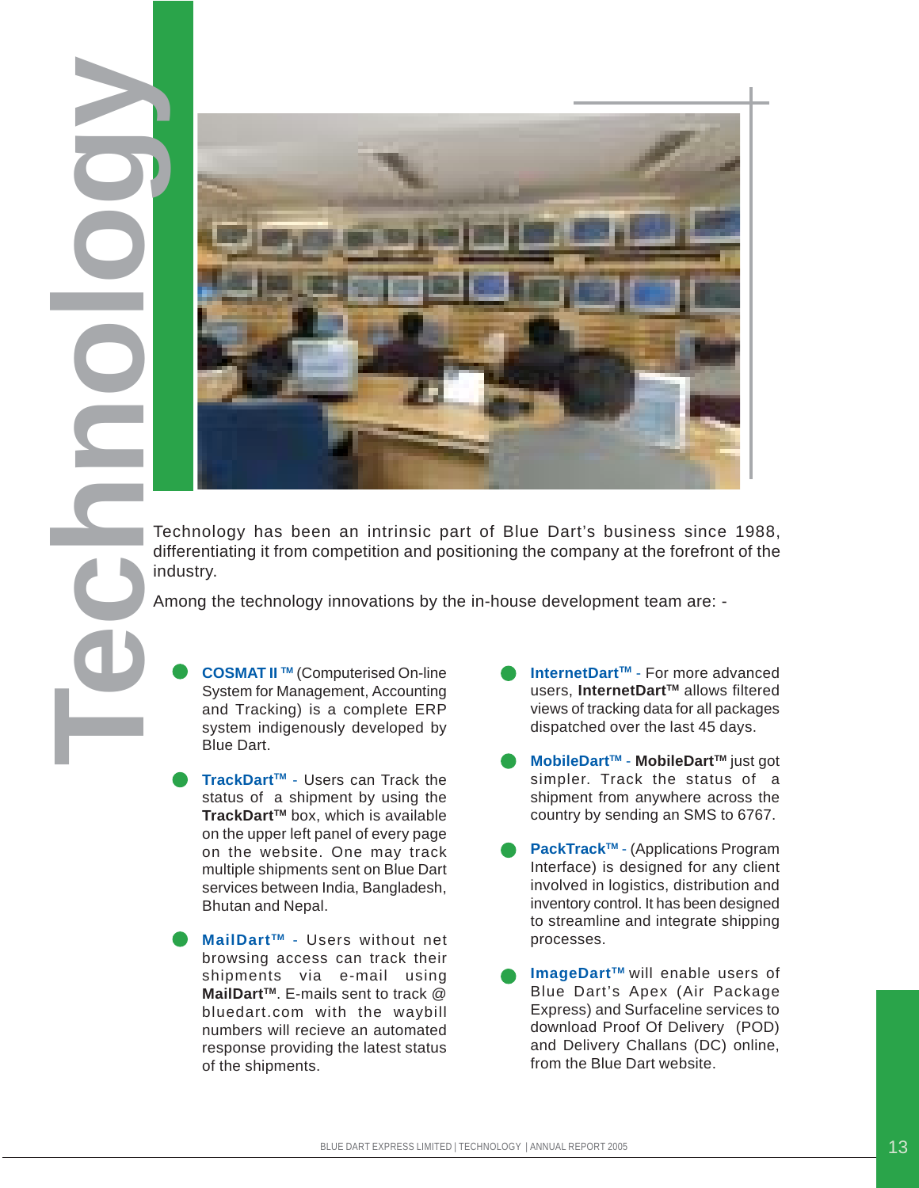# Technology

Technology has been an intrinsic part of Blue Dart's business since 1988, differentiating it from competition and positioning the company at the forefront of the industry.

Among the technology innovations by the in-house development team are: -

- **COSMAT II ™** (Computerised On-line System for Management, Accounting and Tracking) is a complete ERP system indigenously developed by Blue Dart.

- **TrackDart™** - Users can Track the status of a shipment by using the **TrackDart™** box, which is available on the upper left panel of every page on the website. One may track multiple shipments sent on Blue Dart services between India, Bangladesh, Bhutan and Nepal.

- **MailDart™** - Users without net browsing access can track their shipments via e-mail using **MailDart™**. E-mails sent to track @ bluedart.com with the waybill numbers will recieve an automated response providing the latest status of the shipments.

- **InternetDart™** - For more advanced users, **InternetDart™** allows filtered views of tracking data for all packages dispatched over the last 45 days.

- **MobileDart™** - **MobileDart™** just got simpler. Track the status of a shipment from anywhere across the country by sending an SMS to 6767.

- **PackTrack™** - (Applications Program Interface) is designed for any client involved in logistics, distribution and inventory control. It has been designed to streamline and integrate shipping processes.

- **ImageDart™** will enable users of Blue Dart's Apex (Air Package Express) and Surfaceline services to download Proof Of Delivery (POD) and Delivery Challans (DC) online, from the Blue Dart website.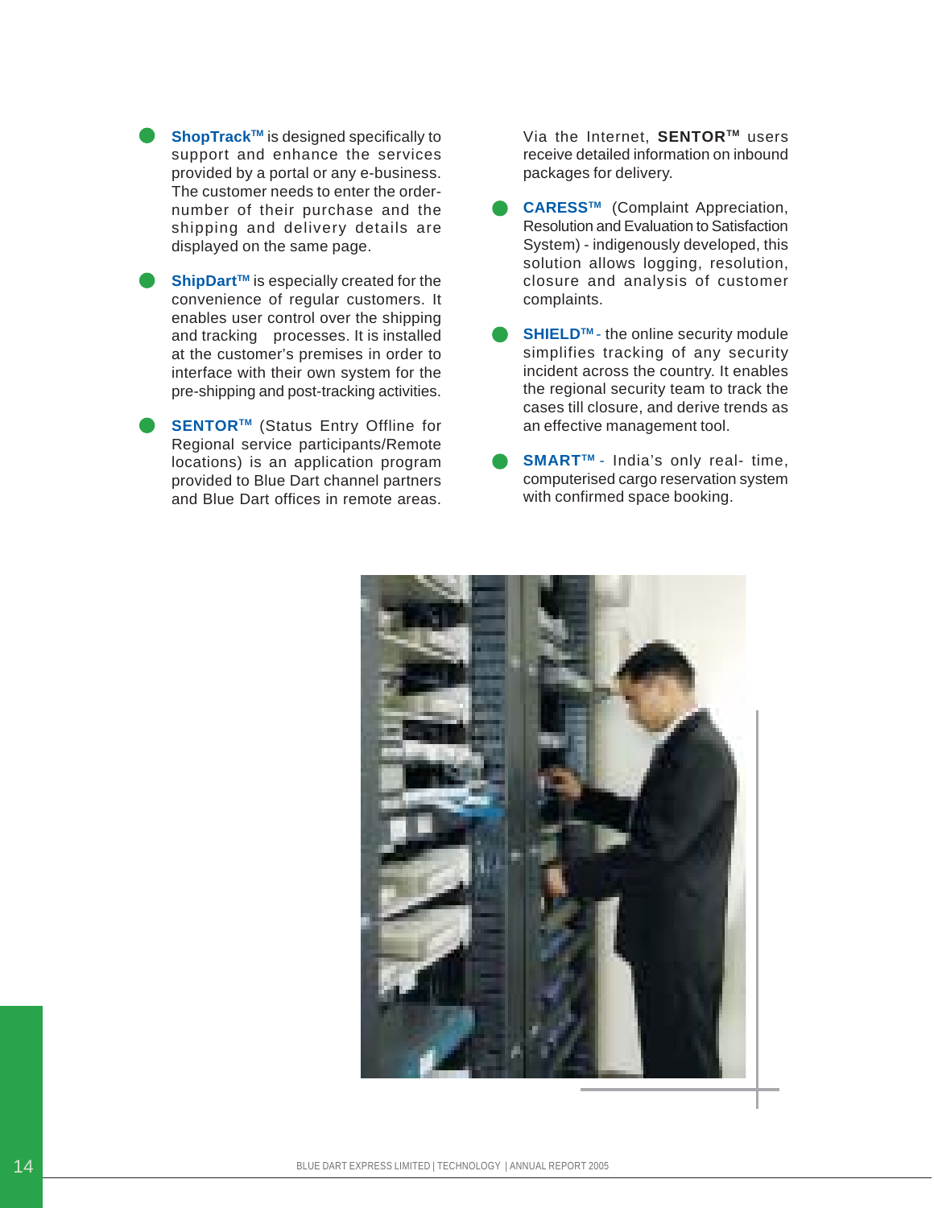- **ShopTrack™** is designed specifically to support and enhance the services provided by a portal or any e-business. The customer needs to enter the order-number of their purchase and the shipping and delivery details are displayed on the same page.

- **ShipDart™** is especially created for the convenience of regular customers. It enables user control over the shipping and tracking processes. It is installed at the customer's premises in order to interface with their own system for the pre-shipping and post-tracking activities.

- **SENTOR™** (Status Entry Offline for Regional service participants/Remote locations) is an application program provided to Blue Dart channel partners and Blue Dart offices in remote areas. Via the Internet, **SENTOR™** users receive detailed information on inbound packages for delivery.

- **CARESS™** (Complaint Appreciation, Resolution and Evaluation to Satisfaction System) - indigenously developed, this solution allows logging, resolution, closure and analysis of customer complaints.

- **SHIELD™** - the online security module simplifies tracking of any security incident across the country. It enables the regional security team to track the cases till closure, and derive trends as an effective management tool.

- **SMART™** - India's only real- time, computerised cargo reservation system with confirmed space booking.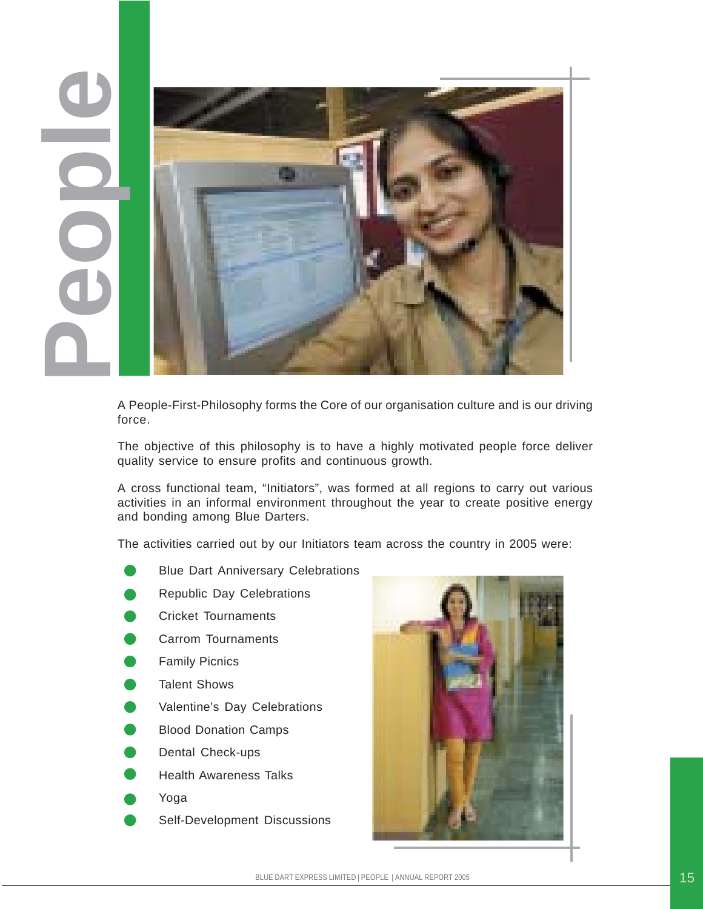# People

A People-First-Philosophy forms the Core of our organisation culture and is our driving force.

The objective of this philosophy is to have a highly motivated people force deliver quality service to ensure profits and continuous growth.

A cross functional team, “Initiators”, was formed at all regions to carry out various activities in an informal environment throughout the year to create positive energy and bonding among Blue Darters.

The activities carried out by our Initiators team across the country in 2005 were:

- Blue Dart Anniversary Celebrations
- Republic Day Celebrations
- Cricket Tournaments
- Carrom Tournaments
- Family Picnics
- Talent Shows
- Valentine’s Day Celebrations
- Blood Donation Camps
- Dental Check-ups
- Health Awareness Talks
- Yoga
- Self-Development Discussions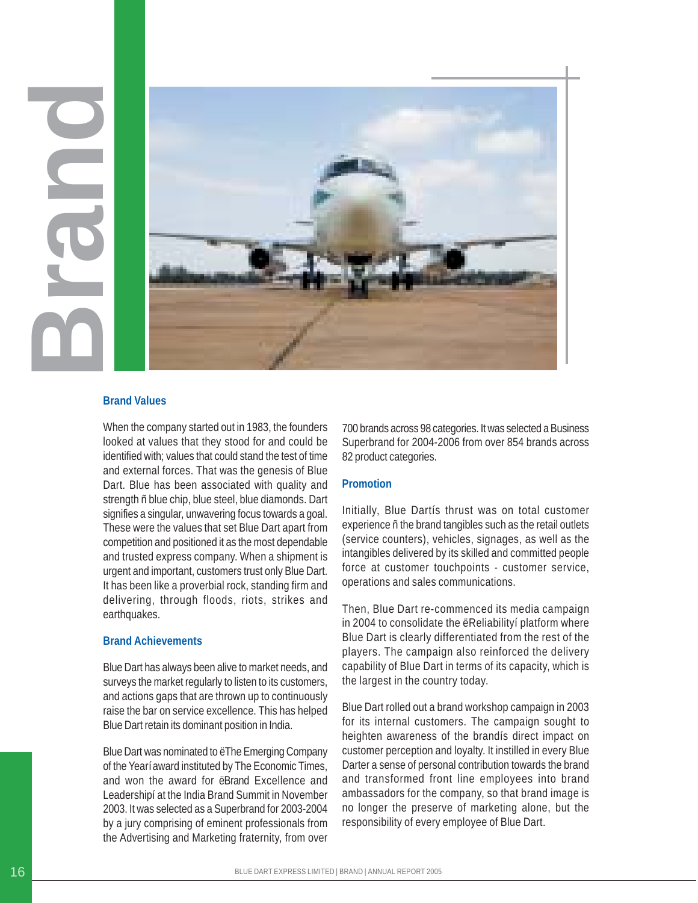# Brand

## Brand Values

When the company started out in 1983, the founders looked at values that they stood for and could be identified with; values that could stand the test of time and external forces. That was the genesis of Blue Dart. Blue has been associated with quality and strength ñ blue chip, blue steel, blue diamonds. Dart signifies a singular, unwavering focus towards a goal. These were the values that set Blue Dart apart from competition and positioned it as the most dependable and trusted express company. When a shipment is urgent and important, customers trust only Blue Dart. It has been like a proverbial rock, standing firm and delivering, through floods, riots, strikes and earthquakes.

## Brand Achievements

Blue Dart has always been alive to market needs, and surveys the market regularly to listen to its customers, and actions gaps that are thrown up to continuously raise the bar on service excellence. This has helped Blue Dart retain its dominant position in India.

Blue Dart was nominated to ëThe Emerging Company of the Yearí award instituted by The Economic Times, and won the award for ëBrand Excellence and Leadershipí at the India Brand Summit in November 2003. It was selected as a Superbrand for 2003-2004 by a jury comprising of eminent professionals from the Advertising and Marketing fraternity, from over 700 brands across 98 categories. It was selected a Business Superbrand for 2004-2006 from over 854 brands across 82 product categories.

## Promotion

Initially, Blue Dartís thrust was on total customer experience ñ the brand tangibles such as the retail outlets (service counters), vehicles, signages, as well as the intangibles delivered by its skilled and committed people force at customer touchpoints - customer service, operations and sales communications.

Then, Blue Dart re-commenced its media campaign in 2004 to consolidate the ëReliabilityí platform where Blue Dart is clearly differentiated from the rest of the players. The campaign also reinforced the delivery capability of Blue Dart in terms of its capacity, which is the largest in the country today.

Blue Dart rolled out a brand workshop campaign in 2003 for its internal customers. The campaign sought to heighten awareness of the brandís direct impact on customer perception and loyalty. It instilled in every Blue Darter a sense of personal contribution towards the brand and transformed front line employees into brand ambassadors for the company, so that brand image is no longer the preserve of marketing alone, but the responsibility of every employee of Blue Dart.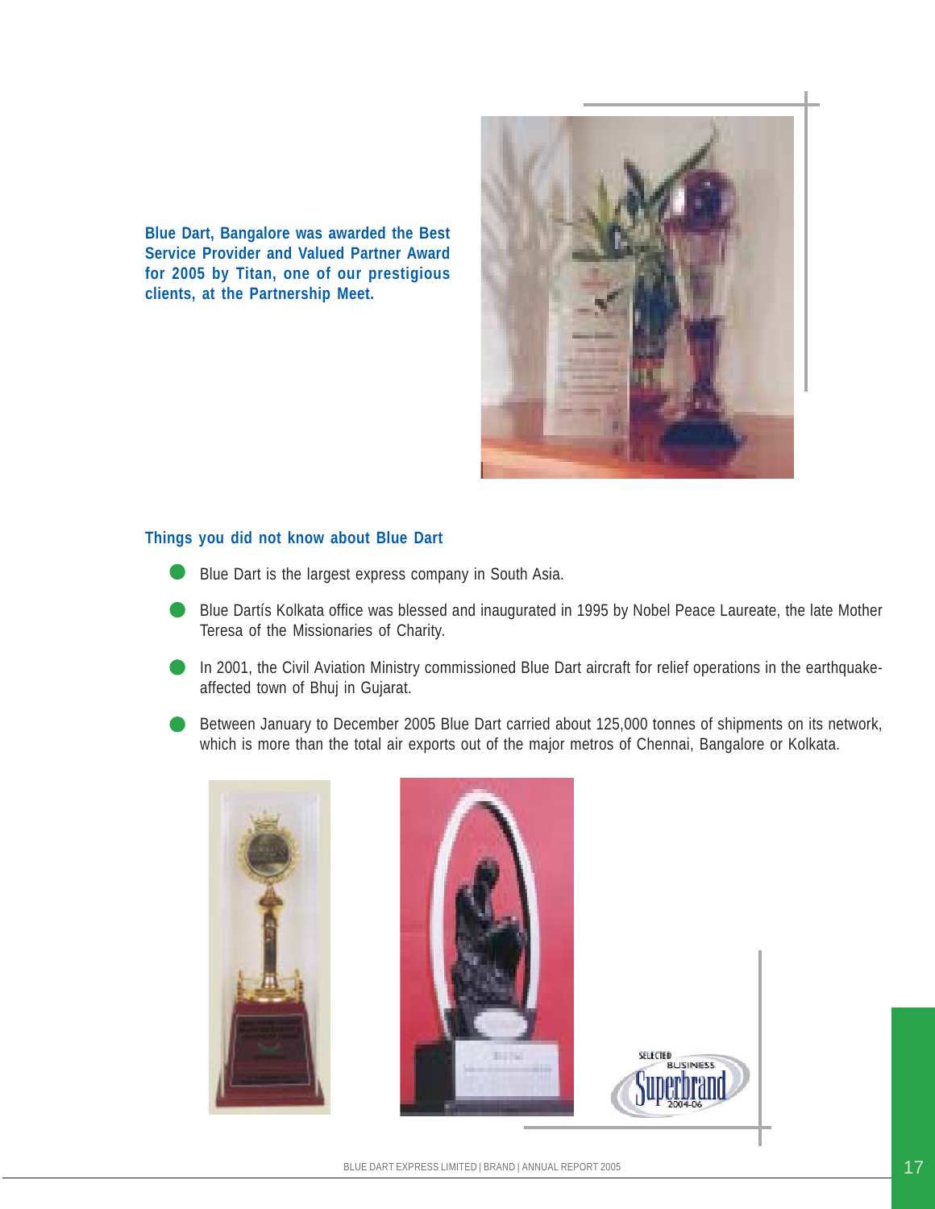**Blue Dart, Bangalore was awarded the Best Service Provider and Valued Partner Award for 2005 by Titan, one of our prestigious clients, at the Partnership Meet.**

## Things you did not know about Blue Dart

- Blue Dart is the largest express company in South Asia.
- Blue Dartís Kolkata office was blessed and inaugurated in 1995 by Nobel Peace Laureate, the late Mother Teresa of the Missionaries of Charity.
- In 2001, the Civil Aviation Ministry commissioned Blue Dart aircraft for relief operations in the earthquake-affected town of Bhuj in Gujarat.
- Between January to December 2005 Blue Dart carried about 125,000 tonnes of shipments on its network, which is more than the total air exports out of the major metros of Chennai, Bangalore or Kolkata.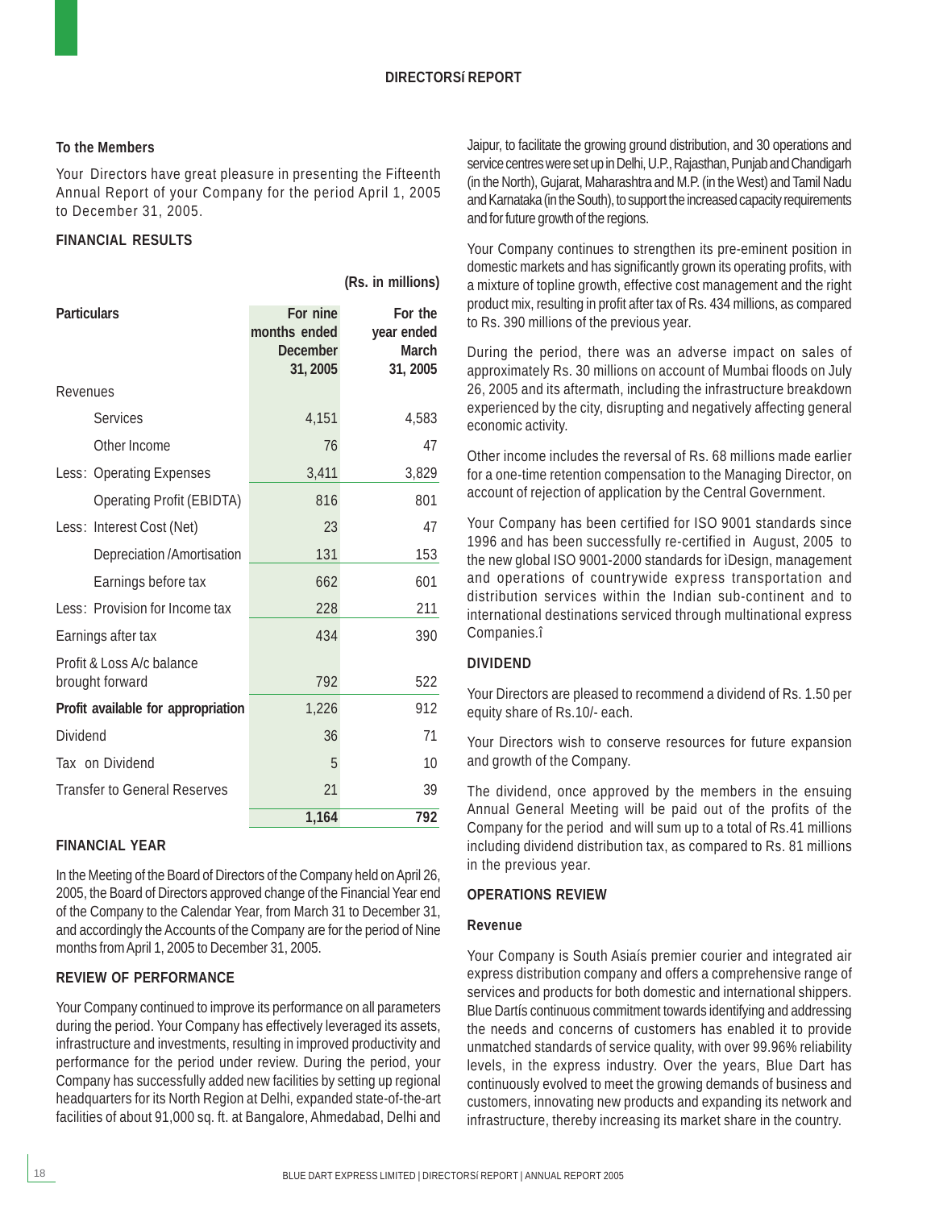# DIRECTORSí REPORT

**To the Members**

Your Directors have great pleasure in presenting the Fifteenth Annual Report of your Company for the period April 1, 2005 to December 31, 2005.

## FINANCIAL RESULTS

(Rs. in millions)

| Particulars | For nine months ended December 31, 2005 | For the year ended March 31, 2005 |
|---|---|---|
| Revenues | | |
| Services | 4,151 | 4,583 |
| Other Income | 76 | 47 |
| Less: Operating Expenses | 3,411 | 3,829 |
| Operating Profit (EBIDTA) | 816 | 801 |
| Less: Interest Cost (Net) | 23 | 47 |
| Depreciation /Amortisation | 131 | 153 |
| Earnings before tax | 662 | 601 |
| Less: Provision for Income tax | 228 | 211 |
| Earnings after tax | 434 | 390 |
| Profit & Loss A/c balance brought forward | 792 | 522 |
| **Profit available for appropriation** | 1,226 | 912 |
| Dividend | 36 | 71 |
| Tax on Dividend | 5 | 10 |
| Transfer to General Reserves | 21 | 39 |
| | **1,164** | **792** |

## FINANCIAL YEAR

In the Meeting of the Board of Directors of the Company held on April 26, 2005, the Board of Directors approved change of the Financial Year end of the Company to the Calendar Year, from March 31 to December 31, and accordingly the Accounts of the Company are for the period of Nine months from April 1, 2005 to December 31, 2005.

## REVIEW OF PERFORMANCE

Your Company continued to improve its performance on all parameters during the period. Your Company has effectively leveraged its assets, infrastructure and investments, resulting in improved productivity and performance for the period under review. During the period, your Company has successfully added new facilities by setting up regional headquarters for its North Region at Delhi, expanded state-of-the-art facilities of about 91,000 sq. ft. at Bangalore, Ahmedabad, Delhi and Jaipur, to facilitate the growing ground distribution, and 30 operations and service centres were set up in Delhi, U.P., Rajasthan, Punjab and Chandigarh (in the North), Gujarat, Maharashtra and M.P. (in the West) and Tamil Nadu and Karnataka (in the South), to support the increased capacity requirements and for future growth of the regions.

Your Company continues to strengthen its pre-eminent position in domestic markets and has significantly grown its operating profits, with a mixture of topline growth, effective cost management and the right product mix, resulting in profit after tax of Rs. 434 millions, as compared to Rs. 390 millions of the previous year.

During the period, there was an adverse impact on sales of approximately Rs. 30 millions on account of Mumbai floods on July 26, 2005 and its aftermath, including the infrastructure breakdown experienced by the city, disrupting and negatively affecting general economic activity.

Other income includes the reversal of Rs. 68 millions made earlier for a one-time retention compensation to the Managing Director, on account of rejection of application by the Central Government.

Your Company has been certified for ISO 9001 standards since 1996 and has been successfully re-certified in August, 2005 to the new global ISO 9001-2000 standards for ìDesign, management and operations of countrywide express transportation and distribution services within the Indian sub-continent and to international destinations serviced through multinational express Companies.î

## DIVIDEND

Your Directors are pleased to recommend a dividend of Rs. 1.50 per equity share of Rs.10/- each.

Your Directors wish to conserve resources for future expansion and growth of the Company.

The dividend, once approved by the members in the ensuing Annual General Meeting will be paid out of the profits of the Company for the period and will sum up to a total of Rs.41 millions including dividend distribution tax, as compared to Rs. 81 millions in the previous year.

## OPERATIONS REVIEW

### Revenue

Your Company is South Asiaís premier courier and integrated air express distribution company and offers a comprehensive range of services and products for both domestic and international shippers. Blue Dartís continuous commitment towards identifying and addressing the needs and concerns of customers has enabled it to provide unmatched standards of service quality, with over 99.96% reliability levels, in the express industry. Over the years, Blue Dart has continuously evolved to meet the growing demands of business and customers, innovating new products and expanding its network and infrastructure, thereby increasing its market share in the country.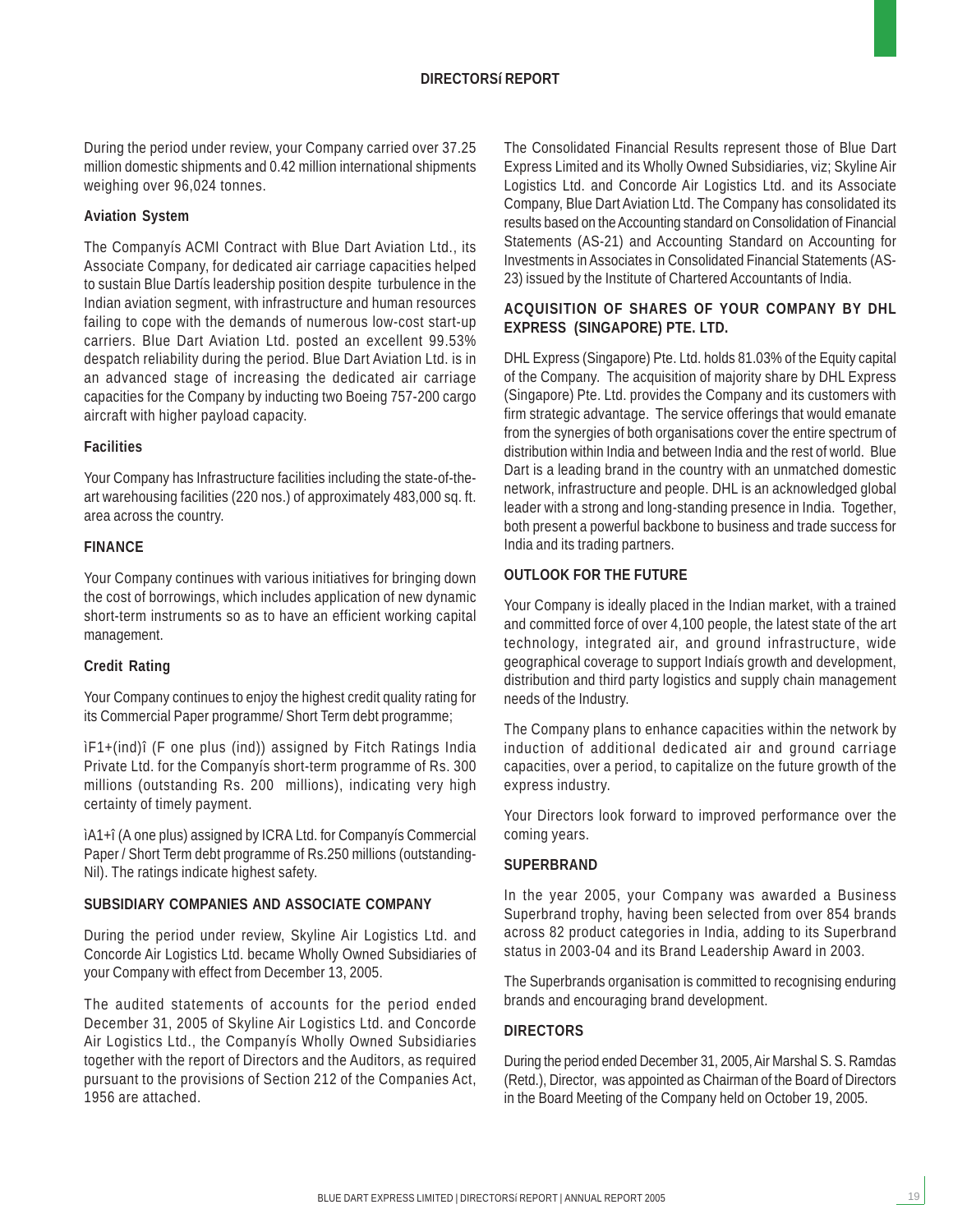## DIRECTORSí REPORT

During the period under review, your Company carried over 37.25 million domestic shipments and 0.42 million international shipments weighing over 96,024 tonnes.

### Aviation System

The Companyís ACMI Contract with Blue Dart Aviation Ltd., its Associate Company, for dedicated air carriage capacities helped to sustain Blue Dartís leadership position despite turbulence in the Indian aviation segment, with infrastructure and human resources failing to cope with the demands of numerous low-cost start-up carriers. Blue Dart Aviation Ltd. posted an excellent 99.53% despatch reliability during the period. Blue Dart Aviation Ltd. is in an advanced stage of increasing the dedicated air carriage capacities for the Company by inducting two Boeing 757-200 cargo aircraft with higher payload capacity.

### Facilities

Your Company has Infrastructure facilities including the state-of-the-art warehousing facilities (220 nos.) of approximately 483,000 sq. ft. area across the country.

## FINANCE

Your Company continues with various initiatives for bringing down the cost of borrowings, which includes application of new dynamic short-term instruments so as to have an efficient working capital management.

### Credit Rating

Your Company continues to enjoy the highest credit quality rating for its Commercial Paper programme/ Short Term debt programme;

ìF1+(ind)î (F one plus (ind)) assigned by Fitch Ratings India Private Ltd. for the Companyís short-term programme of Rs. 300 millions (outstanding Rs. 200 millions), indicating very high certainty of timely payment.

ìA1+î (A one plus) assigned by ICRA Ltd. for Companyís Commercial Paper / Short Term debt programme of Rs.250 millions (outstanding-Nil). The ratings indicate highest safety.

## SUBSIDIARY COMPANIES AND ASSOCIATE COMPANY

During the period under review, Skyline Air Logistics Ltd. and Concorde Air Logistics Ltd. became Wholly Owned Subsidiaries of your Company with effect from December 13, 2005.

The audited statements of accounts for the period ended December 31, 2005 of Skyline Air Logistics Ltd. and Concorde Air Logistics Ltd., the Companyís Wholly Owned Subsidiaries together with the report of Directors and the Auditors, as required pursuant to the provisions of Section 212 of the Companies Act, 1956 are attached.

The Consolidated Financial Results represent those of Blue Dart Express Limited and its Wholly Owned Subsidiaries, viz; Skyline Air Logistics Ltd. and Concorde Air Logistics Ltd. and its Associate Company, Blue Dart Aviation Ltd. The Company has consolidated its results based on the Accounting standard on Consolidation of Financial Statements (AS-21) and Accounting Standard on Accounting for Investments in Associates in Consolidated Financial Statements (AS-23) issued by the Institute of Chartered Accountants of India.

## ACQUISITION OF SHARES OF YOUR COMPANY BY DHL EXPRESS (SINGAPORE) PTE. LTD.

DHL Express (Singapore) Pte. Ltd. holds 81.03% of the Equity capital of the Company. The acquisition of majority share by DHL Express (Singapore) Pte. Ltd. provides the Company and its customers with firm strategic advantage. The service offerings that would emanate from the synergies of both organisations cover the entire spectrum of distribution within India and between India and the rest of world. Blue Dart is a leading brand in the country with an unmatched domestic network, infrastructure and people. DHL is an acknowledged global leader with a strong and long-standing presence in India. Together, both present a powerful backbone to business and trade success for India and its trading partners.

## OUTLOOK FOR THE FUTURE

Your Company is ideally placed in the Indian market, with a trained and committed force of over 4,100 people, the latest state of the art technology, integrated air, and ground infrastructure, wide geographical coverage to support Indiaís growth and development, distribution and third party logistics and supply chain management needs of the Industry.

The Company plans to enhance capacities within the network by induction of additional dedicated air and ground carriage capacities, over a period, to capitalize on the future growth of the express industry.

Your Directors look forward to improved performance over the coming years.

## SUPERBRAND

In the year 2005, your Company was awarded a Business Superbrand trophy, having been selected from over 854 brands across 82 product categories in India, adding to its Superbrand status in 2003-04 and its Brand Leadership Award in 2003.

The Superbrands organisation is committed to recognising enduring brands and encouraging brand development.

## DIRECTORS

During the period ended December 31, 2005, Air Marshal S. S. Ramdas (Retd.), Director, was appointed as Chairman of the Board of Directors in the Board Meeting of the Company held on October 19, 2005.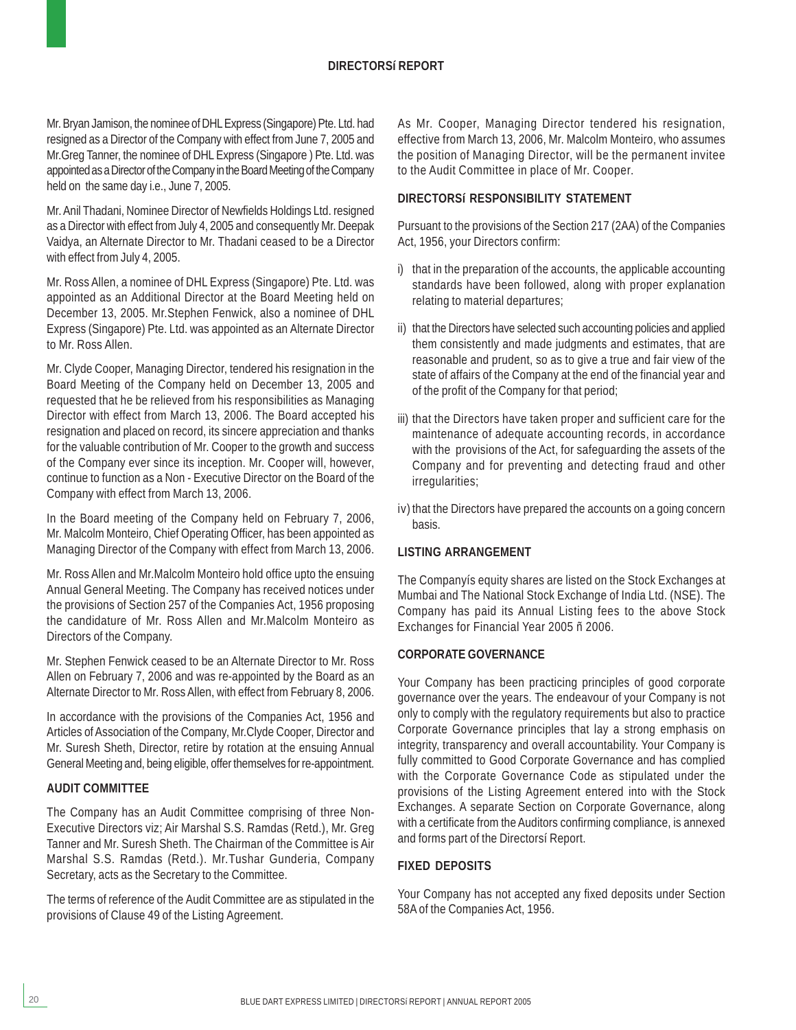## DIRECTORSí REPORT

Mr. Bryan Jamison, the nominee of DHL Express (Singapore) Pte. Ltd. had resigned as a Director of the Company with effect from June 7, 2005 and Mr.Greg Tanner, the nominee of DHL Express (Singapore ) Pte. Ltd. was appointed as a Director of the Company in the Board Meeting of the Company held on the same day i.e., June 7, 2005.

Mr. Anil Thadani, Nominee Director of Newfields Holdings Ltd. resigned as a Director with effect from July 4, 2005 and consequently Mr. Deepak Vaidya, an Alternate Director to Mr. Thadani ceased to be a Director with effect from July 4, 2005.

Mr. Ross Allen, a nominee of DHL Express (Singapore) Pte. Ltd. was appointed as an Additional Director at the Board Meeting held on December 13, 2005. Mr.Stephen Fenwick, also a nominee of DHL Express (Singapore) Pte. Ltd. was appointed as an Alternate Director to Mr. Ross Allen.

Mr. Clyde Cooper, Managing Director, tendered his resignation in the Board Meeting of the Company held on December 13, 2005 and requested that he be relieved from his responsibilities as Managing Director with effect from March 13, 2006. The Board accepted his resignation and placed on record, its sincere appreciation and thanks for the valuable contribution of Mr. Cooper to the growth and success of the Company ever since its inception. Mr. Cooper will, however, continue to function as a Non - Executive Director on the Board of the Company with effect from March 13, 2006.

In the Board meeting of the Company held on February 7, 2006, Mr. Malcolm Monteiro, Chief Operating Officer, has been appointed as Managing Director of the Company with effect from March 13, 2006.

Mr. Ross Allen and Mr.Malcolm Monteiro hold office upto the ensuing Annual General Meeting. The Company has received notices under the provisions of Section 257 of the Companies Act, 1956 proposing the candidature of Mr. Ross Allen and Mr.Malcolm Monteiro as Directors of the Company.

Mr. Stephen Fenwick ceased to be an Alternate Director to Mr. Ross Allen on February 7, 2006 and was re-appointed by the Board as an Alternate Director to Mr. Ross Allen, with effect from February 8, 2006.

In accordance with the provisions of the Companies Act, 1956 and Articles of Association of the Company, Mr.Clyde Cooper, Director and Mr. Suresh Sheth, Director, retire by rotation at the ensuing Annual General Meeting and, being eligible, offer themselves for re-appointment.

### AUDIT COMMITTEE

The Company has an Audit Committee comprising of three Non-Executive Directors viz; Air Marshal S.S. Ramdas (Retd.), Mr. Greg Tanner and Mr. Suresh Sheth. The Chairman of the Committee is Air Marshal S.S. Ramdas (Retd.). Mr.Tushar Gunderia, Company Secretary, acts as the Secretary to the Committee.

The terms of reference of the Audit Committee are as stipulated in the provisions of Clause 49 of the Listing Agreement.

As Mr. Cooper, Managing Director tendered his resignation, effective from March 13, 2006, Mr. Malcolm Monteiro, who assumes the position of Managing Director, will be the permanent invitee to the Audit Committee in place of Mr. Cooper.

### DIRECTORSí RESPONSIBILITY STATEMENT

Pursuant to the provisions of the Section 217 (2AA) of the Companies Act, 1956, your Directors confirm:

i) that in the preparation of the accounts, the applicable accounting standards have been followed, along with proper explanation relating to material departures;

ii) that the Directors have selected such accounting policies and applied them consistently and made judgments and estimates, that are reasonable and prudent, so as to give a true and fair view of the state of affairs of the Company at the end of the financial year and of the profit of the Company for that period;

iii) that the Directors have taken proper and sufficient care for the maintenance of adequate accounting records, in accordance with the provisions of the Act, for safeguarding the assets of the Company and for preventing and detecting fraud and other irregularities;

iv) that the Directors have prepared the accounts on a going concern basis.

### LISTING ARRANGEMENT

The Companyís equity shares are listed on the Stock Exchanges at Mumbai and The National Stock Exchange of India Ltd. (NSE). The Company has paid its Annual Listing fees to the above Stock Exchanges for Financial Year 2005 ñ 2006.

### CORPORATE GOVERNANCE

Your Company has been practicing principles of good corporate governance over the years. The endeavour of your Company is not only to comply with the regulatory requirements but also to practice Corporate Governance principles that lay a strong emphasis on integrity, transparency and overall accountability. Your Company is fully committed to Good Corporate Governance and has complied with the Corporate Governance Code as stipulated under the provisions of the Listing Agreement entered into with the Stock Exchanges. A separate Section on Corporate Governance, along with a certificate from the Auditors confirming compliance, is annexed and forms part of the Directorsí Report.

### FIXED DEPOSITS

Your Company has not accepted any fixed deposits under Section 58A of the Companies Act, 1956.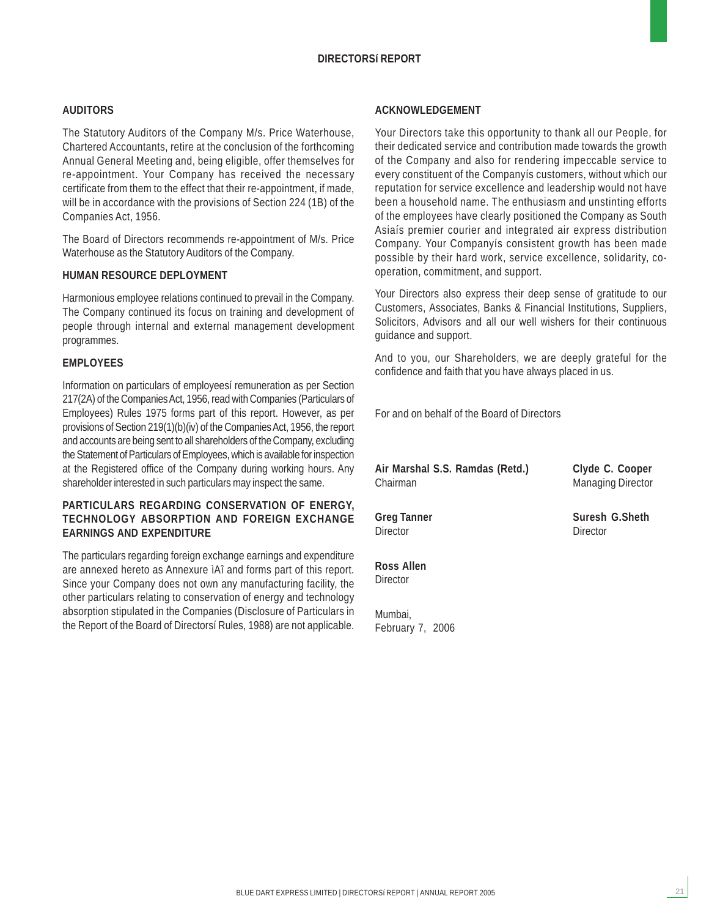# DIRECTORSí REPORT

## AUDITORS

The Statutory Auditors of the Company M/s. Price Waterhouse, Chartered Accountants, retire at the conclusion of the forthcoming Annual General Meeting and, being eligible, offer themselves for re-appointment. Your Company has received the necessary certificate from them to the effect that their re-appointment, if made, will be in accordance with the provisions of Section 224 (1B) of the Companies Act, 1956.

The Board of Directors recommends re-appointment of M/s. Price Waterhouse as the Statutory Auditors of the Company.

## HUMAN RESOURCE DEPLOYMENT

Harmonious employee relations continued to prevail in the Company. The Company continued its focus on training and development of people through internal and external management development programmes.

## EMPLOYEES

Information on particulars of employeesí remuneration as per Section 217(2A) of the Companies Act, 1956, read with Companies (Particulars of Employees) Rules 1975 forms part of this report. However, as per provisions of Section 219(1)(b)(iv) of the Companies Act, 1956, the report and accounts are being sent to all shareholders of the Company, excluding the Statement of Particulars of Employees, which is available for inspection at the Registered office of the Company during working hours. Any shareholder interested in such particulars may inspect the same.

## PARTICULARS REGARDING CONSERVATION OF ENERGY, TECHNOLOGY ABSORPTION AND FOREIGN EXCHANGE EARNINGS AND EXPENDITURE

The particulars regarding foreign exchange earnings and expenditure are annexed hereto as Annexure ìAî and forms part of this report. Since your Company does not own any manufacturing facility, the other particulars relating to conservation of energy and technology absorption stipulated in the Companies (Disclosure of Particulars in the Report of the Board of Directorsí Rules, 1988) are not applicable.

## ACKNOWLEDGEMENT

Your Directors take this opportunity to thank all our People, for their dedicated service and contribution made towards the growth of the Company and also for rendering impeccable service to every constituent of the Companyís customers, without which our reputation for service excellence and leadership would not have been a household name. The enthusiasm and unstinting efforts of the employees have clearly positioned the Company as South Asiaís premier courier and integrated air express distribution Company. Your Companyís consistent growth has been made possible by their hard work, service excellence, solidarity, co-operation, commitment, and support.

Your Directors also express their deep sense of gratitude to our Customers, Associates, Banks & Financial Institutions, Suppliers, Solicitors, Advisors and all our well wishers for their continuous guidance and support.

And to you, our Shareholders, we are deeply grateful for the confidence and faith that you have always placed in us.

For and on behalf of the Board of Directors

**Air Marshal S.S. Ramdas (Retd.)**
Chairman

**Clyde C. Cooper**
Managing Director

**Greg Tanner**
Director

**Suresh G.Sheth**
Director

**Ross Allen**
Director

Mumbai,
February 7, 2006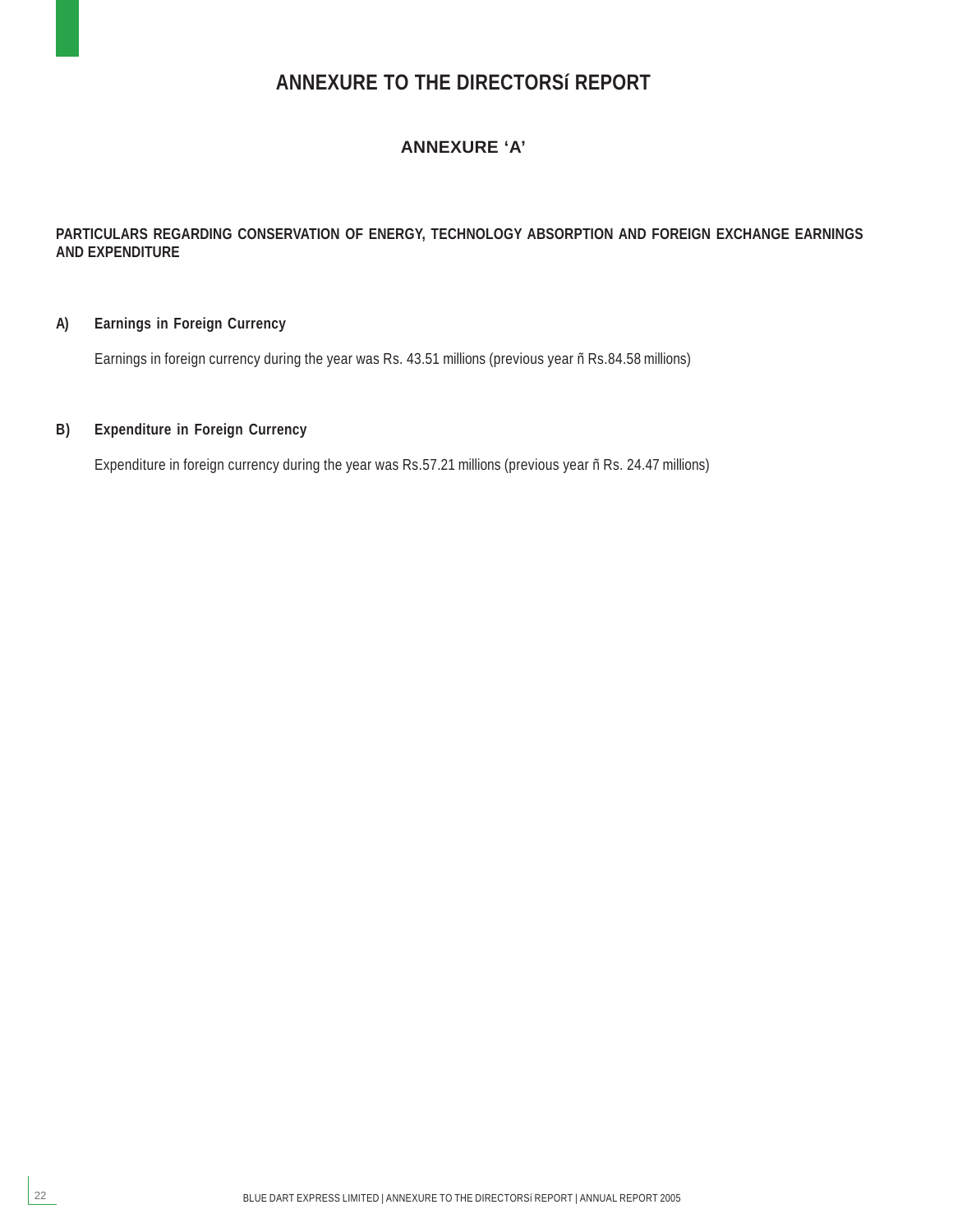# ANNEXURE TO THE DIRECTORSí REPORT

## ANNEXURE 'A'

**PARTICULARS REGARDING CONSERVATION OF ENERGY, TECHNOLOGY ABSORPTION AND FOREIGN EXCHANGE EARNINGS AND EXPENDITURE**

**A) Earnings in Foreign Currency**

Earnings in foreign currency during the year was Rs. 43.51 millions (previous year ñ Rs.84.58 millions)

**B) Expenditure in Foreign Currency**

Expenditure in foreign currency during the year was Rs.57.21 millions (previous year ñ Rs. 24.47 millions)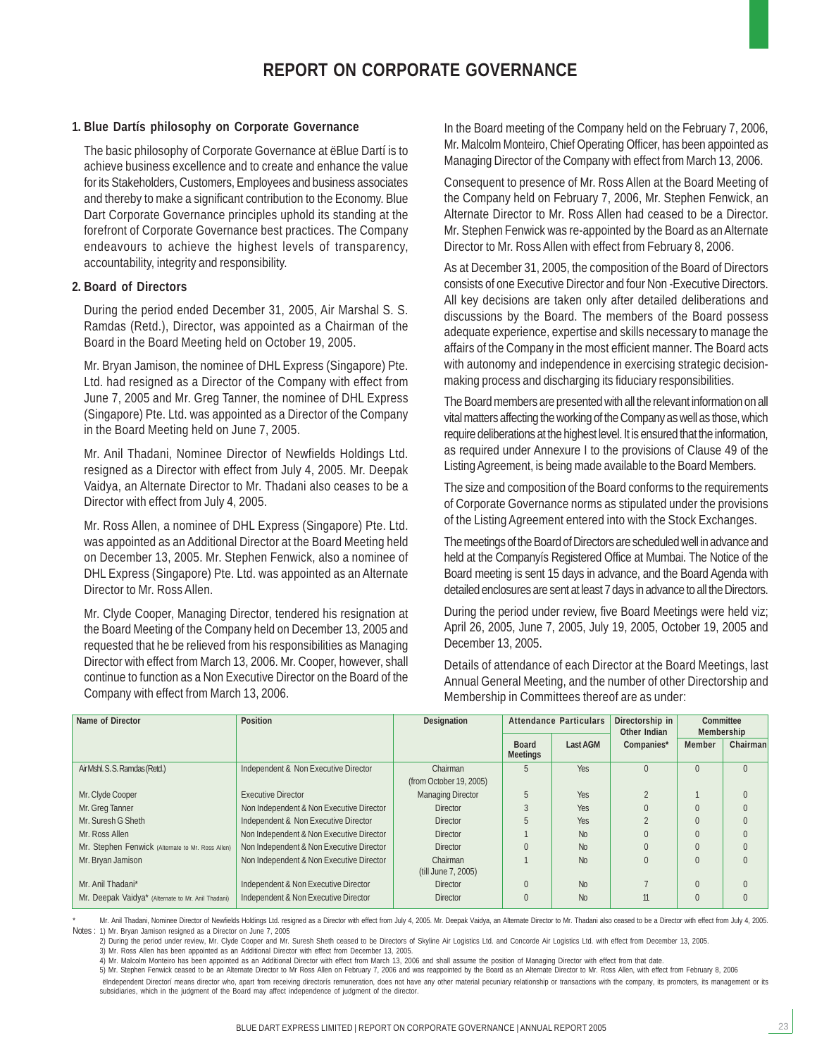# REPORT ON CORPORATE GOVERNANCE

## 1. Blue Dartís philosophy on Corporate Governance

The basic philosophy of Corporate Governance at ëBlue Dartí is to achieve business excellence and to create and enhance the value for its Stakeholders, Customers, Employees and business associates and thereby to make a significant contribution to the Economy. Blue Dart Corporate Governance principles uphold its standing at the forefront of Corporate Governance best practices. The Company endeavours to achieve the highest levels of transparency, accountability, integrity and responsibility.

## 2. Board of Directors

During the period ended December 31, 2005, Air Marshal S. S. Ramdas (Retd.), Director, was appointed as a Chairman of the Board in the Board Meeting held on October 19, 2005.

Mr. Bryan Jamison, the nominee of DHL Express (Singapore) Pte. Ltd. had resigned as a Director of the Company with effect from June 7, 2005 and Mr. Greg Tanner, the nominee of DHL Express (Singapore) Pte. Ltd. was appointed as a Director of the Company in the Board Meeting held on June 7, 2005.

Mr. Anil Thadani, Nominee Director of Newfields Holdings Ltd. resigned as a Director with effect from July 4, 2005. Mr. Deepak Vaidya, an Alternate Director to Mr. Thadani also ceases to be a Director with effect from July 4, 2005.

Mr. Ross Allen, a nominee of DHL Express (Singapore) Pte. Ltd. was appointed as an Additional Director at the Board Meeting held on December 13, 2005. Mr. Stephen Fenwick, also a nominee of DHL Express (Singapore) Pte. Ltd. was appointed as an Alternate Director to Mr. Ross Allen.

Mr. Clyde Cooper, Managing Director, tendered his resignation at the Board Meeting of the Company held on December 13, 2005 and requested that he be relieved from his responsibilities as Managing Director with effect from March 13, 2006. Mr. Cooper, however, shall continue to function as a Non Executive Director on the Board of the Company with effect from March 13, 2006.

In the Board meeting of the Company held on the February 7, 2006, Mr. Malcolm Monteiro, Chief Operating Officer, has been appointed as Managing Director of the Company with effect from March 13, 2006.

Consequent to presence of Mr. Ross Allen at the Board Meeting of the Company held on February 7, 2006, Mr. Stephen Fenwick, an Alternate Director to Mr. Ross Allen had ceased to be a Director. Mr. Stephen Fenwick was re-appointed by the Board as an Alternate Director to Mr. Ross Allen with effect from February 8, 2006.

As at December 31, 2005, the composition of the Board of Directors consists of one Executive Director and four Non -Executive Directors. All key decisions are taken only after detailed deliberations and discussions by the Board. The members of the Board possess adequate experience, expertise and skills necessary to manage the affairs of the Company in the most efficient manner. The Board acts with autonomy and independence in exercising strategic decision-making process and discharging its fiduciary responsibilities.

The Board members are presented with all the relevant information on all vital matters affecting the working of the Company as well as those, which require deliberations at the highest level. It is ensured that the information, as required under Annexure I to the provisions of Clause 49 of the Listing Agreement, is being made available to the Board Members.

The size and composition of the Board conforms to the requirements of Corporate Governance norms as stipulated under the provisions of the Listing Agreement entered into with the Stock Exchanges.

The meetings of the Board of Directors are scheduled well in advance and held at the Companyís Registered Office at Mumbai. The Notice of the Board meeting is sent 15 days in advance, and the Board Agenda with detailed enclosures are sent at least 7 days in advance to all the Directors.

During the period under review, five Board Meetings were held viz; April 26, 2005, June 7, 2005, July 19, 2005, October 19, 2005 and December 13, 2005.

Details of attendance of each Director at the Board Meetings, last Annual General Meeting, and the number of other Directorship and Membership in Committees thereof are as under:

| Name of Director | Position | Designation | Attendance Particulars | | Directorship in Other Indian | Committee Membership | |
|---|---|---|---|---|---|---|---|
| | | | Board Meetings | Last AGM | Companies* | Member | Chairman |
| Air Mshl. S. S. Ramdas (Retd.) | Independent & Non Executive Director | Chairman (from October 19, 2005) | 5 | Yes | 0 | 0 | 0 |
| Mr. Clyde Cooper | Executive Director | Managing Director | 5 | Yes | 2 | 1 | 0 |
| Mr. Greg Tanner | Non Independent & Non Executive Director | Director | 3 | Yes | 0 | 0 | 0 |
| Mr. Suresh G Sheth | Independent & Non Executive Director | Director | 5 | Yes | 2 | 0 | 0 |
| Mr. Ross Allen | Non Independent & Non Executive Director | Director | 1 | No | 0 | 0 | 0 |
| Mr. Stephen Fenwick (Alternate to Mr. Ross Allen) | Non Independent & Non Executive Director | Director | 0 | No | 0 | 0 | 0 |
| Mr. Bryan Jamison | Non Independent & Non Executive Director | Chairman (till June 7, 2005) | 1 | No | 0 | 0 | 0 |
| Mr. Anil Thadani* | Independent & Non Executive Director | Director | 0 | No | 7 | 0 | 0 |
| Mr. Deepak Vaidya* (Alternate to Mr. Anil Thadani) | Independent & Non Executive Director | Director | 0 | No | 11 | 0 | 0 |

\* Mr. Anil Thadani, Nominee Director of Newfields Holdings Ltd. resigned as a Director with effect from July 4, 2005. Mr. Deepak Vaidya, an Alternate Director to Mr. Thadani also ceased to be a Director with effect from July 4, 2005.

Notes :
1) Mr. Bryan Jamison resigned as a Director on June 7, 2005
2) During the period under review, Mr. Clyde Cooper and Mr. Suresh Sheth ceased to be Directors of Skyline Air Logistics Ltd. and Concorde Air Logistics Ltd. with effect from December 13, 2005.
3) Mr. Ross Allen has been appointed as an Additional Director with effect from December 13, 2005.
4) Mr. Malcolm Monteiro has been appointed as an Additional Director with effect from March 13, 2006 and shall assume the position of Managing Director with effect from that date.
5) Mr. Stephen Fenwick ceased to be an Alternate Director to Mr Ross Allen on February 7, 2006 and was reappointed by the Board as an Alternate Director to Mr. Ross Allen, with effect from February 8, 2006

ëIndependent Directorí means director who, apart from receiving directorís remuneration, does not have any other material pecuniary relationship or transactions with the company, its promoters, its management or its subsidiaries, which in the judgment of the Board may affect independence of judgment of the director.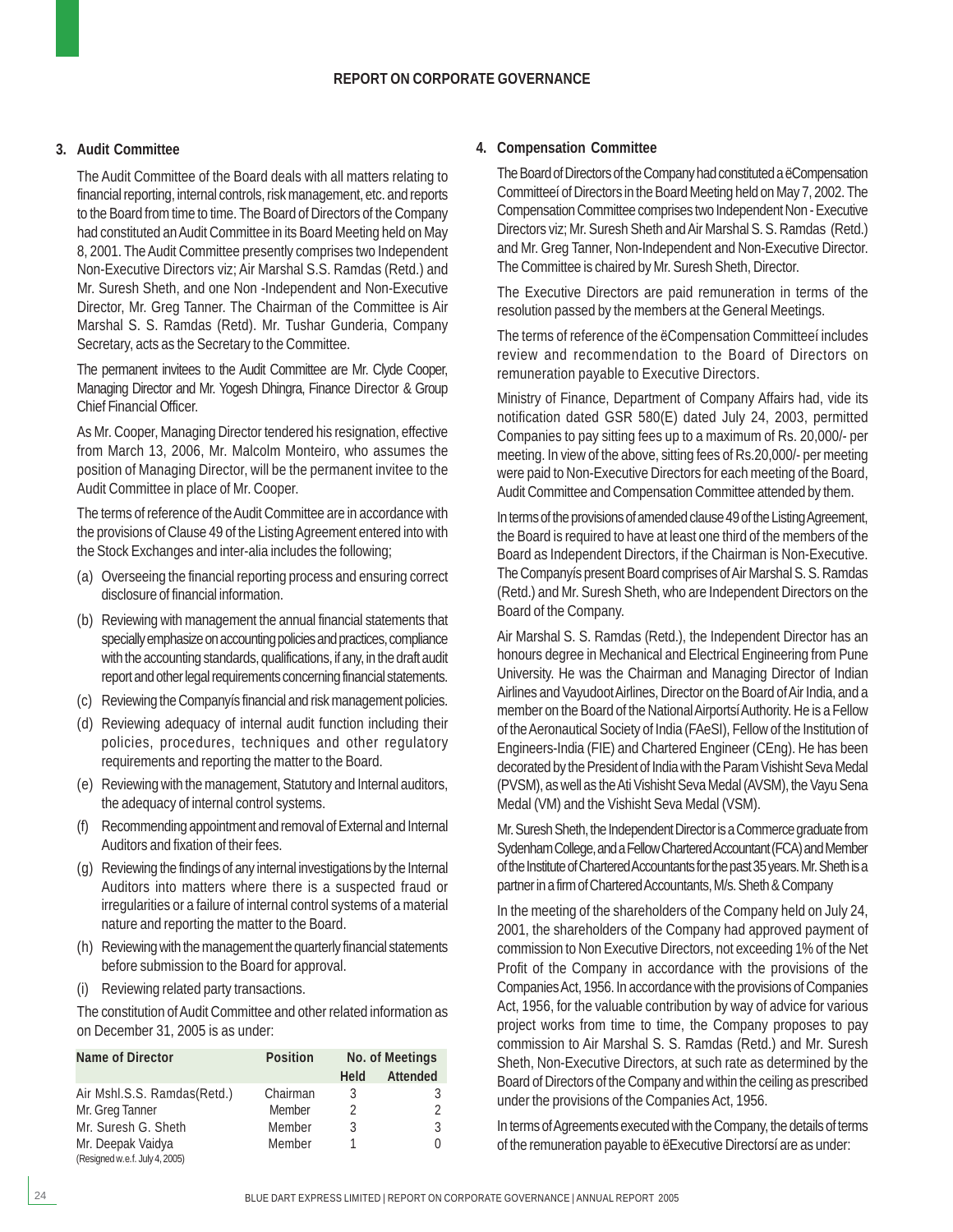## REPORT ON CORPORATE GOVERNANCE

### 3. Audit Committee

The Audit Committee of the Board deals with all matters relating to financial reporting, internal controls, risk management, etc. and reports to the Board from time to time. The Board of Directors of the Company had constituted an Audit Committee in its Board Meeting held on May 8, 2001. The Audit Committee presently comprises two Independent Non-Executive Directors viz; Air Marshal S.S. Ramdas (Retd.) and Mr. Suresh Sheth, and one Non -Independent and Non-Executive Director, Mr. Greg Tanner. The Chairman of the Committee is Air Marshal S. S. Ramdas (Retd). Mr. Tushar Gunderia, Company Secretary, acts as the Secretary to the Committee.

The permanent invitees to the Audit Committee are Mr. Clyde Cooper, Managing Director and Mr. Yogesh Dhingra, Finance Director & Group Chief Financial Officer.

As Mr. Cooper, Managing Director tendered his resignation, effective from March 13, 2006, Mr. Malcolm Monteiro, who assumes the position of Managing Director, will be the permanent invitee to the Audit Committee in place of Mr. Cooper.

The terms of reference of the Audit Committee are in accordance with the provisions of Clause 49 of the Listing Agreement entered into with the Stock Exchanges and inter-alia includes the following;

(a) Overseeing the financial reporting process and ensuring correct disclosure of financial information.

(b) Reviewing with management the annual financial statements that specially emphasize on accounting policies and practices, compliance with the accounting standards, qualifications, if any, in the draft audit report and other legal requirements concerning financial statements.

(c) Reviewing the Companyís financial and risk management policies.

(d) Reviewing adequacy of internal audit function including their policies, procedures, techniques and other regulatory requirements and reporting the matter to the Board.

(e) Reviewing with the management, Statutory and Internal auditors, the adequacy of internal control systems.

(f) Recommending appointment and removal of External and Internal Auditors and fixation of their fees.

(g) Reviewing the findings of any internal investigations by the Internal Auditors into matters where there is a suspected fraud or irregularities or a failure of internal control systems of a material nature and reporting the matter to the Board.

(h) Reviewing with the management the quarterly financial statements before submission to the Board for approval.

(i) Reviewing related party transactions.

The constitution of Audit Committee and other related information as on December 31, 2005 is as under:

| Name of Director | Position | No. of Meetings | |
|---|---|---|---|
| | | Held | Attended |
| Air Mshl.S.S. Ramdas(Retd.) | Chairman | 3 | 3 |
| Mr. Greg Tanner | Member | 2 | 2 |
| Mr. Suresh G. Sheth | Member | 3 | 3 |
| Mr. Deepak Vaidya (Resigned w.e.f. July 4, 2005) | Member | 1 | 0 |

### 4. Compensation Committee

The Board of Directors of the Company had constituted a ëCompensation Committeeí of Directors in the Board Meeting held on May 7, 2002. The Compensation Committee comprises two Independent Non - Executive Directors viz; Mr. Suresh Sheth and Air Marshal S. S. Ramdas (Retd.) and Mr. Greg Tanner, Non-Independent and Non-Executive Director. The Committee is chaired by Mr. Suresh Sheth, Director.

The Executive Directors are paid remuneration in terms of the resolution passed by the members at the General Meetings.

The terms of reference of the ëCompensation Committeeí includes review and recommendation to the Board of Directors on remuneration payable to Executive Directors.

Ministry of Finance, Department of Company Affairs had, vide its notification dated GSR 580(E) dated July 24, 2003, permitted Companies to pay sitting fees up to a maximum of Rs. 20,000/- per meeting. In view of the above, sitting fees of Rs.20,000/- per meeting were paid to Non-Executive Directors for each meeting of the Board, Audit Committee and Compensation Committee attended by them.

In terms of the provisions of amended clause 49 of the Listing Agreement, the Board is required to have at least one third of the members of the Board as Independent Directors, if the Chairman is Non-Executive. The Companyís present Board comprises of Air Marshal S. S. Ramdas (Retd.) and Mr. Suresh Sheth, who are Independent Directors on the Board of the Company.

Air Marshal S. S. Ramdas (Retd.), the Independent Director has an honours degree in Mechanical and Electrical Engineering from Pune University. He was the Chairman and Managing Director of Indian Airlines and Vayudoot Airlines, Director on the Board of Air India, and a member on the Board of the National Airportsí Authority. He is a Fellow of the Aeronautical Society of India (FAeSI), Fellow of the Institution of Engineers-India (FIE) and Chartered Engineer (CEng). He has been decorated by the President of India with the Param Vishisht Seva Medal (PVSM), as well as the Ati Vishisht Seva Medal (AVSM), the Vayu Sena Medal (VM) and the Vishisht Seva Medal (VSM).

Mr. Suresh Sheth, the Independent Director is a Commerce graduate from Sydenham College, and a Fellow Chartered Accountant (FCA) and Member of the Institute of Chartered Accountants for the past 35 years. Mr. Sheth is a partner in a firm of Chartered Accountants, M/s. Sheth & Company

In the meeting of the shareholders of the Company held on July 24, 2001, the shareholders of the Company had approved payment of commission to Non Executive Directors, not exceeding 1% of the Net Profit of the Company in accordance with the provisions of the Companies Act, 1956. In accordance with the provisions of Companies Act, 1956, for the valuable contribution by way of advice for various project works from time to time, the Company proposes to pay commission to Air Marshal S. S. Ramdas (Retd.) and Mr. Suresh Sheth, Non-Executive Directors, at such rate as determined by the Board of Directors of the Company and within the ceiling as prescribed under the provisions of the Companies Act, 1956.

In terms of Agreements executed with the Company, the details of terms of the remuneration payable to ëExecutive Directorsí are as under: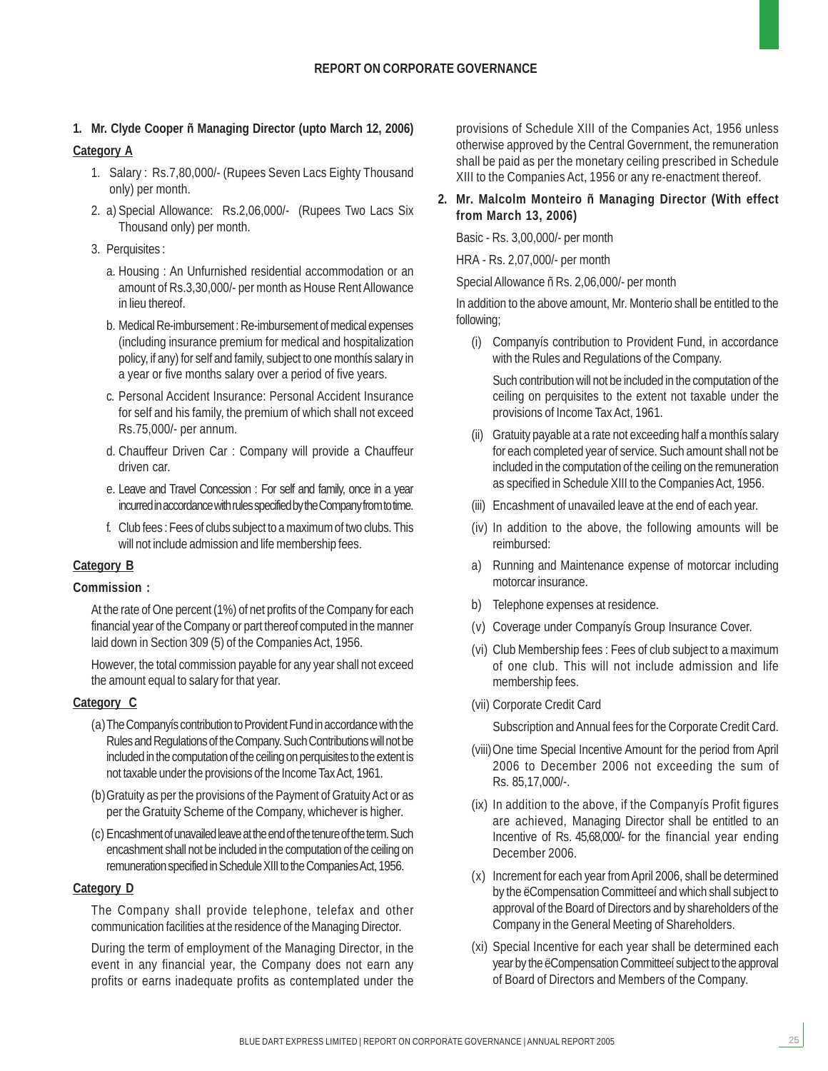## REPORT ON CORPORATE GOVERNANCE

**1. Mr. Clyde Cooper ñ Managing Director (upto March 12, 2006)**

**Category A**

1. Salary : Rs.7,80,000/- (Rupees Seven Lacs Eighty Thousand only) per month.
2. a) Special Allowance: Rs.2,06,000/- (Rupees Two Lacs Six Thousand only) per month.
3. Perquisites :
   a. Housing : An Unfurnished residential accommodation or an amount of Rs.3,30,000/- per month as House Rent Allowance in lieu thereof.
   b. Medical Re-imbursement : Re-imbursement of medical expenses (including insurance premium for medical and hospitalization policy, if any) for self and family, subject to one monthís salary in a year or five months salary over a period of five years.
   c. Personal Accident Insurance: Personal Accident Insurance for self and his family, the premium of which shall not exceed Rs.75,000/- per annum.
   d. Chauffeur Driven Car : Company will provide a Chauffeur driven car.
   e. Leave and Travel Concession : For self and family, once in a year incurred in accordance with rules specified by the Company from to time.
   f. Club fees : Fees of clubs subject to a maximum of two clubs. This will not include admission and life membership fees.

**Category B**

**Commission :**

At the rate of One percent (1%) of net profits of the Company for each financial year of the Company or part thereof computed in the manner laid down in Section 309 (5) of the Companies Act, 1956.

However, the total commission payable for any year shall not exceed the amount equal to salary for that year.

**Category C**

(a) The Companyís contribution to Provident Fund in accordance with the Rules and Regulations of the Company. Such Contributions will not be included in the computation of the ceiling on perquisites to the extent is not taxable under the provisions of the Income Tax Act, 1961.

(b) Gratuity as per the provisions of the Payment of Gratuity Act or as per the Gratuity Scheme of the Company, whichever is higher.

(c) Encashment of unavailed leave at the end of the tenure of the term. Such encashment shall not be included in the computation of the ceiling on remuneration specified in Schedule XIII to the Companies Act, 1956.

**Category D**

The Company shall provide telephone, telefax and other communication facilities at the residence of the Managing Director.

During the term of employment of the Managing Director, in the event in any financial year, the Company does not earn any profits or earns inadequate profits as contemplated under the provisions of Schedule XIII of the Companies Act, 1956 unless otherwise approved by the Central Government, the remuneration shall be paid as per the monetary ceiling prescribed in Schedule XIII to the Companies Act, 1956 or any re-enactment thereof.

**2. Mr. Malcolm Monteiro ñ Managing Director (With effect from March 13, 2006)**

Basic - Rs. 3,00,000/- per month

HRA - Rs. 2,07,000/- per month

Special Allowance ñ Rs. 2,06,000/- per month

In addition to the above amount, Mr. Monterio shall be entitled to the following;

(i) Companyís contribution to Provident Fund, in accordance with the Rules and Regulations of the Company.

Such contribution will not be included in the computation of the ceiling on perquisites to the extent not taxable under the provisions of Income Tax Act, 1961.

(ii) Gratuity payable at a rate not exceeding half a monthís salary for each completed year of service. Such amount shall not be included in the computation of the ceiling on the remuneration as specified in Schedule XIII to the Companies Act, 1956.

(iii) Encashment of unavailed leave at the end of each year.

(iv) In addition to the above, the following amounts will be reimbursed:

a) Running and Maintenance expense of motorcar including motorcar insurance.

b) Telephone expenses at residence.

(v) Coverage under Companyís Group Insurance Cover.

(vi) Club Membership fees : Fees of club subject to a maximum of one club. This will not include admission and life membership fees.

(vii) Corporate Credit Card

Subscription and Annual fees for the Corporate Credit Card.

(viii) One time Special Incentive Amount for the period from April 2006 to December 2006 not exceeding the sum of Rs. 85,17,000/-.

(ix) In addition to the above, if the Companyís Profit figures are achieved, Managing Director shall be entitled to an Incentive of Rs. 45,68,000/- for the financial year ending December 2006.

(x) Increment for each year from April 2006, shall be determined by the ëCompensation Committeeí and which shall subject to approval of the Board of Directors and by shareholders of the Company in the General Meeting of Shareholders.

(xi) Special Incentive for each year shall be determined each year by the ëCompensation Committeeí subject to the approval of Board of Directors and Members of the Company.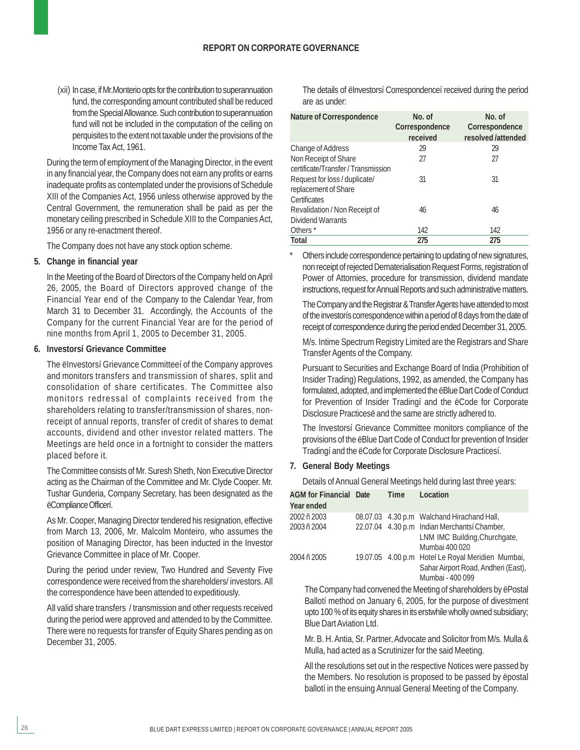## REPORT ON CORPORATE GOVERNANCE

(xii) In case, if Mr.Monterio opts for the contribution to superannuation fund, the corresponding amount contributed shall be reduced from the Special Allowance. Such contribution to superannuation fund will not be included in the computation of the ceiling on perquisites to the extent not taxable under the provisions of the Income Tax Act, 1961.

During the term of employment of the Managing Director, in the event in any financial year, the Company does not earn any profits or earns inadequate profits as contemplated under the provisions of Schedule XIII of the Companies Act, 1956 unless otherwise approved by the Central Government, the remuneration shall be paid as per the monetary ceiling prescribed in Schedule XIII to the Companies Act, 1956 or any re-enactment thereof.

The Company does not have any stock option scheme.

### 5. Change in financial year

In the Meeting of the Board of Directors of the Company held on April 26, 2005, the Board of Directors approved change of the Financial Year end of the Company to the Calendar Year, from March 31 to December 31. Accordingly, the Accounts of the Company for the current Financial Year are for the period of nine months from April 1, 2005 to December 31, 2005.

### 6. Investorsí Grievance Committee

The ëInvestorsí Grievance Committeeí of the Company approves and monitors transfers and transmission of shares, split and consolidation of share certificates. The Committee also monitors redressal of complaints received from the shareholders relating to transfer/transmission of shares, non-receipt of annual reports, transfer of credit of shares to demat accounts, dividend and other investor related matters. The Meetings are held once in a fortnight to consider the matters placed before it.

The Committee consists of Mr. Suresh Sheth, Non Executive Director acting as the Chairman of the Committee and Mr. Clyde Cooper. Mr. Tushar Gunderia, Company Secretary, has been designated as the ëCompliance Officerí.

As Mr. Cooper, Managing Director tendered his resignation, effective from March 13, 2006, Mr. Malcolm Monteiro, who assumes the position of Managing Director, has been inducted in the Investor Grievance Committee in place of Mr. Cooper.

During the period under review, Two Hundred and Seventy Five correspondence were received from the shareholders/ investors. All the correspondence have been attended to expeditiously.

All valid share transfers / transmission and other requests received during the period were approved and attended to by the Committee. There were no requests for transfer of Equity Shares pending as on December 31, 2005.

The details of ëInvestorsí Correspondenceí received during the period are as under:

| Nature of Correspondence | No. of Correspondence received | No. of Correspondence resolved /attended |
|---|---|---|
| Change of Address | 29 | 29 |
| Non Receipt of Share certificate/Transfer / Transmission | 27 | 27 |
| Request for loss / duplicate/ replacement of Share Certificates | 31 | 31 |
| Revalidation / Non Receipt of Dividend Warrants | 46 | 46 |
| Others * | 142 | 142 |
| **Total** | **275** | **275** |

\* Others include correspondence pertaining to updating of new signatures, non receipt of rejected Dematerialisation Request Forms, registration of Power of Attornies, procedure for transmission, dividend mandate instructions, request for Annual Reports and such administrative matters.

The Company and the Registrar & Transfer Agents have attended to most of the investorís correspondence within a period of 8 days from the date of receipt of correspondence during the period ended December 31, 2005.

M/s. Intime Spectrum Registry Limited are the Registrars and Share Transfer Agents of the Company.

Pursuant to Securities and Exchange Board of India (Prohibition of Insider Trading) Regulations, 1992, as amended, the Company has formulated, adopted, and implemented the ëBlue Dart Code of Conduct for Prevention of Insider Tradingí and the ëCode for Corporate Disclosure Practicesë and the same are strictly adhered to.

The Investorsí Grievance Committee monitors compliance of the provisions of the ëBlue Dart Code of Conduct for prevention of Insider Tradingí and the ëCode for Corporate Disclosure Practicesí.

### 7. General Body Meetings

Details of Annual General Meetings held during last three years:

| AGM for Financial Year ended | Date | Time | Location |
|---|---|---|---|
| 2002 ñ 2003 | 08.07.03 | 4.30 p.m | Walchand Hirachand Hall, |
| 2003 ñ 2004 | 22.07.04 | 4.30 p.m | Indian Merchantsí Chamber, LNM IMC Building,Churchgate, Mumbai 400 020 |
| 2004 ñ 2005 | 19.07.05 | 4.00 p.m | Hotel Le Royal Meridien Mumbai, Sahar Airport Road, Andheri (East), Mumbai - 400 099 |

The Company had convened the Meeting of shareholders by ëPostal Ballotí method on January 6, 2005, for the purpose of divestment upto 100 % of its equity shares in its erstwhile wholly owned subsidiary; Blue Dart Aviation Ltd.

Mr. B. H. Antia, Sr. Partner, Advocate and Solicitor from M/s. Mulla & Mulla, had acted as a Scrutinizer for the said Meeting.

All the resolutions set out in the respective Notices were passed by the Members. No resolution is proposed to be passed by ëpostal ballotí in the ensuing Annual General Meeting of the Company.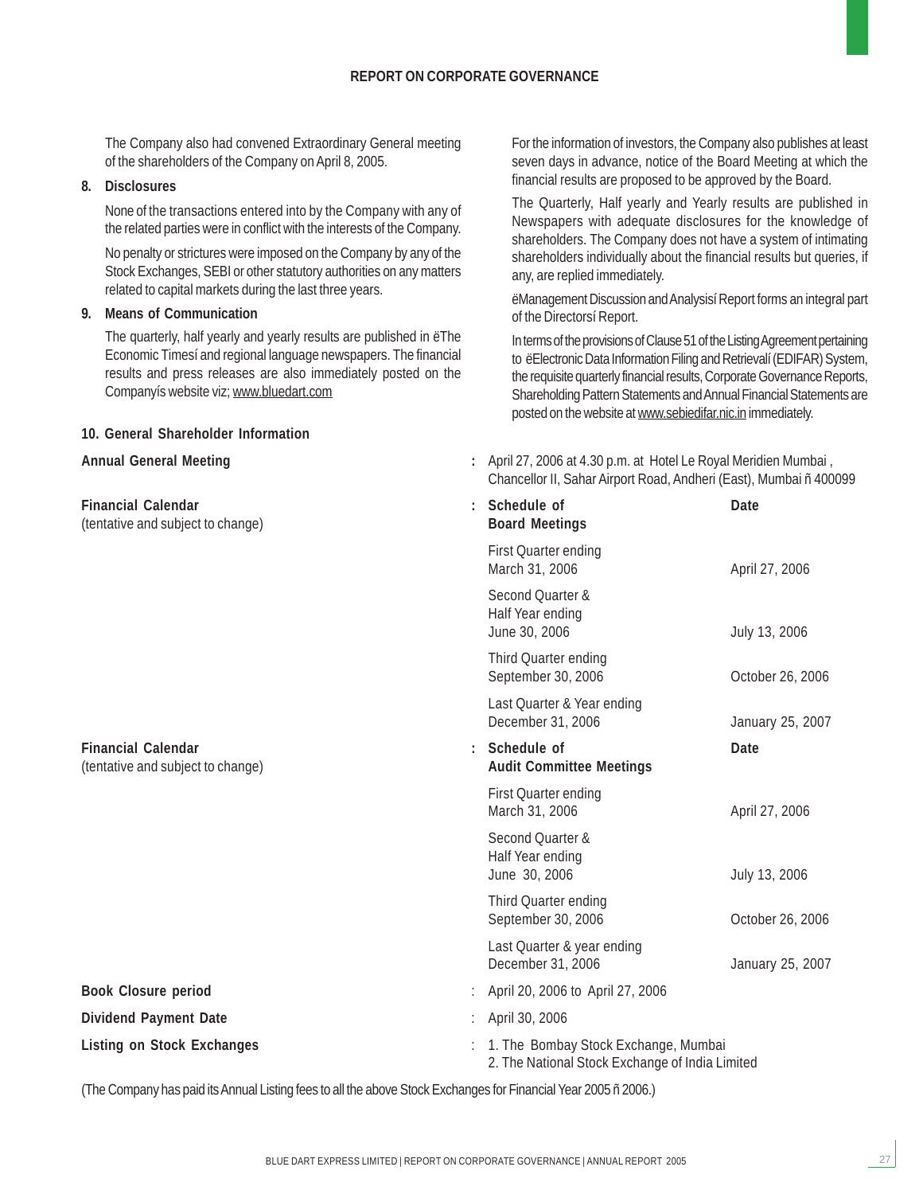The Company also had convened Extraordinary General meeting of the shareholders of the Company on April 8, 2005.

**8. Disclosures**

None of the transactions entered into by the Company with any of the related parties were in conflict with the interests of the Company.

No penalty or strictures were imposed on the Company by any of the Stock Exchanges, SEBI or other statutory authorities on any matters related to capital markets during the last three years.

**9. Means of Communication**

The quarterly, half yearly and yearly results are published in ëThe Economic Timesí and regional language newspapers. The financial results and press releases are also immediately posted on the Companyís website viz; www.bluedart.com

For the information of investors, the Company also publishes at least seven days in advance, notice of the Board Meeting at which the financial results are proposed to be approved by the Board.

The Quarterly, Half yearly and Yearly results are published in Newspapers with adequate disclosures for the knowledge of shareholders. The Company does not have a system of intimating shareholders individually about the financial results but queries, if any, are replied immediately.

ëManagement Discussion and Analysisí Report forms an integral part of the Directorsí Report.

In terms of the provisions of Clause 51 of the Listing Agreement pertaining to ëElectronic Data Information Filing and Retrievalí (EDIFAR) System, the requisite quarterly financial results, Corporate Governance Reports, Shareholding Pattern Statements and Annual Financial Statements are posted on the website at www.sebiedifar.nic.in immediately.

**10. General Shareholder Information**

**Annual General Meeting** : April 27, 2006 at 4.30 p.m. at Hotel Le Royal Meridien Mumbai , Chancellor II, Sahar Airport Road, Andheri (East), Mumbai ñ 400099

**Financial Calendar** (tentative and subject to change)

| Schedule of Board Meetings | Date |
|---|---|
| First Quarter ending March 31, 2006 | April 27, 2006 |
| Second Quarter & Half Year ending June 30, 2006 | July 13, 2006 |
| Third Quarter ending September 30, 2006 | October 26, 2006 |
| Last Quarter & Year ending December 31, 2006 | January 25, 2007 |

**Financial Calendar** (tentative and subject to change)

| Schedule of Audit Committee Meetings | Date |
|---|---|
| First Quarter ending March 31, 2006 | April 27, 2006 |
| Second Quarter & Half Year ending June 30, 2006 | July 13, 2006 |
| Third Quarter ending September 30, 2006 | October 26, 2006 |
| Last Quarter & year ending December 31, 2006 | January 25, 2007 |

**Book Closure period** : April 20, 2006 to April 27, 2006

**Dividend Payment Date** : April 30, 2006

**Listing on Stock Exchanges** :
1. The Bombay Stock Exchange, Mumbai
2. The National Stock Exchange of India Limited

(The Company has paid its Annual Listing fees to all the above Stock Exchanges for Financial Year 2005 ñ 2006.)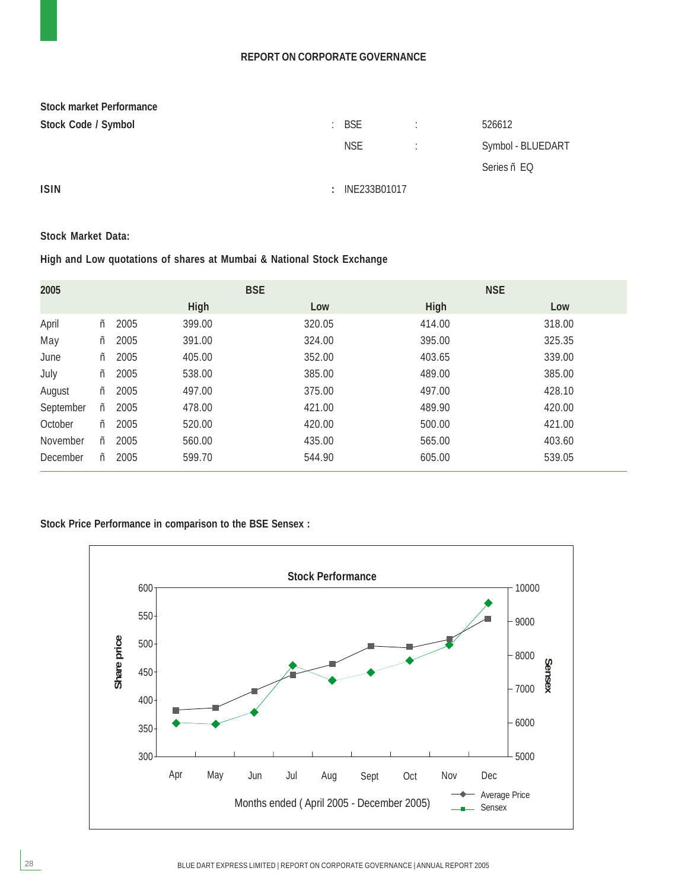## REPORT ON CORPORATE GOVERNANCE

**Stock market Performance**

**Stock Code / Symbol** : BSE : 526612

NSE : Symbol - BLUEDART

Series ñ EQ

**ISIN** : INE233B01017

**Stock Market Data:**

**High and Low quotations of shares at Mumbai & National Stock Exchange**

| 2005 | BSE | | NSE | |
|---|---|---|---|---|
| | High | Low | High | Low |
| April ñ 2005 | 399.00 | 320.05 | 414.00 | 318.00 |
| May ñ 2005 | 391.00 | 324.00 | 395.00 | 325.35 |
| June ñ 2005 | 405.00 | 352.00 | 403.65 | 339.00 |
| July ñ 2005 | 538.00 | 385.00 | 489.00 | 385.00 |
| August ñ 2005 | 497.00 | 375.00 | 497.00 | 428.10 |
| September ñ 2005 | 478.00 | 421.00 | 489.90 | 420.00 |
| October ñ 2005 | 520.00 | 420.00 | 500.00 | 421.00 |
| November ñ 2005 | 560.00 | 435.00 | 565.00 | 403.60 |
| December ñ 2005 | 599.70 | 544.90 | 605.00 | 539.05 |

**Stock Price Performance in comparison to the BSE Sensex :**

Stock Performance

Share price: 300–600; Sensex: 5000–10000

Months ended ( April 2005 - December 2005): Apr, May, Jun, Jul, Aug, Sept, Oct, Nov, Dec

Legend: Average Price, Sensex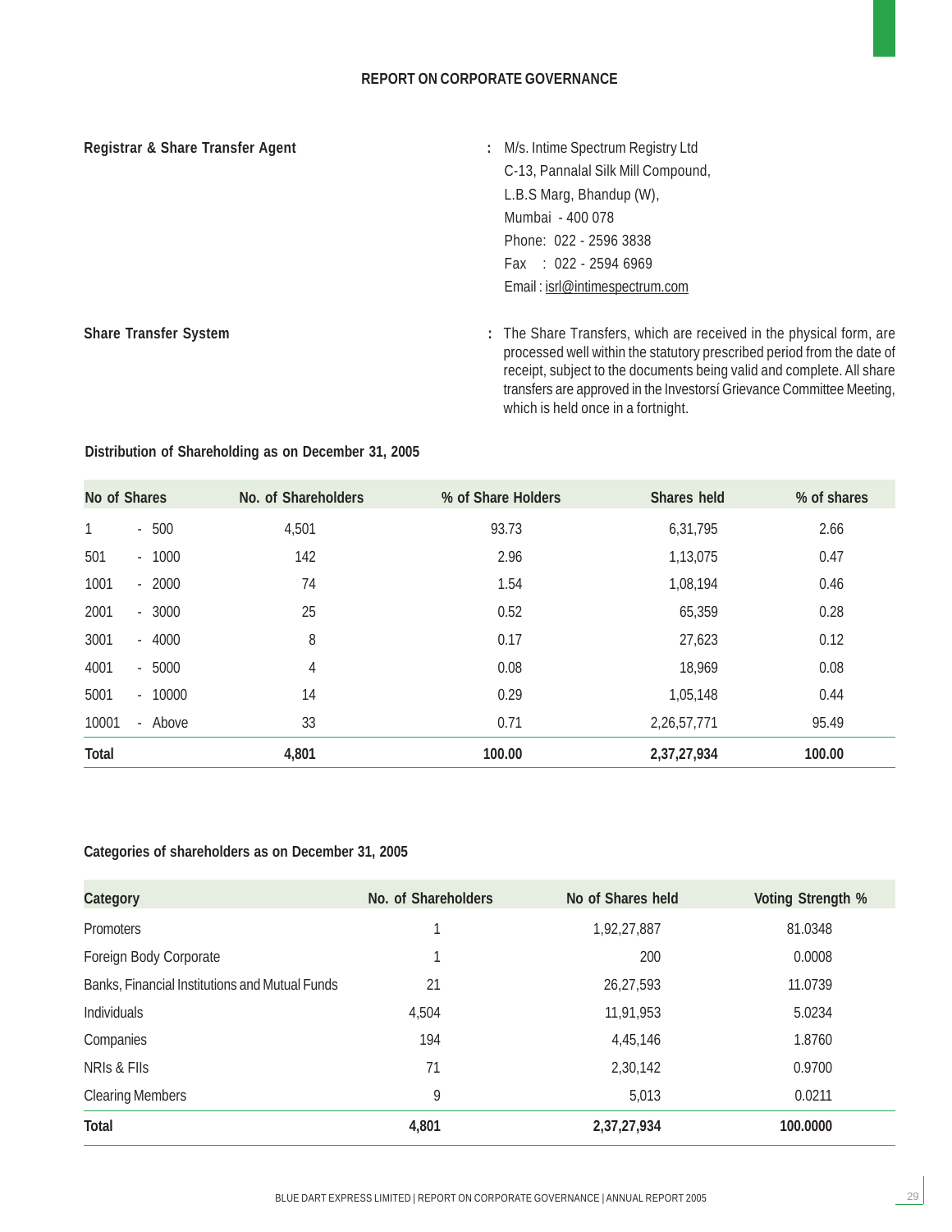## REPORT ON CORPORATE GOVERNANCE

**Registrar & Share Transfer Agent** : M/s. Intime Spectrum Registry Ltd
C-13, Pannalal Silk Mill Compound,
L.B.S Marg, Bhandup (W),
Mumbai - 400 078
Phone: 022 - 2596 3838
Fax : 022 - 2594 6969
Email : isrl@intimespectrum.com

**Share Transfer System** : The Share Transfers, which are received in the physical form, are processed well within the statutory prescribed period from the date of receipt, subject to the documents being valid and complete. All share transfers are approved in the Investorsí Grievance Committee Meeting, which is held once in a fortnight.

**Distribution of Shareholding as on December 31, 2005**

| No of Shares | No. of Shareholders | % of Share Holders | Shares held | % of shares |
|---|---|---|---|---|
| 1 - 500 | 4,501 | 93.73 | 6,31,795 | 2.66 |
| 501 - 1000 | 142 | 2.96 | 1,13,075 | 0.47 |
| 1001 - 2000 | 74 | 1.54 | 1,08,194 | 0.46 |
| 2001 - 3000 | 25 | 0.52 | 65,359 | 0.28 |
| 3001 - 4000 | 8 | 0.17 | 27,623 | 0.12 |
| 4001 - 5000 | 4 | 0.08 | 18,969 | 0.08 |
| 5001 - 10000 | 14 | 0.29 | 1,05,148 | 0.44 |
| 10001 - Above | 33 | 0.71 | 2,26,57,771 | 95.49 |
| **Total** | **4,801** | **100.00** | **2,37,27,934** | **100.00** |

**Categories of shareholders as on December 31, 2005**

| Category | No. of Shareholders | No of Shares held | Voting Strength % |
|---|---|---|---|
| Promoters | 1 | 1,92,27,887 | 81.0348 |
| Foreign Body Corporate | 1 | 200 | 0.0008 |
| Banks, Financial Institutions and Mutual Funds | 21 | 26,27,593 | 11.0739 |
| Individuals | 4,504 | 11,91,953 | 5.0234 |
| Companies | 194 | 4,45,146 | 1.8760 |
| NRIs & FIIs | 71 | 2,30,142 | 0.9700 |
| Clearing Members | 9 | 5,013 | 0.0211 |
| **Total** | **4,801** | **2,37,27,934** | **100.0000** |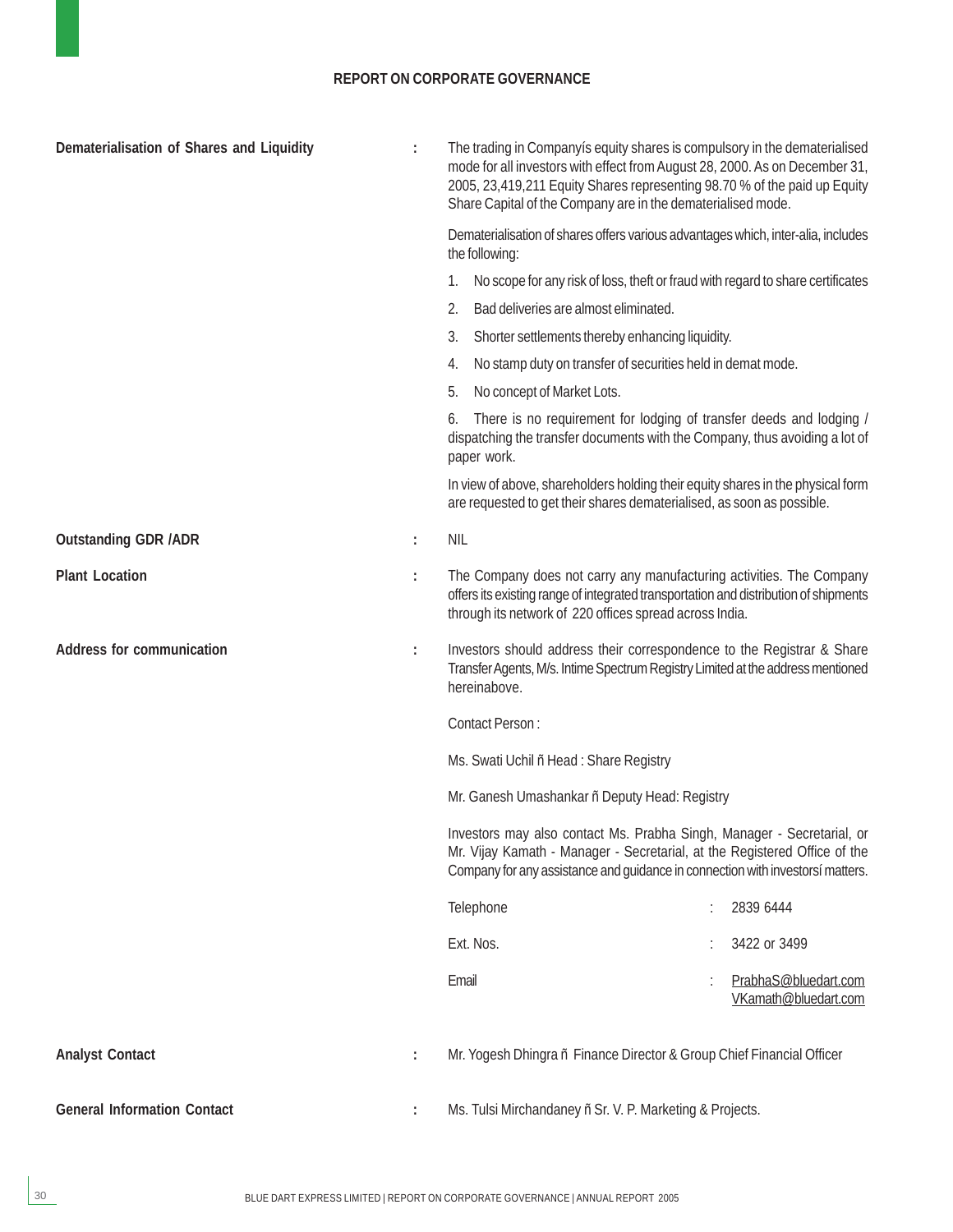## REPORT ON CORPORATE GOVERNANCE

**Dematerialisation of Shares and Liquidity** : The trading in Companyís equity shares is compulsory in the dematerialised mode for all investors with effect from August 28, 2000. As on December 31, 2005, 23,419,211 Equity Shares representing 98.70 % of the paid up Equity Share Capital of the Company are in the dematerialised mode.

Dematerialisation of shares offers various advantages which, inter-alia, includes the following:

1. No scope for any risk of loss, theft or fraud with regard to share certificates
2. Bad deliveries are almost eliminated.
3. Shorter settlements thereby enhancing liquidity.
4. No stamp duty on transfer of securities held in demat mode.
5. No concept of Market Lots.
6. There is no requirement for lodging of transfer deeds and lodging / dispatching the transfer documents with the Company, thus avoiding a lot of paper work.

In view of above, shareholders holding their equity shares in the physical form are requested to get their shares dematerialised, as soon as possible.

**Outstanding GDR /ADR** : NIL

**Plant Location** : The Company does not carry any manufacturing activities. The Company offers its existing range of integrated transportation and distribution of shipments through its network of 220 offices spread across India.

**Address for communication** : Investors should address their correspondence to the Registrar & Share Transfer Agents, M/s. Intime Spectrum Registry Limited at the address mentioned hereinabove.

Contact Person :

Ms. Swati Uchil ñ Head : Share Registry

Mr. Ganesh Umashankar ñ Deputy Head: Registry

Investors may also contact Ms. Prabha Singh, Manager - Secretarial, or Mr. Vijay Kamath - Manager - Secretarial, at the Registered Office of the Company for any assistance and guidance in connection with investorsí matters.

| | | |
|---|---|---|
| Telephone | : | 2839 6444 |
| Ext. Nos. | : | 3422 or 3499 |
| Email | : | PrabhaS@bluedart.com<br>VKamath@bluedart.com |

**Analyst Contact** : Mr. Yogesh Dhingra ñ Finance Director & Group Chief Financial Officer

**General Information Contact** : Ms. Tulsi Mirchandaney ñ Sr. V. P. Marketing & Projects.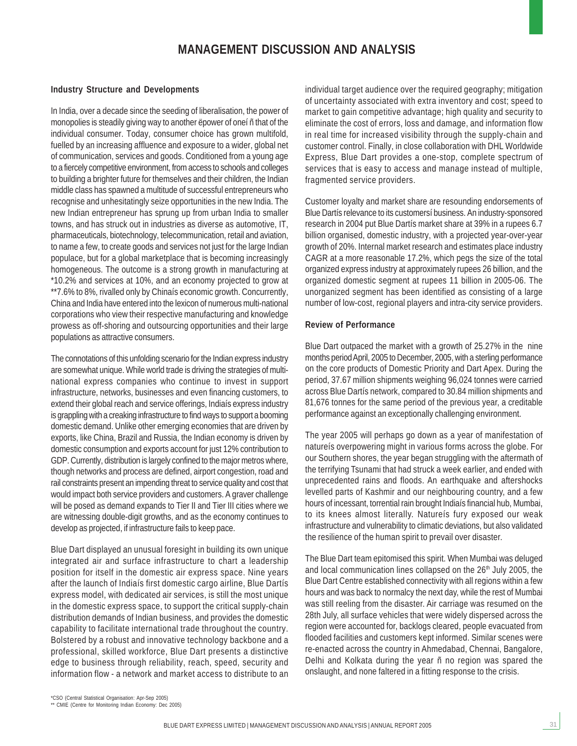# MANAGEMENT DISCUSSION AND ANALYSIS

## Industry Structure and Developments

In India, over a decade since the seeding of liberalisation, the power of monopolies is steadily giving way to another ëpower of oneí ñ that of the individual consumer. Today, consumer choice has grown multifold, fuelled by an increasing affluence and exposure to a wider, global net of communication, services and goods. Conditioned from a young age to a fiercely competitive environment, from access to schools and colleges to building a brighter future for themselves and their children, the Indian middle class has spawned a multitude of successful entrepreneurs who recognise and unhesitatingly seize opportunities in the new India. The new Indian entrepreneur has sprung up from urban India to smaller towns, and has struck out in industries as diverse as automotive, IT, pharmaceuticals, biotechnology, telecommunication, retail and aviation, to name a few, to create goods and services not just for the large Indian populace, but for a global marketplace that is becoming increasingly homogeneous. The outcome is a strong growth in manufacturing at *10.2% and services at 10%, and an economy projected to grow at **7.6% to 8%, rivalled only by Chinaís economic growth. Concurrently, China and India have entered into the lexicon of numerous multi-national corporations who view their respective manufacturing and knowledge prowess as off-shoring and outsourcing opportunities and their large populations as attractive consumers.

The connotations of this unfolding scenario for the Indian express industry are somewhat unique. While world trade is driving the strategies of multi-national express companies who continue to invest in support infrastructure, networks, businesses and even financing customers, to extend their global reach and service offerings, Indiaís express industry is grappling with a creaking infrastructure to find ways to support a booming domestic demand. Unlike other emerging economies that are driven by exports, like China, Brazil and Russia, the Indian economy is driven by domestic consumption and exports account for just 12% contribution to GDP. Currently, distribution is largely confined to the major metros where, though networks and process are defined, airport congestion, road and rail constraints present an impending threat to service quality and cost that would impact both service providers and customers. A graver challenge will be posed as demand expands to Tier II and Tier III cities where we are witnessing double-digit growths, and as the economy continues to develop as projected, if infrastructure fails to keep pace.

Blue Dart displayed an unusual foresight in building its own unique integrated air and surface infrastructure to chart a leadership position for itself in the domestic air express space. Nine years after the launch of Indiaís first domestic cargo airline, Blue Dartís express model, with dedicated air services, is still the most unique in the domestic express space, to support the critical supply-chain distribution demands of Indian business, and provides the domestic capability to facilitate international trade throughout the country. Bolstered by a robust and innovative technology backbone and a professional, skilled workforce, Blue Dart presents a distinctive edge to business through reliability, reach, speed, security and information flow - a network and market access to distribute to an individual target audience over the required geography; mitigation of uncertainty associated with extra inventory and cost; speed to market to gain competitive advantage; high quality and security to eliminate the cost of errors, loss and damage, and information flow in real time for increased visibility through the supply-chain and customer control. Finally, in close collaboration with DHL Worldwide Express, Blue Dart provides a one-stop, complete spectrum of services that is easy to access and manage instead of multiple, fragmented service providers.

Customer loyalty and market share are resounding endorsements of Blue Dartís relevance to its customersí business. An industry-sponsored research in 2004 put Blue Dartís market share at 39% in a rupees 6.7 billion organised, domestic industry, with a projected year-over-year growth of 20%. Internal market research and estimates place industry CAGR at a more reasonable 17.2%, which pegs the size of the total organized express industry at approximately rupees 26 billion, and the organized domestic segment at rupees 11 billion in 2005-06. The unorganized segment has been identified as consisting of a large number of low-cost, regional players and intra-city service providers.

## Review of Performance

Blue Dart outpaced the market with a growth of 25.27% in the nine months period April, 2005 to December, 2005, with a sterling performance on the core products of Domestic Priority and Dart Apex. During the period, 37.67 million shipments weighing 96,024 tonnes were carried across Blue Dartís network, compared to 30.84 million shipments and 81,676 tonnes for the same period of the previous year, a creditable performance against an exceptionally challenging environment.

The year 2005 will perhaps go down as a year of manifestation of natureís overpowering might in various forms across the globe. For our Southern shores, the year began struggling with the aftermath of the terrifying Tsunami that had struck a week earlier, and ended with unprecedented rains and floods. An earthquake and aftershocks levelled parts of Kashmir and our neighbouring country, and a few hours of incessant, torrential rain brought Indiaís financial hub, Mumbai, to its knees almost literally. Natureís fury exposed our weak infrastructure and vulnerability to climatic deviations, but also validated the resilience of the human spirit to prevail over disaster.

The Blue Dart team epitomised this spirit. When Mumbai was deluged and local communication lines collapsed on the 26th July 2005, the Blue Dart Centre established connectivity with all regions within a few hours and was back to normalcy the next day, while the rest of Mumbai was still reeling from the disaster. Air carriage was resumed on the 28th July, all surface vehicles that were widely dispersed across the region were accounted for, backlogs cleared, people evacuated from flooded facilities and customers kept informed. Similar scenes were re-enacted across the country in Ahmedabad, Chennai, Bangalore, Delhi and Kolkata during the year ñ no region was spared the onslaught, and none faltered in a fitting response to the crisis.

*CSO (Central Statistical Organisation: Apr-Sep 2005)

** CMIE (Centre for Monitoring Indian Economy: Dec 2005)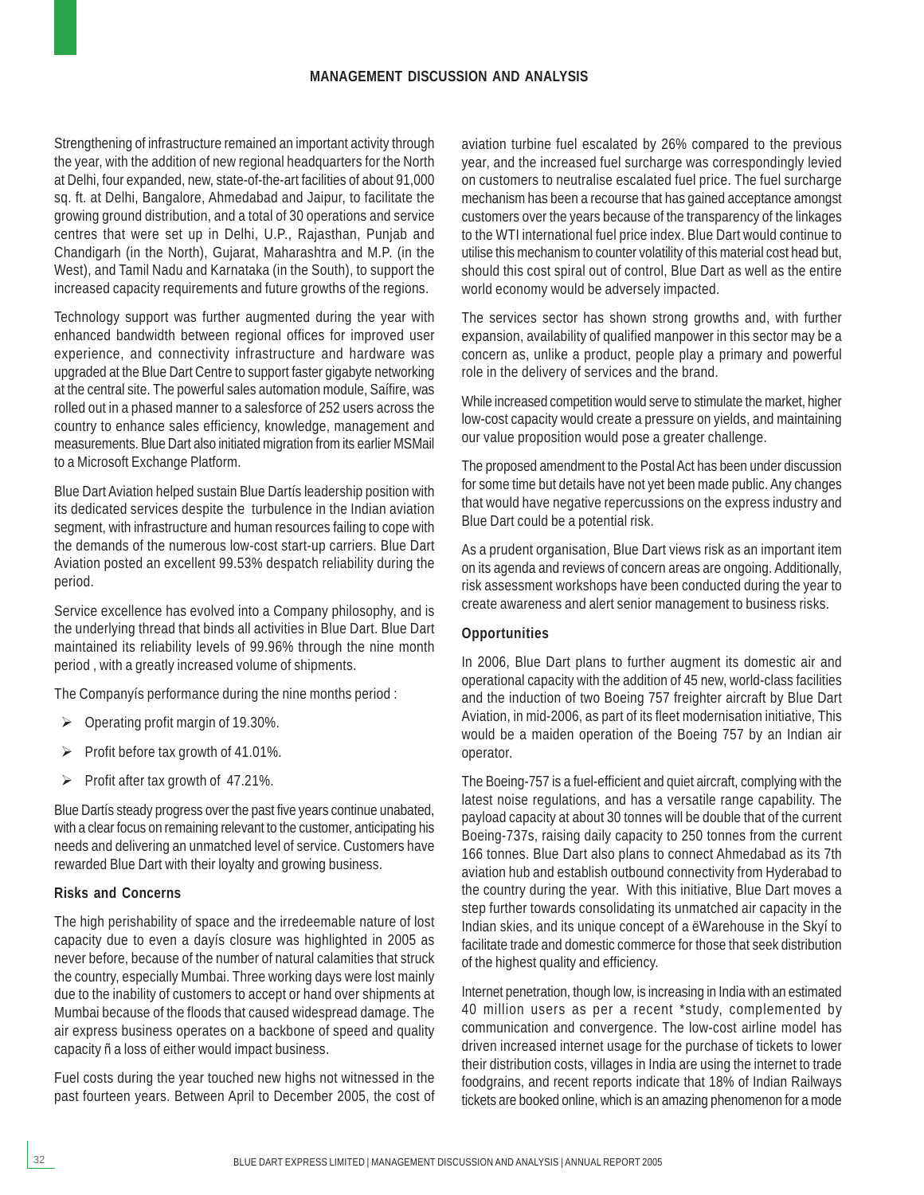Strengthening of infrastructure remained an important activity through the year, with the addition of new regional headquarters for the North at Delhi, four expanded, new, state-of-the-art facilities of about 91,000 sq. ft. at Delhi, Bangalore, Ahmedabad and Jaipur, to facilitate the growing ground distribution, and a total of 30 operations and service centres that were set up in Delhi, U.P., Rajasthan, Punjab and Chandigarh (in the North), Gujarat, Maharashtra and M.P. (in the West), and Tamil Nadu and Karnataka (in the South), to support the increased capacity requirements and future growths of the regions.

Technology support was further augmented during the year with enhanced bandwidth between regional offices for improved user experience, and connectivity infrastructure and hardware was upgraded at the Blue Dart Centre to support faster gigabyte networking at the central site. The powerful sales automation module, Saífire, was rolled out in a phased manner to a salesforce of 252 users across the country to enhance sales efficiency, knowledge, management and measurements. Blue Dart also initiated migration from its earlier MSMail to a Microsoft Exchange Platform.

Blue Dart Aviation helped sustain Blue Dartís leadership position with its dedicated services despite the turbulence in the Indian aviation segment, with infrastructure and human resources failing to cope with the demands of the numerous low-cost start-up carriers. Blue Dart Aviation posted an excellent 99.53% despatch reliability during the period.

Service excellence has evolved into a Company philosophy, and is the underlying thread that binds all activities in Blue Dart. Blue Dart maintained its reliability levels of 99.96% through the nine month period , with a greatly increased volume of shipments.

The Companyís performance during the nine months period :

- Operating profit margin of 19.30%.
- Profit before tax growth of 41.01%.
- Profit after tax growth of 47.21%.

Blue Dartís steady progress over the past five years continue unabated, with a clear focus on remaining relevant to the customer, anticipating his needs and delivering an unmatched level of service. Customers have rewarded Blue Dart with their loyalty and growing business.

**Risks and Concerns**

The high perishability of space and the irredeemable nature of lost capacity due to even a dayís closure was highlighted in 2005 as never before, because of the number of natural calamities that struck the country, especially Mumbai. Three working days were lost mainly due to the inability of customers to accept or hand over shipments at Mumbai because of the floods that caused widespread damage. The air express business operates on a backbone of speed and quality capacity ñ a loss of either would impact business.

Fuel costs during the year touched new highs not witnessed in the past fourteen years. Between April to December 2005, the cost of aviation turbine fuel escalated by 26% compared to the previous year, and the increased fuel surcharge was correspondingly levied on customers to neutralise escalated fuel price. The fuel surcharge mechanism has been a recourse that has gained acceptance amongst customers over the years because of the transparency of the linkages to the WTI international fuel price index. Blue Dart would continue to utilise this mechanism to counter volatility of this material cost head but, should this cost spiral out of control, Blue Dart as well as the entire world economy would be adversely impacted.

The services sector has shown strong growths and, with further expansion, availability of qualified manpower in this sector may be a concern as, unlike a product, people play a primary and powerful role in the delivery of services and the brand.

While increased competition would serve to stimulate the market, higher low-cost capacity would create a pressure on yields, and maintaining our value proposition would pose a greater challenge.

The proposed amendment to the Postal Act has been under discussion for some time but details have not yet been made public. Any changes that would have negative repercussions on the express industry and Blue Dart could be a potential risk.

As a prudent organisation, Blue Dart views risk as an important item on its agenda and reviews of concern areas are ongoing. Additionally, risk assessment workshops have been conducted during the year to create awareness and alert senior management to business risks.

**Opportunities**

In 2006, Blue Dart plans to further augment its domestic air and operational capacity with the addition of 45 new, world-class facilities and the induction of two Boeing 757 freighter aircraft by Blue Dart Aviation, in mid-2006, as part of its fleet modernisation initiative, This would be a maiden operation of the Boeing 757 by an Indian air operator.

The Boeing-757 is a fuel-efficient and quiet aircraft, complying with the latest noise regulations, and has a versatile range capability. The payload capacity at about 30 tonnes will be double that of the current Boeing-737s, raising daily capacity to 250 tonnes from the current 166 tonnes. Blue Dart also plans to connect Ahmedabad as its 7th aviation hub and establish outbound connectivity from Hyderabad to the country during the year. With this initiative, Blue Dart moves a step further towards consolidating its unmatched air capacity in the Indian skies, and its unique concept of a ëWarehouse in the Skyí to facilitate trade and domestic commerce for those that seek distribution of the highest quality and efficiency.

Internet penetration, though low, is increasing in India with an estimated 40 million users as per a recent *study, complemented by communication and convergence. The low-cost airline model has driven increased internet usage for the purchase of tickets to lower their distribution costs, villages in India are using the internet to trade foodgrains, and recent reports indicate that 18% of Indian Railways tickets are booked online, which is an amazing phenomenon for a mode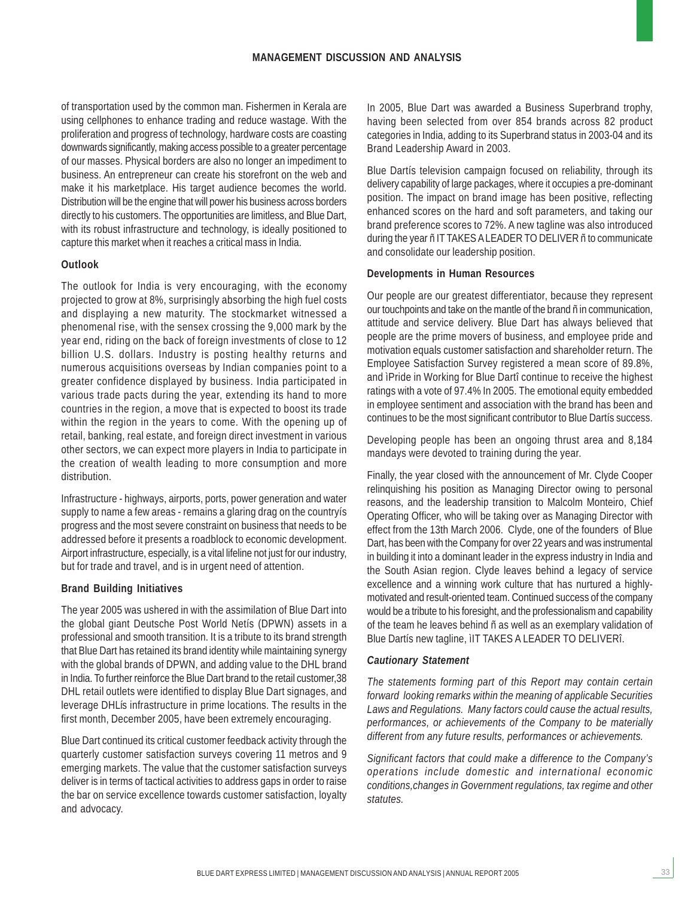of transportation used by the common man. Fishermen in Kerala are using cellphones to enhance trading and reduce wastage. With the proliferation and progress of technology, hardware costs are coasting downwards significantly, making access possible to a greater percentage of our masses. Physical borders are also no longer an impediment to business. An entrepreneur can create his storefront on the web and make it his marketplace. His target audience becomes the world. Distribution will be the engine that will power his business across borders directly to his customers. The opportunities are limitless, and Blue Dart, with its robust infrastructure and technology, is ideally positioned to capture this market when it reaches a critical mass in India.

**Outlook**

The outlook for India is very encouraging, with the economy projected to grow at 8%, surprisingly absorbing the high fuel costs and displaying a new maturity. The stockmarket witnessed a phenomenal rise, with the sensex crossing the 9,000 mark by the year end, riding on the back of foreign investments of close to 12 billion U.S. dollars. Industry is posting healthy returns and numerous acquisitions overseas by Indian companies point to a greater confidence displayed by business. India participated in various trade pacts during the year, extending its hand to more countries in the region, a move that is expected to boost its trade within the region in the years to come. With the opening up of retail, banking, real estate, and foreign direct investment in various other sectors, we can expect more players in India to participate in the creation of wealth leading to more consumption and more distribution.

Infrastructure - highways, airports, ports, power generation and water supply to name a few areas - remains a glaring drag on the countryís progress and the most severe constraint on business that needs to be addressed before it presents a roadblock to economic development. Airport infrastructure, especially, is a vital lifeline not just for our industry, but for trade and travel, and is in urgent need of attention.

**Brand Building Initiatives**

The year 2005 was ushered in with the assimilation of Blue Dart into the global giant Deutsche Post World Netís (DPWN) assets in a professional and smooth transition. It is a tribute to its brand strength that Blue Dart has retained its brand identity while maintaining synergy with the global brands of DPWN, and adding value to the DHL brand in India. To further reinforce the Blue Dart brand to the retail customer,38 DHL retail outlets were identified to display Blue Dart signages, and leverage DHLís infrastructure in prime locations. The results in the first month, December 2005, have been extremely encouraging.

Blue Dart continued its critical customer feedback activity through the quarterly customer satisfaction surveys covering 11 metros and 9 emerging markets. The value that the customer satisfaction surveys deliver is in terms of tactical activities to address gaps in order to raise the bar on service excellence towards customer satisfaction, loyalty and advocacy.

In 2005, Blue Dart was awarded a Business Superbrand trophy, having been selected from over 854 brands across 82 product categories in India, adding to its Superbrand status in 2003-04 and its Brand Leadership Award in 2003.

Blue Dartís television campaign focused on reliability, through its delivery capability of large packages, where it occupies a pre-dominant position. The impact on brand image has been positive, reflecting enhanced scores on the hard and soft parameters, and taking our brand preference scores to 72%. A new tagline was also introduced during the year ñ IT TAKES A LEADER TO DELIVER ñ to communicate and consolidate our leadership position.

**Developments in Human Resources**

Our people are our greatest differentiator, because they represent our touchpoints and take on the mantle of the brand ñ in communication, attitude and service delivery. Blue Dart has always believed that people are the prime movers of business, and employee pride and motivation equals customer satisfaction and shareholder return. The Employee Satisfaction Survey registered a mean score of 89.8%, and ìPride in Working for Blue Dartî continue to receive the highest ratings with a vote of 97.4% In 2005. The emotional equity embedded in employee sentiment and association with the brand has been and continues to be the most significant contributor to Blue Dartís success.

Developing people has been an ongoing thrust area and 8,184 mandays were devoted to training during the year.

Finally, the year closed with the announcement of Mr. Clyde Cooper relinquishing his position as Managing Director owing to personal reasons, and the leadership transition to Malcolm Monteiro, Chief Operating Officer, who will be taking over as Managing Director with effect from the 13th March 2006. Clyde, one of the founders of Blue Dart, has been with the Company for over 22 years and was instrumental in building it into a dominant leader in the express industry in India and the South Asian region. Clyde leaves behind a legacy of service excellence and a winning work culture that has nurtured a highly-motivated and result-oriented team. Continued success of the company would be a tribute to his foresight, and the professionalism and capability of the team he leaves behind ñ as well as an exemplary validation of Blue Dartís new tagline, ìIT TAKES A LEADER TO DELIVERî.

***Cautionary Statement***

*The statements forming part of this Report may contain certain forward looking remarks within the meaning of applicable Securities Laws and Regulations. Many factors could cause the actual results, performances, or achievements of the Company to be materially different from any future results, performances or achievements.*

*Significant factors that could make a difference to the Company's operations include domestic and international economic conditions,changes in Government regulations, tax regime and other statutes.*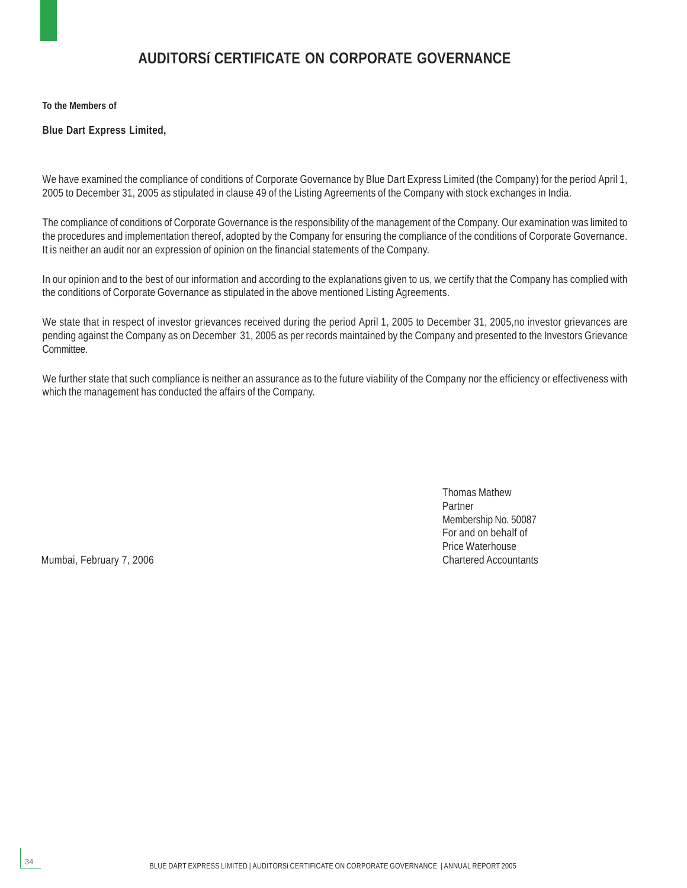# AUDITORSí CERTIFICATE ON CORPORATE GOVERNANCE

**To the Members of**

**Blue Dart Express Limited,**

We have examined the compliance of conditions of Corporate Governance by Blue Dart Express Limited (the Company) for the period April 1, 2005 to December 31, 2005 as stipulated in clause 49 of the Listing Agreements of the Company with stock exchanges in India.

The compliance of conditions of Corporate Governance is the responsibility of the management of the Company. Our examination was limited to the procedures and implementation thereof, adopted by the Company for ensuring the compliance of the conditions of Corporate Governance. It is neither an audit nor an expression of opinion on the financial statements of the Company.

In our opinion and to the best of our information and according to the explanations given to us, we certify that the Company has complied with the conditions of Corporate Governance as stipulated in the above mentioned Listing Agreements.

We state that in respect of investor grievances received during the period April 1, 2005 to December 31, 2005,no investor grievances are pending against the Company as on December 31, 2005 as per records maintained by the Company and presented to the Investors Grievance Committee.

We further state that such compliance is neither an assurance as to the future viability of the Company nor the efficiency or effectiveness with which the management has conducted the affairs of the Company.

Thomas Mathew  
Partner  
Membership No. 50087  
For and on behalf of  
Price Waterhouse  
Chartered Accountants

Mumbai, February 7, 2006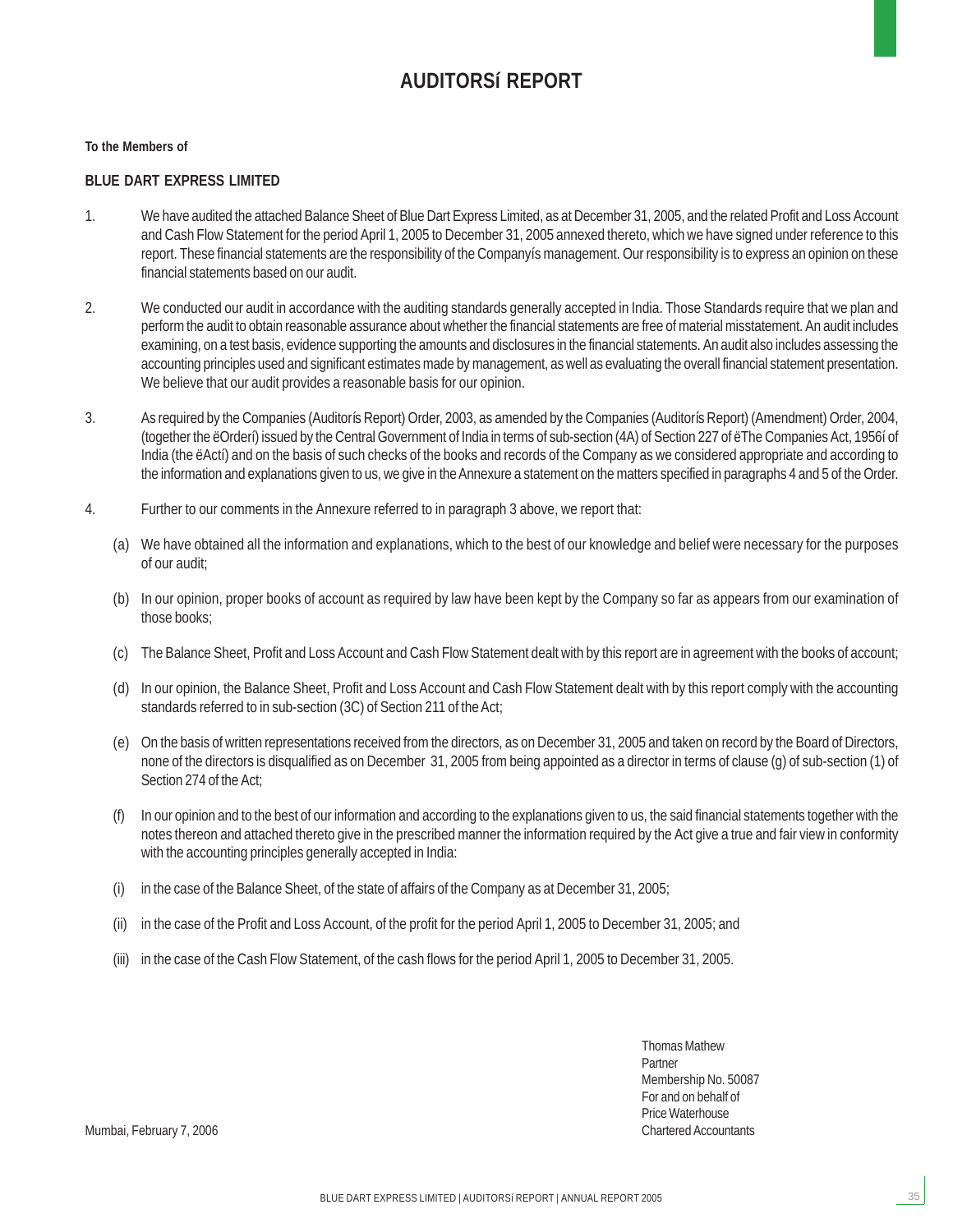# AUDITORSí REPORT

**To the Members of**

**BLUE DART EXPRESS LIMITED**

1. We have audited the attached Balance Sheet of Blue Dart Express Limited, as at December 31, 2005, and the related Profit and Loss Account and Cash Flow Statement for the period April 1, 2005 to December 31, 2005 annexed thereto, which we have signed under reference to this report. These financial statements are the responsibility of the Companyís management. Our responsibility is to express an opinion on these financial statements based on our audit.

2. We conducted our audit in accordance with the auditing standards generally accepted in India. Those Standards require that we plan and perform the audit to obtain reasonable assurance about whether the financial statements are free of material misstatement. An audit includes examining, on a test basis, evidence supporting the amounts and disclosures in the financial statements. An audit also includes assessing the accounting principles used and significant estimates made by management, as well as evaluating the overall financial statement presentation. We believe that our audit provides a reasonable basis for our opinion.

3. As required by the Companies (Auditorís Report) Order, 2003, as amended by the Companies (Auditorís Report) (Amendment) Order, 2004, (together the ëOrderí) issued by the Central Government of India in terms of sub-section (4A) of Section 227 of ëThe Companies Act, 1956í of India (the ëActí) and on the basis of such checks of the books and records of the Company as we considered appropriate and according to the information and explanations given to us, we give in the Annexure a statement on the matters specified in paragraphs 4 and 5 of the Order.

4. Further to our comments in the Annexure referred to in paragraph 3 above, we report that:

   (a) We have obtained all the information and explanations, which to the best of our knowledge and belief were necessary for the purposes of our audit;

   (b) In our opinion, proper books of account as required by law have been kept by the Company so far as appears from our examination of those books;

   (c) The Balance Sheet, Profit and Loss Account and Cash Flow Statement dealt with by this report are in agreement with the books of account;

   (d) In our opinion, the Balance Sheet, Profit and Loss Account and Cash Flow Statement dealt with by this report comply with the accounting standards referred to in sub-section (3C) of Section 211 of the Act;

   (e) On the basis of written representations received from the directors, as on December 31, 2005 and taken on record by the Board of Directors, none of the directors is disqualified as on December 31, 2005 from being appointed as a director in terms of clause (g) of sub-section (1) of Section 274 of the Act;

   (f) In our opinion and to the best of our information and according to the explanations given to us, the said financial statements together with the notes thereon and attached thereto give in the prescribed manner the information required by the Act give a true and fair view in conformity with the accounting principles generally accepted in India:

   (i) in the case of the Balance Sheet, of the state of affairs of the Company as at December 31, 2005;

   (ii) in the case of the Profit and Loss Account, of the profit for the period April 1, 2005 to December 31, 2005; and

   (iii) in the case of the Cash Flow Statement, of the cash flows for the period April 1, 2005 to December 31, 2005.

Thomas Mathew
Partner
Membership No. 50087
For and on behalf of
Price Waterhouse
Chartered Accountants

Mumbai, February 7, 2006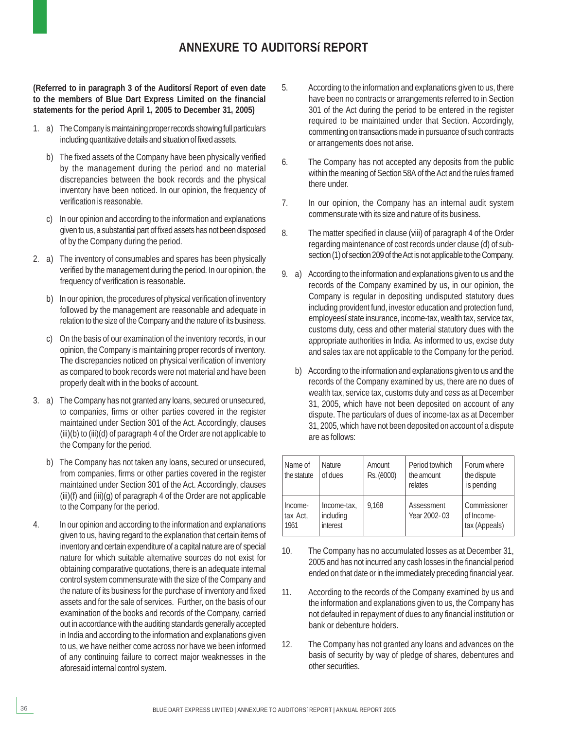# ANNEXURE TO AUDITORSí REPORT

**(Referred to in paragraph 3 of the Auditorsí Report of even date to the members of Blue Dart Express Limited on the financial statements for the period April 1, 2005 to December 31, 2005)**

1. a) The Company is maintaining proper records showing full particulars including quantitative details and situation of fixed assets.

   b) The fixed assets of the Company have been physically verified by the management during the period and no material discrepancies between the book records and the physical inventory have been noticed. In our opinion, the frequency of verification is reasonable.

   c) In our opinion and according to the information and explanations given to us, a substantial part of fixed assets has not been disposed of by the Company during the period.

2. a) The inventory of consumables and spares has been physically verified by the management during the period. In our opinion, the frequency of verification is reasonable.

   b) In our opinion, the procedures of physical verification of inventory followed by the management are reasonable and adequate in relation to the size of the Company and the nature of its business.

   c) On the basis of our examination of the inventory records, in our opinion, the Company is maintaining proper records of inventory. The discrepancies noticed on physical verification of inventory as compared to book records were not material and have been properly dealt with in the books of account.

3. a) The Company has not granted any loans, secured or unsecured, to companies, firms or other parties covered in the register maintained under Section 301 of the Act. Accordingly, clauses (iii)(b) to (iii)(d) of paragraph 4 of the Order are not applicable to the Company for the period.

   b) The Company has not taken any loans, secured or unsecured, from companies, firms or other parties covered in the register maintained under Section 301 of the Act. Accordingly, clauses (iii)(f) and (iii)(g) of paragraph 4 of the Order are not applicable to the Company for the period.

4. In our opinion and according to the information and explanations given to us, having regard to the explanation that certain items of inventory and certain expenditure of a capital nature are of special nature for which suitable alternative sources do not exist for obtaining comparative quotations, there is an adequate internal control system commensurate with the size of the Company and the nature of its business for the purchase of inventory and fixed assets and for the sale of services. Further, on the basis of our examination of the books and records of the Company, carried out in accordance with the auditing standards generally accepted in India and according to the information and explanations given to us, we have neither come across nor have we been informed of any continuing failure to correct major weaknesses in the aforesaid internal control system.

5. According to the information and explanations given to us, there have been no contracts or arrangements referred to in Section 301 of the Act during the period to be entered in the register required to be maintained under that Section. Accordingly, commenting on transactions made in pursuance of such contracts or arrangements does not arise.

6. The Company has not accepted any deposits from the public within the meaning of Section 58A of the Act and the rules framed there under.

7. In our opinion, the Company has an internal audit system commensurate with its size and nature of its business.

8. The matter specified in clause (viii) of paragraph 4 of the Order regarding maintenance of cost records under clause (d) of sub-section (1) of section 209 of the Act is not applicable to the Company.

9. a) According to the information and explanations given to us and the records of the Company examined by us, in our opinion, the Company is regular in depositing undisputed statutory dues including provident fund, investor education and protection fund, employeesí state insurance, income-tax, wealth tax, service tax, customs duty, cess and other material statutory dues with the appropriate authorities in India. As informed to us, excise duty and sales tax are not applicable to the Company for the period.

   b) According to the information and explanations given to us and the records of the Company examined by us, there are no dues of wealth tax, service tax, customs duty and cess as at December 31, 2005, which have not been deposited on account of any dispute. The particulars of dues of income-tax as at December 31, 2005, which have not been deposited on account of a dispute are as follows:

| Name of the statute | Nature of dues | Amount Rs. (ë000) | Period towhich the amount relates | Forum where the dispute is pending |
|---|---|---|---|---|
| Income-tax Act, 1961 | Income-tax, including interest | 9,168 | Assessment Year 2002-03 | Commissioner of Income-tax (Appeals) |

10. The Company has no accumulated losses as at December 31, 2005 and has not incurred any cash losses in the financial period ended on that date or in the immediately preceding financial year.

11. According to the records of the Company examined by us and the information and explanations given to us, the Company has not defaulted in repayment of dues to any financial institution or bank or debenture holders.

12. The Company has not granted any loans and advances on the basis of security by way of pledge of shares, debentures and other securities.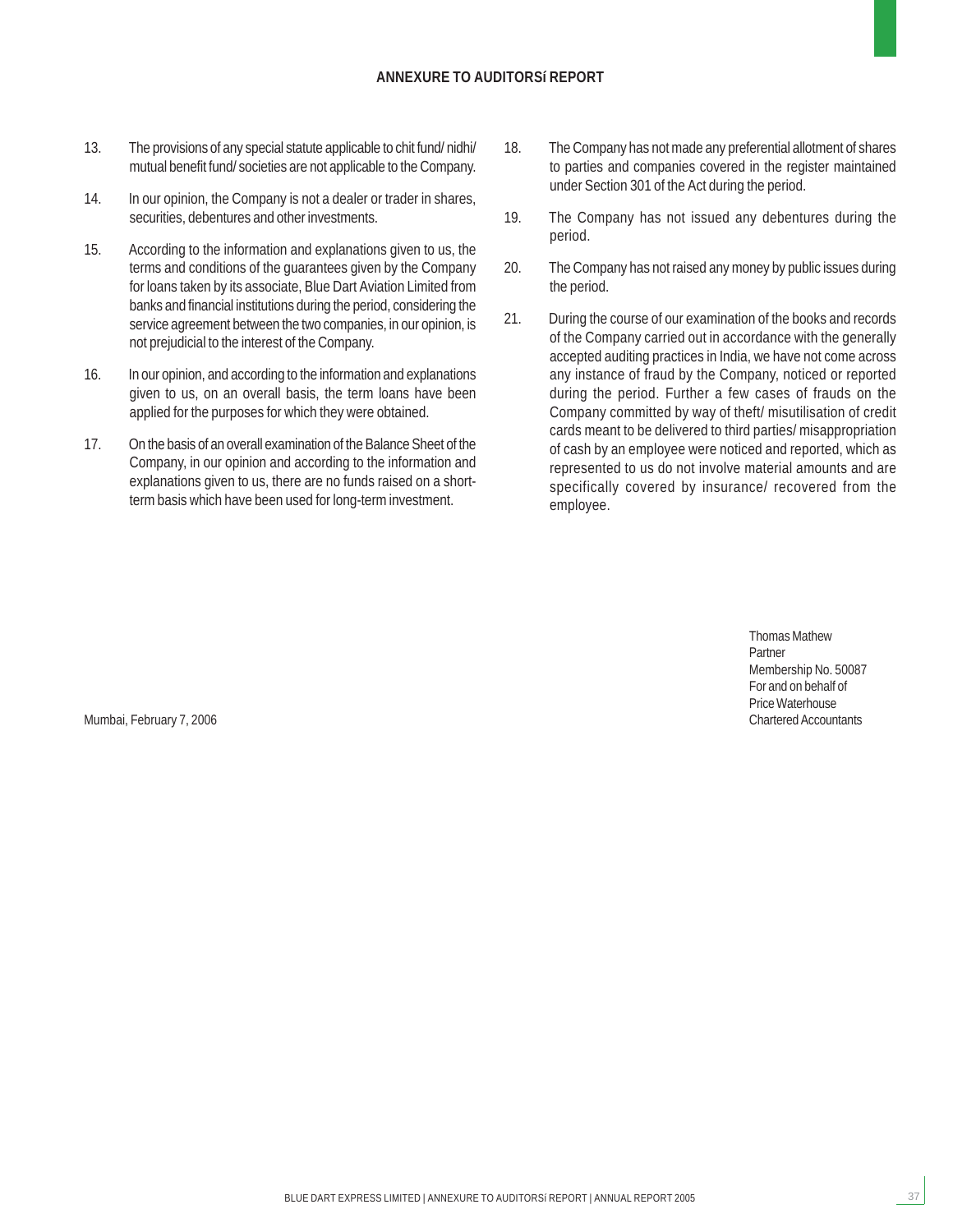## ANNEXURE TO AUDITORSí REPORT

13. The provisions of any special statute applicable to chit fund/ nidhi/ mutual benefit fund/ societies are not applicable to the Company.

14. In our opinion, the Company is not a dealer or trader in shares, securities, debentures and other investments.

15. According to the information and explanations given to us, the terms and conditions of the guarantees given by the Company for loans taken by its associate, Blue Dart Aviation Limited from banks and financial institutions during the period, considering the service agreement between the two companies, in our opinion, is not prejudicial to the interest of the Company.

16. In our opinion, and according to the information and explanations given to us, on an overall basis, the term loans have been applied for the purposes for which they were obtained.

17. On the basis of an overall examination of the Balance Sheet of the Company, in our opinion and according to the information and explanations given to us, there are no funds raised on a short-term basis which have been used for long-term investment.

18. The Company has not made any preferential allotment of shares to parties and companies covered in the register maintained under Section 301 of the Act during the period.

19. The Company has not issued any debentures during the period.

20. The Company has not raised any money by public issues during the period.

21. During the course of our examination of the books and records of the Company carried out in accordance with the generally accepted auditing practices in India, we have not come across any instance of fraud by the Company, noticed or reported during the period. Further a few cases of frauds on the Company committed by way of theft/ misutilisation of credit cards meant to be delivered to third parties/ misappropriation of cash by an employee were noticed and reported, which as represented to us do not involve material amounts and are specifically covered by insurance/ recovered from the employee.

Thomas Mathew
Partner
Membership No. 50087
For and on behalf of
Price Waterhouse
Chartered Accountants

Mumbai, February 7, 2006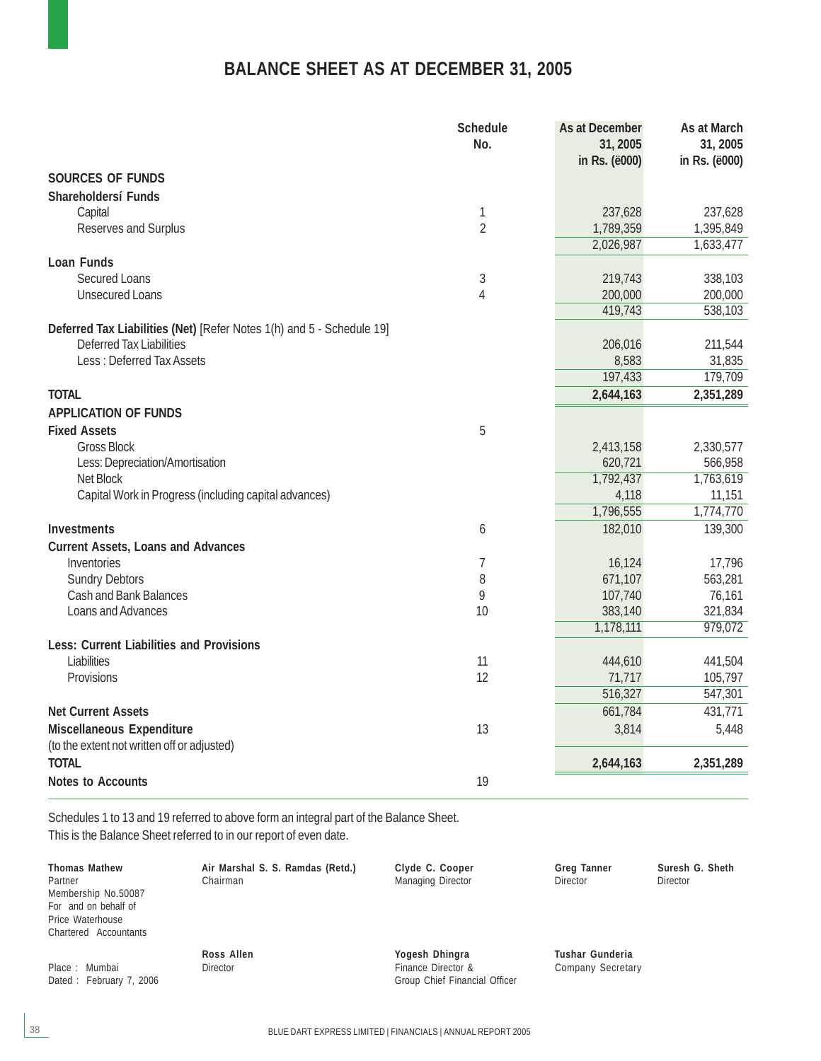# BALANCE SHEET AS AT DECEMBER 31, 2005

| | Schedule No. | As at December 31, 2005 in Rs. (ë000) | As at March 31, 2005 in Rs. (ë000) |
|---|---|---|---|
| **SOURCES OF FUNDS** | | | |
| **Shareholdersí Funds** | | | |
| Capital | 1 | 237,628 | 237,628 |
| Reserves and Surplus | 2 | 1,789,359 | 1,395,849 |
| | | 2,026,987 | 1,633,477 |
| **Loan Funds** | | | |
| Secured Loans | 3 | 219,743 | 338,103 |
| Unsecured Loans | 4 | 200,000 | 200,000 |
| | | 419,743 | 538,103 |
| **Deferred Tax Liabilities (Net)** [Refer Notes 1(h) and 5 - Schedule 19] | | | |
| Deferred Tax Liabilities | | 206,016 | 211,544 |
| Less : Deferred Tax Assets | | 8,583 | 31,835 |
| | | 197,433 | 179,709 |
| **TOTAL** | | **2,644,163** | **2,351,289** |
| **APPLICATION OF FUNDS** | | | |
| **Fixed Assets** | 5 | | |
| Gross Block | | 2,413,158 | 2,330,577 |
| Less: Depreciation/Amortisation | | 620,721 | 566,958 |
| Net Block | | 1,792,437 | 1,763,619 |
| Capital Work in Progress (including capital advances) | | 4,118 | 11,151 |
| | | 1,796,555 | 1,774,770 |
| **Investments** | 6 | 182,010 | 139,300 |
| **Current Assets, Loans and Advances** | | | |
| Inventories | 7 | 16,124 | 17,796 |
| Sundry Debtors | 8 | 671,107 | 563,281 |
| Cash and Bank Balances | 9 | 107,740 | 76,161 |
| Loans and Advances | 10 | 383,140 | 321,834 |
| | | 1,178,111 | 979,072 |
| **Less: Current Liabilities and Provisions** | | | |
| Liabilities | 11 | 444,610 | 441,504 |
| Provisions | 12 | 71,717 | 105,797 |
| | | 516,327 | 547,301 |
| **Net Current Assets** | | 661,784 | 431,771 |
| **Miscellaneous Expenditure** (to the extent not written off or adjusted) | 13 | 3,814 | 5,448 |
| **TOTAL** | | **2,644,163** | **2,351,289** |
| **Notes to Accounts** | 19 | | |

Schedules 1 to 13 and 19 referred to above form an integral part of the Balance Sheet.
This is the Balance Sheet referred to in our report of even date.

**Thomas Mathew**
Partner
Membership No.50087
For and on behalf of
Price Waterhouse
Chartered Accountants

**Air Marshal S. S. Ramdas (Retd.)**
Chairman

**Clyde C. Cooper**
Managing Director

**Greg Tanner**
Director

**Suresh G. Sheth**
Director

**Ross Allen**
Director

**Yogesh Dhingra**
Finance Director &
Group Chief Financial Officer

**Tushar Gunderia**
Company Secretary

Place : Mumbai
Dated : February 7, 2006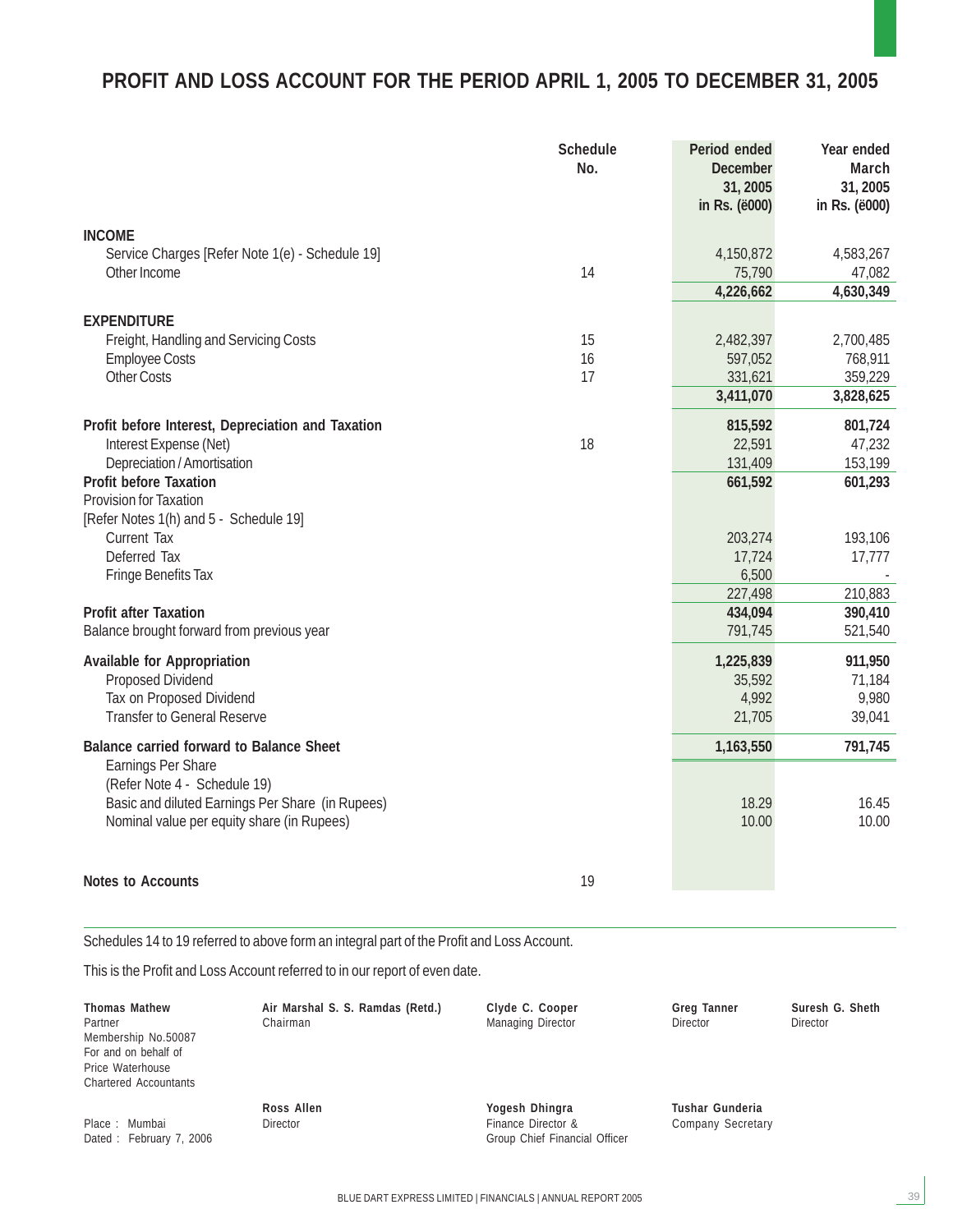# PROFIT AND LOSS ACCOUNT FOR THE PERIOD APRIL 1, 2005 TO DECEMBER 31, 2005

| | Schedule No. | Period ended December 31, 2005 in Rs. (ë000) | Year ended March 31, 2005 in Rs. (ë000) |
|---|---|---|---|
| **INCOME** | | | |
| Service Charges [Refer Note 1(e) - Schedule 19] | | 4,150,872 | 4,583,267 |
| Other Income | 14 | 75,790 | 47,082 |
| | | **4,226,662** | **4,630,349** |
| **EXPENDITURE** | | | |
| Freight, Handling and Servicing Costs | 15 | 2,482,397 | 2,700,485 |
| Employee Costs | 16 | 597,052 | 768,911 |
| Other Costs | 17 | 331,621 | 359,229 |
| | | **3,411,070** | **3,828,625** |
| **Profit before Interest, Depreciation and Taxation** | | **815,592** | **801,724** |
| Interest Expense (Net) | 18 | 22,591 | 47,232 |
| Depreciation / Amortisation | | 131,409 | 153,199 |
| **Profit before Taxation** | | **661,592** | **601,293** |
| Provision for Taxation [Refer Notes 1(h) and 5 - Schedule 19] | | | |
| Current Tax | | 203,274 | 193,106 |
| Deferred Tax | | 17,724 | 17,777 |
| Fringe Benefits Tax | | 6,500 | - |
| | | 227,498 | 210,883 |
| **Profit after Taxation** | | **434,094** | **390,410** |
| Balance brought forward from previous year | | 791,745 | 521,540 |
| **Available for Appropriation** | | **1,225,839** | **911,950** |
| Proposed Dividend | | 35,592 | 71,184 |
| Tax on Proposed Dividend | | 4,992 | 9,980 |
| Transfer to General Reserve | | 21,705 | 39,041 |
| **Balance carried forward to Balance Sheet** | | **1,163,550** | **791,745** |
| Earnings Per Share (Refer Note 4 - Schedule 19) | | | |
| Basic and diluted Earnings Per Share (in Rupees) | | 18.29 | 16.45 |
| Nominal value per equity share (in Rupees) | | 10.00 | 10.00 |
| **Notes to Accounts** | 19 | | |

Schedules 14 to 19 referred to above form an integral part of the Profit and Loss Account.

This is the Profit and Loss Account referred to in our report of even date.

**Thomas Mathew**
Partner
Membership No.50087
For and on behalf of
Price Waterhouse
Chartered Accountants

**Air Marshal S. S. Ramdas (Retd.)**
Chairman

**Clyde C. Cooper**
Managing Director

**Greg Tanner**
Director

**Suresh G. Sheth**
Director

Place : Mumbai
Dated : February 7, 2006

**Ross Allen**
Director

**Yogesh Dhingra**
Finance Director &
Group Chief Financial Officer

**Tushar Gunderia**
Company Secretary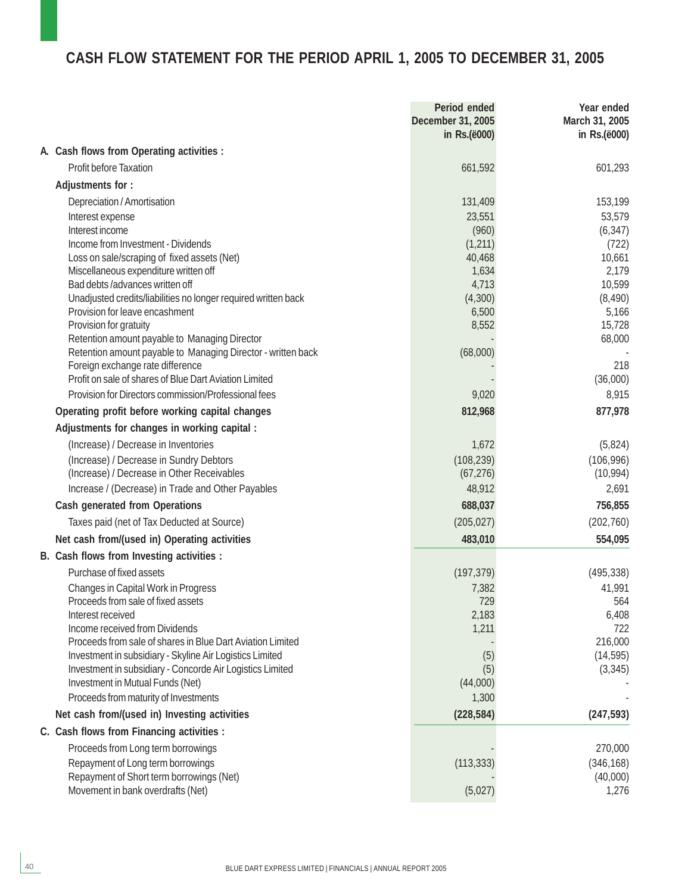# CASH FLOW STATEMENT FOR THE PERIOD APRIL 1, 2005 TO DECEMBER 31, 2005

| | Period ended December 31, 2005 in Rs.(ë000) | Year ended March 31, 2005 in Rs.(ë000) |
|---|---|---|
| **A. Cash flows from Operating activities :** | | |
| Profit before Taxation | 661,592 | 601,293 |
| **Adjustments for :** | | |
| Depreciation / Amortisation | 131,409 | 153,199 |
| Interest expense | 23,551 | 53,579 |
| Interest income | (960) | (6,347) |
| Income from Investment - Dividends | (1,211) | (722) |
| Loss on sale/scraping of fixed assets (Net) | 40,468 | 10,661 |
| Miscellaneous expenditure written off | 1,634 | 2,179 |
| Bad debts /advances written off | 4,713 | 10,599 |
| Unadjusted credits/liabilities no longer required written back | (4,300) | (8,490) |
| Provision for leave encashment | 6,500 | 5,166 |
| Provision for gratuity | 8,552 | 15,728 |
| Retention amount payable to Managing Director | - | 68,000 |
| Retention amount payable to Managing Director - written back | (68,000) | - |
| Foreign exchange rate difference | - | 218 |
| Profit on sale of shares of Blue Dart Aviation Limited | - | (36,000) |
| Provision for Directors commission/Professional fees | 9,020 | 8,915 |
| **Operating profit before working capital changes** | **812,968** | **877,978** |
| **Adjustments for changes in working capital :** | | |
| (Increase) / Decrease in Inventories | 1,672 | (5,824) |
| (Increase) / Decrease in Sundry Debtors | (108,239) | (106,996) |
| (Increase) / Decrease in Other Receivables | (67,276) | (10,994) |
| Increase / (Decrease) in Trade and Other Payables | 48,912 | 2,691 |
| **Cash generated from Operations** | **688,037** | **756,855** |
| Taxes paid (net of Tax Deducted at Source) | (205,027) | (202,760) |
| **Net cash from/(used in) Operating activities** | **483,010** | **554,095** |
| **B. Cash flows from Investing activities :** | | |
| Purchase of fixed assets | (197,379) | (495,338) |
| Changes in Capital Work in Progress | 7,382 | 41,991 |
| Proceeds from sale of fixed assets | 729 | 564 |
| Interest received | 2,183 | 6,408 |
| Income received from Dividends | 1,211 | 722 |
| Proceeds from sale of shares in Blue Dart Aviation Limited | - | 216,000 |
| Investment in subsidiary - Skyline Air Logistics Limited | (5) | (14,595) |
| Investment in subsidiary - Concorde Air Logistics Limited | (5) | (3,345) |
| Investment in Mutual Funds (Net) | (44,000) | - |
| Proceeds from maturity of Investments | 1,300 | - |
| **Net cash from/(used in) Investing activities** | **(228,584)** | **(247,593)** |
| **C. Cash flows from Financing activities :** | | |
| Proceeds from Long term borrowings | - | 270,000 |
| Repayment of Long term borrowings | (113,333) | (346,168) |
| Repayment of Short term borrowings (Net) | - | (40,000) |
| Movement in bank overdrafts (Net) | (5,027) | 1,276 |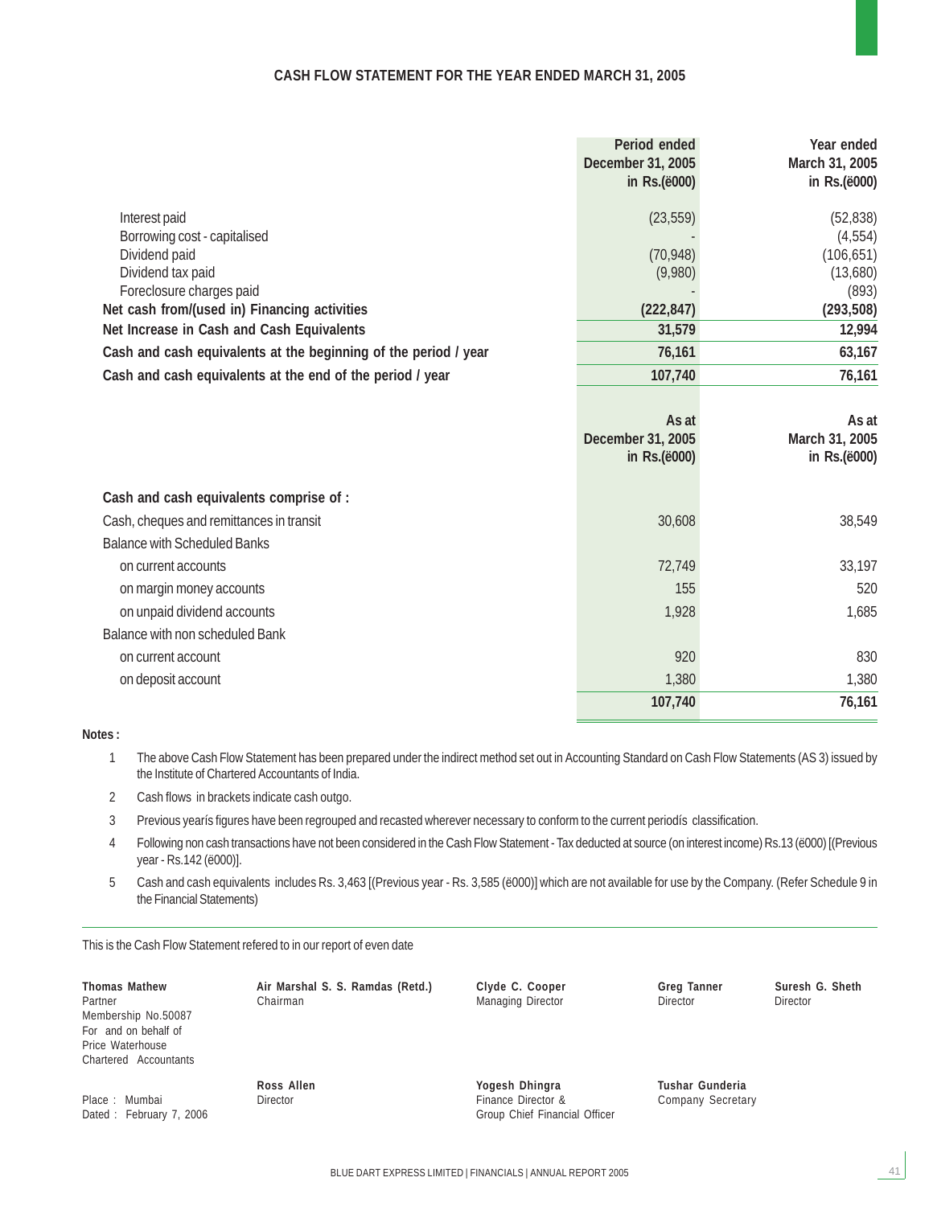## CASH FLOW STATEMENT FOR THE YEAR ENDED MARCH 31, 2005

| | Period ended December 31, 2005 in Rs.(ë000) | Year ended March 31, 2005 in Rs.(ë000) |
|---|---|---|
| Interest paid | (23,559) | (52,838) |
| Borrowing cost - capitalised | - | (4,554) |
| Dividend paid | (70,948) | (106,651) |
| Dividend tax paid | (9,980) | (13,680) |
| Foreclosure charges paid | - | (893) |
| **Net cash from/(used in) Financing activities** | **(222,847)** | **(293,508)** |
| **Net Increase in Cash and Cash Equivalents** | **31,579** | **12,994** |
| **Cash and cash equivalents at the beginning of the period / year** | **76,161** | **63,167** |
| **Cash and cash equivalents at the end of the period / year** | **107,740** | **76,161** |

| | As at December 31, 2005 in Rs.(ë000) | As at March 31, 2005 in Rs.(ë000) |
|---|---|---|
| **Cash and cash equivalents comprise of :** | | |
| Cash, cheques and remittances in transit | 30,608 | 38,549 |
| Balance with Scheduled Banks | | |
| on current accounts | 72,749 | 33,197 |
| on margin money accounts | 155 | 520 |
| on unpaid dividend accounts | 1,928 | 1,685 |
| Balance with non scheduled Bank | | |
| on current account | 920 | 830 |
| on deposit account | 1,380 | 1,380 |
| | **107,740** | **76,161** |

**Notes :**

1. The above Cash Flow Statement has been prepared under the indirect method set out in Accounting Standard on Cash Flow Statements (AS 3) issued by the Institute of Chartered Accountants of India.
2. Cash flows in brackets indicate cash outgo.
3. Previous yearís figures have been regrouped and recasted wherever necessary to conform to the current periodís classification.
4. Following non cash transactions have not been considered in the Cash Flow Statement - Tax deducted at source (on interest income) Rs.13 (ë000) [(Previous year - Rs.142 (ë000)].
5. Cash and cash equivalents includes Rs. 3,463 [(Previous year - Rs. 3,585 (ë000)] which are not available for use by the Company. (Refer Schedule 9 in the Financial Statements)

This is the Cash Flow Statement refered to in our report of even date

**Thomas Mathew**
Partner
Membership No.50087
For and on behalf of
Price Waterhouse
Chartered Accountants

**Air Marshal S. S. Ramdas (Retd.)**
Chairman

**Clyde C. Cooper**
Managing Director

**Greg Tanner**
Director

**Suresh G. Sheth**
Director

Place : Mumbai
Dated : February 7, 2006

**Ross Allen**
Director

**Yogesh Dhingra**
Finance Director &
Group Chief Financial Officer

**Tushar Gunderia**
Company Secretary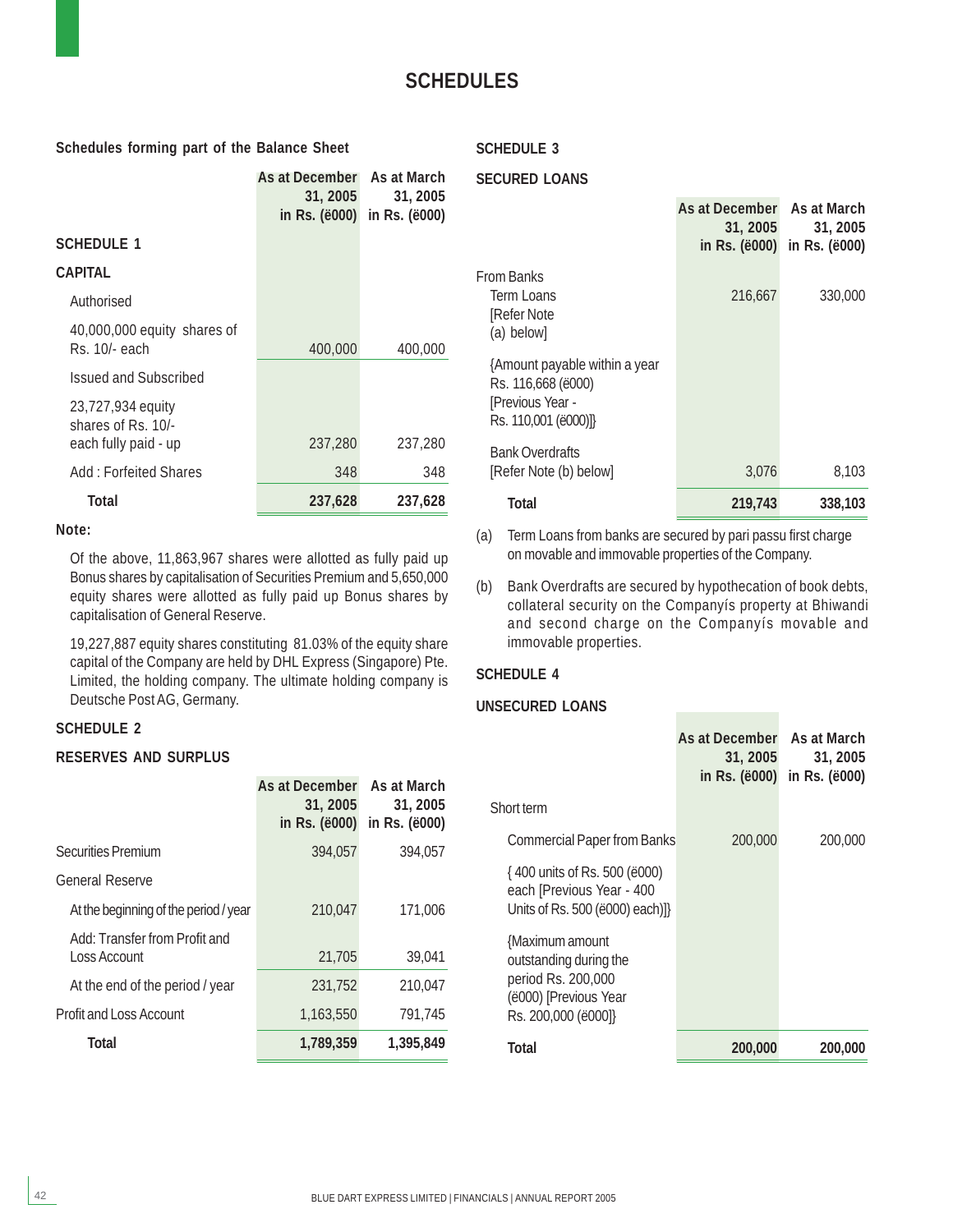# SCHEDULES

## Schedules forming part of the Balance Sheet

### SCHEDULE 1

### CAPITAL

| | As at December 31, 2005 in Rs. (ë000) | As at March 31, 2005 in Rs. (ë000) |
|---|---|---|
| Authorised | | |
| 40,000,000 equity shares of Rs. 10/- each | 400,000 | 400,000 |
| Issued and Subscribed | | |
| 23,727,934 equity shares of Rs. 10/- each fully paid - up | 237,280 | 237,280 |
| Add : Forfeited Shares | 348 | 348 |
| **Total** | **237,628** | **237,628** |

**Note:**

Of the above, 11,863,967 shares were allotted as fully paid up Bonus shares by capitalisation of Securities Premium and 5,650,000 equity shares were allotted as fully paid up Bonus shares by capitalisation of General Reserve.

19,227,887 equity shares constituting 81.03% of the equity share capital of the Company are held by DHL Express (Singapore) Pte. Limited, the holding company. The ultimate holding company is Deutsche Post AG, Germany.

### SCHEDULE 2

### RESERVES AND SURPLUS

| | As at December 31, 2005 in Rs. (ë000) | As at March 31, 2005 in Rs. (ë000) |
|---|---|---|
| Securities Premium | 394,057 | 394,057 |
| General Reserve | | |
| At the beginning of the period / year | 210,047 | 171,006 |
| Add: Transfer from Profit and Loss Account | 21,705 | 39,041 |
| At the end of the period / year | 231,752 | 210,047 |
| Profit and Loss Account | 1,163,550 | 791,745 |
| **Total** | **1,789,359** | **1,395,849** |

### SCHEDULE 3

### SECURED LOANS

| | As at December 31, 2005 in Rs. (ë000) | As at March 31, 2005 in Rs. (ë000) |
|---|---|---|
| From Banks | | |
| Term Loans [Refer Note (a) below] | 216,667 | 330,000 |
| {Amount payable within a year Rs. 116,668 (ë000) [Previous Year - Rs. 110,001 (ë000)]} | | |
| Bank Overdrafts [Refer Note (b) below] | 3,076 | 8,103 |
| **Total** | **219,743** | **338,103** |

(a) Term Loans from banks are secured by pari passu first charge on movable and immovable properties of the Company.

(b) Bank Overdrafts are secured by hypothecation of book debts, collateral security on the Companyís property at Bhiwandi and second charge on the Companyís movable and immovable properties.

### SCHEDULE 4

### UNSECURED LOANS

| | As at December 31, 2005 in Rs. (ë000) | As at March 31, 2005 in Rs. (ë000) |
|---|---|---|
| Short term | | |
| Commercial Paper from Banks | 200,000 | 200,000 |
| { 400 units of Rs. 500 (ë000) each [Previous Year - 400 Units of Rs. 500 (ë000) each)]} | | |
| {Maximum amount outstanding during the period Rs. 200,000 (ë000) [Previous Year Rs. 200,000 (ë000]} | | |
| **Total** | **200,000** | **200,000** |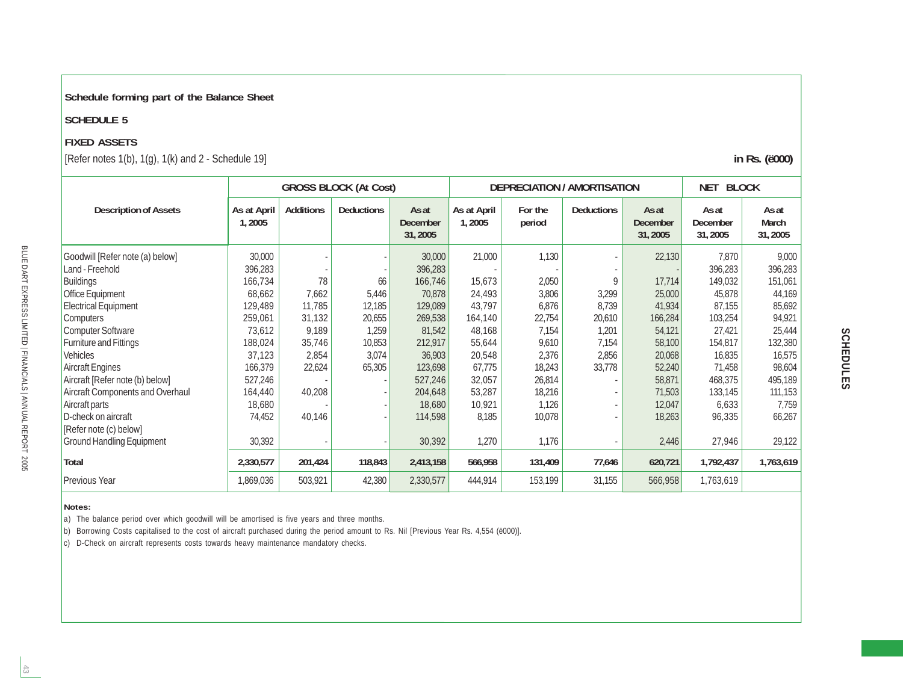Schedule forming part of the Balance Sheet

**SCHEDULE 5**

**FIXED ASSETS**

[Refer notes 1(b), 1(g), 1(k) and 2 - Schedule 19]

**in Rs. ('000)**

| Description of Assets | GROSS BLOCK (At Cost) | | | | DEPRECIATION / AMORTISATION | | | | NET BLOCK | |
|---|---|---|---|---|---|---|---|---|---|---|
| | As at April 1, 2005 | Additions | Deductions | As at December 31, 2005 | As at April 1, 2005 | For the period | Deductions | As at December 31, 2005 | As at December 31, 2005 | As at March 31, 2005 |
| Goodwill [Refer note (a) below] | 30,000 | - | - | 30,000 | 21,000 | 1,130 | - | 22,130 | 7,870 | 9,000 |
| Land - Freehold | 396,283 | - | - | 396,283 | - | - | - | - | 396,283 | 396,283 |
| Buildings | 166,734 | 78 | 66 | 166,746 | 15,673 | 2,050 | 9 | 17,714 | 149,032 | 151,061 |
| Office Equipment | 68,662 | 7,662 | 5,446 | 70,878 | 24,493 | 3,806 | 3,299 | 25,000 | 45,878 | 44,169 |
| Electrical Equipment | 129,489 | 11,785 | 12,185 | 129,089 | 43,797 | 6,876 | 8,739 | 41,934 | 87,155 | 85,692 |
| Computers | 259,061 | 31,132 | 20,655 | 269,538 | 164,140 | 22,754 | 20,610 | 166,284 | 103,254 | 94,921 |
| Computer Software | 73,612 | 9,189 | 1,259 | 81,542 | 48,168 | 7,154 | 1,201 | 54,121 | 27,421 | 25,444 |
| Furniture and Fittings | 188,024 | 35,746 | 10,853 | 212,917 | 55,644 | 9,610 | 7,154 | 58,100 | 154,817 | 132,380 |
| Vehicles | 37,123 | 2,854 | 3,074 | 36,903 | 20,548 | 2,376 | 2,856 | 20,068 | 16,835 | 16,575 |
| Aircraft Engines | 166,379 | 22,624 | 65,305 | 123,698 | 67,775 | 18,243 | 33,778 | 52,240 | 71,458 | 98,604 |
| Aircraft [Refer note (b) below] | 527,246 | - | - | 527,246 | 32,057 | 26,814 | - | 58,871 | 468,375 | 495,189 |
| Aircraft Components and Overhaul | 164,440 | 40,208 | - | 204,648 | 53,287 | 18,216 | - | 71,503 | 133,145 | 111,153 |
| Aircraft parts | 18,680 | - | - | 18,680 | 10,921 | 1,126 | - | 12,047 | 6,633 | 7,759 |
| D-check on aircraft [Refer note (c) below] | 74,452 | 40,146 | - | 114,598 | 8,185 | 10,078 | - | 18,263 | 96,335 | 66,267 |
| Ground Handling Equipment | 30,392 | - | - | 30,392 | 1,270 | 1,176 | - | 2,446 | 27,946 | 29,122 |
| **Total** | **2,330,577** | **201,424** | **118,843** | **2,413,158** | **566,958** | **131,409** | **77,646** | **620,721** | **1,792,437** | **1,763,619** |
| Previous Year | 1,869,036 | 503,921 | 42,380 | 2,330,577 | 444,914 | 153,199 | 31,155 | 566,958 | 1,763,619 | |

**Notes:**

a) The balance period over which goodwill will be amortised is five years and three months.

b) Borrowing Costs capitalised to the cost of aircraft purchased during the period amount to Rs. Nil [Previous Year Rs. 4,554 ('000)].

c) D-Check on aircraft represents costs towards heavy maintenance mandatory checks.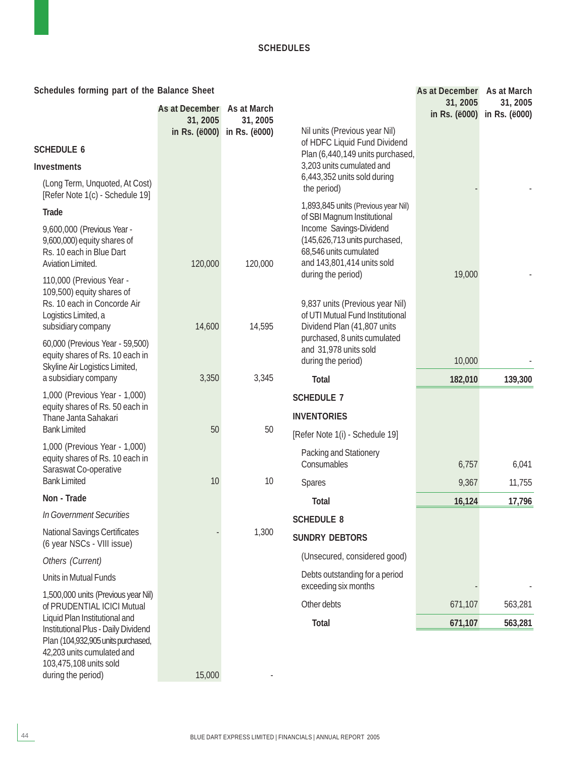## SCHEDULES

**Schedules forming part of the Balance Sheet**

| | As at December 31, 2005 in Rs. ('000) | As at March 31, 2005 in Rs. ('000) |
|---|---|---|
| **SCHEDULE 6** | | |
| **Investments** | | |
| (Long Term, Unquoted, At Cost) [Refer Note 1(c) - Schedule 19] | | |
| **Trade** | | |
| 9,600,000 (Previous Year - 9,600,000) equity shares of Rs. 10 each in Blue Dart Aviation Limited. | 120,000 | 120,000 |
| 110,000 (Previous Year - 109,500) equity shares of Rs. 10 each in Concorde Air Logistics Limited, a subsidiary company | 14,600 | 14,595 |
| 60,000 (Previous Year - 59,500) equity shares of Rs. 10 each in Skyline Air Logistics Limited, a subsidiary company | 3,350 | 3,345 |
| 1,000 (Previous Year - 1,000) equity shares of Rs. 50 each in Thane Janta Sahakari Bank Limited | 50 | 50 |
| 1,000 (Previous Year - 1,000) equity shares of Rs. 10 each in Saraswat Co-operative Bank Limited | 10 | 10 |
| **Non - Trade** | | |
| *In Government Securities* | | |
| National Savings Certificates (6 year NSCs - VIII issue) | - | 1,300 |
| *Others (Current)* | | |
| Units in Mutual Funds | | |
| 1,500,000 units (Previous year Nil) of PRUDENTIAL ICICI Mutual Liquid Plan Institutional and Institutional Plus - Daily Dividend Plan (104,932,905 units purchased, 42,203 units cumulated and 103,475,108 units sold during the period) | 15,000 | - |
| Nil units (Previous year Nil) of HDFC Liquid Fund Dividend Plan (6,440,149 units purchased, 3,203 units cumulated and 6,443,352 units sold during the period) | - | - |
| 1,893,845 units (Previous year Nil) of SBI Magnum Institutional Income Savings-Dividend (145,626,713 units purchased, 68,546 units cumulated and 143,801,414 units sold during the period) | 19,000 | - |
| 9,837 units (Previous year Nil) of UTI Mutual Fund Institutional Dividend Plan (41,807 units purchased, 8 units cumulated and 31,978 units sold during the period) | 10,000 | - |
| **Total** | **182,010** | **139,300** |
| **SCHEDULE 7** | | |
| **INVENTORIES** | | |
| [Refer Note 1(i) - Schedule 19] | | |
| Packing and Stationery Consumables | 6,757 | 6,041 |
| Spares | 9,367 | 11,755 |
| **Total** | **16,124** | **17,796** |
| **SCHEDULE 8** | | |
| **SUNDRY DEBTORS** | | |
| (Unsecured, considered good) | | |
| Debts outstanding for a period exceeding six months | - | - |
| Other debts | 671,107 | 563,281 |
| **Total** | **671,107** | **563,281** |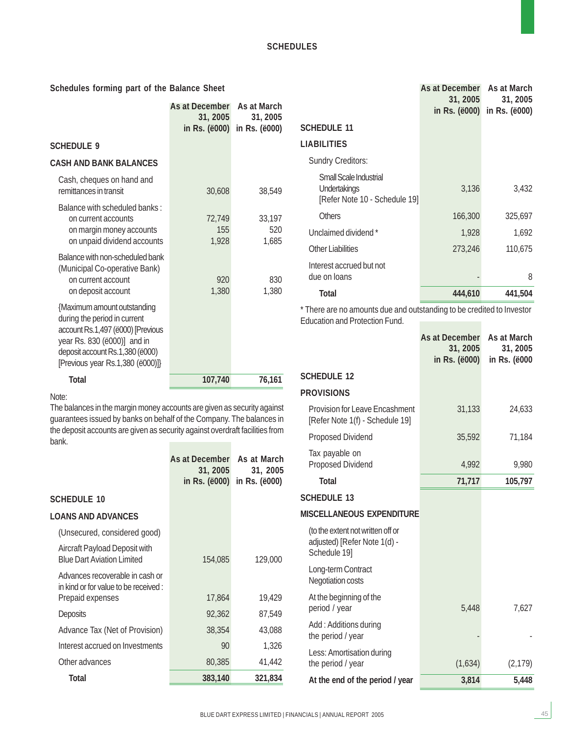## SCHEDULES

### Schedules forming part of the Balance Sheet

| | As at December 31, 2005 in Rs. (ë000) | As at March 31, 2005 in Rs. (ë000) |
|---|---|---|
| **SCHEDULE 9** | | |
| **CASH AND BANK BALANCES** | | |
| Cash, cheques on hand and remittances in transit | 30,608 | 38,549 |
| Balance with scheduled banks : | | |
| on current accounts | 72,749 | 33,197 |
| on margin money accounts | 155 | 520 |
| on unpaid dividend accounts | 1,928 | 1,685 |
| Balance with non-scheduled bank (Municipal Co-operative Bank) | | |
| on current account | 920 | 830 |
| on deposit account | 1,380 | 1,380 |
| {Maximum amount outstanding during the period in current account Rs.1,497 (ë000) [Previous year Rs. 830 (ë000)] and in deposit account Rs.1,380 (ë000) [Previous year Rs.1,380 (ë000)]} | | |
| **Total** | **107,740** | **76,161** |

Note:
The balances in the margin money accounts are given as security against guarantees issued by banks on behalf of the Company. The balances in the deposit accounts are given as security against overdraft facilities from bank.

| | As at December 31, 2005 in Rs. (ë000) | As at March 31, 2005 in Rs. (ë000) |
|---|---|---|
| **SCHEDULE 10** | | |
| **LOANS AND ADVANCES** | | |
| (Unsecured, considered good) | | |
| Aircraft Payload Deposit with Blue Dart Aviation Limited | 154,085 | 129,000 |
| Advances recoverable in cash or in kind or for value to be received : | | |
| Prepaid expenses | 17,864 | 19,429 |
| Deposits | 92,362 | 87,549 |
| Advance Tax (Net of Provision) | 38,354 | 43,088 |
| Interest accrued on Investments | 90 | 1,326 |
| Other advances | 80,385 | 41,442 |
| **Total** | **383,140** | **321,834** |

| | As at December 31, 2005 in Rs. (ë000) | As at March 31, 2005 in Rs. (ë000) |
|---|---|---|
| **SCHEDULE 11** | | |
| **LIABILITIES** | | |
| Sundry Creditors: | | |
| Small Scale Industrial Undertakings [Refer Note 10 - Schedule 19] | 3,136 | 3,432 |
| Others | 166,300 | 325,697 |
| Unclaimed dividend * | 1,928 | 1,692 |
| Other Liabilities | 273,246 | 110,675 |
| Interest accrued but not due on loans | - | 8 |
| **Total** | **444,610** | **441,504** |

* There are no amounts due and outstanding to be credited to Investor Education and Protection Fund.

| | As at December 31, 2005 in Rs. (ë000) | As at March 31, 2005 in Rs. (ë000 |
|---|---|---|
| **SCHEDULE 12** | | |
| **PROVISIONS** | | |
| Provision for Leave Encashment [Refer Note 1(f) - Schedule 19] | 31,133 | 24,633 |
| Proposed Dividend | 35,592 | 71,184 |
| Tax payable on Proposed Dividend | 4,992 | 9,980 |
| **Total** | **71,717** | **105,797** |
| **SCHEDULE 13** | | |
| **MISCELLANEOUS EXPENDITURE** | | |
| (to the extent not written off or adjusted) [Refer Note 1(d) - Schedule 19] | | |
| Long-term Contract Negotiation costs | | |
| At the beginning of the period / year | 5,448 | 7,627 |
| Add : Additions during the period / year | - | - |
| Less: Amortisation during the period / year | (1,634) | (2,179) |
| **At the end of the period / year** | **3,814** | **5,448** |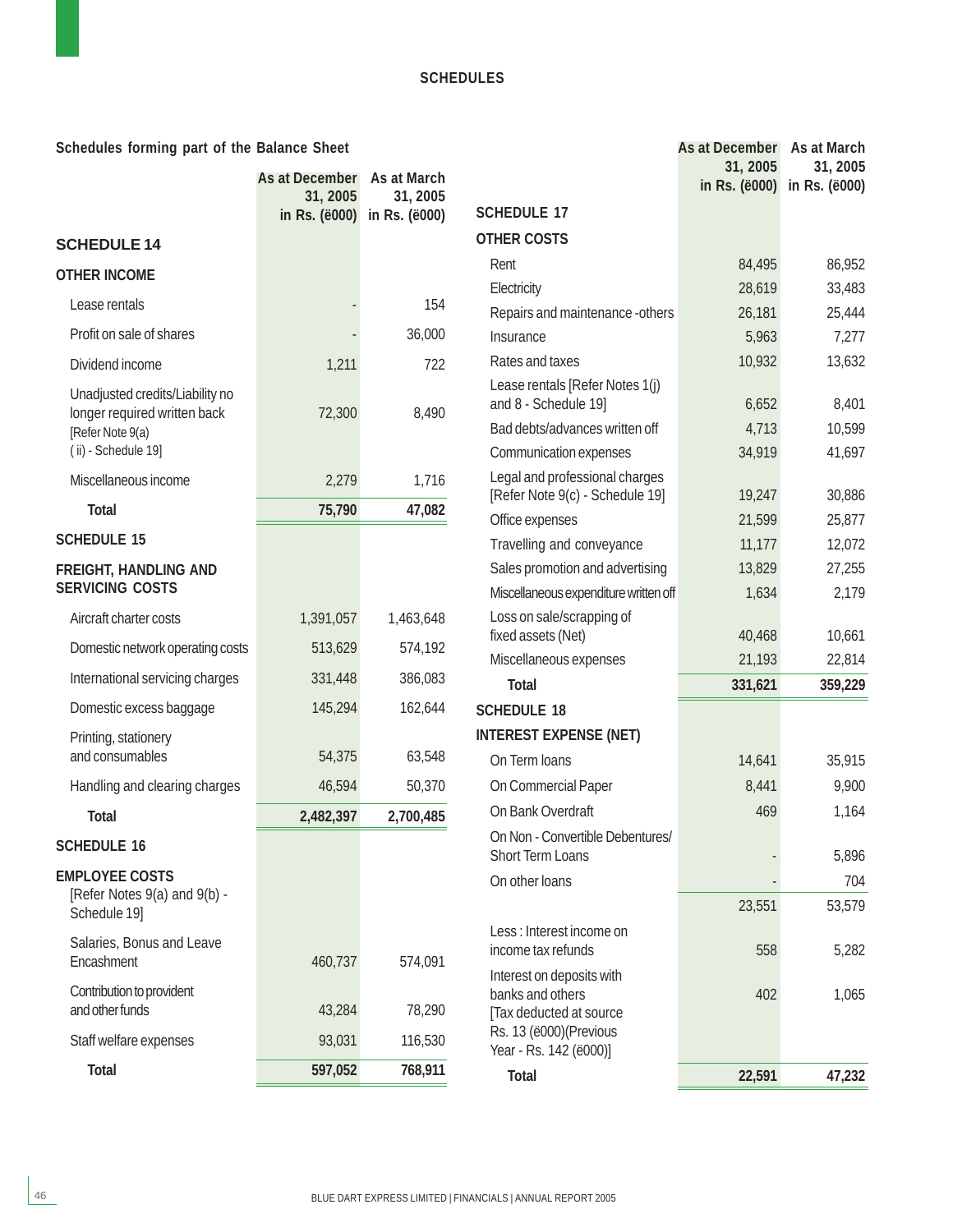## SCHEDULES

### Schedules forming part of the Balance Sheet

| | As at December 31, 2005 in Rs. (ë000) | As at March 31, 2005 in Rs. (ë000) |
|---|---|---|
| **SCHEDULE 14** | | |
| **OTHER INCOME** | | |
| Lease rentals | - | 154 |
| Profit on sale of shares | - | 36,000 |
| Dividend income | 1,211 | 722 |
| Unadjusted credits/Liability no longer required written back [Refer Note 9(a) ( ii) - Schedule 19] | 72,300 | 8,490 |
| Miscellaneous income | 2,279 | 1,716 |
| **Total** | **75,790** | **47,082** |
| **SCHEDULE 15** | | |
| **FREIGHT, HANDLING AND SERVICING COSTS** | | |
| Aircraft charter costs | 1,391,057 | 1,463,648 |
| Domestic network operating costs | 513,629 | 574,192 |
| International servicing charges | 331,448 | 386,083 |
| Domestic excess baggage | 145,294 | 162,644 |
| Printing, stationery and consumables | 54,375 | 63,548 |
| Handling and clearing charges | 46,594 | 50,370 |
| **Total** | **2,482,397** | **2,700,485** |
| **SCHEDULE 16** | | |
| **EMPLOYEE COSTS** [Refer Notes 9(a) and 9(b) - Schedule 19] | | |
| Salaries, Bonus and Leave Encashment | 460,737 | 574,091 |
| Contribution to provident and other funds | 43,284 | 78,290 |
| Staff welfare expenses | 93,031 | 116,530 |
| **Total** | **597,052** | **768,911** |

| | As at December 31, 2005 in Rs. (ë000) | As at March 31, 2005 in Rs. (ë000) |
|---|---|---|
| **SCHEDULE 17** | | |
| **OTHER COSTS** | | |
| Rent | 84,495 | 86,952 |
| Electricity | 28,619 | 33,483 |
| Repairs and maintenance -others | 26,181 | 25,444 |
| Insurance | 5,963 | 7,277 |
| Rates and taxes | 10,932 | 13,632 |
| Lease rentals [Refer Notes 1(j) and 8 - Schedule 19] | 6,652 | 8,401 |
| Bad debts/advances written off | 4,713 | 10,599 |
| Communication expenses | 34,919 | 41,697 |
| Legal and professional charges [Refer Note 9(c) - Schedule 19] | 19,247 | 30,886 |
| Office expenses | 21,599 | 25,877 |
| Travelling and conveyance | 11,177 | 12,072 |
| Sales promotion and advertising | 13,829 | 27,255 |
| Miscellaneous expenditure written off | 1,634 | 2,179 |
| Loss on sale/scrapping of fixed assets (Net) | 40,468 | 10,661 |
| Miscellaneous expenses | 21,193 | 22,814 |
| **Total** | **331,621** | **359,229** |
| **SCHEDULE 18** | | |
| **INTEREST EXPENSE (NET)** | | |
| On Term loans | 14,641 | 35,915 |
| On Commercial Paper | 8,441 | 9,900 |
| On Bank Overdraft | 469 | 1,164 |
| On Non - Convertible Debentures/ Short Term Loans | - | 5,896 |
| On other loans | - | 704 |
| | 23,551 | 53,579 |
| Less : Interest income on income tax refunds | 558 | 5,282 |
| Interest on deposits with banks and others [Tax deducted at source Rs. 13 (ë000)(Previous Year - Rs. 142 (ë000)] | 402 | 1,065 |
| **Total** | **22,591** | **47,232** |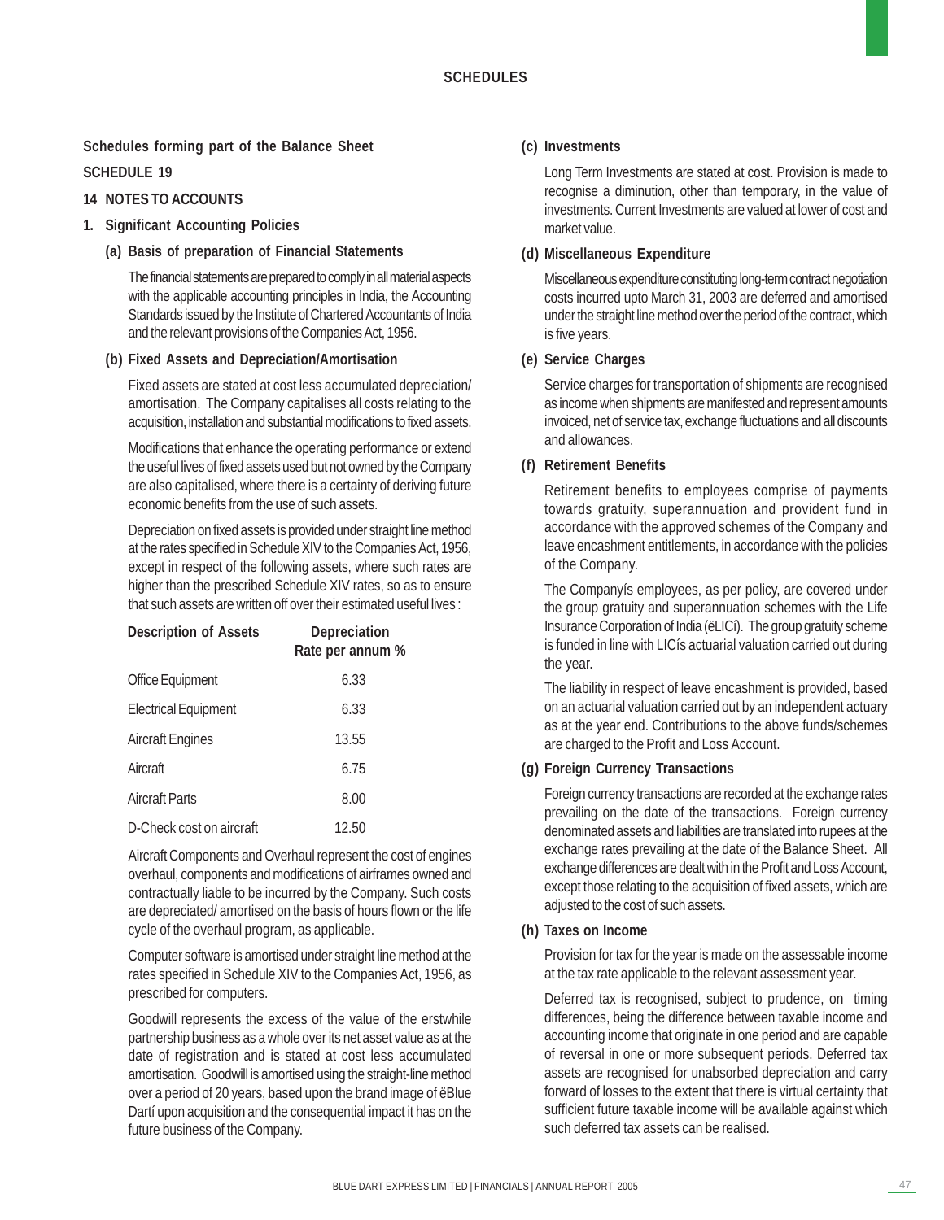## SCHEDULES

**Schedules forming part of the Balance Sheet**

**SCHEDULE 19**

**14 NOTES TO ACCOUNTS**

**1. Significant Accounting Policies**

**(a) Basis of preparation of Financial Statements**

The financial statements are prepared to comply in all material aspects with the applicable accounting principles in India, the Accounting Standards issued by the Institute of Chartered Accountants of India and the relevant provisions of the Companies Act, 1956.

**(b) Fixed Assets and Depreciation/Amortisation**

Fixed assets are stated at cost less accumulated depreciation/ amortisation. The Company capitalises all costs relating to the acquisition, installation and substantial modifications to fixed assets.

Modifications that enhance the operating performance or extend the useful lives of fixed assets used but not owned by the Company are also capitalised, where there is a certainty of deriving future economic benefits from the use of such assets.

Depreciation on fixed assets is provided under straight line method at the rates specified in Schedule XIV to the Companies Act, 1956, except in respect of the following assets, where such rates are higher than the prescribed Schedule XIV rates, so as to ensure that such assets are written off over their estimated useful lives :

| Description of Assets | Depreciation Rate per annum % |
|---|---|
| Office Equipment | 6.33 |
| Electrical Equipment | 6.33 |
| Aircraft Engines | 13.55 |
| Aircraft | 6.75 |
| Aircraft Parts | 8.00 |
| D-Check cost on aircraft | 12.50 |

Aircraft Components and Overhaul represent the cost of engines overhaul, components and modifications of airframes owned and contractually liable to be incurred by the Company. Such costs are depreciated/ amortised on the basis of hours flown or the life cycle of the overhaul program, as applicable.

Computer software is amortised under straight line method at the rates specified in Schedule XIV to the Companies Act, 1956, as prescribed for computers.

Goodwill represents the excess of the value of the erstwhile partnership business as a whole over its net asset value as at the date of registration and is stated at cost less accumulated amortisation. Goodwill is amortised using the straight-line method over a period of 20 years, based upon the brand image of ëBlue Dartí upon acquisition and the consequential impact it has on the future business of the Company.

**(c) Investments**

Long Term Investments are stated at cost. Provision is made to recognise a diminution, other than temporary, in the value of investments. Current Investments are valued at lower of cost and market value.

**(d) Miscellaneous Expenditure**

Miscellaneous expenditure constituting long-term contract negotiation costs incurred upto March 31, 2003 are deferred and amortised under the straight line method over the period of the contract, which is five years.

**(e) Service Charges**

Service charges for transportation of shipments are recognised as income when shipments are manifested and represent amounts invoiced, net of service tax, exchange fluctuations and all discounts and allowances.

**(f) Retirement Benefits**

Retirement benefits to employees comprise of payments towards gratuity, superannuation and provident fund in accordance with the approved schemes of the Company and leave encashment entitlements, in accordance with the policies of the Company.

The Companyís employees, as per policy, are covered under the group gratuity and superannuation schemes with the Life Insurance Corporation of India (ëLICí). The group gratuity scheme is funded in line with LICís actuarial valuation carried out during the year.

The liability in respect of leave encashment is provided, based on an actuarial valuation carried out by an independent actuary as at the year end. Contributions to the above funds/schemes are charged to the Profit and Loss Account.

**(g) Foreign Currency Transactions**

Foreign currency transactions are recorded at the exchange rates prevailing on the date of the transactions. Foreign currency denominated assets and liabilities are translated into rupees at the exchange rates prevailing at the date of the Balance Sheet. All exchange differences are dealt with in the Profit and Loss Account, except those relating to the acquisition of fixed assets, which are adjusted to the cost of such assets.

**(h) Taxes on Income**

Provision for tax for the year is made on the assessable income at the tax rate applicable to the relevant assessment year.

Deferred tax is recognised, subject to prudence, on timing differences, being the difference between taxable income and accounting income that originate in one period and are capable of reversal in one or more subsequent periods. Deferred tax assets are recognised for unabsorbed depreciation and carry forward of losses to the extent that there is virtual certainty that sufficient future taxable income will be available against which such deferred tax assets can be realised.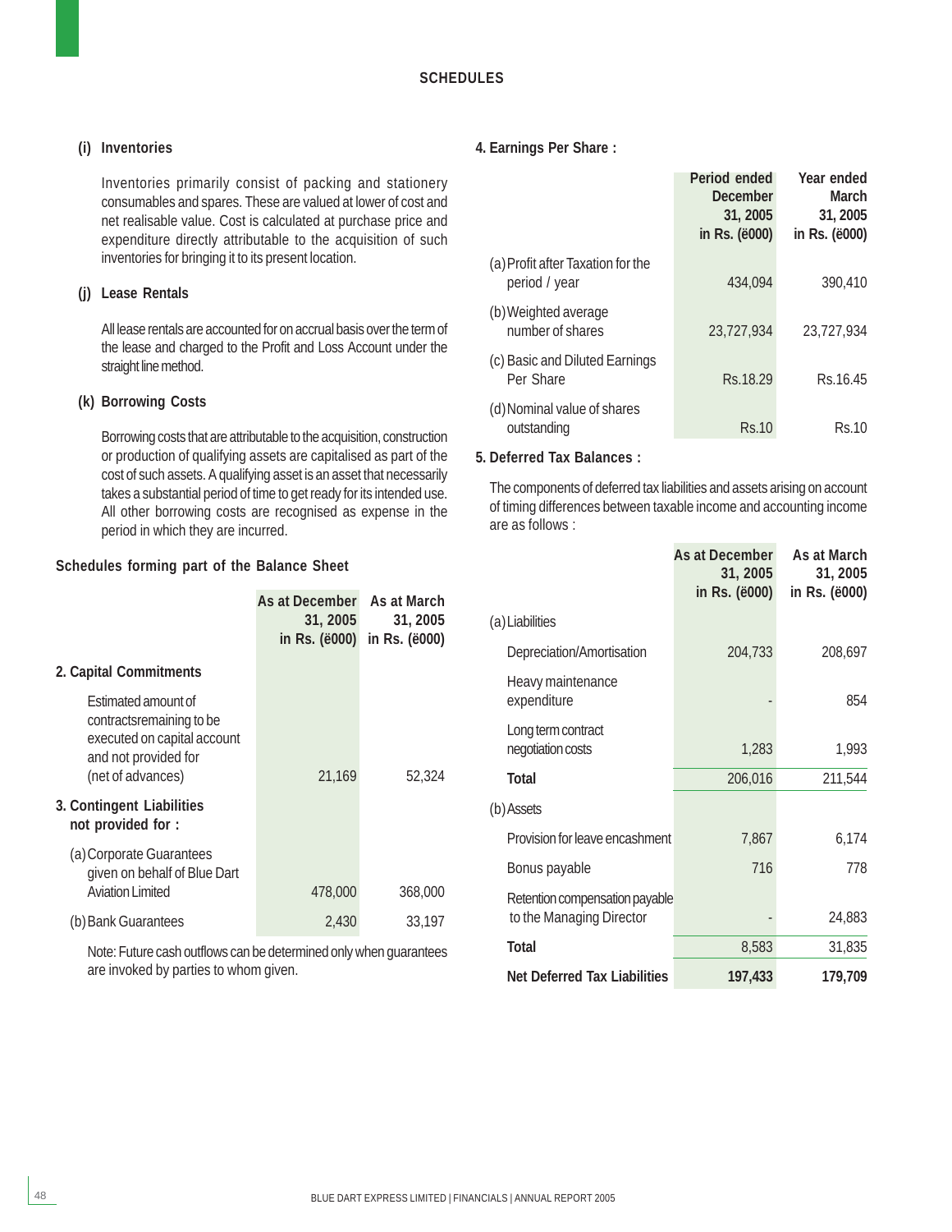## SCHEDULES

### (i) Inventories

Inventories primarily consist of packing and stationery consumables and spares. These are valued at lower of cost and net realisable value. Cost is calculated at purchase price and expenditure directly attributable to the acquisition of such inventories for bringing it to its present location.

### (j) Lease Rentals

All lease rentals are accounted for on accrual basis over the term of the lease and charged to the Profit and Loss Account under the straight line method.

### (k) Borrowing Costs

Borrowing costs that are attributable to the acquisition, construction or production of qualifying assets are capitalised as part of the cost of such assets. A qualifying asset is an asset that necessarily takes a substantial period of time to get ready for its intended use. All other borrowing costs are recognised as expense in the period in which they are incurred.

### Schedules forming part of the Balance Sheet

| | As at December 31, 2005 in Rs. (ë000) | As at March 31, 2005 in Rs. (ë000) |
|---|---|---|
| **2. Capital Commitments** | | |
| Estimated amount of contractsremaining to be executed on capital account and not provided for (net of advances) | 21,169 | 52,324 |
| **3. Contingent Liabilities not provided for :** | | |
| (a) Corporate Guarantees given on behalf of Blue Dart Aviation Limited | 478,000 | 368,000 |
| (b) Bank Guarantees | 2,430 | 33,197 |

Note: Future cash outflows can be determined only when guarantees are invoked by parties to whom given.

### 4. Earnings Per Share :

| | Period ended December 31, 2005 in Rs. (ë000) | Year ended March 31, 2005 in Rs. (ë000) |
|---|---|---|
| (a) Profit after Taxation for the period / year | 434,094 | 390,410 |
| (b) Weighted average number of shares | 23,727,934 | 23,727,934 |
| (c) Basic and Diluted Earnings Per Share | Rs.18.29 | Rs.16.45 |
| (d) Nominal value of shares outstanding | Rs.10 | Rs.10 |

### 5. Deferred Tax Balances :

The components of deferred tax liabilities and assets arising on account of timing differences between taxable income and accounting income are as follows :

| | As at December 31, 2005 in Rs. (ë000) | As at March 31, 2005 in Rs. (ë000) |
|---|---|---|
| (a) Liabilities | | |
| Depreciation/Amortisation | 204,733 | 208,697 |
| Heavy maintenance expenditure | - | 854 |
| Long term contract negotiation costs | 1,283 | 1,993 |
| **Total** | 206,016 | 211,544 |
| (b) Assets | | |
| Provision for leave encashment | 7,867 | 6,174 |
| Bonus payable | 716 | 778 |
| Retention compensation payable to the Managing Director | - | 24,883 |
| **Total** | 8,583 | 31,835 |
| **Net Deferred Tax Liabilities** | **197,433** | **179,709** |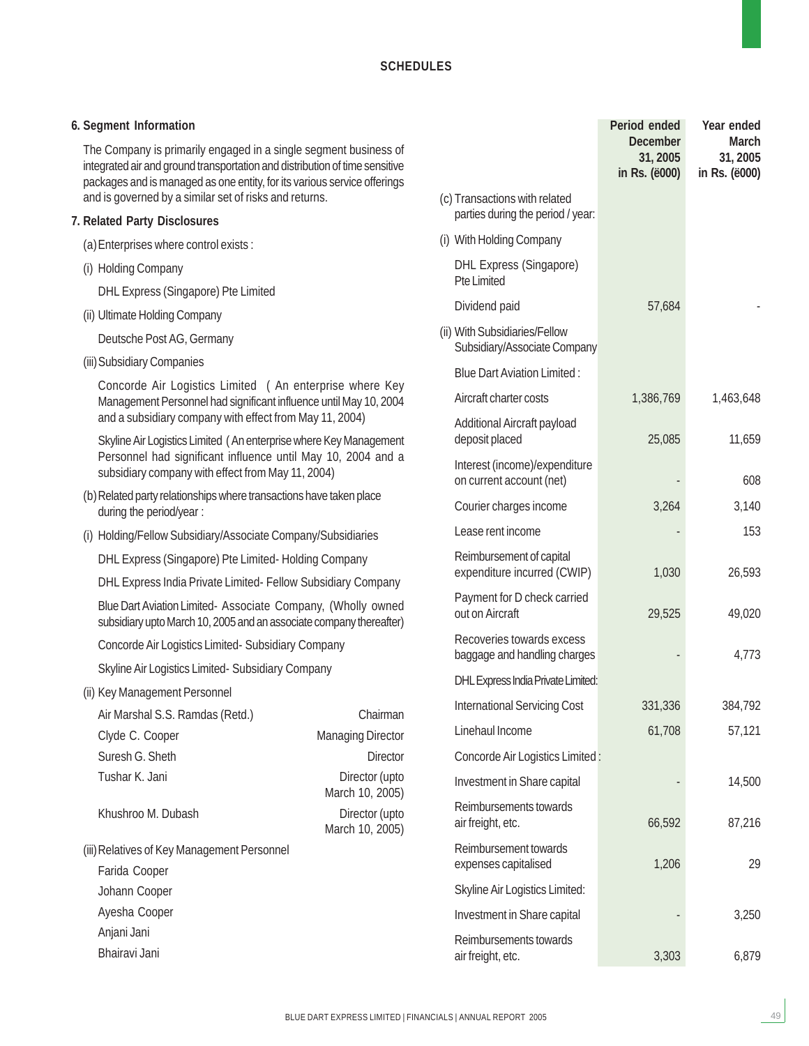## SCHEDULES

### 6. Segment Information

The Company is primarily engaged in a single segment business of integrated air and ground transportation and distribution of time sensitive packages and is managed as one entity, for its various service offerings and is governed by a similar set of risks and returns.

### 7. Related Party Disclosures

(a) Enterprises where control exists :

(i) Holding Company

DHL Express (Singapore) Pte Limited

(ii) Ultimate Holding Company

Deutsche Post AG, Germany

(iii) Subsidiary Companies

Concorde Air Logistics Limited ( An enterprise where Key Management Personnel had significant influence until May 10, 2004 and a subsidiary company with effect from May 11, 2004)

Skyline Air Logistics Limited ( An enterprise where Key Management Personnel had significant influence until May 10, 2004 and a subsidiary company with effect from May 11, 2004)

(b) Related party relationships where transactions have taken place during the period/year :

(i) Holding/Fellow Subsidiary/Associate Company/Subsidiaries

DHL Express (Singapore) Pte Limited- Holding Company

DHL Express India Private Limited- Fellow Subsidiary Company

Blue Dart Aviation Limited- Associate Company, (Wholly owned subsidiary upto March 10, 2005 and an associate company thereafter)

Concorde Air Logistics Limited- Subsidiary Company

Skyline Air Logistics Limited- Subsidiary Company

(ii) Key Management Personnel

| Name | Designation |
|---|---|
| Air Marshal S.S. Ramdas (Retd.) | Chairman |
| Clyde C. Cooper | Managing Director |
| Suresh G. Sheth | Director |
| Tushar K. Jani | Director (upto March 10, 2005) |
| Khushroo M. Dubash | Director (upto March 10, 2005) |

(iii) Relatives of Key Management Personnel

Farida Cooper

Johann Cooper

Ayesha Cooper

Anjani Jani

Bhairavi Jani

| | Period ended December 31, 2005 in Rs. (ё000) | Year ended March 31, 2005 in Rs. (ё000) |
|---|---|---|
| (c) Transactions with related parties during the period / year: | | |
| (i) With Holding Company | | |
| DHL Express (Singapore) Pte Limited | | |
| Dividend paid | 57,684 | - |
| (ii) With Subsidiaries/Fellow Subsidiary/Associate Company | | |
| Blue Dart Aviation Limited : | | |
| Aircraft charter costs | 1,386,769 | 1,463,648 |
| Additional Aircraft payload deposit placed | 25,085 | 11,659 |
| Interest (income)/expenditure on current account (net) | - | 608 |
| Courier charges income | 3,264 | 3,140 |
| Lease rent income | - | 153 |
| Reimbursement of capital expenditure incurred (CWIP) | 1,030 | 26,593 |
| Payment for D check carried out on Aircraft | 29,525 | 49,020 |
| Recoveries towards excess baggage and handling charges | - | 4,773 |
| DHL Express India Private Limited: | | |
| International Servicing Cost | 331,336 | 384,792 |
| Linehaul Income | 61,708 | 57,121 |
| Concorde Air Logistics Limited : | | |
| Investment in Share capital | - | 14,500 |
| Reimbursements towards air freight, etc. | 66,592 | 87,216 |
| Reimbursement towards expenses capitalised | 1,206 | 29 |
| Skyline Air Logistics Limited: | | |
| Investment in Share capital | - | 3,250 |
| Reimbursements towards air freight, etc. | 3,303 | 6,879 |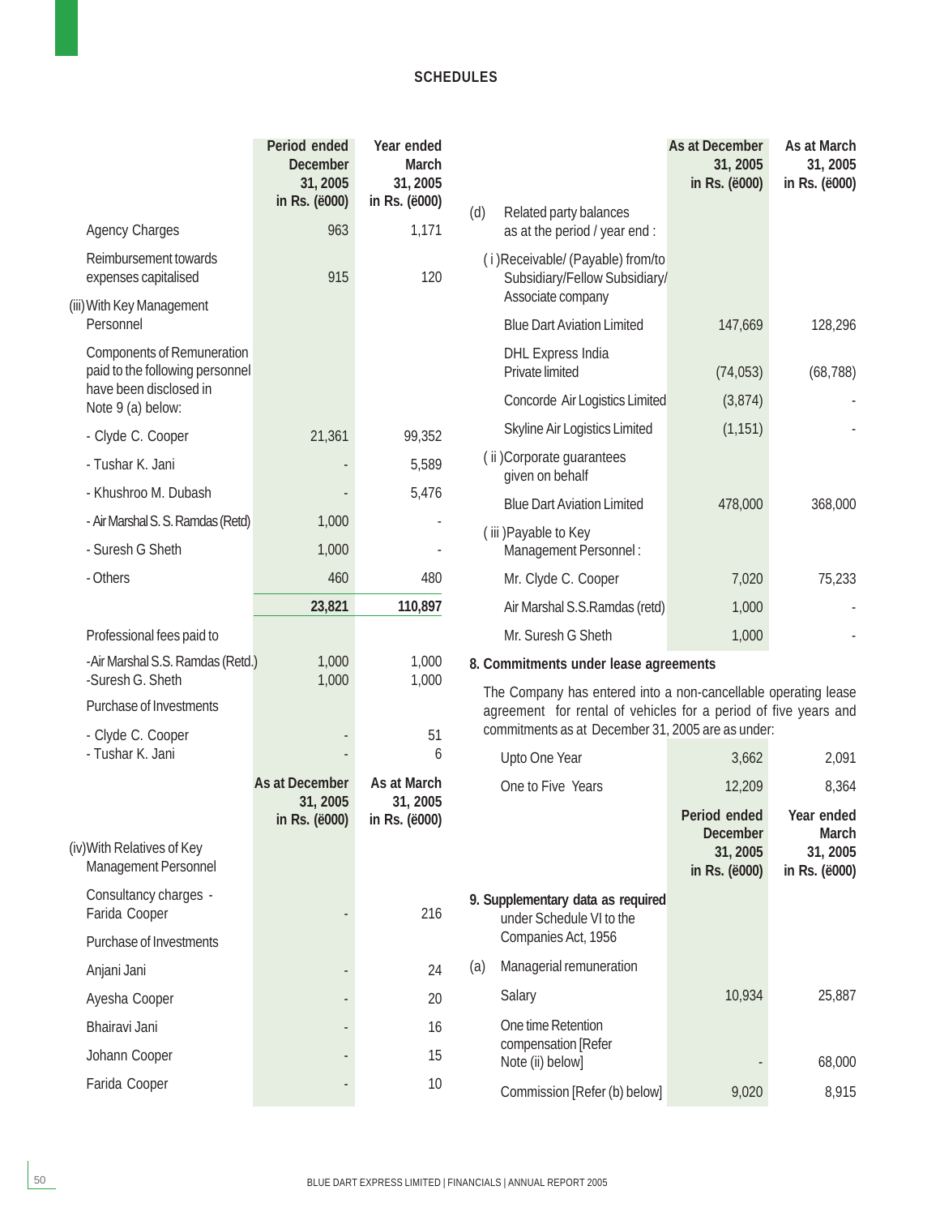## SCHEDULES

| | Period ended December 31, 2005 in Rs. ('000) | Year ended March 31, 2005 in Rs. ('000) |
|---|---|---|
| Agency Charges | 963 | 1,171 |
| Reimbursement towards expenses capitalised | 915 | 120 |
| (iii) With Key Management Personnel | | |
| Components of Remuneration paid to the following personnel have been disclosed in Note 9 (a) below: | | |
| - Clyde C. Cooper | 21,361 | 99,352 |
| - Tushar K. Jani | - | 5,589 |
| - Khushroo M. Dubash | - | 5,476 |
| - Air Marshal S. S. Ramdas (Retd) | 1,000 | - |
| - Suresh G Sheth | 1,000 | - |
| - Others | 460 | 480 |
| | **23,821** | **110,897** |
| Professional fees paid to | | |
| -Air Marshal S.S. Ramdas (Retd.) | 1,000 | 1,000 |
| -Suresh G. Sheth | 1,000 | 1,000 |
| Purchase of Investments | | |
| - Clyde C. Cooper | - | 51 |
| - Tushar K. Jani | - | 6 |

| | As at December 31, 2005 in Rs. ('000) | As at March 31, 2005 in Rs. ('000) |
|---|---|---|
| (iv) With Relatives of Key Management Personnel | | |
| Consultancy charges - Farida Cooper | - | 216 |
| Purchase of Investments | | |
| Anjani Jani | - | 24 |
| Ayesha Cooper | - | 20 |
| Bhairavi Jani | - | 16 |
| Johann Cooper | - | 15 |
| Farida Cooper | - | 10 |

| | As at December 31, 2005 in Rs. ('000) | As at March 31, 2005 in Rs. ('000) |
|---|---|---|
| (d) Related party balances as at the period / year end : | | |
| ( i ) Receivable/ (Payable) from/to Subsidiary/Fellow Subsidiary/ Associate company | | |
| Blue Dart Aviation Limited | 147,669 | 128,296 |
| DHL Express India Private limited | (74,053) | (68,788) |
| Concorde Air Logistics Limited | (3,874) | - |
| Skyline Air Logistics Limited | (1,151) | - |
| ( ii ) Corporate guarantees given on behalf | | |
| Blue Dart Aviation Limited | 478,000 | 368,000 |
| ( iii ) Payable to Key Management Personnel : | | |
| Mr. Clyde C. Cooper | 7,020 | 75,233 |
| Air Marshal S.S.Ramdas (retd) | 1,000 | - |
| Mr. Suresh G Sheth | 1,000 | - |

**8. Commitments under lease agreements**

The Company has entered into a non-cancellable operating lease agreement for rental of vehicles for a period of five years and commitments as at December 31, 2005 are as under:

| | As at December 31, 2005 in Rs. ('000) | As at March 31, 2005 in Rs. ('000) |
|---|---|---|
| Upto One Year | 3,662 | 2,091 |
| One to Five Years | 12,209 | 8,364 |

| | Period ended December 31, 2005 in Rs. ('000) | Year ended March 31, 2005 in Rs. ('000) |
|---|---|---|
| **9. Supplementary data as required under Schedule VI to the Companies Act, 1956** | | |
| (a) Managerial remuneration | | |
| Salary | 10,934 | 25,887 |
| One time Retention compensation [Refer Note (ii) below] | - | 68,000 |
| Commission [Refer (b) below] | 9,020 | 8,915 |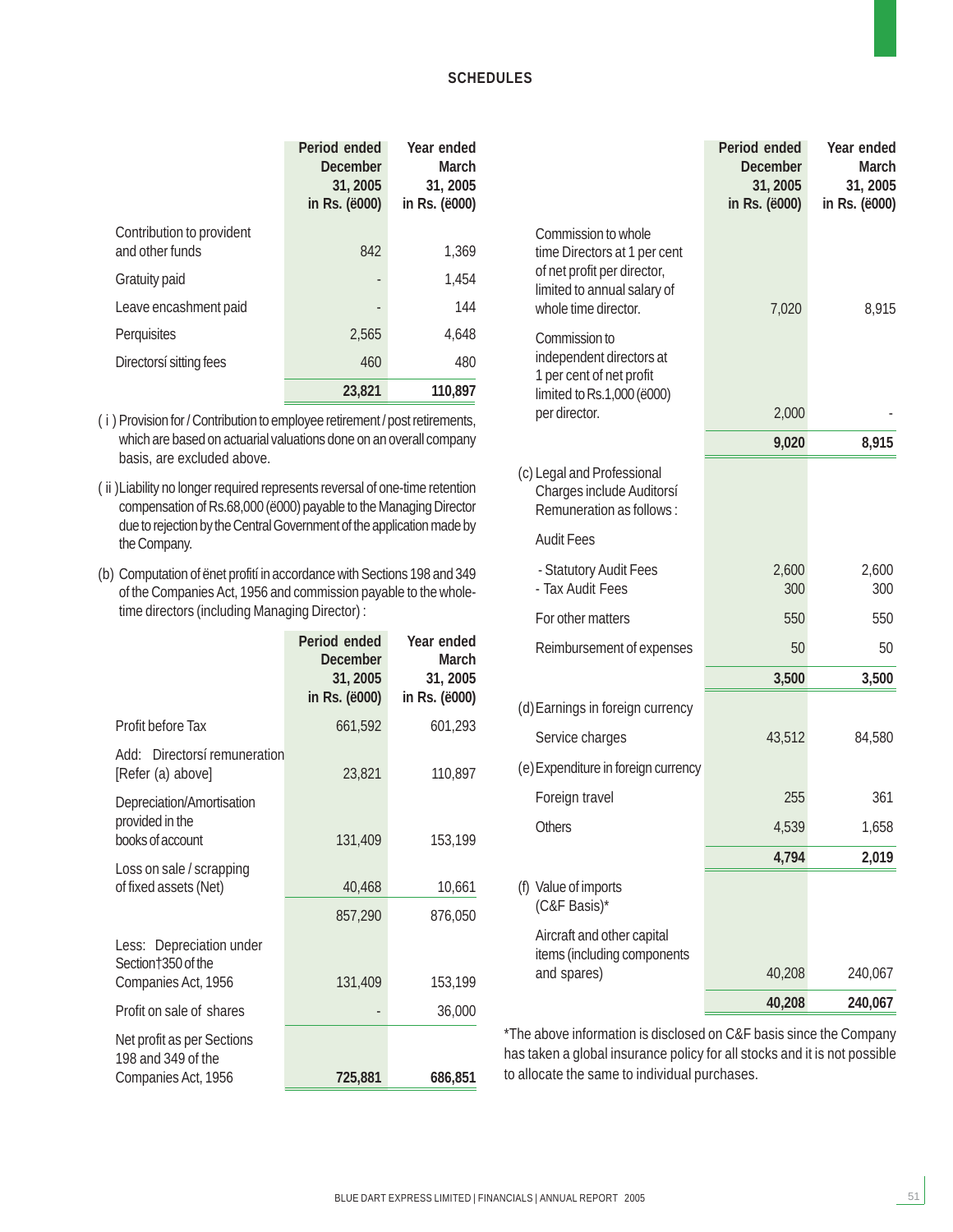## SCHEDULES

| | Period ended December 31, 2005 in Rs. (ë000) | Year ended March 31, 2005 in Rs. (ë000) |
|---|---|---|
| Contribution to provident and other funds | 842 | 1,369 |
| Gratuity paid | - | 1,454 |
| Leave encashment paid | - | 144 |
| Perquisites | 2,565 | 4,648 |
| Directorsí sitting fees | 460 | 480 |
| | **23,821** | **110,897** |

( i ) Provision for / Contribution to employee retirement / post retirements, which are based on actuarial valuations done on an overall company basis, are excluded above.

( ii ) Liability no longer required represents reversal of one-time retention compensation of Rs.68,000 (ë000) payable to the Managing Director due to rejection by the Central Government of the application made by the Company.

(b) Computation of ënet profití in accordance with Sections 198 and 349 of the Companies Act, 1956 and commission payable to the whole-time directors (including Managing Director) :

| | Period ended December 31, 2005 in Rs. (ë000) | Year ended March 31, 2005 in Rs. (ë000) |
|---|---|---|
| Profit before Tax | 661,592 | 601,293 |
| Add: Directorsí remuneration [Refer (a) above] | 23,821 | 110,897 |
| Depreciation/Amortisation provided in the books of account | 131,409 | 153,199 |
| Loss on sale / scrapping of fixed assets (Net) | 40,468 | 10,661 |
| | 857,290 | 876,050 |
| Less: Depreciation under Section†350 of the Companies Act, 1956 | 131,409 | 153,199 |
| Profit on sale of shares | - | 36,000 |
| Net profit as per Sections 198 and 349 of the Companies Act, 1956 | **725,881** | **686,851** |

| | Period ended December 31, 2005 in Rs. (ë000) | Year ended March 31, 2005 in Rs. (ë000) |
|---|---|---|
| Commission to whole time Directors at 1 per cent of net profit per director, limited to annual salary of whole time director. | 7,020 | 8,915 |
| Commission to independent directors at 1 per cent of net profit limited to Rs.1,000 (ë000) per director. | 2,000 | - |
| | **9,020** | **8,915** |
| (c) Legal and Professional Charges include Auditorsí Remuneration as follows : | | |
| Audit Fees | | |
| - Statutory Audit Fees | 2,600 | 2,600 |
| - Tax Audit Fees | 300 | 300 |
| For other matters | 550 | 550 |
| Reimbursement of expenses | 50 | 50 |
| | **3,500** | **3,500** |
| (d) Earnings in foreign currency | | |
| Service charges | 43,512 | 84,580 |
| (e) Expenditure in foreign currency | | |
| Foreign travel | 255 | 361 |
| Others | 4,539 | 1,658 |
| | **4,794** | **2,019** |
| (f) Value of imports (C&F Basis)* | | |
| Aircraft and other capital items (including components and spares) | 40,208 | 240,067 |
| | **40,208** | **240,067** |

*The above information is disclosed on C&F basis since the Company has taken a global insurance policy for all stocks and it is not possible to allocate the same to individual purchases.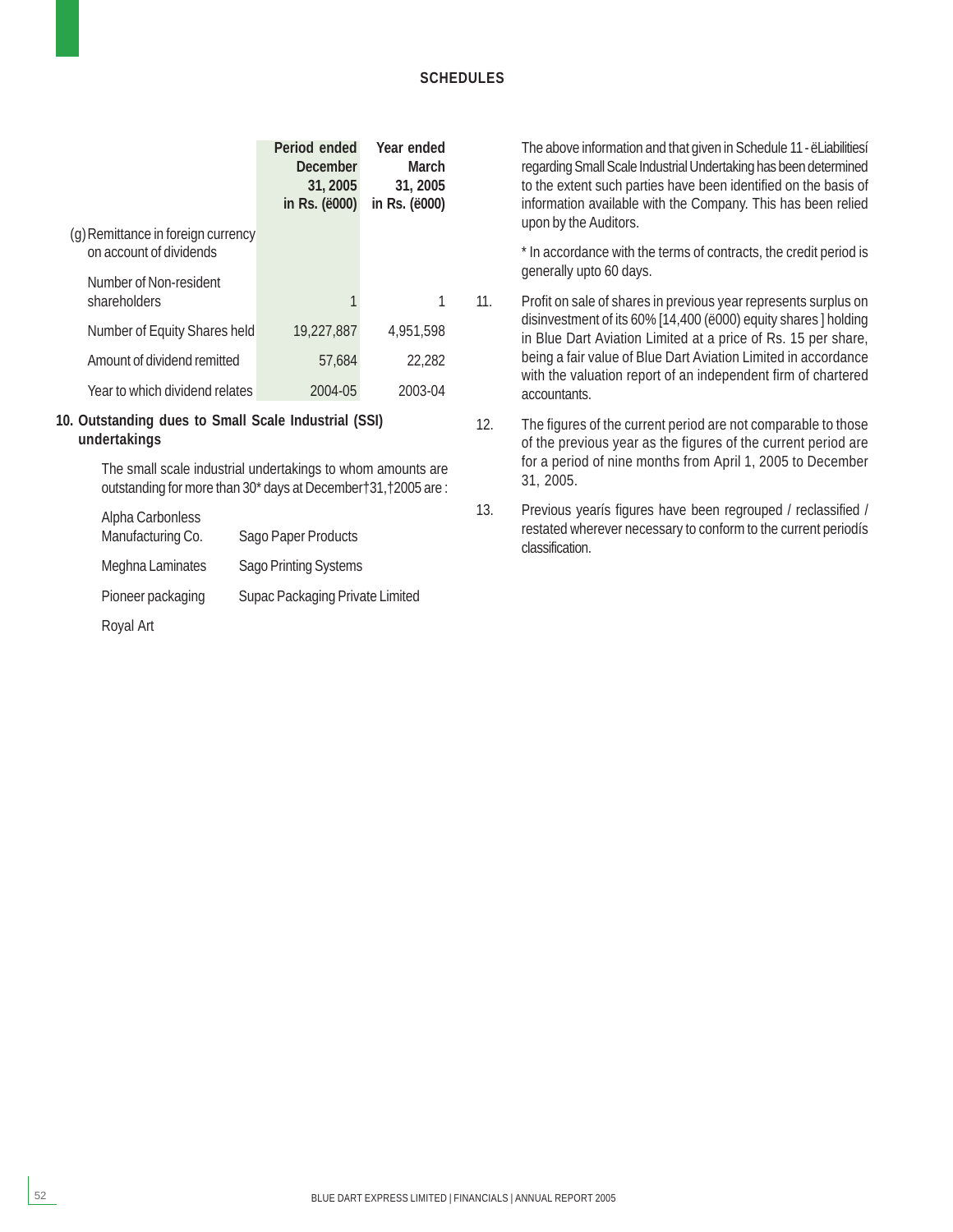## SCHEDULES

| | Period ended December 31, 2005 in Rs. (ë000) | Year ended March 31, 2005 in Rs. (ë000) |
|---|---|---|
| (g) Remittance in foreign currency on account of dividends | | |
| Number of Non-resident shareholders | 1 | 1 |
| Number of Equity Shares held | 19,227,887 | 4,951,598 |
| Amount of dividend remitted | 57,684 | 22,282 |
| Year to which dividend relates | 2004-05 | 2003-04 |

**10. Outstanding dues to Small Scale Industrial (SSI) undertakings**

The small scale industrial undertakings to whom amounts are outstanding for more than 30* days at December†31,†2005 are :

| | |
|---|---|
| Alpha Carbonless Manufacturing Co. | Sago Paper Products |
| Meghna Laminates | Sago Printing Systems |
| Pioneer packaging | Supac Packaging Private Limited |
| Royal Art | |

The above information and that given in Schedule 11 - ëLiabilitiesí regarding Small Scale Industrial Undertaking has been determined to the extent such parties have been identified on the basis of information available with the Company. This has been relied upon by the Auditors.

* In accordance with the terms of contracts, the credit period is generally upto 60 days.

11. Profit on sale of shares in previous year represents surplus on disinvestment of its 60% [14,400 (ë000) equity shares ] holding in Blue Dart Aviation Limited at a price of Rs. 15 per share, being a fair value of Blue Dart Aviation Limited in accordance with the valuation report of an independent firm of chartered accountants.

12. The figures of the current period are not comparable to those of the previous year as the figures of the current period are for a period of nine months from April 1, 2005 to December 31, 2005.

13. Previous yearís figures have been regrouped / reclassified / restated wherever necessary to conform to the current periodís classification.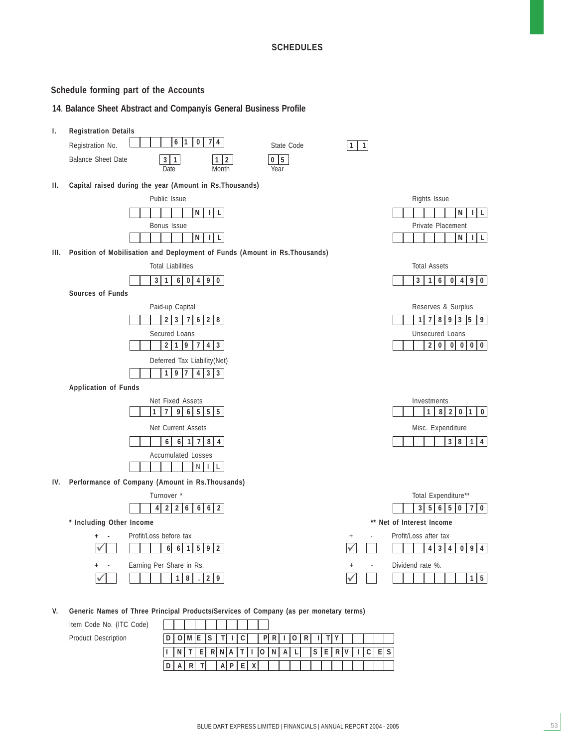## SCHEDULES

### Schedule forming part of the Accounts

### 14. Balance Sheet Abstract and Companyís General Business Profile

**I. Registration Details**

| | | | |
|---|---|---|---|
| Registration No. | 61074 | State Code | 11 |
| Balance Sheet Date | 31 (Date) | 12 (Month) | 05 (Year) |

**II. Capital raised during the year (Amount in Rs.Thousands)**

| | | | |
|---|---|---|---|
| Public Issue | NIL | Rights Issue | NIL |
| Bonus Issue | NIL | Private Placement | NIL |

**III. Position of Mobilisation and Deployment of Funds (Amount in Rs.Thousands)**

| | | | |
|---|---|---|---|
| Total Liabilities | 3160490 | Total Assets | 3160490 |

**Sources of Funds**

| | | | |
|---|---|---|---|
| Paid-up Capital | 237628 | Reserves & Surplus | 1789359 |
| Secured Loans | 219743 | Unsecured Loans | 200000 |
| Deferred Tax Liability(Net) | 197433 | | |

**Application of Funds**

| | | | |
|---|---|---|---|
| Net Fixed Assets | 1796555 | Investments | 182010 |
| Net Current Assets | 661784 | Misc. Expenditure | 3814 |
| Accumulated Losses | NIL | | |

**IV. Performance of Company (Amount in Rs.Thousands)**

| | | | |
|---|---|---|---|
| Turnover * | 4226662 | Total Expenditure** | 3565070 |

\* Including Other Income &nbsp;&nbsp;&nbsp;&nbsp; ** Net of Interest Income

| | | | | | |
|---|---|---|---|---|---|
| + ✓ | Profit/Loss before tax | 661592 | + ✓ | Profit/Loss after tax | 434094 |
| + ✓ | Earning Per Share in Rs. | 18.29 | + ✓ | Dividend rate %. | 15 |

**V. Generic Names of Three Principal Products/Services of Company (as per monetary terms)**

| | |
|---|---|
| Item Code No. (ITC Code) | |
| Product Description | DOMESTIC PRIORITY |
| | INTERNATIONAL SERVICES |
| | DART APEX |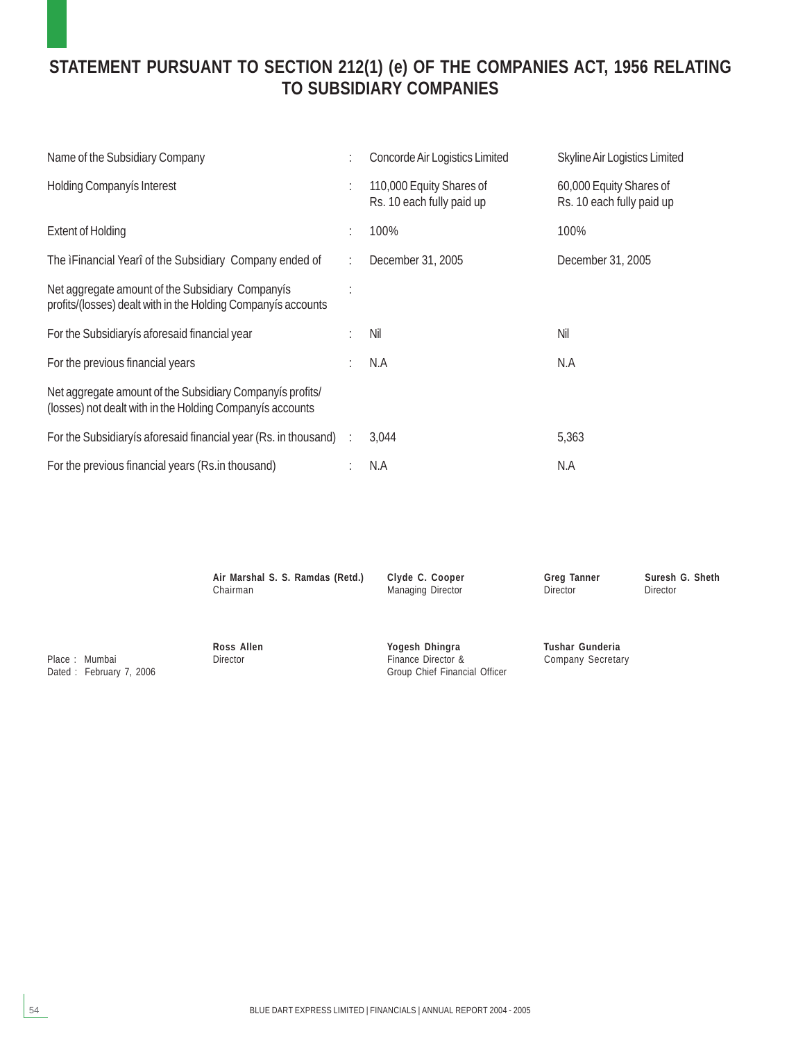# STATEMENT PURSUANT TO SECTION 212(1) (e) OF THE COMPANIES ACT, 1956 RELATING TO SUBSIDIARY COMPANIES

| | | | |
|---|---|---|---|
| Name of the Subsidiary Company | : | Concorde Air Logistics Limited | Skyline Air Logistics Limited |
| Holding Companyís Interest | : | 110,000 Equity Shares of Rs. 10 each fully paid up | 60,000 Equity Shares of Rs. 10 each fully paid up |
| Extent of Holding | : | 100% | 100% |
| The ìFinancial Yearî of the Subsidiary Company ended of | : | December 31, 2005 | December 31, 2005 |
| Net aggregate amount of the Subsidiary Companyís profits/(losses) dealt with in the Holding Companyís accounts | : | | |
| For the Subsidiaryís aforesaid financial year | : | Nil | Nil |
| For the previous financial years | : | N.A | N.A |
| Net aggregate amount of the Subsidiary Companyís profits/ (losses) not dealt with in the Holding Companyís accounts | | | |
| For the Subsidiaryís aforesaid financial year (Rs. in thousand) | : | 3,044 | 5,363 |
| For the previous financial years (Rs.in thousand) | : | N.A | N.A |

**Air Marshal S. S. Ramdas (Retd.)**
Chairman

**Clyde C. Cooper**
Managing Director

**Greg Tanner**
Director

**Suresh G. Sheth**
Director

**Ross Allen**
Director

**Yogesh Dhingra**
Finance Director &
Group Chief Financial Officer

**Tushar Gunderia**
Company Secretary

Place : Mumbai
Dated : February 7, 2006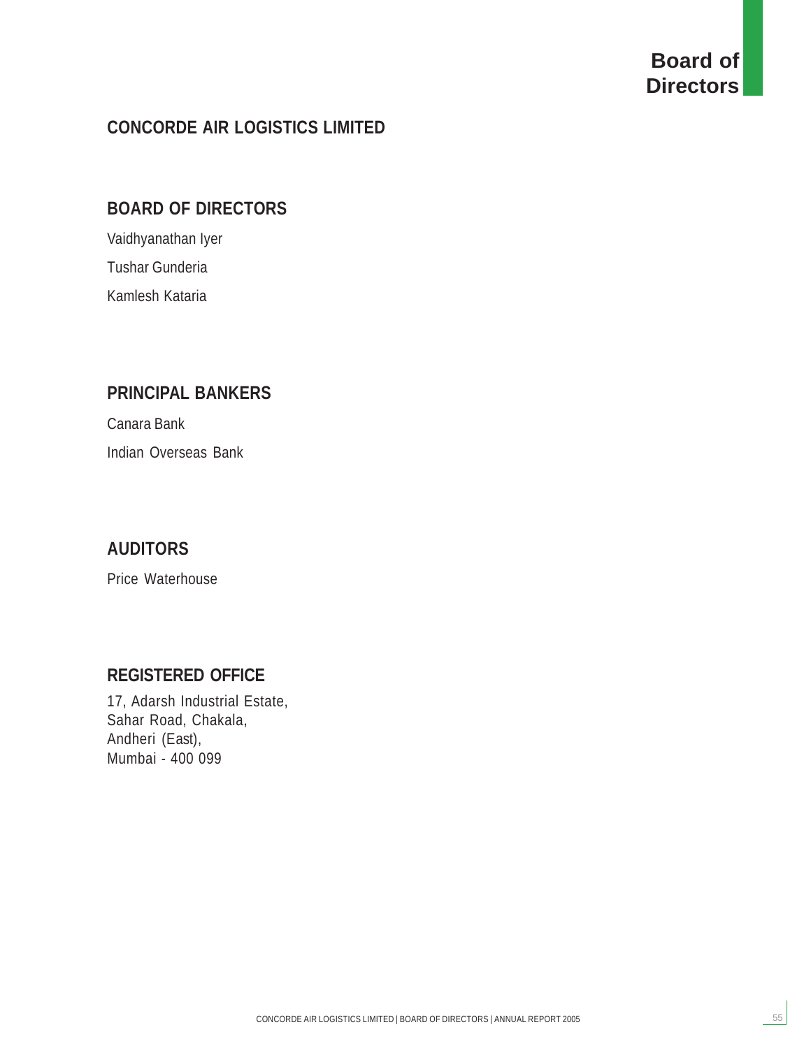# Board of Directors

## CONCORDE AIR LOGISTICS LIMITED

### BOARD OF DIRECTORS

Vaidhyanathan Iyer

Tushar Gunderia

Kamlesh Kataria

### PRINCIPAL BANKERS

Canara Bank

Indian Overseas Bank

### AUDITORS

Price Waterhouse

### REGISTERED OFFICE

17, Adarsh Industrial Estate,
Sahar Road, Chakala,
Andheri (East),
Mumbai - 400 099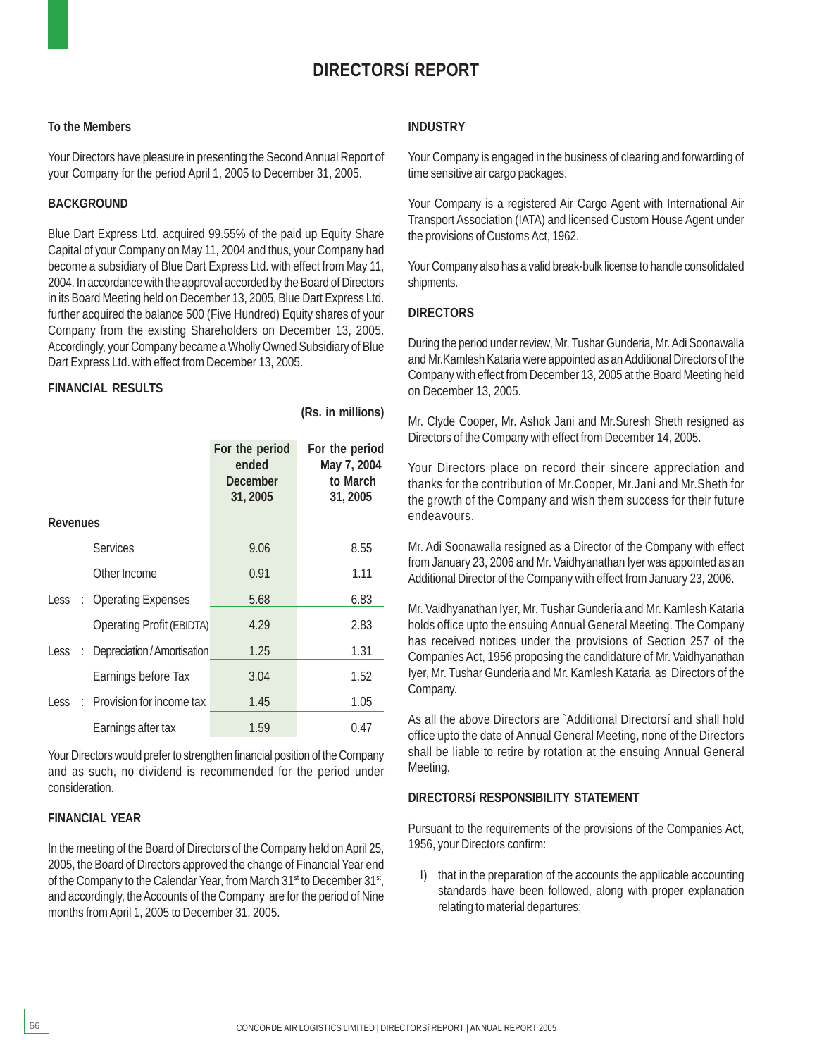# DIRECTORSí REPORT

**To the Members**

Your Directors have pleasure in presenting the Second Annual Report of your Company for the period April 1, 2005 to December 31, 2005.

**BACKGROUND**

Blue Dart Express Ltd. acquired 99.55% of the paid up Equity Share Capital of your Company on May 11, 2004 and thus, your Company had become a subsidiary of Blue Dart Express Ltd. with effect from May 11, 2004. In accordance with the approval accorded by the Board of Directors in its Board Meeting held on December 13, 2005, Blue Dart Express Ltd. further acquired the balance 500 (Five Hundred) Equity shares of your Company from the existing Shareholders on December 13, 2005. Accordingly, your Company became a Wholly Owned Subsidiary of Blue Dart Express Ltd. with effect from December 13, 2005.

**FINANCIAL RESULTS**

**(Rs. in millions)**

| | | For the period ended December 31, 2005 | For the period May 7, 2004 to March 31, 2005 |
|---|---|---|---|
| **Revenues** | | | |
| | Services | 9.06 | 8.55 |
| | Other Income | 0.91 | 1.11 |
| Less : | Operating Expenses | 5.68 | 6.83 |
| | Operating Profit (EBIDTA) | 4.29 | 2.83 |
| Less : | Depreciation / Amortisation | 1.25 | 1.31 |
| | Earnings before Tax | 3.04 | 1.52 |
| Less : | Provision for income tax | 1.45 | 1.05 |
| | Earnings after tax | 1.59 | 0.47 |

Your Directors would prefer to strengthen financial position of the Company and as such, no dividend is recommended for the period under consideration.

**FINANCIAL YEAR**

In the meeting of the Board of Directors of the Company held on April 25, 2005, the Board of Directors approved the change of Financial Year end of the Company to the Calendar Year, from March 31st to December 31st, and accordingly, the Accounts of the Company are for the period of Nine months from April 1, 2005 to December 31, 2005.

**INDUSTRY**

Your Company is engaged in the business of clearing and forwarding of time sensitive air cargo packages.

Your Company is a registered Air Cargo Agent with International Air Transport Association (IATA) and licensed Custom House Agent under the provisions of Customs Act, 1962.

Your Company also has a valid break-bulk license to handle consolidated shipments.

**DIRECTORS**

During the period under review, Mr. Tushar Gunderia, Mr. Adi Soonawalla and Mr.Kamlesh Kataria were appointed as an Additional Directors of the Company with effect from December 13, 2005 at the Board Meeting held on December 13, 2005.

Mr. Clyde Cooper, Mr. Ashok Jani and Mr.Suresh Sheth resigned as Directors of the Company with effect from December 14, 2005.

Your Directors place on record their sincere appreciation and thanks for the contribution of Mr.Cooper, Mr.Jani and Mr.Sheth for the growth of the Company and wish them success for their future endeavours.

Mr. Adi Soonawalla resigned as a Director of the Company with effect from January 23, 2006 and Mr. Vaidhyanathan Iyer was appointed as an Additional Director of the Company with effect from January 23, 2006.

Mr. Vaidhyanathan Iyer, Mr. Tushar Gunderia and Mr. Kamlesh Kataria holds office upto the ensuing Annual General Meeting. The Company has received notices under the provisions of Section 257 of the Companies Act, 1956 proposing the candidature of Mr. Vaidhyanathan Iyer, Mr. Tushar Gunderia and Mr. Kamlesh Kataria as Directors of the Company.

As all the above Directors are `Additional Directorsí and shall hold office upto the date of Annual General Meeting, none of the Directors shall be liable to retire by rotation at the ensuing Annual General Meeting.

**DIRECTORSí RESPONSIBILITY STATEMENT**

Pursuant to the requirements of the provisions of the Companies Act, 1956, your Directors confirm:

I) that in the preparation of the accounts the applicable accounting standards have been followed, along with proper explanation relating to material departures;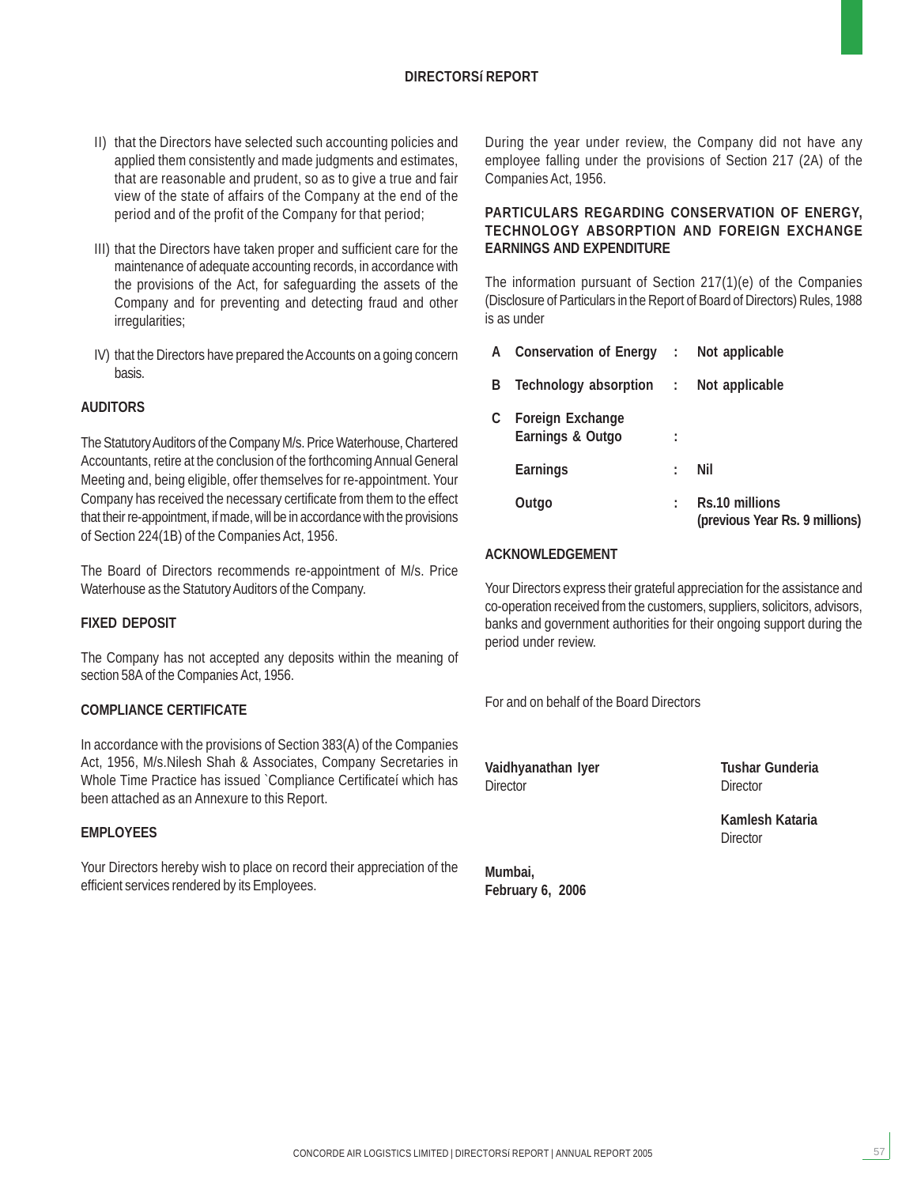# DIRECTORSí REPORT

II) that the Directors have selected such accounting policies and applied them consistently and made judgments and estimates, that are reasonable and prudent, so as to give a true and fair view of the state of affairs of the Company at the end of the period and of the profit of the Company for that period;

III) that the Directors have taken proper and sufficient care for the maintenance of adequate accounting records, in accordance with the provisions of the Act, for safeguarding the assets of the Company and for preventing and detecting fraud and other irregularities;

IV) that the Directors have prepared the Accounts on a going concern basis.

## AUDITORS

The Statutory Auditors of the Company M/s. Price Waterhouse, Chartered Accountants, retire at the conclusion of the forthcoming Annual General Meeting and, being eligible, offer themselves for re-appointment. Your Company has received the necessary certificate from them to the effect that their re-appointment, if made, will be in accordance with the provisions of Section 224(1B) of the Companies Act, 1956.

The Board of Directors recommends re-appointment of M/s. Price Waterhouse as the Statutory Auditors of the Company.

## FIXED DEPOSIT

The Company has not accepted any deposits within the meaning of section 58A of the Companies Act, 1956.

## COMPLIANCE CERTIFICATE

In accordance with the provisions of Section 383(A) of the Companies Act, 1956, M/s.Nilesh Shah & Associates, Company Secretaries in Whole Time Practice has issued `Compliance Certificateí which has been attached as an Annexure to this Report.

## EMPLOYEES

Your Directors hereby wish to place on record their appreciation of the efficient services rendered by its Employees.

During the year under review, the Company did not have any employee falling under the provisions of Section 217 (2A) of the Companies Act, 1956.

## PARTICULARS REGARDING CONSERVATION OF ENERGY, TECHNOLOGY ABSORPTION AND FOREIGN EXCHANGE EARNINGS AND EXPENDITURE

The information pursuant of Section 217(1)(e) of the Companies (Disclosure of Particulars in the Report of Board of Directors) Rules, 1988 is as under

| | | | |
|---|---|---|---|
| **A** | **Conservation of Energy** | **:** | **Not applicable** |
| **B** | **Technology absorption** | **:** | **Not applicable** |
| **C** | **Foreign Exchange Earnings & Outgo** | **:** | |
| | **Earnings** | **:** | **Nil** |
| | **Outgo** | **:** | **Rs.10 millions (previous Year Rs. 9 millions)** |

## ACKNOWLEDGEMENT

Your Directors express their grateful appreciation for the assistance and co-operation received from the customers, suppliers, solicitors, advisors, banks and government authorities for their ongoing support during the period under review.

For and on behalf of the Board Directors

**Vaidhyanathan Iyer**
Director

**Tushar Gunderia**
Director

**Kamlesh Kataria**
Director

**Mumbai,**
**February 6, 2006**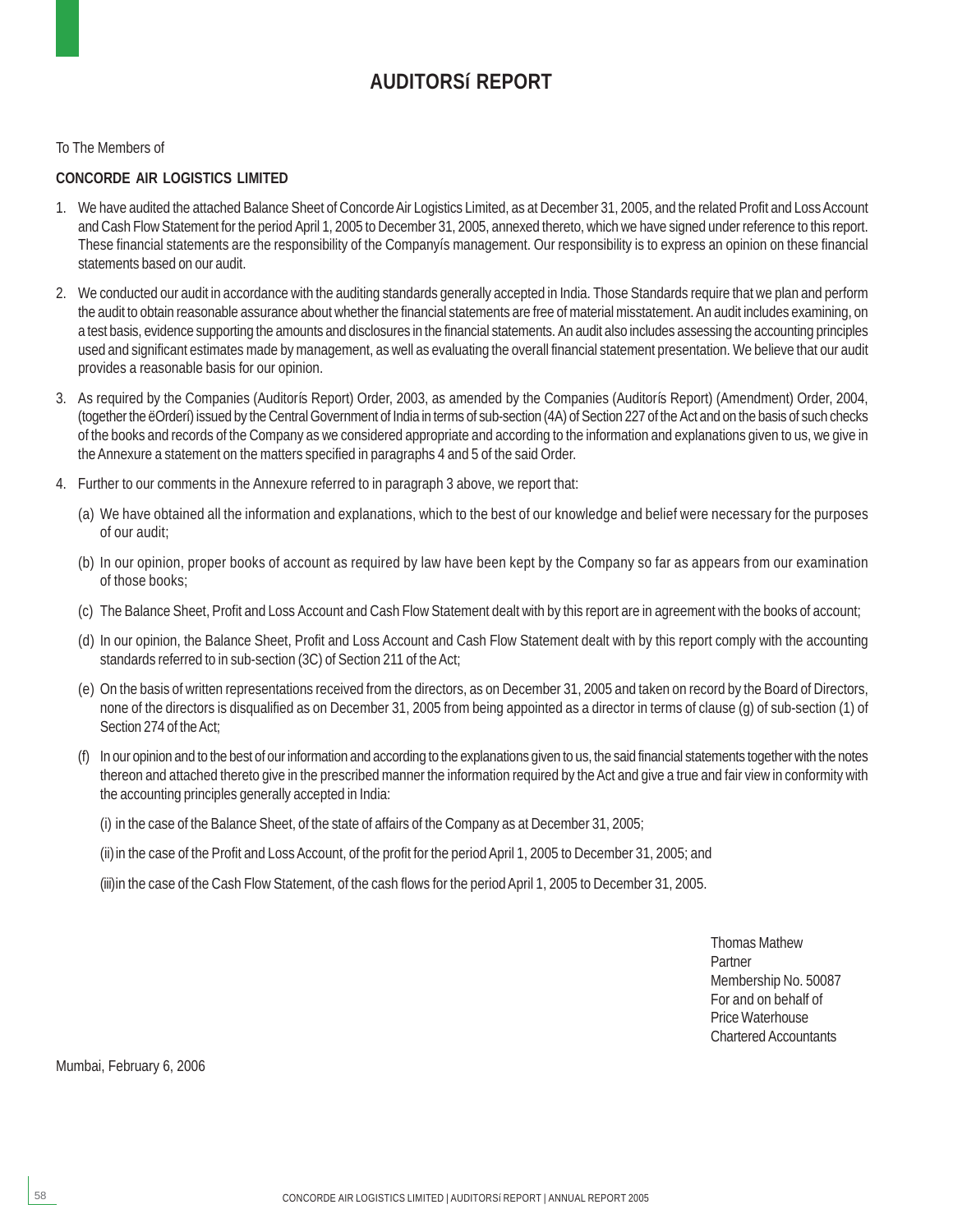# AUDITORSí REPORT

To The Members of

**CONCORDE AIR LOGISTICS LIMITED**

1. We have audited the attached Balance Sheet of Concorde Air Logistics Limited, as at December 31, 2005, and the related Profit and Loss Account and Cash Flow Statement for the period April 1, 2005 to December 31, 2005, annexed thereto, which we have signed under reference to this report. These financial statements are the responsibility of the Companyís management. Our responsibility is to express an opinion on these financial statements based on our audit.

2. We conducted our audit in accordance with the auditing standards generally accepted in India. Those Standards require that we plan and perform the audit to obtain reasonable assurance about whether the financial statements are free of material misstatement. An audit includes examining, on a test basis, evidence supporting the amounts and disclosures in the financial statements. An audit also includes assessing the accounting principles used and significant estimates made by management, as well as evaluating the overall financial statement presentation. We believe that our audit provides a reasonable basis for our opinion.

3. As required by the Companies (Auditorís Report) Order, 2003, as amended by the Companies (Auditorís Report) (Amendment) Order, 2004, (together the ëOrderí) issued by the Central Government of India in terms of sub-section (4A) of Section 227 of the Act and on the basis of such checks of the books and records of the Company as we considered appropriate and according to the information and explanations given to us, we give in the Annexure a statement on the matters specified in paragraphs 4 and 5 of the said Order.

4. Further to our comments in the Annexure referred to in paragraph 3 above, we report that:

   (a) We have obtained all the information and explanations, which to the best of our knowledge and belief were necessary for the purposes of our audit;

   (b) In our opinion, proper books of account as required by law have been kept by the Company so far as appears from our examination of those books;

   (c) The Balance Sheet, Profit and Loss Account and Cash Flow Statement dealt with by this report are in agreement with the books of account;

   (d) In our opinion, the Balance Sheet, Profit and Loss Account and Cash Flow Statement dealt with by this report comply with the accounting standards referred to in sub-section (3C) of Section 211 of the Act;

   (e) On the basis of written representations received from the directors, as on December 31, 2005 and taken on record by the Board of Directors, none of the directors is disqualified as on December 31, 2005 from being appointed as a director in terms of clause (g) of sub-section (1) of Section 274 of the Act;

   (f) In our opinion and to the best of our information and according to the explanations given to us, the said financial statements together with the notes thereon and attached thereto give in the prescribed manner the information required by the Act and give a true and fair view in conformity with the accounting principles generally accepted in India:

      (i) in the case of the Balance Sheet, of the state of affairs of the Company as at December 31, 2005;

      (ii) in the case of the Profit and Loss Account, of the profit for the period April 1, 2005 to December 31, 2005; and

      (iii) in the case of the Cash Flow Statement, of the cash flows for the period April 1, 2005 to December 31, 2005.

Thomas Mathew
Partner
Membership No. 50087
For and on behalf of
Price Waterhouse
Chartered Accountants

Mumbai, February 6, 2006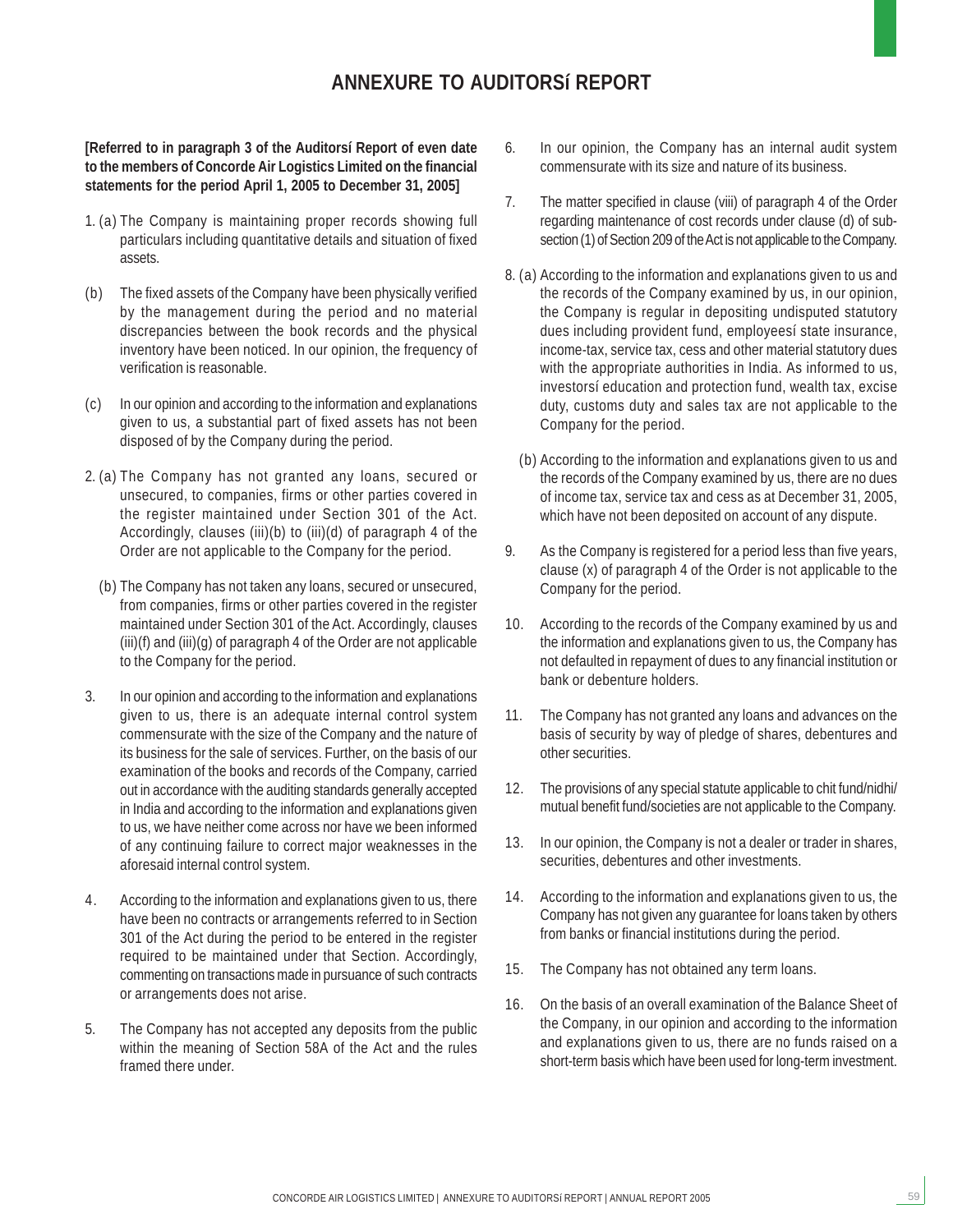# ANNEXURE TO AUDITORSí REPORT

**[Referred to in paragraph 3 of the Auditorsí Report of even date to the members of Concorde Air Logistics Limited on the financial statements for the period April 1, 2005 to December 31, 2005]**

1. (a) The Company is maintaining proper records showing full particulars including quantitative details and situation of fixed assets.

   (b) The fixed assets of the Company have been physically verified by the management during the period and no material discrepancies between the book records and the physical inventory have been noticed. In our opinion, the frequency of verification is reasonable.

   (c) In our opinion and according to the information and explanations given to us, a substantial part of fixed assets has not been disposed of by the Company during the period.

2. (a) The Company has not granted any loans, secured or unsecured, to companies, firms or other parties covered in the register maintained under Section 301 of the Act. Accordingly, clauses (iii)(b) to (iii)(d) of paragraph 4 of the Order are not applicable to the Company for the period.

   (b) The Company has not taken any loans, secured or unsecured, from companies, firms or other parties covered in the register maintained under Section 301 of the Act. Accordingly, clauses (iii)(f) and (iii)(g) of paragraph 4 of the Order are not applicable to the Company for the period.

3. In our opinion and according to the information and explanations given to us, there is an adequate internal control system commensurate with the size of the Company and the nature of its business for the sale of services. Further, on the basis of our examination of the books and records of the Company, carried out in accordance with the auditing standards generally accepted in India and according to the information and explanations given to us, we have neither come across nor have we been informed of any continuing failure to correct major weaknesses in the aforesaid internal control system.

4. According to the information and explanations given to us, there have been no contracts or arrangements referred to in Section 301 of the Act during the period to be entered in the register required to be maintained under that Section. Accordingly, commenting on transactions made in pursuance of such contracts or arrangements does not arise.

5. The Company has not accepted any deposits from the public within the meaning of Section 58A of the Act and the rules framed there under.

6. In our opinion, the Company has an internal audit system commensurate with its size and nature of its business.

7. The matter specified in clause (viii) of paragraph 4 of the Order regarding maintenance of cost records under clause (d) of sub-section (1) of Section 209 of the Act is not applicable to the Company.

8. (a) According to the information and explanations given to us and the records of the Company examined by us, in our opinion, the Company is regular in depositing undisputed statutory dues including provident fund, employeesí state insurance, income-tax, service tax, cess and other material statutory dues with the appropriate authorities in India. As informed to us, investorsí education and protection fund, wealth tax, excise duty, customs duty and sales tax are not applicable to the Company for the period.

   (b) According to the information and explanations given to us and the records of the Company examined by us, there are no dues of income tax, service tax and cess as at December 31, 2005, which have not been deposited on account of any dispute.

9. As the Company is registered for a period less than five years, clause (x) of paragraph 4 of the Order is not applicable to the Company for the period.

10. According to the records of the Company examined by us and the information and explanations given to us, the Company has not defaulted in repayment of dues to any financial institution or bank or debenture holders.

11. The Company has not granted any loans and advances on the basis of security by way of pledge of shares, debentures and other securities.

12. The provisions of any special statute applicable to chit fund/nidhi/ mutual benefit fund/societies are not applicable to the Company.

13. In our opinion, the Company is not a dealer or trader in shares, securities, debentures and other investments.

14. According to the information and explanations given to us, the Company has not given any guarantee for loans taken by others from banks or financial institutions during the period.

15. The Company has not obtained any term loans.

16. On the basis of an overall examination of the Balance Sheet of the Company, in our opinion and according to the information and explanations given to us, there are no funds raised on a short-term basis which have been used for long-term investment.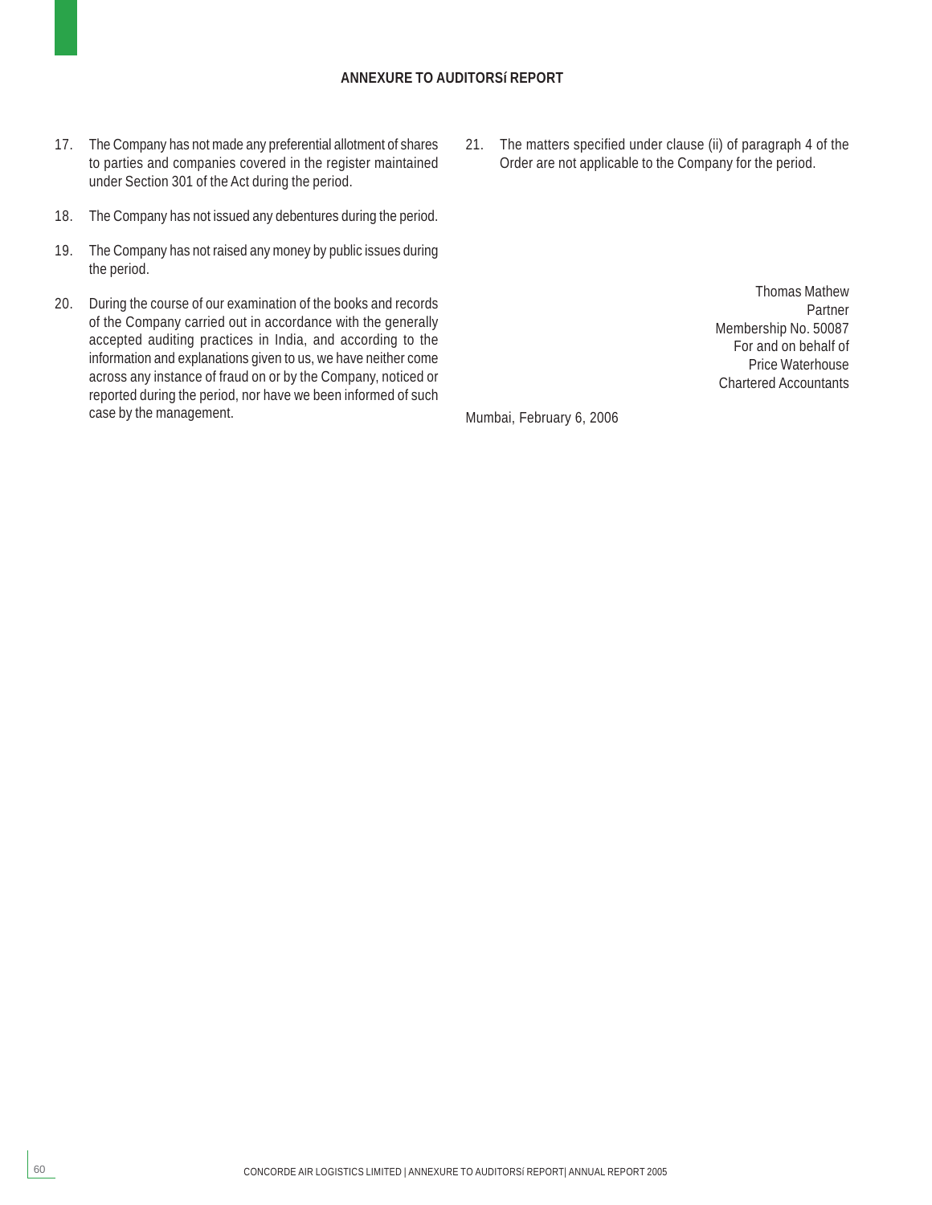## ANNEXURE TO AUDITORSí REPORT

17. The Company has not made any preferential allotment of shares to parties and companies covered in the register maintained under Section 301 of the Act during the period.

18. The Company has not issued any debentures during the period.

19. The Company has not raised any money by public issues during the period.

20. During the course of our examination of the books and records of the Company carried out in accordance with the generally accepted auditing practices in India, and according to the information and explanations given to us, we have neither come across any instance of fraud on or by the Company, noticed or reported during the period, nor have we been informed of such case by the management.

21. The matters specified under clause (ii) of paragraph 4 of the Order are not applicable to the Company for the period.

Thomas Mathew
Partner
Membership No. 50087
For and on behalf of
Price Waterhouse
Chartered Accountants

Mumbai, February 6, 2006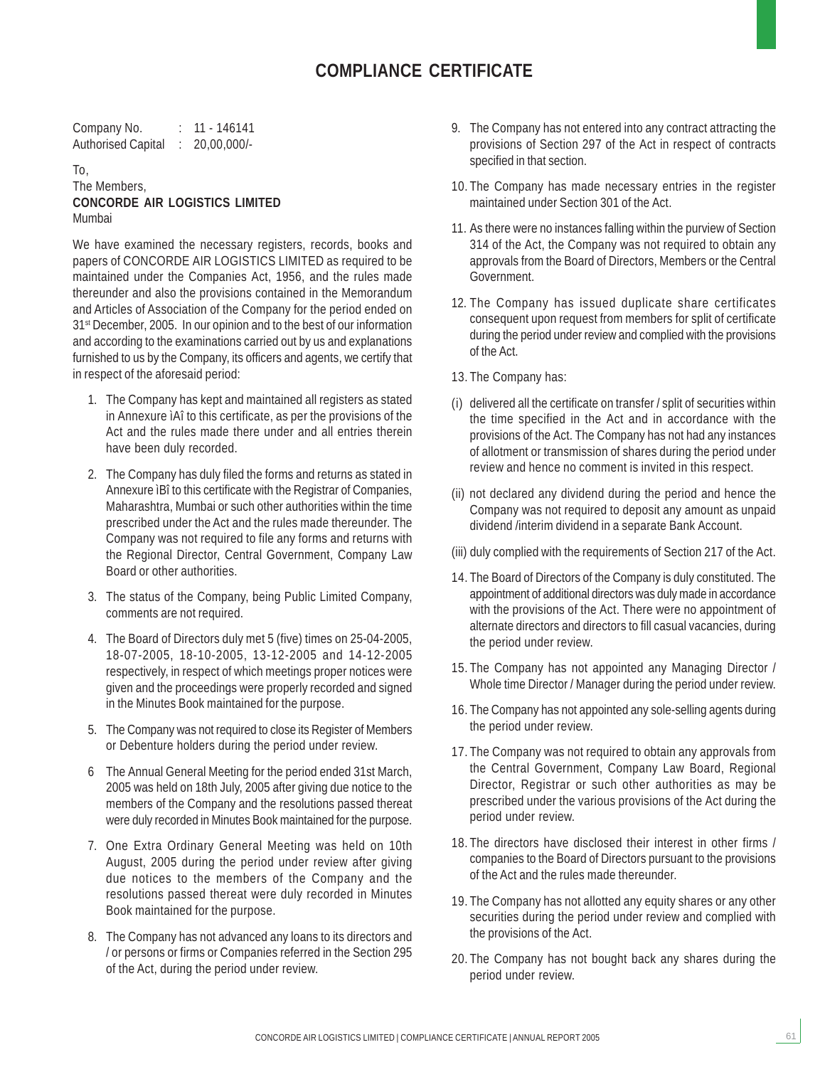# COMPLIANCE CERTIFICATE

Company No. : 11 - 146141
Authorised Capital : 20,00,000/-

To,
The Members,
**CONCORDE AIR LOGISTICS LIMITED**
Mumbai

We have examined the necessary registers, records, books and papers of CONCORDE AIR LOGISTICS LIMITED as required to be maintained under the Companies Act, 1956, and the rules made thereunder and also the provisions contained in the Memorandum and Articles of Association of the Company for the period ended on 31st December, 2005. In our opinion and to the best of our information and according to the examinations carried out by us and explanations furnished to us by the Company, its officers and agents, we certify that in respect of the aforesaid period:

1. The Company has kept and maintained all registers as stated in Annexure ÌAî to this certificate, as per the provisions of the Act and the rules made there under and all entries therein have been duly recorded.
2. The Company has duly filed the forms and returns as stated in Annexure ÌBî to this certificate with the Registrar of Companies, Maharashtra, Mumbai or such other authorities within the time prescribed under the Act and the rules made thereunder. The Company was not required to file any forms and returns with the Regional Director, Central Government, Company Law Board or other authorities.
3. The status of the Company, being Public Limited Company, comments are not required.
4. The Board of Directors duly met 5 (five) times on 25-04-2005, 18-07-2005, 18-10-2005, 13-12-2005 and 14-12-2005 respectively, in respect of which meetings proper notices were given and the proceedings were properly recorded and signed in the Minutes Book maintained for the purpose.
5. The Company was not required to close its Register of Members or Debenture holders during the period under review.
6. The Annual General Meeting for the period ended 31st March, 2005 was held on 18th July, 2005 after giving due notice to the members of the Company and the resolutions passed thereat were duly recorded in Minutes Book maintained for the purpose.
7. One Extra Ordinary General Meeting was held on 10th August, 2005 during the period under review after giving due notices to the members of the Company and the resolutions passed thereat were duly recorded in Minutes Book maintained for the purpose.
8. The Company has not advanced any loans to its directors and / or persons or firms or Companies referred in the Section 295 of the Act, during the period under review.
9. The Company has not entered into any contract attracting the provisions of Section 297 of the Act in respect of contracts specified in that section.
10. The Company has made necessary entries in the register maintained under Section 301 of the Act.
11. As there were no instances falling within the purview of Section 314 of the Act, the Company was not required to obtain any approvals from the Board of Directors, Members or the Central Government.
12. The Company has issued duplicate share certificates consequent upon request from members for split of certificate during the period under review and complied with the provisions of the Act.
13. The Company has:

(i) delivered all the certificate on transfer / split of securities within the time specified in the Act and in accordance with the provisions of the Act. The Company has not had any instances of allotment or transmission of shares during the period under review and hence no comment is invited in this respect.

(ii) not declared any dividend during the period and hence the Company was not required to deposit any amount as unpaid dividend /interim dividend in a separate Bank Account.

(iii) duly complied with the requirements of Section 217 of the Act.

14. The Board of Directors of the Company is duly constituted. The appointment of additional directors was duly made in accordance with the provisions of the Act. There were no appointment of alternate directors and directors to fill casual vacancies, during the period under review.
15. The Company has not appointed any Managing Director / Whole time Director / Manager during the period under review.
16. The Company has not appointed any sole-selling agents during the period under review.
17. The Company was not required to obtain any approvals from the Central Government, Company Law Board, Regional Director, Registrar or such other authorities as may be prescribed under the various provisions of the Act during the period under review.
18. The directors have disclosed their interest in other firms / companies to the Board of Directors pursuant to the provisions of the Act and the rules made thereunder.
19. The Company has not allotted any equity shares or any other securities during the period under review and complied with the provisions of the Act.
20. The Company has not bought back any shares during the period under review.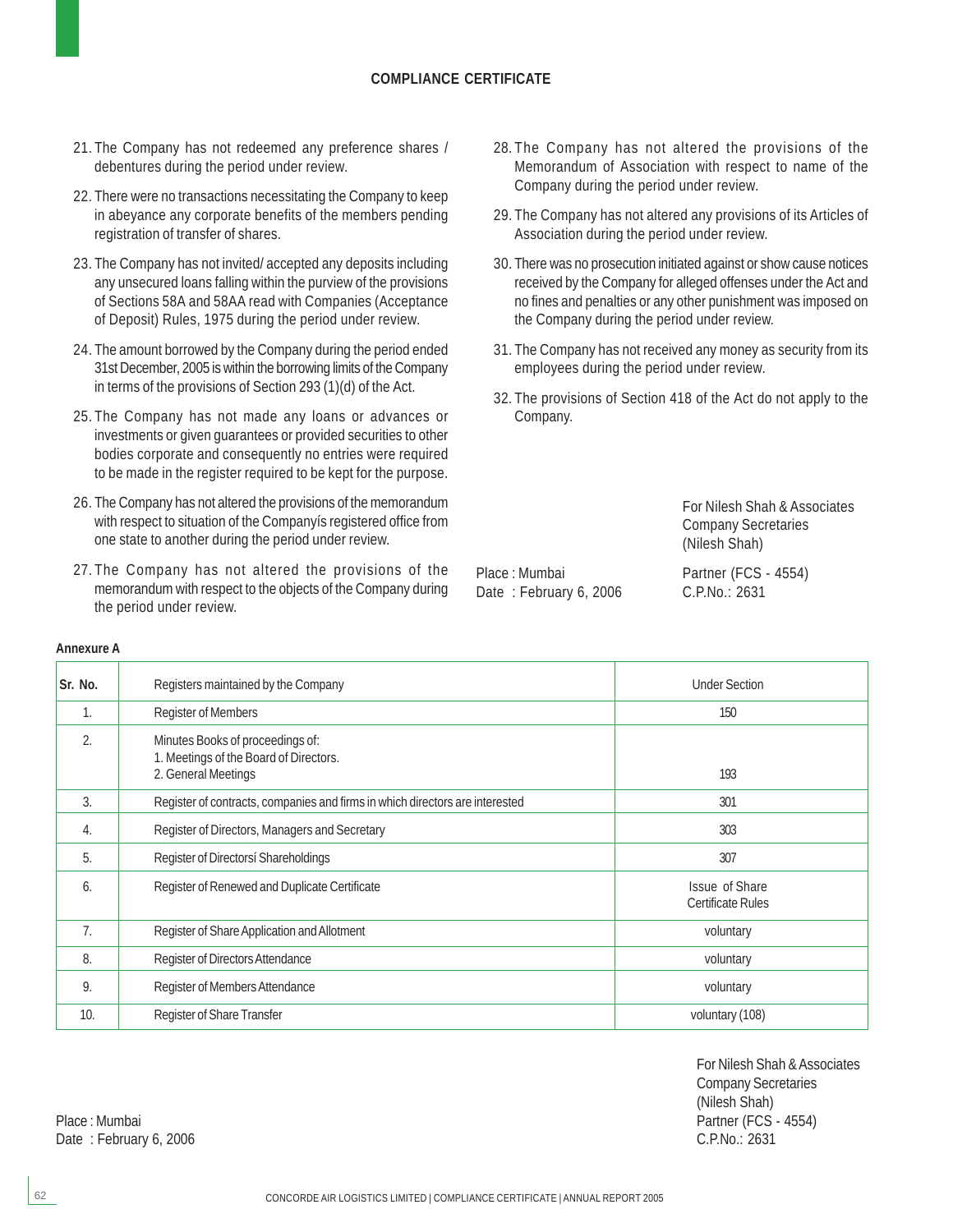## COMPLIANCE CERTIFICATE

21. The Company has not redeemed any preference shares / debentures during the period under review.

22. There were no transactions necessitating the Company to keep in abeyance any corporate benefits of the members pending registration of transfer of shares.

23. The Company has not invited/ accepted any deposits including any unsecured loans falling within the purview of the provisions of Sections 58A and 58AA read with Companies (Acceptance of Deposit) Rules, 1975 during the period under review.

24. The amount borrowed by the Company during the period ended 31st December, 2005 is within the borrowing limits of the Company in terms of the provisions of Section 293 (1)(d) of the Act.

25. The Company has not made any loans or advances or investments or given guarantees or provided securities to other bodies corporate and consequently no entries were required to be made in the register required to be kept for the purpose.

26. The Company has not altered the provisions of the memorandum with respect to situation of the Companyís registered office from one state to another during the period under review.

27. The Company has not altered the provisions of the memorandum with respect to the objects of the Company during the period under review.

28. The Company has not altered the provisions of the Memorandum of Association with respect to name of the Company during the period under review.

29. The Company has not altered any provisions of its Articles of Association during the period under review.

30. There was no prosecution initiated against or show cause notices received by the Company for alleged offenses under the Act and no fines and penalties or any other punishment was imposed on the Company during the period under review.

31. The Company has not received any money as security from its employees during the period under review.

32. The provisions of Section 418 of the Act do not apply to the Company.

For Nilesh Shah & Associates
Company Secretaries
(Nilesh Shah)
Partner (FCS - 4554)
C.P.No.: 2631

Place : Mumbai
Date : February 6, 2006

**Annexure A**

| Sr. No. | Registers maintained by the Company | Under Section |
|---|---|---|
| 1. | Register of Members | 150 |
| 2. | Minutes Books of proceedings of:<br>1. Meetings of the Board of Directors.<br>2. General Meetings | 193 |
| 3. | Register of contracts, companies and firms in which directors are interested | 301 |
| 4. | Register of Directors, Managers and Secretary | 303 |
| 5. | Register of Directorsí Shareholdings | 307 |
| 6. | Register of Renewed and Duplicate Certificate | Issue of Share Certificate Rules |
| 7. | Register of Share Application and Allotment | voluntary |
| 8. | Register of Directors Attendance | voluntary |
| 9. | Register of Members Attendance | voluntary |
| 10. | Register of Share Transfer | voluntary (108) |

For Nilesh Shah & Associates
Company Secretaries
(Nilesh Shah)
Partner (FCS - 4554)
C.P.No.: 2631

Place : Mumbai
Date : February 6, 2006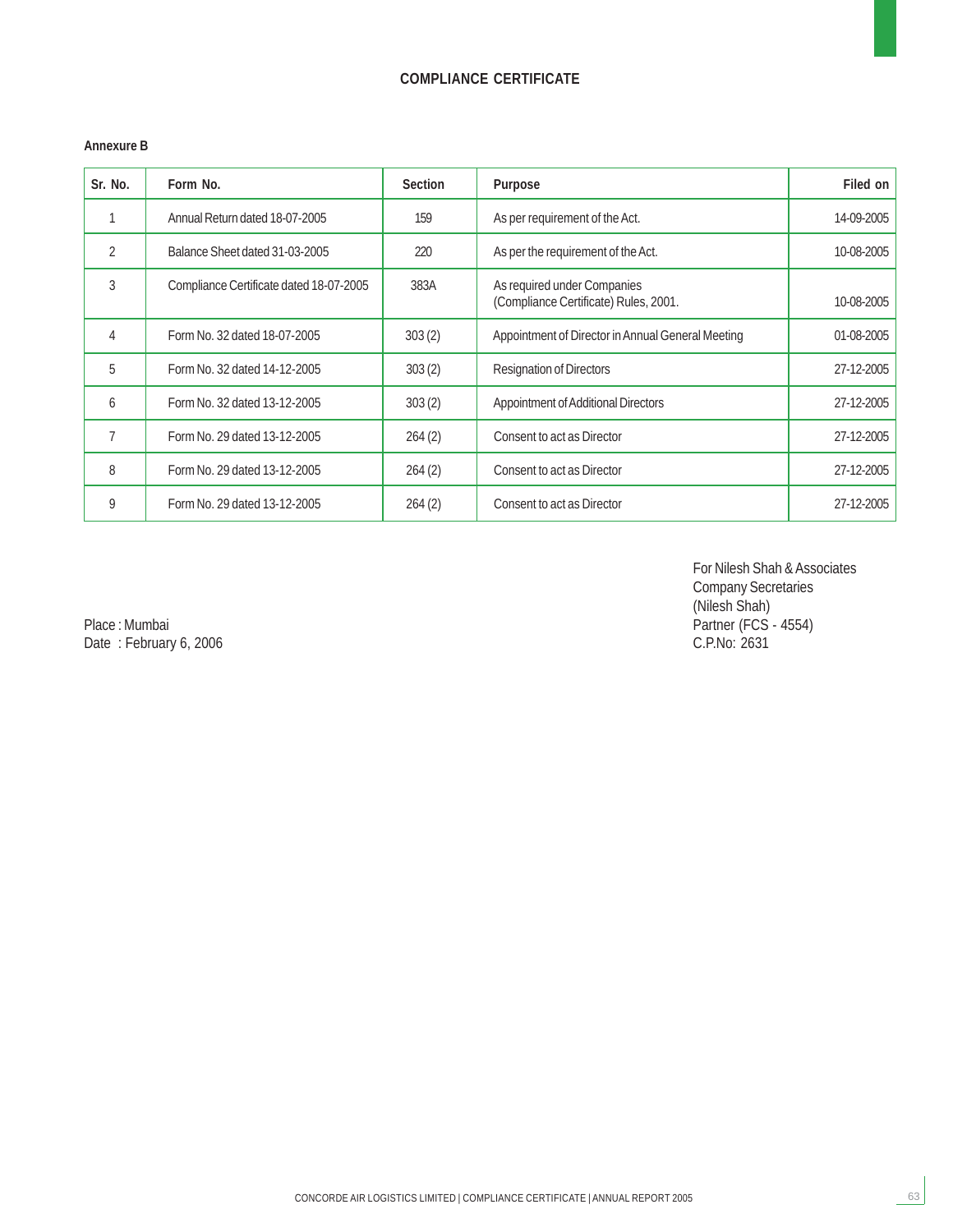## COMPLIANCE CERTIFICATE

**Annexure B**

| Sr. No. | Form No. | Section | Purpose | Filed on |
|---|---|---|---|---|
| 1 | Annual Return dated 18-07-2005 | 159 | As per requirement of the Act. | 14-09-2005 |
| 2 | Balance Sheet dated 31-03-2005 | 220 | As per the requirement of the Act. | 10-08-2005 |
| 3 | Compliance Certificate dated 18-07-2005 | 383A | As required under Companies (Compliance Certificate) Rules, 2001. | 10-08-2005 |
| 4 | Form No. 32 dated 18-07-2005 | 303 (2) | Appointment of Director in Annual General Meeting | 01-08-2005 |
| 5 | Form No. 32 dated 14-12-2005 | 303 (2) | Resignation of Directors | 27-12-2005 |
| 6 | Form No. 32 dated 13-12-2005 | 303 (2) | Appointment of Additional Directors | 27-12-2005 |
| 7 | Form No. 29 dated 13-12-2005 | 264 (2) | Consent to act as Director | 27-12-2005 |
| 8 | Form No. 29 dated 13-12-2005 | 264 (2) | Consent to act as Director | 27-12-2005 |
| 9 | Form No. 29 dated 13-12-2005 | 264 (2) | Consent to act as Director | 27-12-2005 |

For Nilesh Shah & Associates
Company Secretaries
(Nilesh Shah)
Partner (FCS - 4554)
C.P.No: 2631

Place : Mumbai
Date : February 6, 2006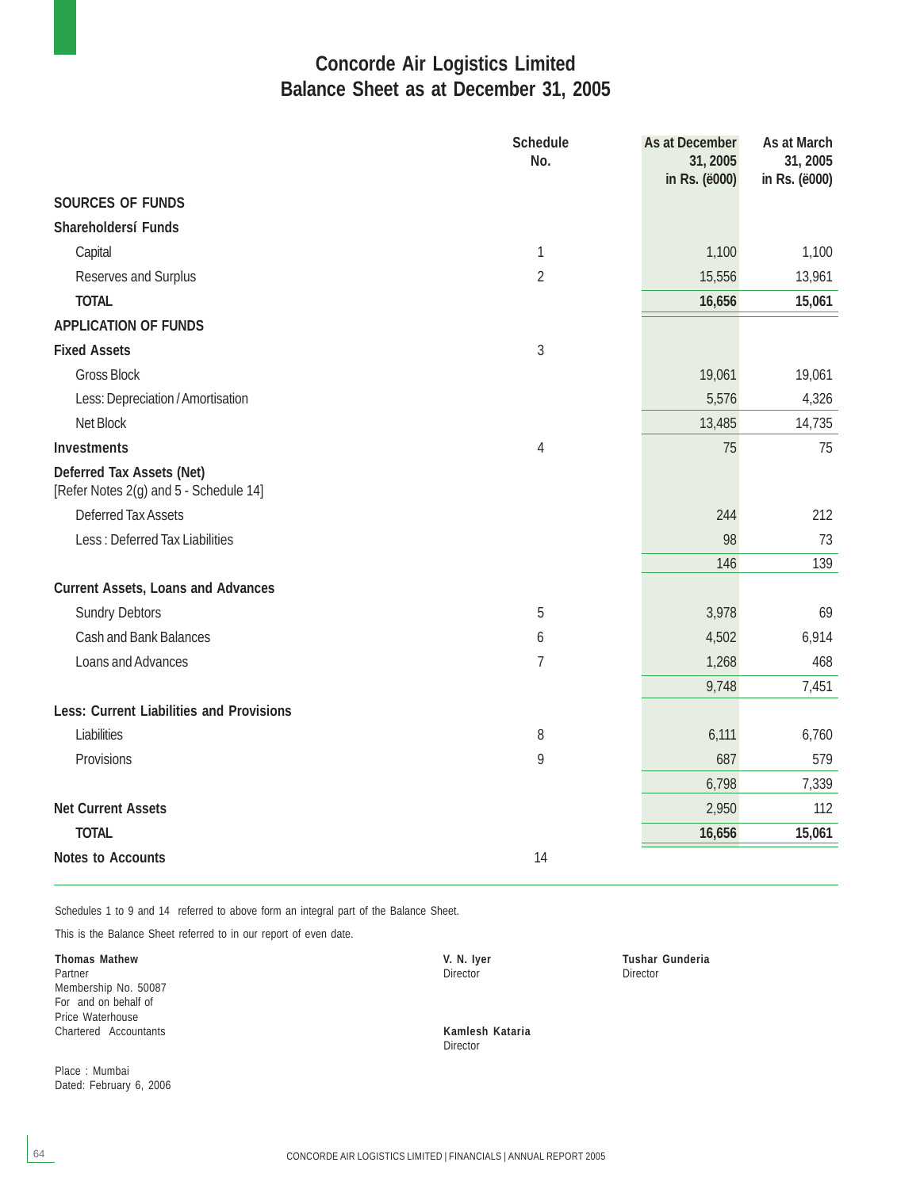# Concorde Air Logistics Limited
# Balance Sheet as at December 31, 2005

| | Schedule No. | As at December 31, 2005 in Rs. (ë000) | As at March 31, 2005 in Rs. (ë000) |
|---|---|---|---|
| **SOURCES OF FUNDS** | | | |
| **Shareholdersí Funds** | | | |
| Capital | 1 | 1,100 | 1,100 |
| Reserves and Surplus | 2 | 15,556 | 13,961 |
| **TOTAL** | | **16,656** | **15,061** |
| **APPLICATION OF FUNDS** | | | |
| **Fixed Assets** | 3 | | |
| Gross Block | | 19,061 | 19,061 |
| Less: Depreciation / Amortisation | | 5,576 | 4,326 |
| Net Block | | 13,485 | 14,735 |
| **Investments** | 4 | 75 | 75 |
| **Deferred Tax Assets (Net)** [Refer Notes 2(g) and 5 - Schedule 14] | | | |
| Deferred Tax Assets | | 244 | 212 |
| Less : Deferred Tax Liabilities | | 98 | 73 |
| | | 146 | 139 |
| **Current Assets, Loans and Advances** | | | |
| Sundry Debtors | 5 | 3,978 | 69 |
| Cash and Bank Balances | 6 | 4,502 | 6,914 |
| Loans and Advances | 7 | 1,268 | 468 |
| | | 9,748 | 7,451 |
| **Less: Current Liabilities and Provisions** | | | |
| Liabilities | 8 | 6,111 | 6,760 |
| Provisions | 9 | 687 | 579 |
| | | 6,798 | 7,339 |
| **Net Current Assets** | | 2,950 | 112 |
| **TOTAL** | | **16,656** | **15,061** |
| **Notes to Accounts** | 14 | | |

Schedules 1 to 9 and 14 referred to above form an integral part of the Balance Sheet.

This is the Balance Sheet referred to in our report of even date.

**Thomas Mathew**
Partner
Membership No. 50087
For and on behalf of
Price Waterhouse
Chartered Accountants

**V. N. Iyer**
Director

**Tushar Gunderia**
Director

**Kamlesh Kataria**
Director

Place : Mumbai
Dated: February 6, 2006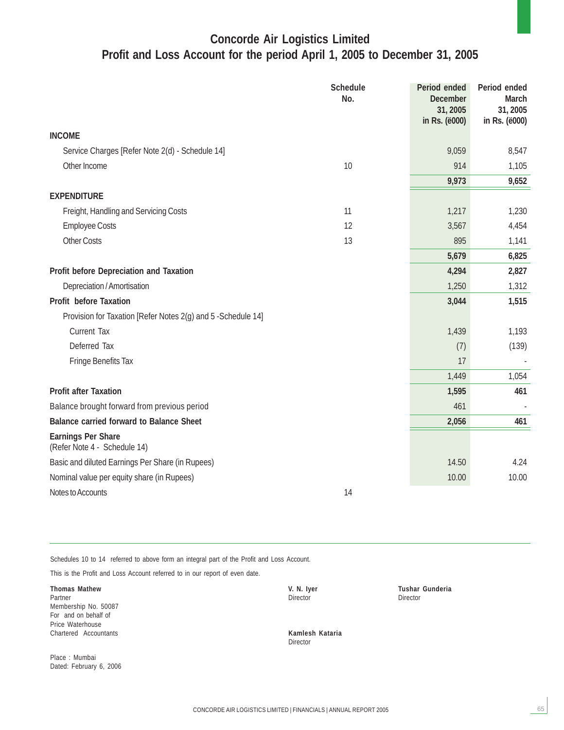# Concorde Air Logistics Limited
## Profit and Loss Account for the period April 1, 2005 to December 31, 2005

| | Schedule No. | Period ended December 31, 2005 in Rs. (ë000) | Period ended March 31, 2005 in Rs. (ë000) |
|---|---|---|---|
| **INCOME** | | | |
| Service Charges [Refer Note 2(d) - Schedule 14] | | 9,059 | 8,547 |
| Other Income | 10 | 914 | 1,105 |
| | | **9,973** | **9,652** |
| **EXPENDITURE** | | | |
| Freight, Handling and Servicing Costs | 11 | 1,217 | 1,230 |
| Employee Costs | 12 | 3,567 | 4,454 |
| Other Costs | 13 | 895 | 1,141 |
| | | **5,679** | **6,825** |
| **Profit before Depreciation and Taxation** | | **4,294** | **2,827** |
| Depreciation / Amortisation | | 1,250 | 1,312 |
| **Profit before Taxation** | | **3,044** | **1,515** |
| Provision for Taxation [Refer Notes 2(g) and 5 -Schedule 14] | | | |
| Current Tax | | 1,439 | 1,193 |
| Deferred Tax | | (7) | (139) |
| Fringe Benefits Tax | | 17 | - |
| | | 1,449 | 1,054 |
| **Profit after Taxation** | | **1,595** | **461** |
| Balance brought forward from previous period | | 461 | - |
| **Balance carried forward to Balance Sheet** | | **2,056** | **461** |
| **Earnings Per Share** (Refer Note 4 - Schedule 14) | | | |
| Basic and diluted Earnings Per Share (in Rupees) | | 14.50 | 4.24 |
| Nominal value per equity share (in Rupees) | | 10.00 | 10.00 |
| Notes to Accounts | 14 | | |

Schedules 10 to 14 referred to above form an integral part of the Profit and Loss Account.

This is the Profit and Loss Account referred to in our report of even date.

**Thomas Mathew**
Partner
Membership No. 50087
For and on behalf of
Price Waterhouse
Chartered Accountants

**V. N. Iyer**
Director

**Tushar Gunderia**
Director

**Kamlesh Kataria**
Director

Place : Mumbai
Dated: February 6, 2006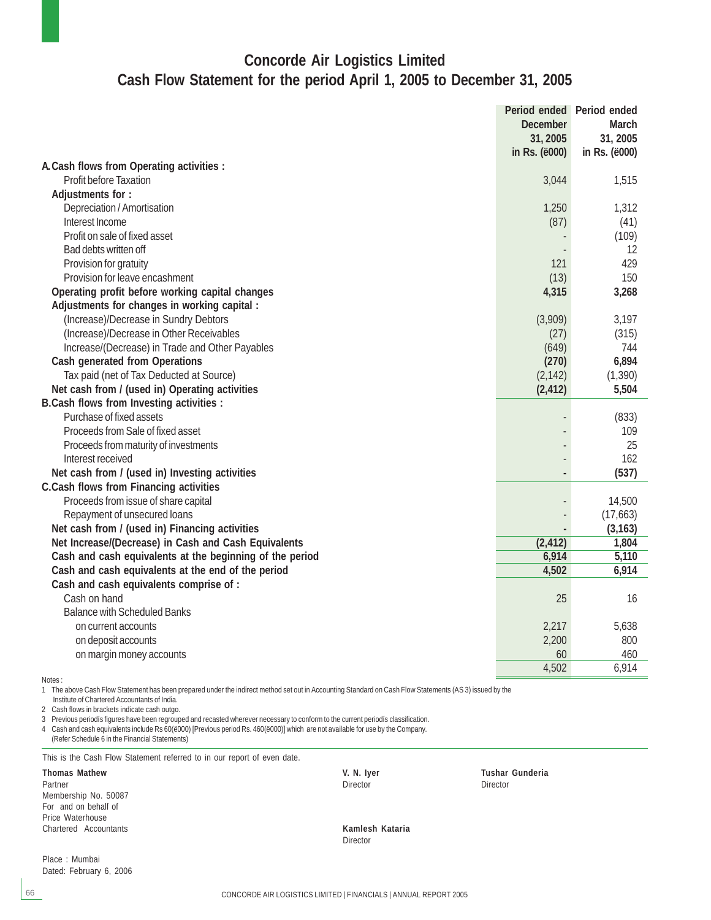# Concorde Air Logistics Limited

## Cash Flow Statement for the period April 1, 2005 to December 31, 2005

| | Period ended December 31, 2005 in Rs. (ë000) | Period ended March 31, 2005 in Rs. (ë000) |
|---|---|---|
| **A. Cash flows from Operating activities :** | | |
| Profit before Taxation | 3,044 | 1,515 |
| **Adjustments for :** | | |
| Depreciation / Amortisation | 1,250 | 1,312 |
| Interest Income | (87) | (41) |
| Profit on sale of fixed asset | - | (109) |
| Bad debts written off | - | 12 |
| Provision for gratuity | 121 | 429 |
| Provision for leave encashment | (13) | 150 |
| **Operating profit before working capital changes** | **4,315** | **3,268** |
| **Adjustments for changes in working capital :** | | |
| (Increase)/Decrease in Sundry Debtors | (3,909) | 3,197 |
| (Increase)/Decrease in Other Receivables | (27) | (315) |
| Increase/(Decrease) in Trade and Other Payables | (649) | 744 |
| **Cash generated from Operations** | **(270)** | **6,894** |
| Tax paid (net of Tax Deducted at Source) | (2,142) | (1,390) |
| **Net cash from / (used in) Operating activities** | **(2,412)** | **5,504** |
| **B. Cash flows from Investing activities :** | | |
| Purchase of fixed assets | - | (833) |
| Proceeds from Sale of fixed asset | - | 109 |
| Proceeds from maturity of investments | - | 25 |
| Interest received | - | 162 |
| **Net cash from / (used in) Investing activities** | **-** | **(537)** |
| **C. Cash flows from Financing activities** | | |
| Proceeds from issue of share capital | - | 14,500 |
| Repayment of unsecured loans | - | (17,663) |
| **Net cash from / (used in) Financing activities** | **-** | **(3,163)** |
| **Net Increase/(Decrease) in Cash and Cash Equivalents** | **(2,412)** | **1,804** |
| **Cash and cash equivalents at the beginning of the period** | **6,914** | **5,110** |
| **Cash and cash equivalents at the end of the period** | **4,502** | **6,914** |
| **Cash and cash equivalents comprise of :** | | |
| Cash on hand | 25 | 16 |
| Balance with Scheduled Banks | | |
| on current accounts | 2,217 | 5,638 |
| on deposit accounts | 2,200 | 800 |
| on margin money accounts | 60 | 460 |
| | 4,502 | 6,914 |

Notes :

1 The above Cash Flow Statement has been prepared under the indirect method set out in Accounting Standard on Cash Flow Statements (AS 3) issued by the Institute of Chartered Accountants of India.

2 Cash flows in brackets indicate cash outgo.

3 Previous periodís figures have been regrouped and recasted wherever necessary to conform to the current periodís classification.

4 Cash and cash equivalents include Rs 60(ë000) [Previous period Rs. 460(ë000)] which are not available for use by the Company. (Refer Schedule 6 in the Financial Statements)

This is the Cash Flow Statement referred to in our report of even date.

**Thomas Mathew**
Partner
Membership No. 50087
For and on behalf of
Price Waterhouse
Chartered Accountants

**V. N. Iyer**
Director

**Tushar Gunderia**
Director

**Kamlesh Kataria**
Director

Place : Mumbai
Dated: February 6, 2006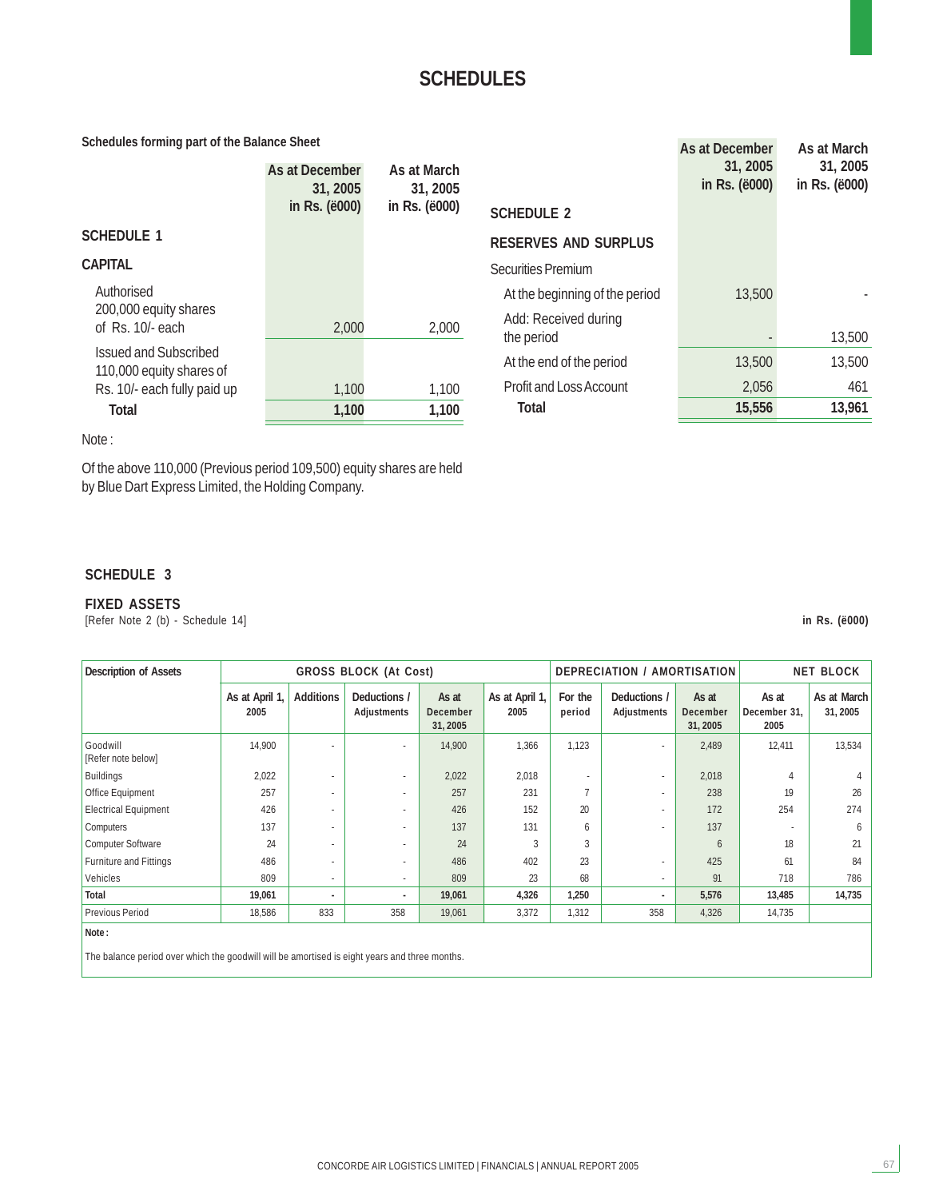# SCHEDULES

**Schedules forming part of the Balance Sheet**

| | As at December 31, 2005 in Rs. (ë000) | As at March 31, 2005 in Rs. (ë000) |
|---|---|---|
| **SCHEDULE 1** | | |
| **CAPITAL** | | |
| Authorised 200,000 equity shares of Rs. 10/- each | 2,000 | 2,000 |
| Issued and Subscribed 110,000 equity shares of Rs. 10/- each fully paid up | 1,100 | 1,100 |
| **Total** | **1,100** | **1,100** |

Note :

Of the above 110,000 (Previous period 109,500) equity shares are held by Blue Dart Express Limited, the Holding Company.

| | As at December 31, 2005 in Rs. (ë000) | As at March 31, 2005 in Rs. (ë000) |
|---|---|---|
| **SCHEDULE 2** | | |
| **RESERVES AND SURPLUS** | | |
| Securities Premium | | |
| At the beginning of the period | 13,500 | - |
| Add: Received during the period | - | 13,500 |
| At the end of the period | 13,500 | 13,500 |
| Profit and Loss Account | 2,056 | 461 |
| **Total** | **15,556** | **13,961** |

**SCHEDULE 3**

**FIXED ASSETS**

[Refer Note 2 (b) - Schedule 14]

**in Rs. (ë000)**

| Description of Assets | GROSS BLOCK (At Cost) | | | | DEPRECIATION / AMORTISATION | | | | NET BLOCK | |
|---|---|---|---|---|---|---|---|---|---|---|
| | As at April 1, 2005 | Additions | Deductions / Adjustments | As at December 31, 2005 | As at April 1, 2005 | For the period | Deductions / Adjustments | As at December 31, 2005 | As at December 31, 2005 | As at March 31, 2005 |
| Goodwill [Refer note below] | 14,900 | - | - | 14,900 | 1,366 | 1,123 | - | 2,489 | 12,411 | 13,534 |
| Buildings | 2,022 | - | - | 2,022 | 2,018 | - | - | 2,018 | 4 | 4 |
| Office Equipment | 257 | - | - | 257 | 231 | 7 | - | 238 | 19 | 26 |
| Electrical Equipment | 426 | - | - | 426 | 152 | 20 | - | 172 | 254 | 274 |
| Computers | 137 | - | - | 137 | 131 | 6 | - | 137 | - | 6 |
| Computer Software | 24 | - | - | 24 | 3 | 3 | | 6 | 18 | 21 |
| Furniture and Fittings | 486 | - | - | 486 | 402 | 23 | - | 425 | 61 | 84 |
| Vehicles | 809 | - | - | 809 | 23 | 68 | - | 91 | 718 | 786 |
| **Total** | **19,061** | **-** | **-** | **19,061** | **4,326** | **1,250** | **-** | **5,576** | **13,485** | **14,735** |
| Previous Period | 18,586 | 833 | 358 | 19,061 | 3,372 | 1,312 | 358 | 4,326 | 14,735 | |

**Note :**

The balance period over which the goodwill will be amortised is eight years and three months.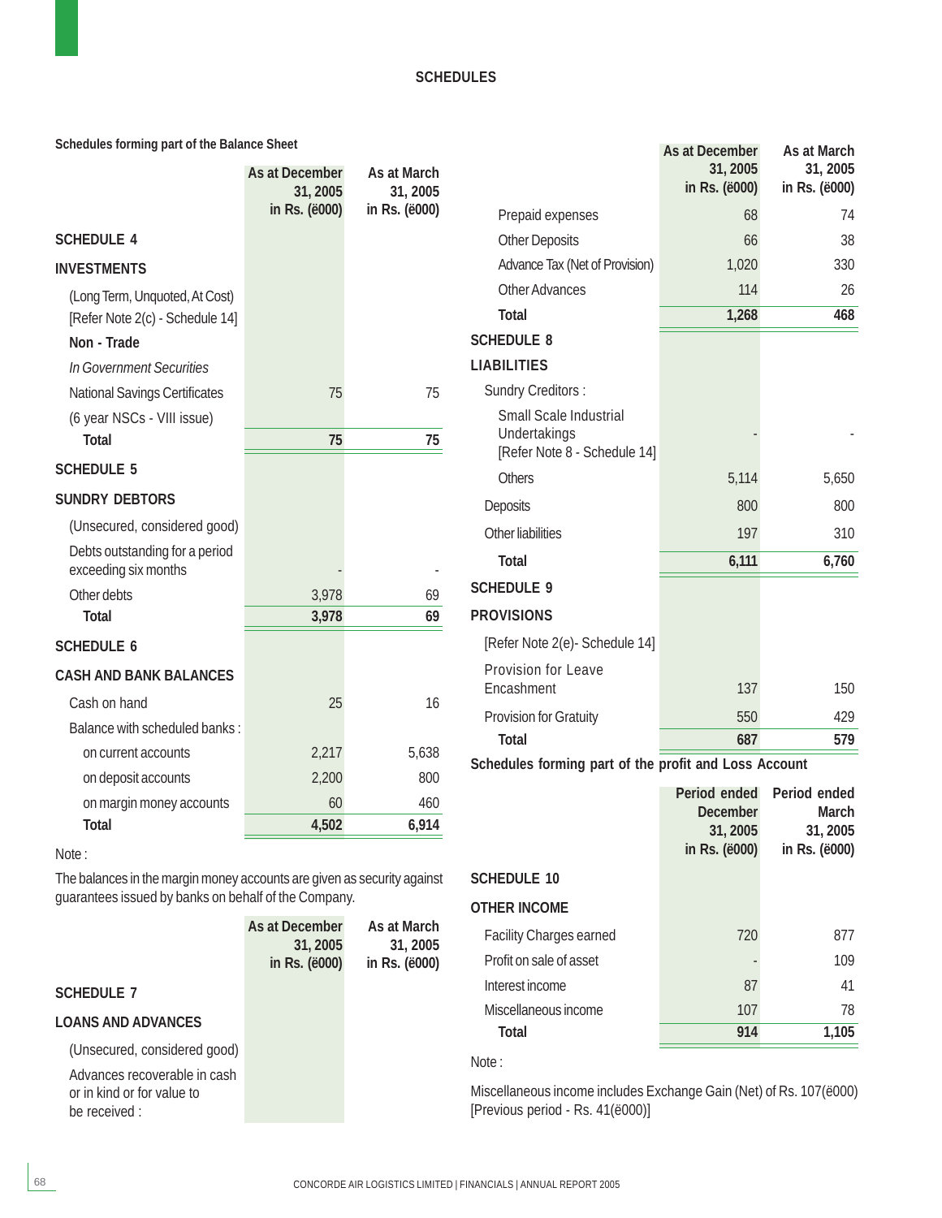# SCHEDULES

## Schedules forming part of the Balance Sheet

| | As at December 31, 2005 in Rs. (ë000) | As at March 31, 2005 in Rs. (ë000) |
|---|---|---|
| **SCHEDULE 4** | | |
| **INVESTMENTS** | | |
| (Long Term, Unquoted, At Cost) [Refer Note 2(c) - Schedule 14] | | |
| **Non - Trade** | | |
| *In Government Securities* | | |
| National Savings Certificates | 75 | 75 |
| (6 year NSCs - VIII issue) | | |
| **Total** | **75** | **75** |
| **SCHEDULE 5** | | |
| **SUNDRY DEBTORS** | | |
| (Unsecured, considered good) | | |
| Debts outstanding for a period exceeding six months | - | - |
| Other debts | 3,978 | 69 |
| **Total** | **3,978** | **69** |
| **SCHEDULE 6** | | |
| **CASH AND BANK BALANCES** | | |
| Cash on hand | 25 | 16 |
| Balance with scheduled banks : | | |
| on current accounts | 2,217 | 5,638 |
| on deposit accounts | 2,200 | 800 |
| on margin money accounts | 60 | 460 |
| **Total** | **4,502** | **6,914** |

Note :

The balances in the margin money accounts are given as security against guarantees issued by banks on behalf of the Company.

| | As at December 31, 2005 in Rs. (ë000) | As at March 31, 2005 in Rs. (ë000) |
|---|---|---|
| **SCHEDULE 7** | | |
| **LOANS AND ADVANCES** | | |
| (Unsecured, considered good) | | |
| Advances recoverable in cash or in kind or for value to be received : | | |
| Prepaid expenses | 68 | 74 |
| Other Deposits | 66 | 38 |
| Advance Tax (Net of Provision) | 1,020 | 330 |
| Other Advances | 114 | 26 |
| **Total** | **1,268** | **468** |
| **SCHEDULE 8** | | |
| **LIABILITIES** | | |
| Sundry Creditors : | | |
| Small Scale Industrial Undertakings [Refer Note 8 - Schedule 14] | - | - |
| Others | 5,114 | 5,650 |
| Deposits | 800 | 800 |
| Other liabilities | 197 | 310 |
| **Total** | **6,111** | **6,760** |
| **SCHEDULE 9** | | |
| **PROVISIONS** | | |
| [Refer Note 2(e)- Schedule 14] | | |
| Provision for Leave Encashment | 137 | 150 |
| Provision for Gratuity | 550 | 429 |
| **Total** | **687** | **579** |

## Schedules forming part of the profit and Loss Account

| | Period ended December 31, 2005 in Rs. (ë000) | Period ended March 31, 2005 in Rs. (ë000) |
|---|---|---|
| **SCHEDULE 10** | | |
| **OTHER INCOME** | | |
| Facility Charges earned | 720 | 877 |
| Profit on sale of asset | - | 109 |
| Interest income | 87 | 41 |
| Miscellaneous income | 107 | 78 |
| **Total** | **914** | **1,105** |

Note :

Miscellaneous income includes Exchange Gain (Net) of Rs. 107(ë000) [Previous period - Rs. 41(ë000)]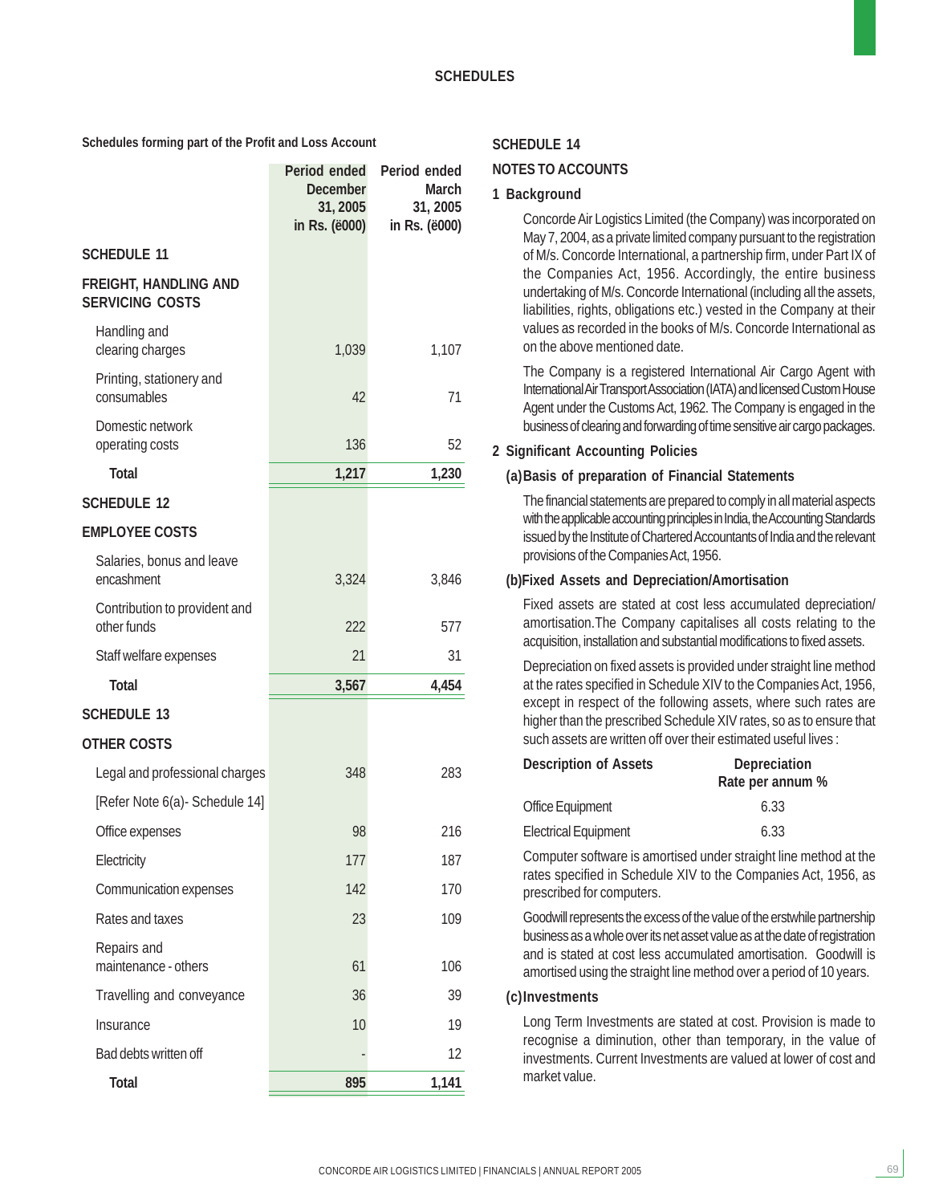# SCHEDULES

**Schedules forming part of the Profit and Loss Account**

| | Period ended December 31, 2005 in Rs. (ë000) | Period ended March 31, 2005 in Rs. (ë000) |
|---|---|---|
| **SCHEDULE 11** | | |
| **FREIGHT, HANDLING AND SERVICING COSTS** | | |
| Handling and clearing charges | 1,039 | 1,107 |
| Printing, stationery and consumables | 42 | 71 |
| Domestic network operating costs | 136 | 52 |
| **Total** | **1,217** | **1,230** |
| **SCHEDULE 12** | | |
| **EMPLOYEE COSTS** | | |
| Salaries, bonus and leave encashment | 3,324 | 3,846 |
| Contribution to provident and other funds | 222 | 577 |
| Staff welfare expenses | 21 | 31 |
| **Total** | **3,567** | **4,454** |
| **SCHEDULE 13** | | |
| **OTHER COSTS** | | |
| Legal and professional charges | 348 | 283 |
| [Refer Note 6(a)- Schedule 14] | | |
| Office expenses | 98 | 216 |
| Electricity | 177 | 187 |
| Communication expenses | 142 | 170 |
| Rates and taxes | 23 | 109 |
| Repairs and maintenance - others | 61 | 106 |
| Travelling and conveyance | 36 | 39 |
| Insurance | 10 | 19 |
| Bad debts written off | - | 12 |
| **Total** | **895** | **1,141** |

## SCHEDULE 14

## NOTES TO ACCOUNTS

### 1 Background

Concorde Air Logistics Limited (the Company) was incorporated on May 7, 2004, as a private limited company pursuant to the registration of M/s. Concorde International, a partnership firm, under Part IX of the Companies Act, 1956. Accordingly, the entire business undertaking of M/s. Concorde International (including all the assets, liabilities, rights, obligations etc.) vested in the Company at their values as recorded in the books of M/s. Concorde International as on the above mentioned date.

The Company is a registered International Air Cargo Agent with International Air Transport Association (IATA) and licensed Custom House Agent under the Customs Act, 1962. The Company is engaged in the business of clearing and forwarding of time sensitive air cargo packages.

### 2 Significant Accounting Policies

#### (a) Basis of preparation of Financial Statements

The financial statements are prepared to comply in all material aspects with the applicable accounting principles in India, the Accounting Standards issued by the Institute of Chartered Accountants of India and the relevant provisions of the Companies Act, 1956.

#### (b) Fixed Assets and Depreciation/Amortisation

Fixed assets are stated at cost less accumulated depreciation/ amortisation.The Company capitalises all costs relating to the acquisition, installation and substantial modifications to fixed assets.

Depreciation on fixed assets is provided under straight line method at the rates specified in Schedule XIV to the Companies Act, 1956, except in respect of the following assets, where such rates are higher than the prescribed Schedule XIV rates, so as to ensure that such assets are written off over their estimated useful lives :

| Description of Assets | Depreciation Rate per annum % |
|---|---|
| Office Equipment | 6.33 |
| Electrical Equipment | 6.33 |

Computer software is amortised under straight line method at the rates specified in Schedule XIV to the Companies Act, 1956, as prescribed for computers.

Goodwill represents the excess of the value of the erstwhile partnership business as a whole over its net asset value as at the date of registration and is stated at cost less accumulated amortisation. Goodwill is amortised using the straight line method over a period of 10 years.

#### (c) Investments

Long Term Investments are stated at cost. Provision is made to recognise a diminution, other than temporary, in the value of investments. Current Investments are valued at lower of cost and market value.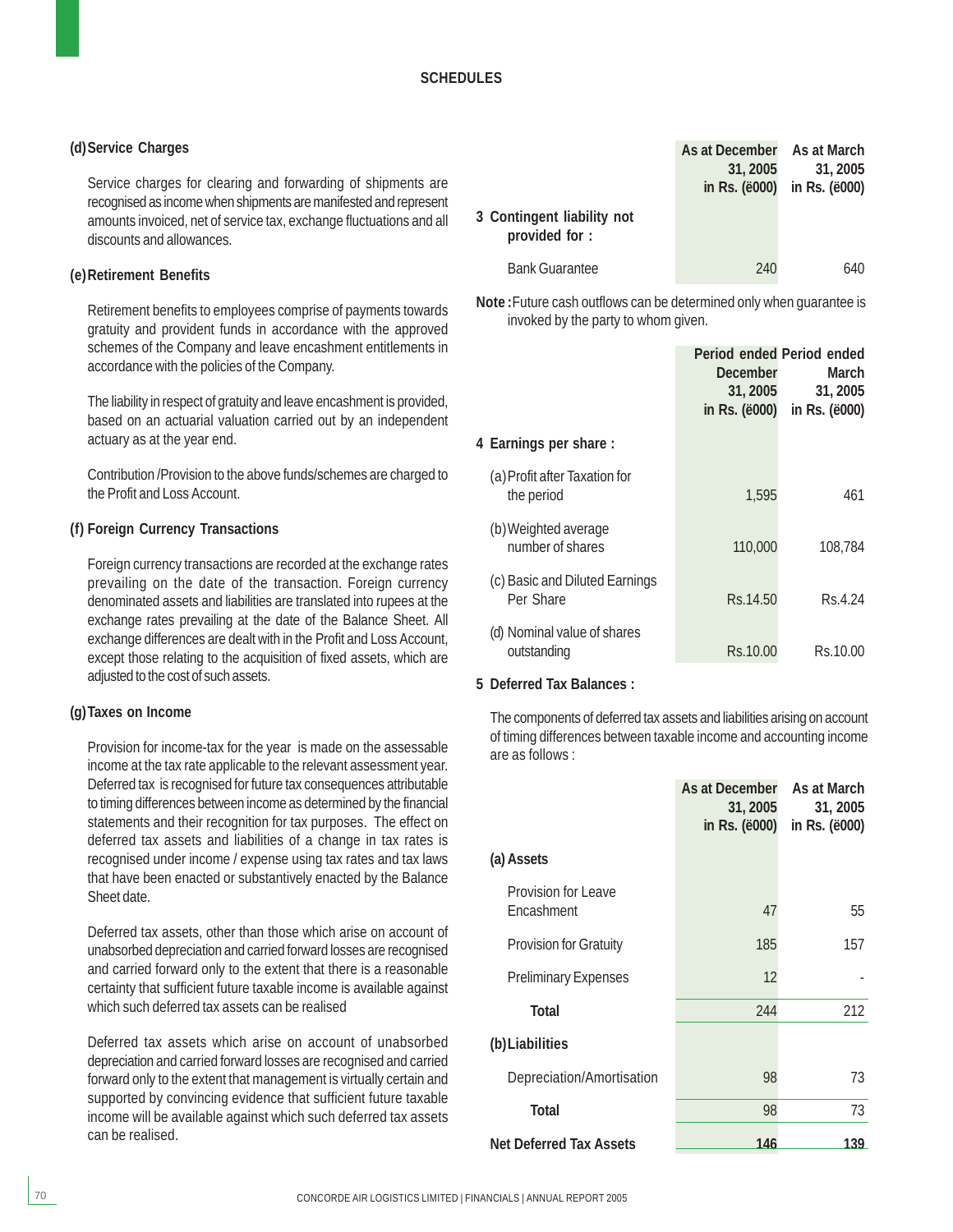**SCHEDULES**

**(d) Service Charges**

Service charges for clearing and forwarding of shipments are recognised as income when shipments are manifested and represent amounts invoiced, net of service tax, exchange fluctuations and all discounts and allowances.

**(e) Retirement Benefits**

Retirement benefits to employees comprise of payments towards gratuity and provident funds in accordance with the approved schemes of the Company and leave encashment entitlements in accordance with the policies of the Company.

The liability in respect of gratuity and leave encashment is provided, based on an actuarial valuation carried out by an independent actuary as at the year end.

Contribution /Provision to the above funds/schemes are charged to the Profit and Loss Account.

**(f) Foreign Currency Transactions**

Foreign currency transactions are recorded at the exchange rates prevailing on the date of the transaction. Foreign currency denominated assets and liabilities are translated into rupees at the exchange rates prevailing at the date of the Balance Sheet. All exchange differences are dealt with in the Profit and Loss Account, except those relating to the acquisition of fixed assets, which are adjusted to the cost of such assets.

**(g) Taxes on Income**

Provision for income-tax for the year is made on the assessable income at the tax rate applicable to the relevant assessment year. Deferred tax is recognised for future tax consequences attributable to timing differences between income as determined by the financial statements and their recognition for tax purposes. The effect on deferred tax assets and liabilities of a change in tax rates is recognised under income / expense using tax rates and tax laws that have been enacted or substantively enacted by the Balance Sheet date.

Deferred tax assets, other than those which arise on account of unabsorbed depreciation and carried forward losses are recognised and carried forward only to the extent that there is a reasonable certainty that sufficient future taxable income is available against which such deferred tax assets can be realised

Deferred tax assets which arise on account of unabsorbed depreciation and carried forward losses are recognised and carried forward only to the extent that management is virtually certain and supported by convincing evidence that sufficient future taxable income will be available against which such deferred tax assets can be realised.

| | As at December 31, 2005 in Rs. (ë000) | As at March 31, 2005 in Rs. (ë000) |
|---|---|---|
| **3 Contingent liability not provided for :** | | |
| Bank Guarantee | 240 | 640 |

**Note :** Future cash outflows can be determined only when guarantee is invoked by the party to whom given.

| | Period ended December 31, 2005 in Rs. (ë000) | Period ended March 31, 2005 in Rs. (ë000) |
|---|---|---|
| **4 Earnings per share :** | | |
| (a) Profit after Taxation for the period | 1,595 | 461 |
| (b) Weighted average number of shares | 110,000 | 108,784 |
| (c) Basic and Diluted Earnings Per Share | Rs.14.50 | Rs.4.24 |
| (d) Nominal value of shares outstanding | Rs.10.00 | Rs.10.00 |

**5 Deferred Tax Balances :**

The components of deferred tax assets and liabilities arising on account of timing differences between taxable income and accounting income are as follows :

| | As at December 31, 2005 in Rs. (ë000) | As at March 31, 2005 in Rs. (ë000) |
|---|---|---|
| **(a) Assets** | | |
| Provision for Leave Encashment | 47 | 55 |
| Provision for Gratuity | 185 | 157 |
| Preliminary Expenses | 12 | - |
| **Total** | 244 | 212 |
| **(b) Liabilities** | | |
| Depreciation/Amortisation | 98 | 73 |
| **Total** | 98 | 73 |
| **Net Deferred Tax Assets** | **146** | **139** |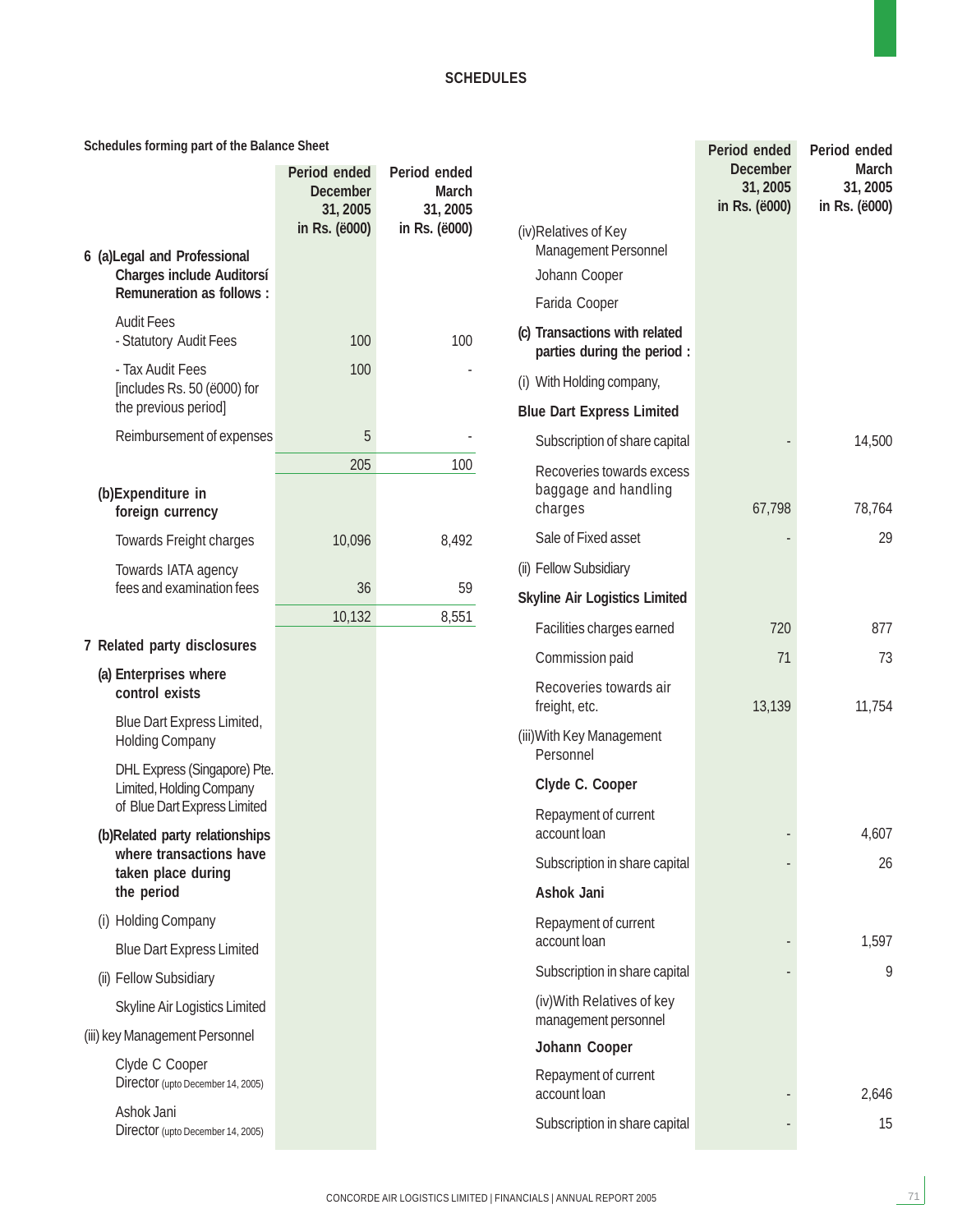## SCHEDULES

**Schedules forming part of the Balance Sheet**

| | Period ended December 31, 2005 in Rs. (ë000) | Period ended March 31, 2005 in Rs. (ë000) |
|---|---|---|
| **6 (a)Legal and Professional Charges include Auditorsí Remuneration as follows :** | | |
| Audit Fees | | |
| - Statutory Audit Fees | 100 | 100 |
| - Tax Audit Fees [includes Rs. 50 (ë000) for the previous period] | 100 | - |
| Reimbursement of expenses | 5 | - |
| | 205 | 100 |
| **(b)Expenditure in foreign currency** | | |
| Towards Freight charges | 10,096 | 8,492 |
| Towards IATA agency fees and examination fees | 36 | 59 |
| | 10,132 | 8,551 |

**7 Related party disclosures**

**(a) Enterprises where control exists**

Blue Dart Express Limited, Holding Company

DHL Express (Singapore) Pte. Limited, Holding Company of Blue Dart Express Limited

**(b)Related party relationships where transactions have taken place during the period**

(i) Holding Company

Blue Dart Express Limited

(ii) Fellow Subsidiary

Skyline Air Logistics Limited

(iii) key Management Personnel

Clyde C Cooper
Director (upto December 14, 2005)

Ashok Jani
Director (upto December 14, 2005)

(iv)Relatives of Key Management Personnel

Johann Cooper

Farida Cooper

| | Period ended December 31, 2005 in Rs. (ë000) | Period ended March 31, 2005 in Rs. (ë000) |
|---|---|---|
| **(c) Transactions with related parties during the period :** | | |
| (i) With Holding company, | | |
| **Blue Dart Express Limited** | | |
| Subscription of share capital | - | 14,500 |
| Recoveries towards excess baggage and handling charges | 67,798 | 78,764 |
| Sale of Fixed asset | - | 29 |
| (ii) Fellow Subsidiary | | |
| **Skyline Air Logistics Limited** | | |
| Facilities charges earned | 720 | 877 |
| Commission paid | 71 | 73 |
| Recoveries towards air freight, etc. | 13,139 | 11,754 |
| (iii)With Key Management Personnel | | |
| **Clyde C. Cooper** | | |
| Repayment of current account loan | - | 4,607 |
| Subscription in share capital | - | 26 |
| **Ashok Jani** | | |
| Repayment of current account loan | - | 1,597 |
| Subscription in share capital | - | 9 |
| (iv)With Relatives of key management personnel | | |
| **Johann Cooper** | | |
| Repayment of current account loan | - | 2,646 |
| Subscription in share capital | - | 15 |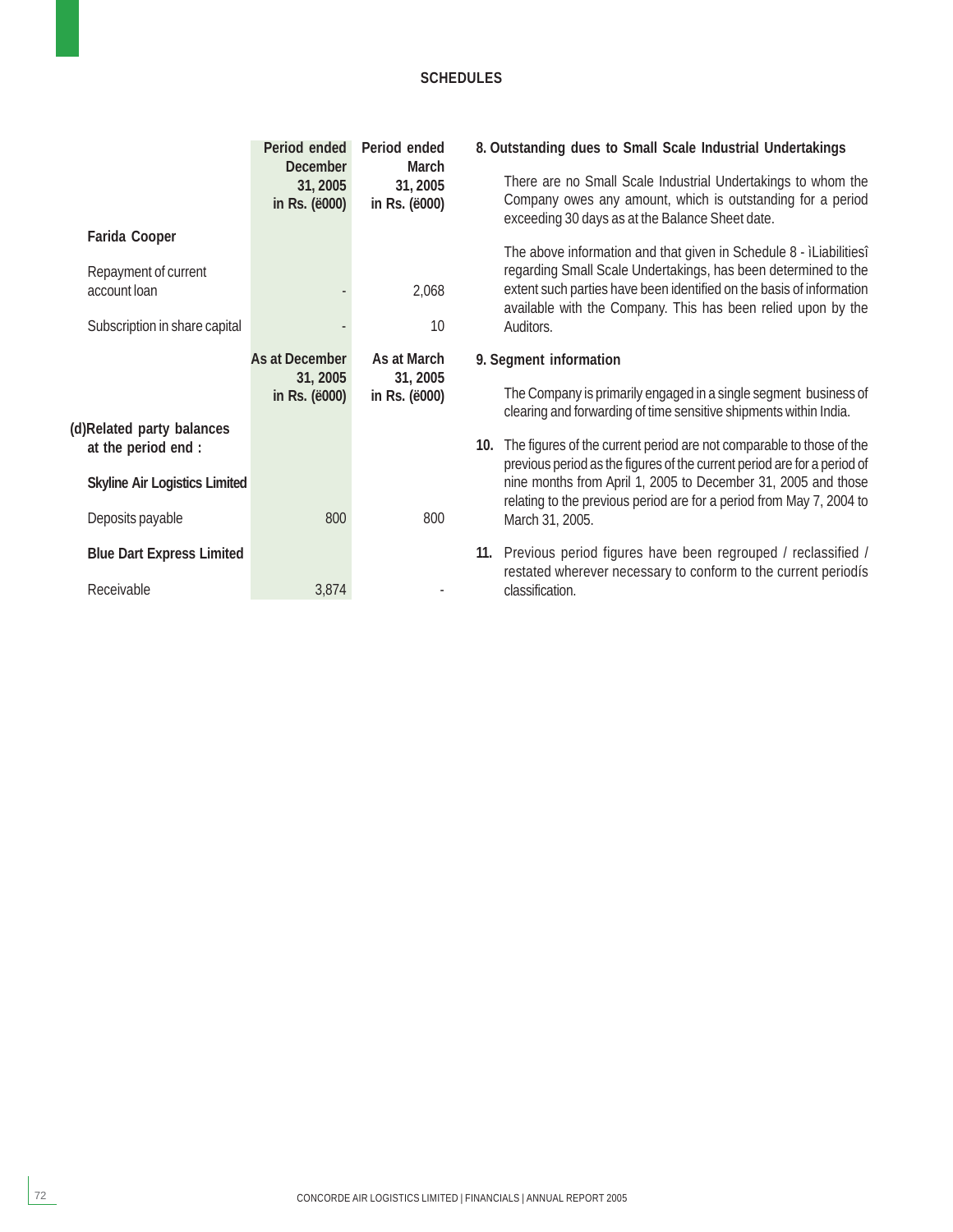## SCHEDULES

| | Period ended December 31, 2005 in Rs. (ë000) | Period ended March 31, 2005 in Rs. (ë000) |
|---|---|---|
| **Farida Cooper** | | |
| Repayment of current account loan | - | 2,068 |
| Subscription in share capital | - | 10 |

| | As at December 31, 2005 in Rs. (ë000) | As at March 31, 2005 in Rs. (ë000) |
|---|---|---|
| **(d)Related party balances at the period end :** | | |
| **Skyline Air Logistics Limited** | | |
| Deposits payable | 800 | 800 |
| **Blue Dart Express Limited** | | |
| Receivable | 3,874 | - |

**8. Outstanding dues to Small Scale Industrial Undertakings**

There are no Small Scale Industrial Undertakings to whom the Company owes any amount, which is outstanding for a period exceeding 30 days as at the Balance Sheet date.

The above information and that given in Schedule 8 - ìLiabilitiesî regarding Small Scale Undertakings, has been determined to the extent such parties have been identified on the basis of information available with the Company. This has been relied upon by the Auditors.

**9. Segment information**

The Company is primarily engaged in a single segment business of clearing and forwarding of time sensitive shipments within India.

**10.** The figures of the current period are not comparable to those of the previous period as the figures of the current period are for a period of nine months from April 1, 2005 to December 31, 2005 and those relating to the previous period are for a period from May 7, 2004 to March 31, 2005.

**11.** Previous period figures have been regrouped / reclassified / restated wherever necessary to conform to the current periodís classification.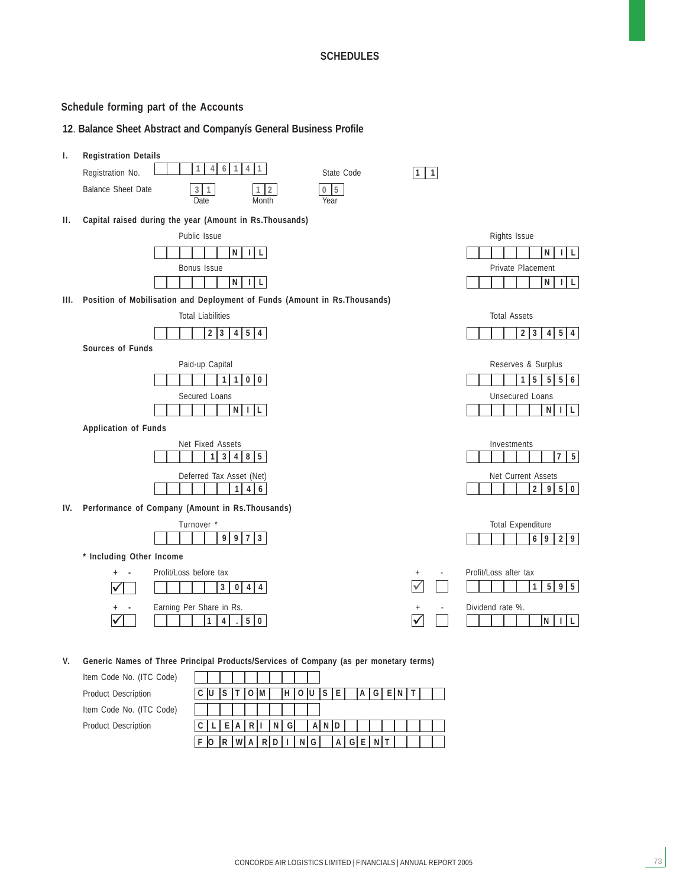## SCHEDULES

### Schedule forming part of the Accounts

### 12. Balance Sheet Abstract and Companyís General Business Profile

**I. Registration Details**

| | | | |
|---|---|---|---|
| Registration No. | 146141 | State Code | 11 |
| Balance Sheet Date | 31 (Date) | 12 (Month) | 05 (Year) |

**II. Capital raised during the year (Amount in Rs.Thousands)**

| | | | |
|---|---|---|---|
| Public Issue | NIL | Rights Issue | NIL |
| Bonus Issue | NIL | Private Placement | NIL |

**III. Position of Mobilisation and Deployment of Funds (Amount in Rs.Thousands)**

| | | | |
|---|---|---|---|
| Total Liabilities | 23454 | Total Assets | 23454 |

**Sources of Funds**

| | | | |
|---|---|---|---|
| Paid-up Capital | 1100 | Reserves & Surplus | 15556 |
| Secured Loans | NIL | Unsecured Loans | NIL |

**Application of Funds**

| | | | |
|---|---|---|---|
| Net Fixed Assets | 13485 | Investments | 75 |
| Deferred Tax Asset (Net) | 146 | Net Current Assets | 2950 |

**IV. Performance of Company (Amount in Rs.Thousands)**

| | | | |
|---|---|---|---|
| Turnover * | 9973 | Total Expenditure | 6929 |

**\* Including Other Income**

| | | | |
|---|---|---|---|
| Profit/Loss before tax (+ ✓) | 3044 | Profit/Loss after tax (+ ✓) | 1595 |
| Earning Per Share in Rs. (+ ✓) | 14.50 | Dividend rate %. | NIL |

**V. Generic Names of Three Principal Products/Services of Company (as per monetary terms)**

| | |
|---|---|
| Item Code No. (ITC Code) | |
| Product Description | CUSTOM HOUSE AGENT |
| Item Code No. (ITC Code) | |
| Product Description | CLEARING AND FORWARDING AGENT |

CONCORDE AIR LOGISTICS LIMITED | FINANCIALS | ANNUAL REPORT 2005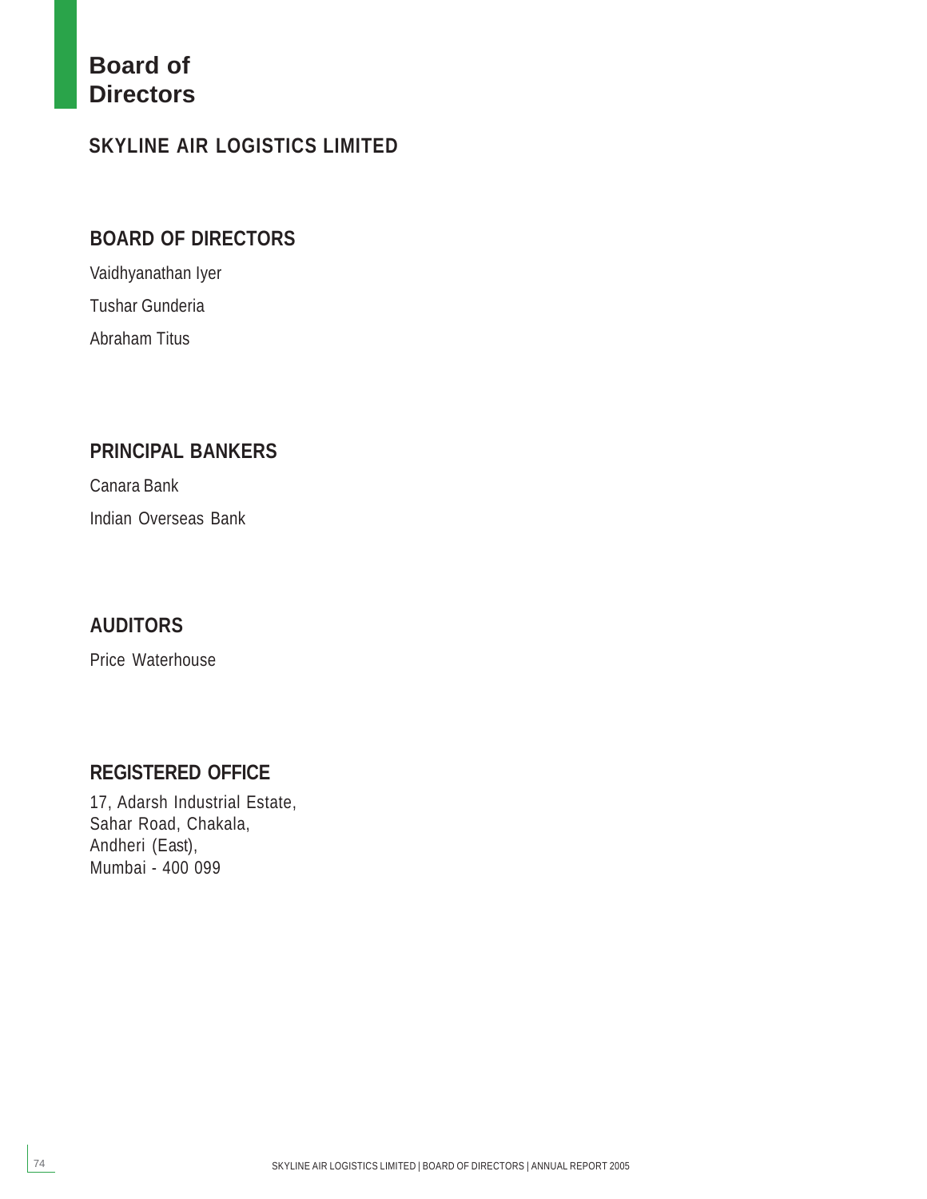# Board of Directors

## SKYLINE AIR LOGISTICS LIMITED

### BOARD OF DIRECTORS

Vaidhyanathan Iyer

Tushar Gunderia

Abraham Titus

### PRINCIPAL BANKERS

Canara Bank

Indian Overseas Bank

### AUDITORS

Price Waterhouse

### REGISTERED OFFICE

17, Adarsh Industrial Estate,
Sahar Road, Chakala,
Andheri (East),
Mumbai - 400 099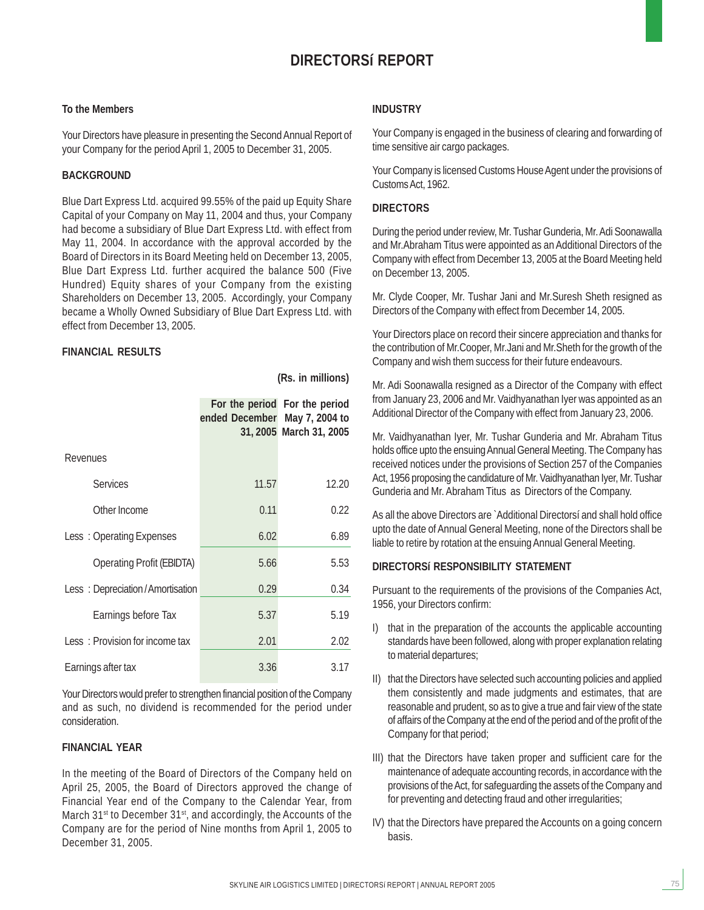# DIRECTORSí REPORT

**To the Members**

Your Directors have pleasure in presenting the Second Annual Report of your Company for the period April 1, 2005 to December 31, 2005.

**BACKGROUND**

Blue Dart Express Ltd. acquired 99.55% of the paid up Equity Share Capital of your Company on May 11, 2004 and thus, your Company had become a subsidiary of Blue Dart Express Ltd. with effect from May 11, 2004. In accordance with the approval accorded by the Board of Directors in its Board Meeting held on December 13, 2005, Blue Dart Express Ltd. further acquired the balance 500 (Five Hundred) Equity shares of your Company from the existing Shareholders on December 13, 2005. Accordingly, your Company became a Wholly Owned Subsidiary of Blue Dart Express Ltd. with effect from December 13, 2005.

**FINANCIAL RESULTS**

**(Rs. in millions)**

| | For the period ended December 31, 2005 | For the period May 7, 2004 to March 31, 2005 |
|---|---|---|
| Revenues | | |
| Services | 11.57 | 12.20 |
| Other Income | 0.11 | 0.22 |
| Less : Operating Expenses | 6.02 | 6.89 |
| Operating Profit (EBIDTA) | 5.66 | 5.53 |
| Less : Depreciation / Amortisation | 0.29 | 0.34 |
| Earnings before Tax | 5.37 | 5.19 |
| Less : Provision for income tax | 2.01 | 2.02 |
| Earnings after tax | 3.36 | 3.17 |

Your Directors would prefer to strengthen financial position of the Company and as such, no dividend is recommended for the period under consideration.

**FINANCIAL YEAR**

In the meeting of the Board of Directors of the Company held on April 25, 2005, the Board of Directors approved the change of Financial Year end of the Company to the Calendar Year, from March 31st to December 31st, and accordingly, the Accounts of the Company are for the period of Nine months from April 1, 2005 to December 31, 2005.

**INDUSTRY**

Your Company is engaged in the business of clearing and forwarding of time sensitive air cargo packages.

Your Company is licensed Customs House Agent under the provisions of Customs Act, 1962.

**DIRECTORS**

During the period under review, Mr. Tushar Gunderia, Mr. Adi Soonawalla and Mr.Abraham Titus were appointed as an Additional Directors of the Company with effect from December 13, 2005 at the Board Meeting held on December 13, 2005.

Mr. Clyde Cooper, Mr. Tushar Jani and Mr.Suresh Sheth resigned as Directors of the Company with effect from December 14, 2005.

Your Directors place on record their sincere appreciation and thanks for the contribution of Mr.Cooper, Mr.Jani and Mr.Sheth for the growth of the Company and wish them success for their future endeavours.

Mr. Adi Soonawalla resigned as a Director of the Company with effect from January 23, 2006 and Mr. Vaidhyanathan Iyer was appointed as an Additional Director of the Company with effect from January 23, 2006.

Mr. Vaidhyanathan Iyer, Mr. Tushar Gunderia and Mr. Abraham Titus holds office upto the ensuing Annual General Meeting. The Company has received notices under the provisions of Section 257 of the Companies Act, 1956 proposing the candidature of Mr. Vaidhyanathan Iyer, Mr. Tushar Gunderia and Mr. Abraham Titus as Directors of the Company.

As all the above Directors are `Additional Directorsí and shall hold office upto the date of Annual General Meeting, none of the Directors shall be liable to retire by rotation at the ensuing Annual General Meeting.

**DIRECTORSí RESPONSIBILITY STATEMENT**

Pursuant to the requirements of the provisions of the Companies Act, 1956, your Directors confirm:

I) that in the preparation of the accounts the applicable accounting standards have been followed, along with proper explanation relating to material departures;

II) that the Directors have selected such accounting policies and applied them consistently and made judgments and estimates, that are reasonable and prudent, so as to give a true and fair view of the state of affairs of the Company at the end of the period and of the profit of the Company for that period;

III) that the Directors have taken proper and sufficient care for the maintenance of adequate accounting records, in accordance with the provisions of the Act, for safeguarding the assets of the Company and for preventing and detecting fraud and other irregularities;

IV) that the Directors have prepared the Accounts on a going concern basis.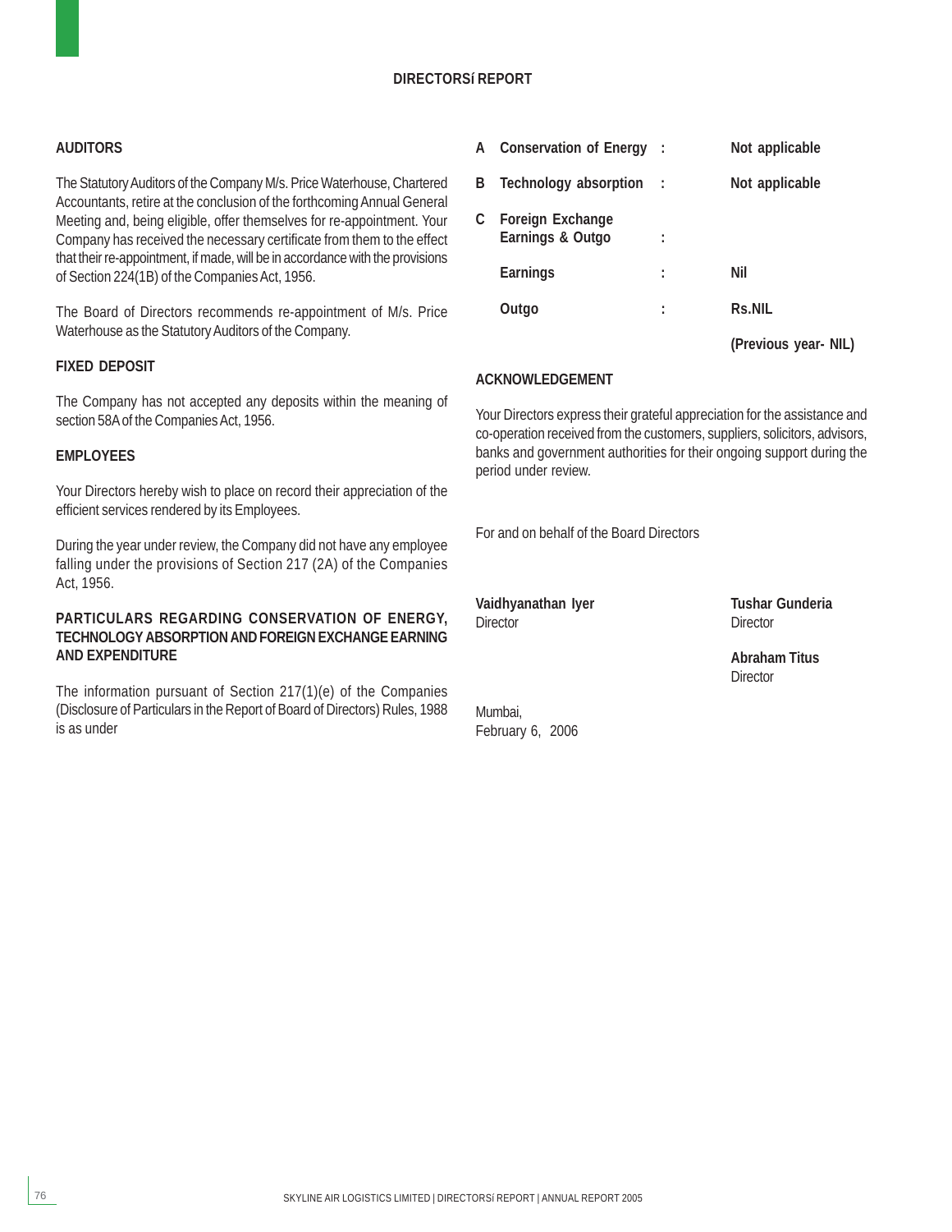## DIRECTORSí REPORT

### AUDITORS

The Statutory Auditors of the Company M/s. Price Waterhouse, Chartered Accountants, retire at the conclusion of the forthcoming Annual General Meeting and, being eligible, offer themselves for re-appointment. Your Company has received the necessary certificate from them to the effect that their re-appointment, if made, will be in accordance with the provisions of Section 224(1B) of the Companies Act, 1956.

The Board of Directors recommends re-appointment of M/s. Price Waterhouse as the Statutory Auditors of the Company.

### FIXED DEPOSIT

The Company has not accepted any deposits within the meaning of section 58A of the Companies Act, 1956.

### EMPLOYEES

Your Directors hereby wish to place on record their appreciation of the efficient services rendered by its Employees.

During the year under review, the Company did not have any employee falling under the provisions of Section 217 (2A) of the Companies Act, 1956.

### PARTICULARS REGARDING CONSERVATION OF ENERGY, TECHNOLOGY ABSORPTION AND FOREIGN EXCHANGE EARNING AND EXPENDITURE

The information pursuant of Section 217(1)(e) of the Companies (Disclosure of Particulars in the Report of Board of Directors) Rules, 1988 is as under

| | | | |
|---|---|---|---|
| **A** | **Conservation of Energy** | **:** | **Not applicable** |
| **B** | **Technology absorption** | **:** | **Not applicable** |
| **C** | **Foreign Exchange Earnings & Outgo** | **:** | |
| | **Earnings** | **:** | **Nil** |
| | **Outgo** | **:** | **Rs.NIL** |
| | | | **(Previous year- NIL)** |

### ACKNOWLEDGEMENT

Your Directors express their grateful appreciation for the assistance and co-operation received from the customers, suppliers, solicitors, advisors, banks and government authorities for their ongoing support during the period under review.

For and on behalf of the Board Directors

**Vaidhyanathan Iyer**
Director

**Tushar Gunderia**
Director

**Abraham Titus**
Director

Mumbai,
February 6, 2006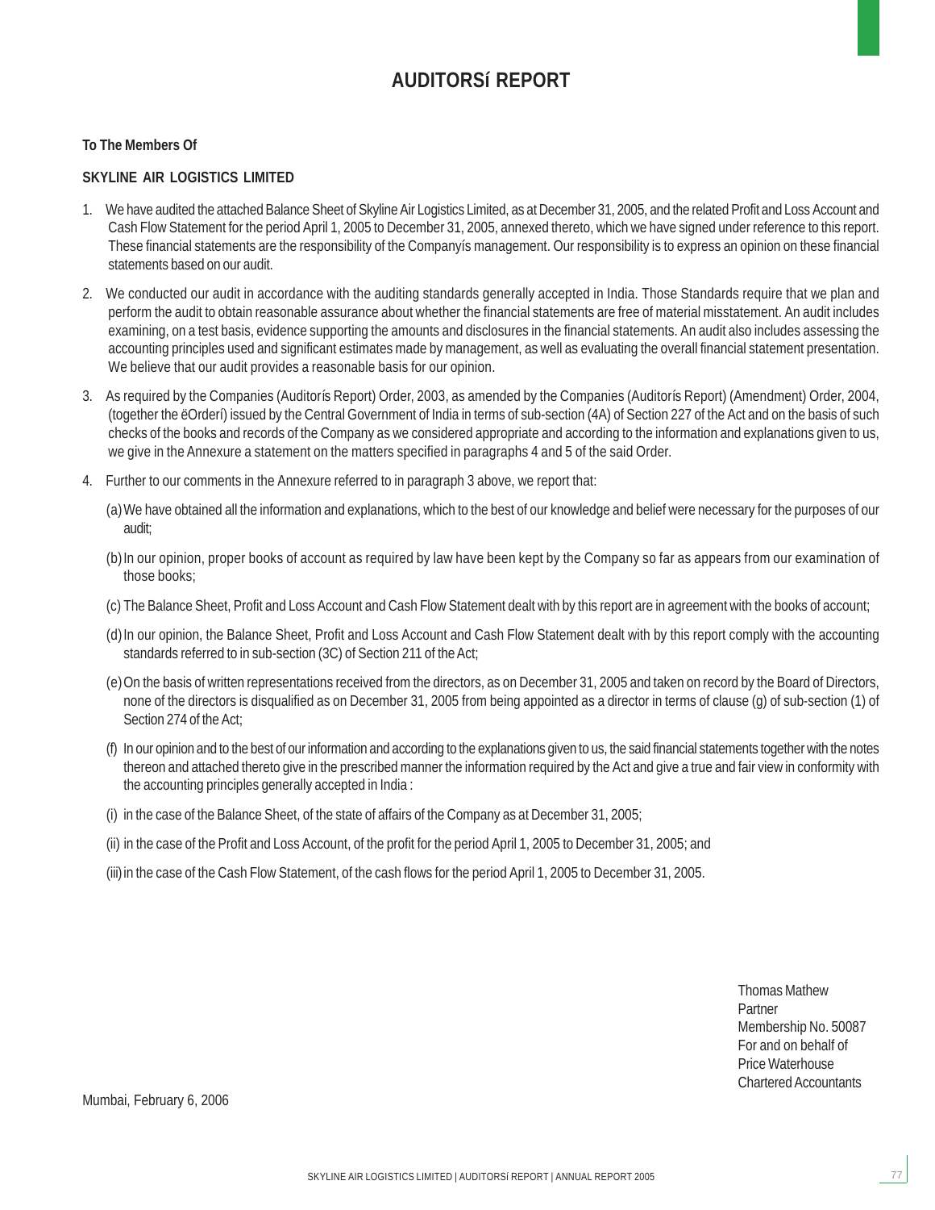# AUDITORSí REPORT

**To The Members Of**

**SKYLINE AIR LOGISTICS LIMITED**

1. We have audited the attached Balance Sheet of Skyline Air Logistics Limited, as at December 31, 2005, and the related Profit and Loss Account and Cash Flow Statement for the period April 1, 2005 to December 31, 2005, annexed thereto, which we have signed under reference to this report. These financial statements are the responsibility of the Companyís management. Our responsibility is to express an opinion on these financial statements based on our audit.

2. We conducted our audit in accordance with the auditing standards generally accepted in India. Those Standards require that we plan and perform the audit to obtain reasonable assurance about whether the financial statements are free of material misstatement. An audit includes examining, on a test basis, evidence supporting the amounts and disclosures in the financial statements. An audit also includes assessing the accounting principles used and significant estimates made by management, as well as evaluating the overall financial statement presentation. We believe that our audit provides a reasonable basis for our opinion.

3. As required by the Companies (Auditorís Report) Order, 2003, as amended by the Companies (Auditorís Report) (Amendment) Order, 2004, (together the ëOrderí) issued by the Central Government of India in terms of sub-section (4A) of Section 227 of the Act and on the basis of such checks of the books and records of the Company as we considered appropriate and according to the information and explanations given to us, we give in the Annexure a statement on the matters specified in paragraphs 4 and 5 of the said Order.

4. Further to our comments in the Annexure referred to in paragraph 3 above, we report that:

   (a) We have obtained all the information and explanations, which to the best of our knowledge and belief were necessary for the purposes of our audit;

   (b) In our opinion, proper books of account as required by law have been kept by the Company so far as appears from our examination of those books;

   (c) The Balance Sheet, Profit and Loss Account and Cash Flow Statement dealt with by this report are in agreement with the books of account;

   (d) In our opinion, the Balance Sheet, Profit and Loss Account and Cash Flow Statement dealt with by this report comply with the accounting standards referred to in sub-section (3C) of Section 211 of the Act;

   (e) On the basis of written representations received from the directors, as on December 31, 2005 and taken on record by the Board of Directors, none of the directors is disqualified as on December 31, 2005 from being appointed as a director in terms of clause (g) of sub-section (1) of Section 274 of the Act;

   (f) In our opinion and to the best of our information and according to the explanations given to us, the said financial statements together with the notes thereon and attached thereto give in the prescribed manner the information required by the Act and give a true and fair view in conformity with the accounting principles generally accepted in India :

   (i) in the case of the Balance Sheet, of the state of affairs of the Company as at December 31, 2005;

   (ii) in the case of the Profit and Loss Account, of the profit for the period April 1, 2005 to December 31, 2005; and

   (iii) in the case of the Cash Flow Statement, of the cash flows for the period April 1, 2005 to December 31, 2005.

Thomas Mathew
Partner
Membership No. 50087
For and on behalf of
Price Waterhouse
Chartered Accountants

Mumbai, February 6, 2006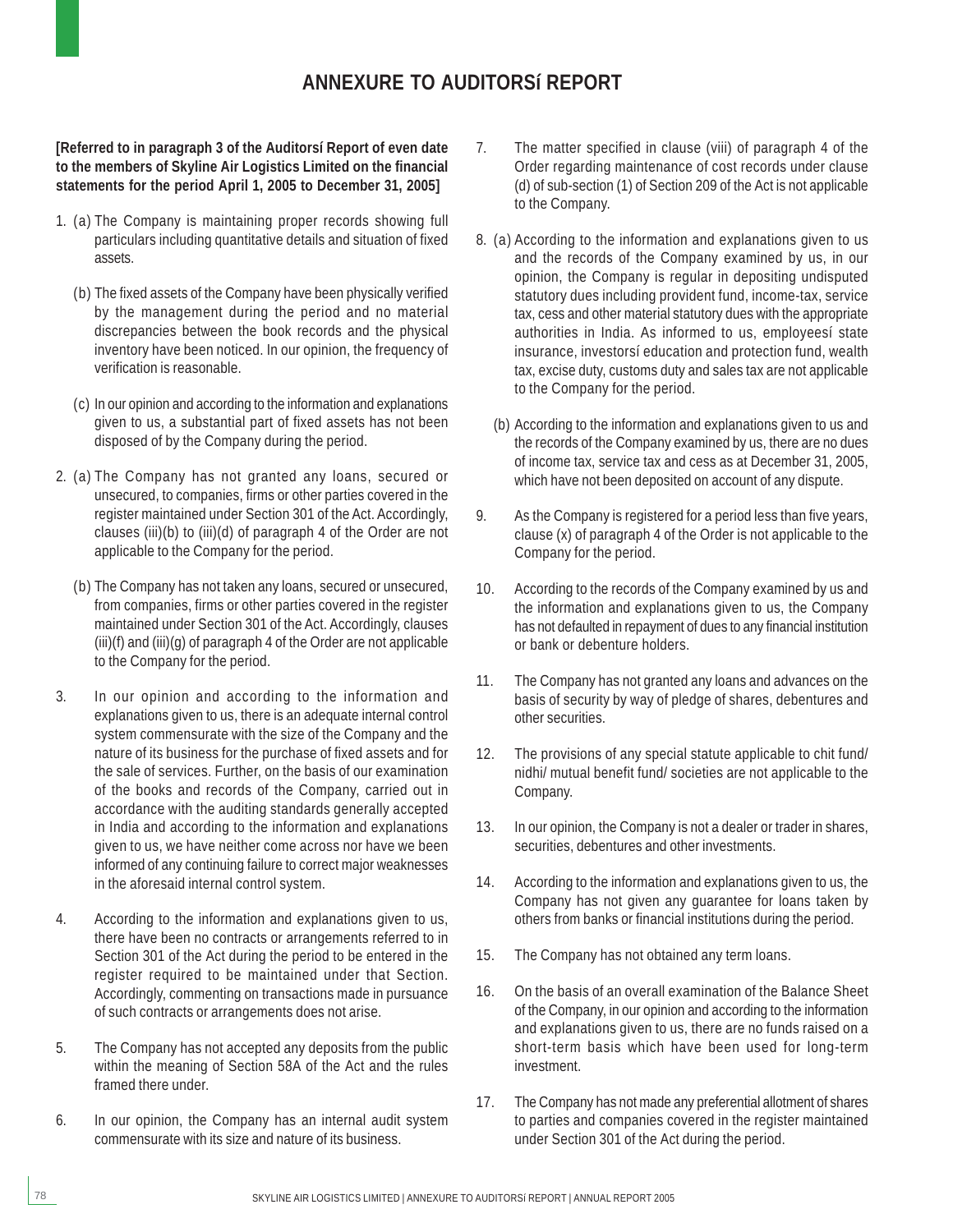# ANNEXURE TO AUDITORSí REPORT

**[Referred to in paragraph 3 of the Auditorsí Report of even date to the members of Skyline Air Logistics Limited on the financial statements for the period April 1, 2005 to December 31, 2005]**

1. (a) The Company is maintaining proper records showing full particulars including quantitative details and situation of fixed assets.

   (b) The fixed assets of the Company have been physically verified by the management during the period and no material discrepancies between the book records and the physical inventory have been noticed. In our opinion, the frequency of verification is reasonable.

   (c) In our opinion and according to the information and explanations given to us, a substantial part of fixed assets has not been disposed of by the Company during the period.

2. (a) The Company has not granted any loans, secured or unsecured, to companies, firms or other parties covered in the register maintained under Section 301 of the Act. Accordingly, clauses (iii)(b) to (iii)(d) of paragraph 4 of the Order are not applicable to the Company for the period.

   (b) The Company has not taken any loans, secured or unsecured, from companies, firms or other parties covered in the register maintained under Section 301 of the Act. Accordingly, clauses (iii)(f) and (iii)(g) of paragraph 4 of the Order are not applicable to the Company for the period.

3. In our opinion and according to the information and explanations given to us, there is an adequate internal control system commensurate with the size of the Company and the nature of its business for the purchase of fixed assets and for the sale of services. Further, on the basis of our examination of the books and records of the Company, carried out in accordance with the auditing standards generally accepted in India and according to the information and explanations given to us, we have neither come across nor have we been informed of any continuing failure to correct major weaknesses in the aforesaid internal control system.

4. According to the information and explanations given to us, there have been no contracts or arrangements referred to in Section 301 of the Act during the period to be entered in the register required to be maintained under that Section. Accordingly, commenting on transactions made in pursuance of such contracts or arrangements does not arise.

5. The Company has not accepted any deposits from the public within the meaning of Section 58A of the Act and the rules framed there under.

6. In our opinion, the Company has an internal audit system commensurate with its size and nature of its business.

7. The matter specified in clause (viii) of paragraph 4 of the Order regarding maintenance of cost records under clause (d) of sub-section (1) of Section 209 of the Act is not applicable to the Company.

8. (a) According to the information and explanations given to us and the records of the Company examined by us, in our opinion, the Company is regular in depositing undisputed statutory dues including provident fund, income-tax, service tax, cess and other material statutory dues with the appropriate authorities in India. As informed to us, employeesí state insurance, investorsí education and protection fund, wealth tax, excise duty, customs duty and sales tax are not applicable to the Company for the period.

   (b) According to the information and explanations given to us and the records of the Company examined by us, there are no dues of income tax, service tax and cess as at December 31, 2005, which have not been deposited on account of any dispute.

9. As the Company is registered for a period less than five years, clause (x) of paragraph 4 of the Order is not applicable to the Company for the period.

10. According to the records of the Company examined by us and the information and explanations given to us, the Company has not defaulted in repayment of dues to any financial institution or bank or debenture holders.

11. The Company has not granted any loans and advances on the basis of security by way of pledge of shares, debentures and other securities.

12. The provisions of any special statute applicable to chit fund/ nidhi/ mutual benefit fund/ societies are not applicable to the Company.

13. In our opinion, the Company is not a dealer or trader in shares, securities, debentures and other investments.

14. According to the information and explanations given to us, the Company has not given any guarantee for loans taken by others from banks or financial institutions during the period.

15. The Company has not obtained any term loans.

16. On the basis of an overall examination of the Balance Sheet of the Company, in our opinion and according to the information and explanations given to us, there are no funds raised on a short-term basis which have been used for long-term investment.

17. The Company has not made any preferential allotment of shares to parties and companies covered in the register maintained under Section 301 of the Act during the period.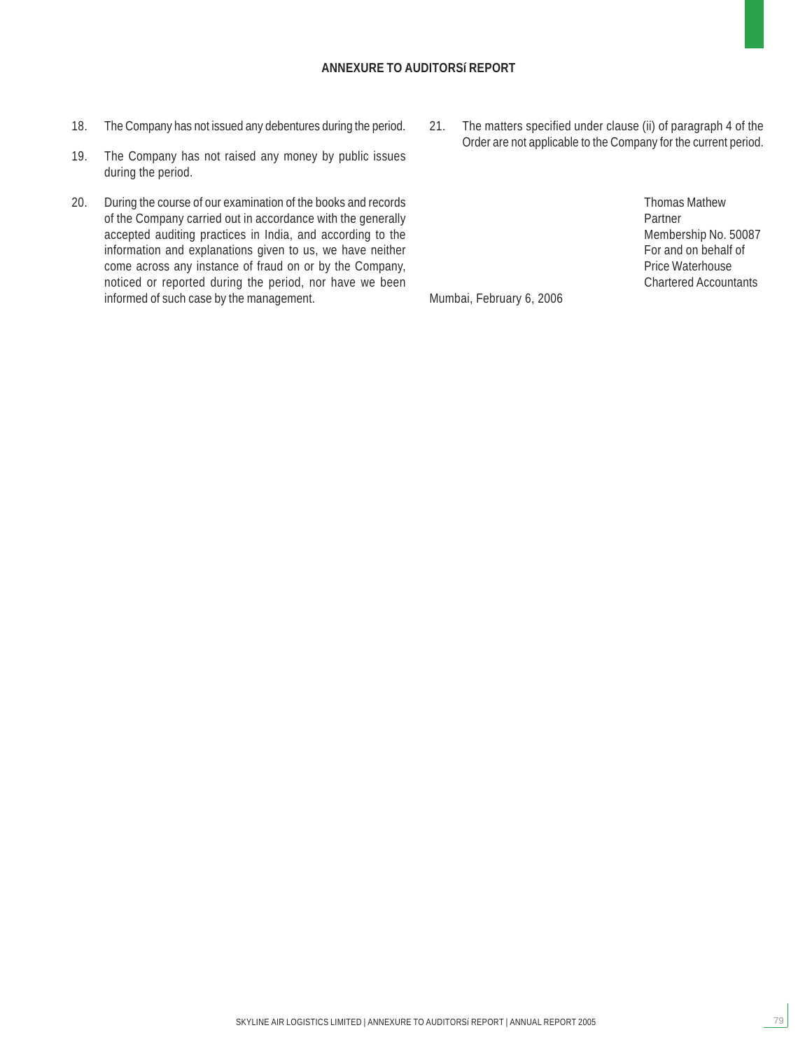## ANNEXURE TO AUDITORSí REPORT

18. The Company has not issued any debentures during the period.

19. The Company has not raised any money by public issues during the period.

20. During the course of our examination of the books and records of the Company carried out in accordance with the generally accepted auditing practices in India, and according to the information and explanations given to us, we have neither come across any instance of fraud on or by the Company, noticed or reported during the period, nor have we been informed of such case by the management.

21. The matters specified under clause (ii) of paragraph 4 of the Order are not applicable to the Company for the current period.

Thomas Mathew
Partner
Membership No. 50087
For and on behalf of
Price Waterhouse
Chartered Accountants

Mumbai, February 6, 2006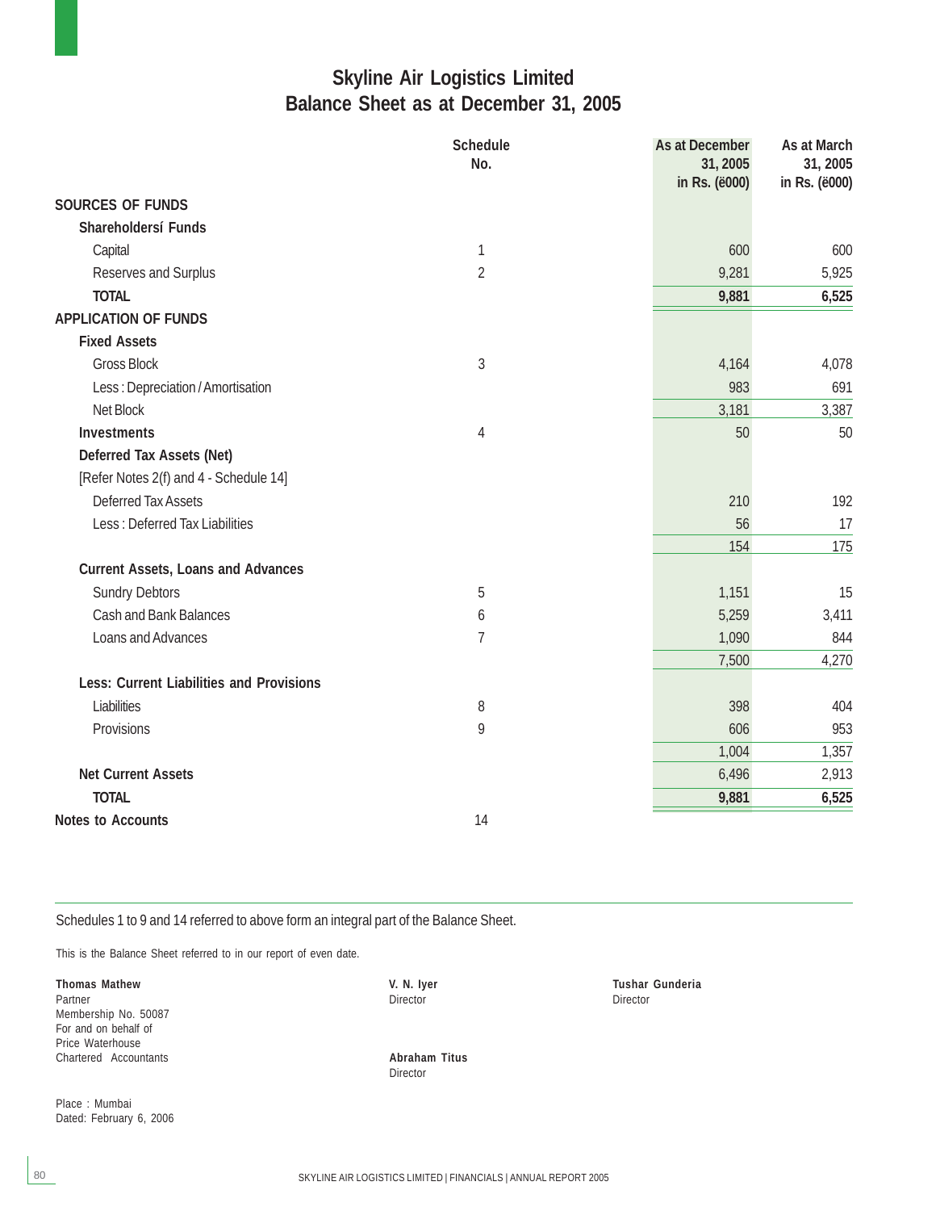# Skyline Air Logistics Limited
## Balance Sheet as at December 31, 2005

| | Schedule No. | As at December 31, 2005 in Rs. (ë000) | As at March 31, 2005 in Rs. (ë000) |
|---|---|---|---|
| **SOURCES OF FUNDS** | | | |
| **Shareholdersí Funds** | | | |
| Capital | 1 | 600 | 600 |
| Reserves and Surplus | 2 | 9,281 | 5,925 |
| **TOTAL** | | **9,881** | **6,525** |
| **APPLICATION OF FUNDS** | | | |
| **Fixed Assets** | | | |
| Gross Block | 3 | 4,164 | 4,078 |
| Less : Depreciation / Amortisation | | 983 | 691 |
| Net Block | | 3,181 | 3,387 |
| **Investments** | 4 | 50 | 50 |
| **Deferred Tax Assets (Net)** | | | |
| [Refer Notes 2(f) and 4 - Schedule 14] | | | |
| Deferred Tax Assets | | 210 | 192 |
| Less : Deferred Tax Liabilities | | 56 | 17 |
| | | 154 | 175 |
| **Current Assets, Loans and Advances** | | | |
| Sundry Debtors | 5 | 1,151 | 15 |
| Cash and Bank Balances | 6 | 5,259 | 3,411 |
| Loans and Advances | 7 | 1,090 | 844 |
| | | 7,500 | 4,270 |
| **Less: Current Liabilities and Provisions** | | | |
| Liabilities | 8 | 398 | 404 |
| Provisions | 9 | 606 | 953 |
| | | 1,004 | 1,357 |
| **Net Current Assets** | | 6,496 | 2,913 |
| **TOTAL** | | **9,881** | **6,525** |
| **Notes to Accounts** | 14 | | |

Schedules 1 to 9 and 14 referred to above form an integral part of the Balance Sheet.

This is the Balance Sheet referred to in our report of even date.

**Thomas Mathew**
Partner
Membership No. 50087
For and on behalf of
Price Waterhouse
Chartered Accountants

**V. N. Iyer**
Director

**Tushar Gunderia**
Director

**Abraham Titus**
Director

Place : Mumbai
Dated: February 6, 2006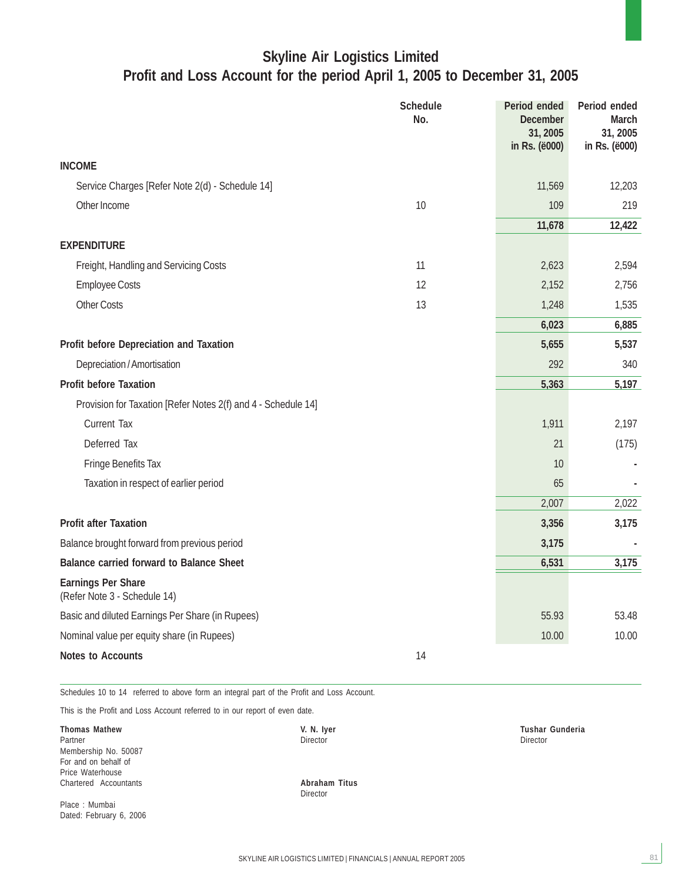# Skyline Air Logistics Limited

## Profit and Loss Account for the period April 1, 2005 to December 31, 2005

| | Schedule No. | Period ended December 31, 2005 in Rs. (ë000) | Period ended March 31, 2005 in Rs. (ë000) |
|---|---|---|---|
| **INCOME** | | | |
| Service Charges [Refer Note 2(d) - Schedule 14] | | 11,569 | 12,203 |
| Other Income | 10 | 109 | 219 |
| | | **11,678** | **12,422** |
| **EXPENDITURE** | | | |
| Freight, Handling and Servicing Costs | 11 | 2,623 | 2,594 |
| Employee Costs | 12 | 2,152 | 2,756 |
| Other Costs | 13 | 1,248 | 1,535 |
| | | **6,023** | **6,885** |
| **Profit before Depreciation and Taxation** | | **5,655** | **5,537** |
| Depreciation / Amortisation | | 292 | 340 |
| **Profit before Taxation** | | **5,363** | **5,197** |
| Provision for Taxation [Refer Notes 2(f) and 4 - Schedule 14] | | | |
| Current Tax | | 1,911 | 2,197 |
| Deferred Tax | | 21 | (175) |
| Fringe Benefits Tax | | 10 | - |
| Taxation in respect of earlier period | | 65 | - |
| | | 2,007 | 2,022 |
| **Profit after Taxation** | | **3,356** | **3,175** |
| Balance brought forward from previous period | | **3,175** | - |
| **Balance carried forward to Balance Sheet** | | **6,531** | **3,175** |
| **Earnings Per Share** (Refer Note 3 - Schedule 14) | | | |
| Basic and diluted Earnings Per Share (in Rupees) | | 55.93 | 53.48 |
| Nominal value per equity share (in Rupees) | | 10.00 | 10.00 |
| **Notes to Accounts** | 14 | | |

Schedules 10 to 14 referred to above form an integral part of the Profit and Loss Account.

This is the Profit and Loss Account referred to in our report of even date.

**Thomas Mathew**
Partner
Membership No. 50087
For and on behalf of
Price Waterhouse
Chartered Accountants

Place : Mumbai
Dated: February 6, 2006

**V. N. Iyer**
Director

**Abraham Titus**
Director

**Tushar Gunderia**
Director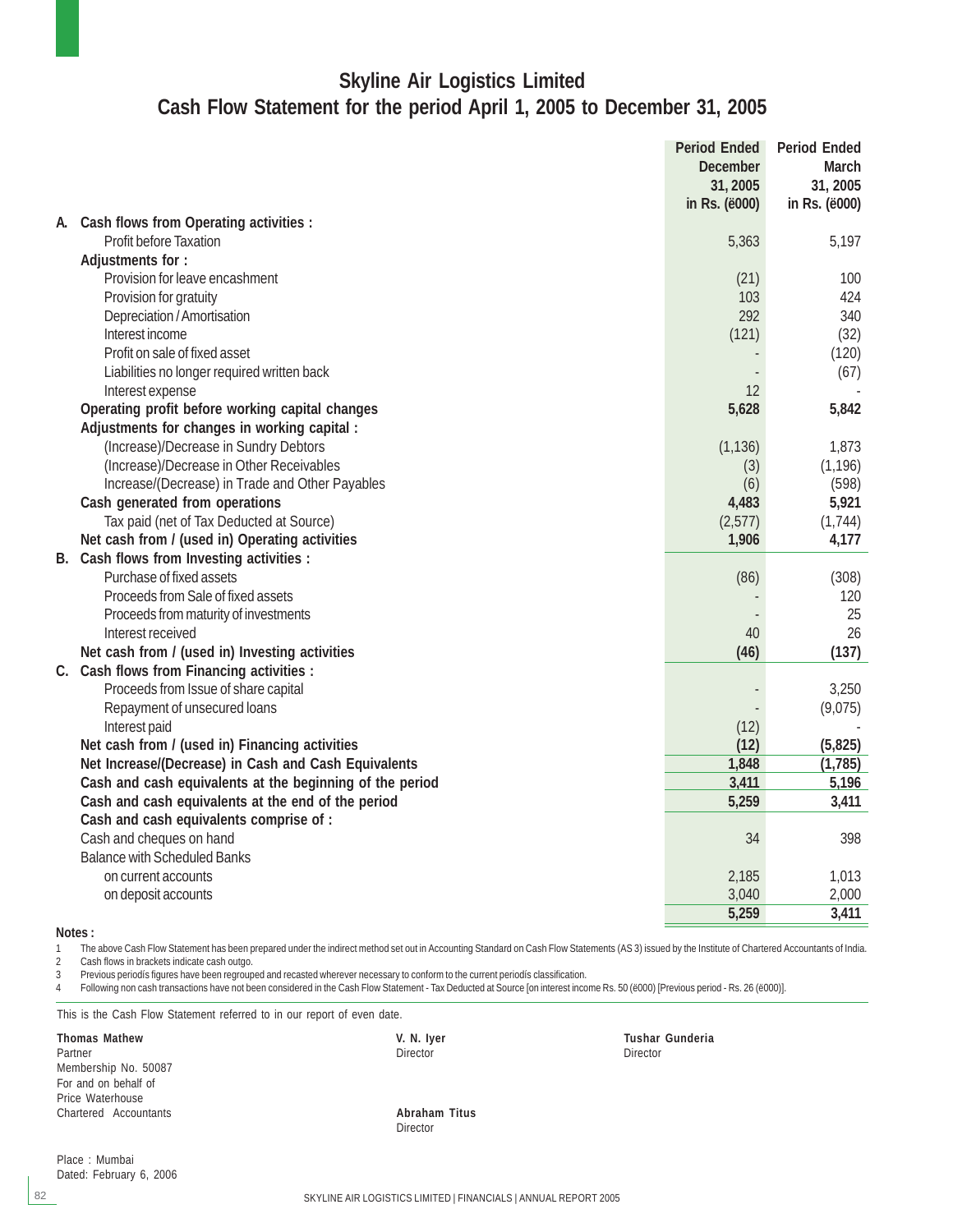# Skyline Air Logistics Limited

## Cash Flow Statement for the period April 1, 2005 to December 31, 2005

| | Period Ended December 31, 2005 in Rs. (ë000) | Period Ended March 31, 2005 in Rs. (ë000) |
|---|---|---|
| **A. Cash flows from Operating activities :** | | |
| Profit before Taxation | 5,363 | 5,197 |
| **Adjustments for :** | | |
| Provision for leave encashment | (21) | 100 |
| Provision for gratuity | 103 | 424 |
| Depreciation / Amortisation | 292 | 340 |
| Interest income | (121) | (32) |
| Profit on sale of fixed asset | - | (120) |
| Liabilities no longer required written back | - | (67) |
| Interest expense | 12 | - |
| **Operating profit before working capital changes** | **5,628** | **5,842** |
| **Adjustments for changes in working capital :** | | |
| (Increase)/Decrease in Sundry Debtors | (1,136) | 1,873 |
| (Increase)/Decrease in Other Receivables | (3) | (1,196) |
| Increase/(Decrease) in Trade and Other Payables | (6) | (598) |
| **Cash generated from operations** | **4,483** | **5,921** |
| Tax paid (net of Tax Deducted at Source) | (2,577) | (1,744) |
| **Net cash from / (used in) Operating activities** | **1,906** | **4,177** |
| **B. Cash flows from Investing activities :** | | |
| Purchase of fixed assets | (86) | (308) |
| Proceeds from Sale of fixed assets | - | 120 |
| Proceeds from maturity of investments | - | 25 |
| Interest received | 40 | 26 |
| **Net cash from / (used in) Investing activities** | **(46)** | **(137)** |
| **C. Cash flows from Financing activities :** | | |
| Proceeds from Issue of share capital | - | 3,250 |
| Repayment of unsecured loans | - | (9,075) |
| Interest paid | (12) | - |
| **Net cash from / (used in) Financing activities** | **(12)** | **(5,825)** |
| **Net Increase/(Decrease) in Cash and Cash Equivalents** | **1,848** | **(1,785)** |
| **Cash and cash equivalents at the beginning of the period** | **3,411** | **5,196** |
| **Cash and cash equivalents at the end of the period** | **5,259** | **3,411** |
| **Cash and cash equivalents comprise of :** | | |
| Cash and cheques on hand | 34 | 398 |
| Balance with Scheduled Banks | | |
| on current accounts | 2,185 | 1,013 |
| on deposit accounts | 3,040 | 2,000 |
| | **5,259** | **3,411** |

**Notes :**

1. The above Cash Flow Statement has been prepared under the indirect method set out in Accounting Standard on Cash Flow Statements (AS 3) issued by the Institute of Chartered Accountants of India.
2. Cash flows in brackets indicate cash outgo.
3. Previous periodís figures have been regrouped and recasted wherever necessary to conform to the current periodís classification.
4. Following non cash transactions have not been considered in the Cash Flow Statement - Tax Deducted at Source [on interest income Rs. 50 (ë000) [Previous period - Rs. 26 (ë000)].

This is the Cash Flow Statement referred to in our report of even date.

**Thomas Mathew**
Partner
Membership No. 50087
For and on behalf of
Price Waterhouse
Chartered Accountants

**V. N. Iyer**
Director

**Tushar Gunderia**
Director

**Abraham Titus**
Director

Place : Mumbai
Dated: February 6, 2006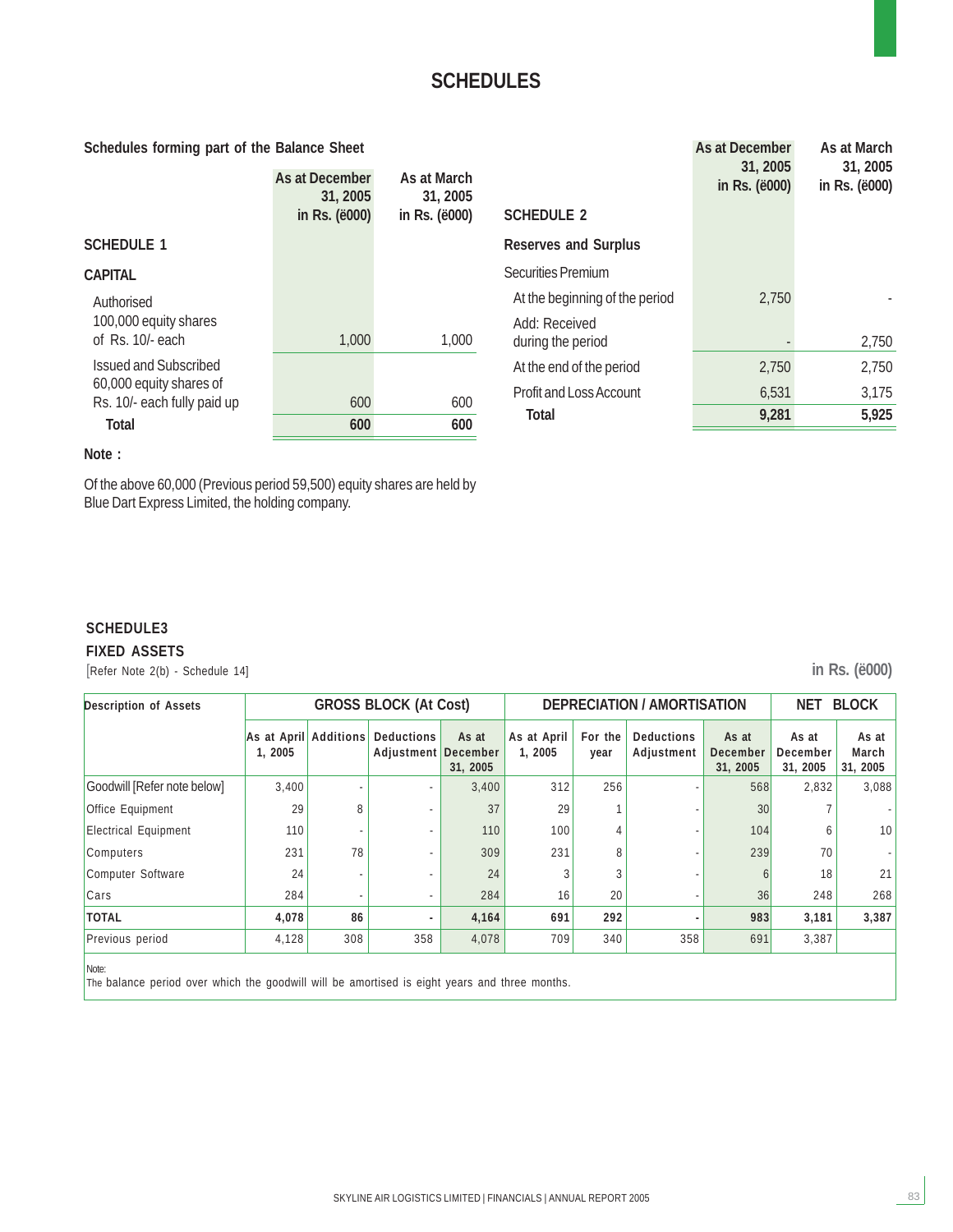# SCHEDULES

## Schedules forming part of the Balance Sheet

| | As at December 31, 2005 in Rs. (ë000) | As at March 31, 2005 in Rs. (ë000) |
|---|---|---|
| **SCHEDULE 1** | | |
| **CAPITAL** | | |
| Authorised 100,000 equity shares of Rs. 10/- each | 1,000 | 1,000 |
| Issued and Subscribed 60,000 equity shares of Rs. 10/- each fully paid up | 600 | 600 |
| **Total** | **600** | **600** |

**Note :**

Of the above 60,000 (Previous period 59,500) equity shares are held by Blue Dart Express Limited, the holding company.

| | As at December 31, 2005 in Rs. (ë000) | As at March 31, 2005 in Rs. (ë000) |
|---|---|---|
| **SCHEDULE 2** | | |
| **Reserves and Surplus** | | |
| Securities Premium | | |
| At the beginning of the period | 2,750 | - |
| Add: Received during the period | - | 2,750 |
| At the end of the period | 2,750 | 2,750 |
| Profit and Loss Account | 6,531 | 3,175 |
| **Total** | **9,281** | **5,925** |

## SCHEDULE3

## FIXED ASSETS

[Refer Note 2(b) - Schedule 14]

in Rs. (ë000)

| Description of Assets | GROSS BLOCK (At Cost) | | | | DEPRECIATION / AMORTISATION | | | | NET BLOCK | |
|---|---|---|---|---|---|---|---|---|---|---|
| | As at April 1, 2005 | Additions | Deductions Adjustment | As at December 31, 2005 | As at April 1, 2005 | For the year | Deductions Adjustment | As at December 31, 2005 | As at December 31, 2005 | As at March 31, 2005 |
| Goodwill [Refer note below] | 3,400 | - | - | 3,400 | 312 | 256 | - | 568 | 2,832 | 3,088 |
| Office Equipment | 29 | 8 | - | 37 | 29 | 1 | - | 30 | 7 | - |
| Electrical Equipment | 110 | - | - | 110 | 100 | 4 | - | 104 | 6 | 10 |
| Computers | 231 | 78 | - | 309 | 231 | 8 | - | 239 | 70 | - |
| Computer Software | 24 | - | - | 24 | 3 | 3 | - | 6 | 18 | 21 |
| Cars | 284 | - | - | 284 | 16 | 20 | - | 36 | 248 | 268 |
| **TOTAL** | **4,078** | **86** | **-** | **4,164** | **691** | **292** | **-** | **983** | **3,181** | **3,387** |
| Previous period | 4,128 | 308 | 358 | 4,078 | 709 | 340 | 358 | 691 | 3,387 | |

Note:
The balance period over which the goodwill will be amortised is eight years and three months.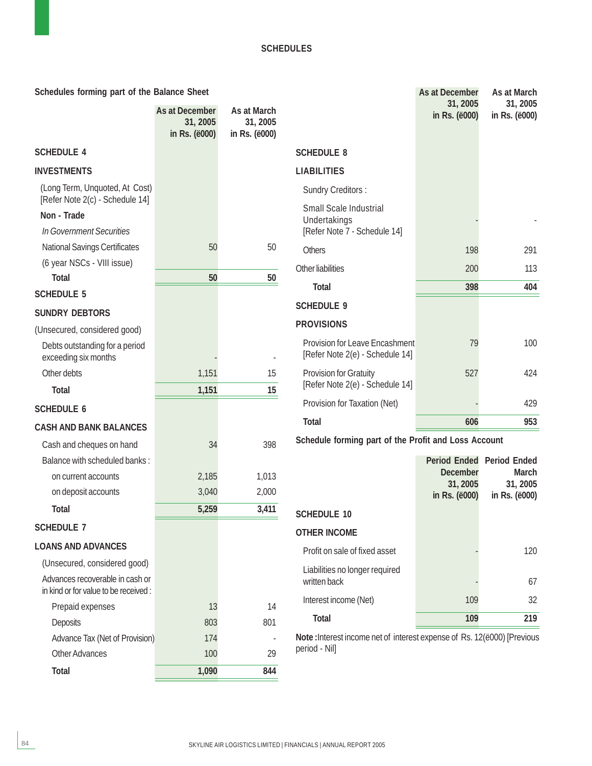# SCHEDULES

## Schedules forming part of the Balance Sheet

| | As at December 31, 2005 in Rs. (ë000) | As at March 31, 2005 in Rs. (ë000) |
|---|---|---|
| **SCHEDULE 4** | | |
| **INVESTMENTS** | | |
| (Long Term, Unquoted, At Cost) [Refer Note 2(c) - Schedule 14] | | |
| **Non - Trade** | | |
| *In Government Securities* | | |
| National Savings Certificates | 50 | 50 |
| (6 year NSCs - VIII issue) | | |
| **Total** | **50** | **50** |
| **SCHEDULE 5** | | |
| **SUNDRY DEBTORS** | | |
| (Unsecured, considered good) | | |
| Debts outstanding for a period exceeding six months | - | - |
| Other debts | 1,151 | 15 |
| **Total** | **1,151** | **15** |
| **SCHEDULE 6** | | |
| **CASH AND BANK BALANCES** | | |
| Cash and cheques on hand | 34 | 398 |
| Balance with scheduled banks : | | |
| on current accounts | 2,185 | 1,013 |
| on deposit accounts | 3,040 | 2,000 |
| **Total** | **5,259** | **3,411** |
| **SCHEDULE 7** | | |
| **LOANS AND ADVANCES** | | |
| (Unsecured, considered good) | | |
| Advances recoverable in cash or in kind or for value to be received : | | |
| Prepaid expenses | 13 | 14 |
| Deposits | 803 | 801 |
| Advance Tax (Net of Provision) | 174 | - |
| Other Advances | 100 | 29 |
| **Total** | **1,090** | **844** |

| | As at December 31, 2005 in Rs. (ë000) | As at March 31, 2005 in Rs. (ë000) |
|---|---|---|
| **SCHEDULE 8** | | |
| **LIABILITIES** | | |
| Sundry Creditors : | | |
| Small Scale Industrial Undertakings [Refer Note 7 - Schedule 14] | - | - |
| Others | 198 | 291 |
| Other liabilities | 200 | 113 |
| **Total** | **398** | **404** |
| **SCHEDULE 9** | | |
| **PROVISIONS** | | |
| Provision for Leave Encashment [Refer Note 2(e) - Schedule 14] | 79 | 100 |
| Provision for Gratuity [Refer Note 2(e) - Schedule 14] | 527 | 424 |
| Provision for Taxation (Net) | - | 429 |
| **Total** | **606** | **953** |

## Schedule forming part of the Profit and Loss Account

| | Period Ended December 31, 2005 in Rs. (ë000) | Period Ended March 31, 2005 in Rs. (ë000) |
|---|---|---|
| **SCHEDULE 10** | | |
| **OTHER INCOME** | | |
| Profit on sale of fixed asset | - | 120 |
| Liabilities no longer required written back | - | 67 |
| Interest income (Net) | 109 | 32 |
| **Total** | **109** | **219** |

**Note :** Interest income net of interest expense of Rs. 12(ë000) [Previous period - Nil]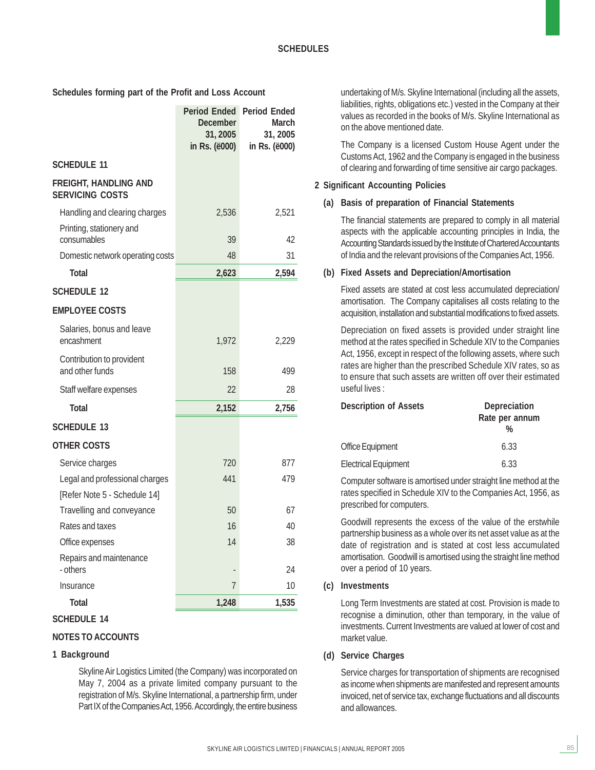# SCHEDULES

## Schedules forming part of the Profit and Loss Account

| | Period Ended December 31, 2005 in Rs. (ë000) | Period Ended March 31, 2005 in Rs. (ë000) |
|---|---|---|
| **SCHEDULE 11** | | |
| **FREIGHT, HANDLING AND SERVICING COSTS** | | |
| Handling and clearing charges | 2,536 | 2,521 |
| Printing, stationery and consumables | 39 | 42 |
| Domestic network operating costs | 48 | 31 |
| **Total** | **2,623** | **2,594** |
| **SCHEDULE 12** | | |
| **EMPLOYEE COSTS** | | |
| Salaries, bonus and leave encashment | 1,972 | 2,229 |
| Contribution to provident and other funds | 158 | 499 |
| Staff welfare expenses | 22 | 28 |
| **Total** | **2,152** | **2,756** |
| **SCHEDULE 13** | | |
| **OTHER COSTS** | | |
| Service charges | 720 | 877 |
| Legal and professional charges [Refer Note 5 - Schedule 14] | 441 | 479 |
| Travelling and conveyance | 50 | 67 |
| Rates and taxes | 16 | 40 |
| Office expenses | 14 | 38 |
| Repairs and maintenance - others | - | 24 |
| Insurance | 7 | 10 |
| **Total** | **1,248** | **1,535** |

## SCHEDULE 14

## NOTES TO ACCOUNTS

### 1 Background

Skyline Air Logistics Limited (the Company) was incorporated on May 7, 2004 as a private limited company pursuant to the registration of M/s. Skyline International, a partnership firm, under Part IX of the Companies Act, 1956. Accordingly, the entire business undertaking of M/s. Skyline International (including all the assets, liabilities, rights, obligations etc.) vested in the Company at their values as recorded in the books of M/s. Skyline International as on the above mentioned date.

The Company is a licensed Custom House Agent under the Customs Act, 1962 and the Company is engaged in the business of clearing and forwarding of time sensitive air cargo packages.

### 2 Significant Accounting Policies

**(a) Basis of preparation of Financial Statements**

The financial statements are prepared to comply in all material aspects with the applicable accounting principles in India, the Accounting Standards issued by the Institute of Chartered Accountants of India and the relevant provisions of the Companies Act, 1956.

**(b) Fixed Assets and Depreciation/Amortisation**

Fixed assets are stated at cost less accumulated depreciation/ amortisation. The Company capitalises all costs relating to the acquisition, installation and substantial modifications to fixed assets.

Depreciation on fixed assets is provided under straight line method at the rates specified in Schedule XIV to the Companies Act, 1956, except in respect of the following assets, where such rates are higher than the prescribed Schedule XIV rates, so as to ensure that such assets are written off over their estimated useful lives :

| Description of Assets | Depreciation Rate per annum % |
|---|---|
| Office Equipment | 6.33 |
| Electrical Equipment | 6.33 |

Computer software is amortised under straight line method at the rates specified in Schedule XIV to the Companies Act, 1956, as prescribed for computers.

Goodwill represents the excess of the value of the erstwhile partnership business as a whole over its net asset value as at the date of registration and is stated at cost less accumulated amortisation. Goodwill is amortised using the straight line method over a period of 10 years.

**(c) Investments**

Long Term Investments are stated at cost. Provision is made to recognise a diminution, other than temporary, in the value of investments. Current Investments are valued at lower of cost and market value.

**(d) Service Charges**

Service charges for transportation of shipments are recognised as income when shipments are manifested and represent amounts invoiced, net of service tax, exchange fluctuations and all discounts and allowances.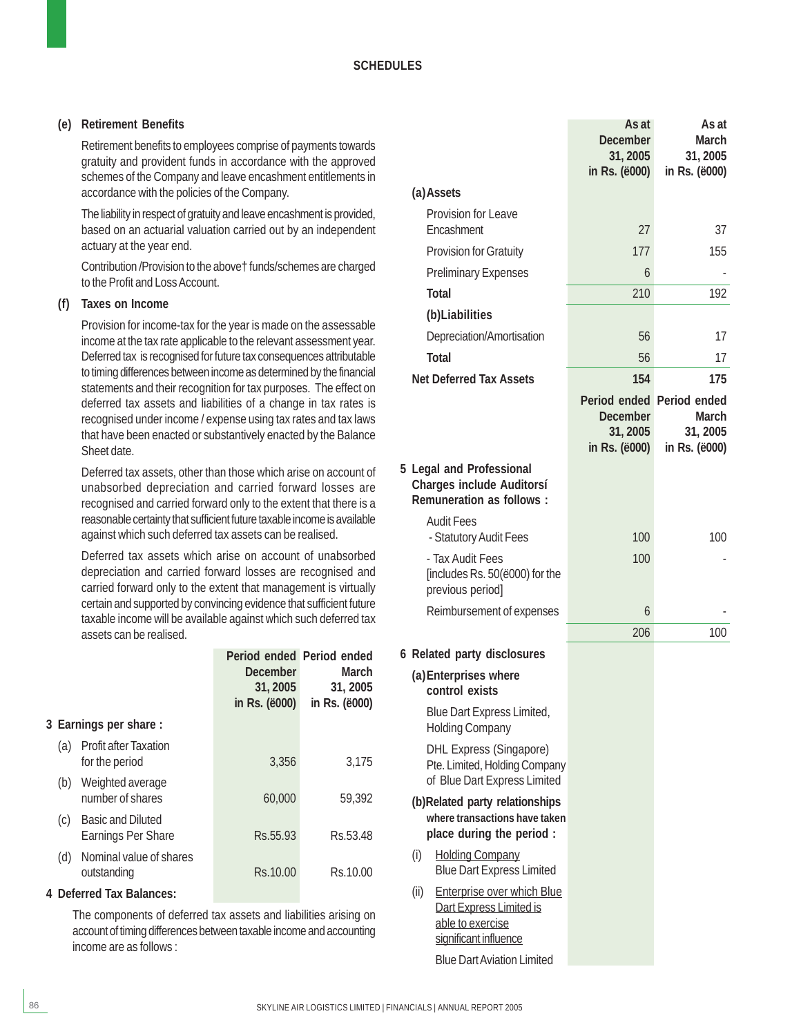## SCHEDULES

**(e) Retirement Benefits**

Retirement benefits to employees comprise of payments towards gratuity and provident funds in accordance with the approved schemes of the Company and leave encashment entitlements in accordance with the policies of the Company.

The liability in respect of gratuity and leave encashment is provided, based on an actuarial valuation carried out by an independent actuary at the year end.

Contribution /Provision to the above† funds/schemes are charged to the Profit and Loss Account.

**(f) Taxes on Income**

Provision for income-tax for the year is made on the assessable income at the tax rate applicable to the relevant assessment year. Deferred tax is recognised for future tax consequences attributable to timing differences between income as determined by the financial statements and their recognition for tax purposes. The effect on deferred tax assets and liabilities of a change in tax rates is recognised under income / expense using tax rates and tax laws that have been enacted or substantively enacted by the Balance Sheet date.

Deferred tax assets, other than those which arise on account of unabsorbed depreciation and carried forward losses are recognised and carried forward only to the extent that there is a reasonable certainty that sufficient future taxable income is available against which such deferred tax assets can be realised.

Deferred tax assets which arise on account of unabsorbed depreciation and carried forward losses are recognised and carried forward only to the extent that management is virtually certain and supported by convincing evidence that sufficient future taxable income will be available against which such deferred tax assets can be realised.

| | Period ended December 31, 2005 in Rs. (ë000) | Period ended March 31, 2005 in Rs. (ë000) |
|---|---|---|
| **3 Earnings per share :** | | |
| (a) Profit after Taxation for the period | 3,356 | 3,175 |
| (b) Weighted average number of shares | 60,000 | 59,392 |
| (c) Basic and Diluted Earnings Per Share | Rs.55.93 | Rs.53.48 |
| (d) Nominal value of shares outstanding | Rs.10.00 | Rs.10.00 |

**4 Deferred Tax Balances:**

The components of deferred tax assets and liabilities arising on account of timing differences between taxable income and accounting income are as follows :

| | As at December 31, 2005 in Rs. (ë000) | As at March 31, 2005 in Rs. (ë000) |
|---|---|---|
| **(a) Assets** | | |
| Provision for Leave Encashment | 27 | 37 |
| Provision for Gratuity | 177 | 155 |
| Preliminary Expenses | 6 | - |
| **Total** | 210 | 192 |
| **(b) Liabilities** | | |
| Depreciation/Amortisation | 56 | 17 |
| **Total** | 56 | 17 |
| **Net Deferred Tax Assets** | **154** | **175** |

| | Period ended December 31, 2005 in Rs. (ë000) | Period ended March 31, 2005 in Rs. (ë000) |
|---|---|---|
| **5 Legal and Professional Charges include Auditorsí Remuneration as follows :** | | |
| Audit Fees | | |
| - Statutory Audit Fees | 100 | 100 |
| - Tax Audit Fees [includes Rs. 50(ë000) for the previous period] | 100 | - |
| Reimbursement of expenses | 6 | - |
| | 206 | 100 |

**6 Related party disclosures**

**(a) Enterprises where control exists**

Blue Dart Express Limited, Holding Company

DHL Express (Singapore) Pte. Limited, Holding Company of Blue Dart Express Limited

**(b) Related party relationships where transactions have taken place during the period :**

(i) Holding Company
Blue Dart Express Limited

(ii) Enterprise over which Blue Dart Express Limited is able to exercise significant influence
Blue Dart Aviation Limited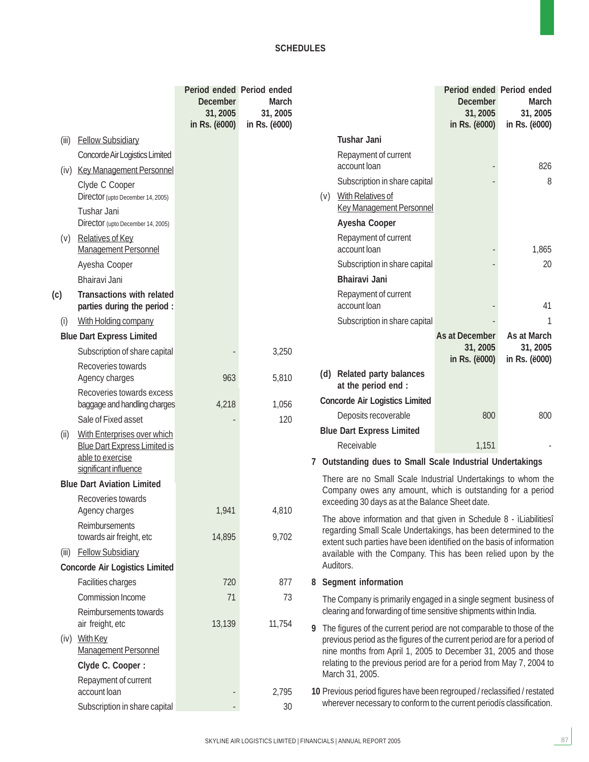**SCHEDULES**

| | Period ended December 31, 2005 in Rs. (ë000) | Period ended March 31, 2005 in Rs. (ë000) |
|---|---|---|
| (iii) Fellow Subsidiary | | |
| Concorde Air Logistics Limited | | |
| (iv) Key Management Personnel | | |
| Clyde C Cooper Director (upto December 14, 2005) | | |
| Tushar Jani Director (upto December 14, 2005) | | |
| (v) Relatives of Key Management Personnel | | |
| Ayesha Cooper | | |
| Bhairavi Jani | | |
| **(c) Transactions with related parties during the period :** | | |
| (i) With Holding company | | |
| **Blue Dart Express Limited** | | |
| Subscription of share capital | - | 3,250 |
| Recoveries towards Agency charges | 963 | 5,810 |
| Recoveries towards excess baggage and handling charges | 4,218 | 1,056 |
| Sale of Fixed asset | - | 120 |
| (ii) With Enterprises over which Blue Dart Express Limited is able to exercise significant influence | | |
| **Blue Dart Aviation Limited** | | |
| Recoveries towards Agency charges | 1,941 | 4,810 |
| Reimbursements towards air freight, etc | 14,895 | 9,702 |
| (iii) Fellow Subsidiary | | |
| **Concorde Air Logistics Limited** | | |
| Facilities charges | 720 | 877 |
| Commission Income | 71 | 73 |
| Reimbursements towards air freight, etc | 13,139 | 11,754 |
| (iv) With Key Management Personnel | | |
| **Clyde C. Cooper :** | | |
| Repayment of current account loan | - | 2,795 |
| Subscription in share capital | - | 30 |
| **Tushar Jani** | | |
| Repayment of current account loan | - | 826 |
| Subscription in share capital | - | 8 |
| (v) With Relatives of Key Management Personnel | | |
| **Ayesha Cooper** | | |
| Repayment of current account loan | - | 1,865 |
| Subscription in share capital | - | 20 |
| **Bhairavi Jani** | | |
| Repayment of current account loan | - | 41 |
| Subscription in share capital | - | 1 |

| | As at December 31, 2005 in Rs. (ë000) | As at March 31, 2005 in Rs. (ë000) |
|---|---|---|
| **(d) Related party balances at the period end :** | | |
| **Concorde Air Logistics Limited** | | |
| Deposits recoverable | 800 | 800 |
| **Blue Dart Express Limited** | | |
| Receivable | 1,151 | - |

**7 Outstanding dues to Small Scale Industrial Undertakings**

There are no Small Scale Industrial Undertakings to whom the Company owes any amount, which is outstanding for a period exceeding 30 days as at the Balance Sheet date.

The above information and that given in Schedule 8 - ìLiabilitiesî regarding Small Scale Undertakings, has been determined to the extent such parties have been identified on the basis of information available with the Company. This has been relied upon by the Auditors.

**8 Segment information**

The Company is primarily engaged in a single segment business of clearing and forwarding of time sensitive shipments within India.

**9** The figures of the current period are not comparable to those of the previous period as the figures of the current period are for a period of nine months from April 1, 2005 to December 31, 2005 and those relating to the previous period are for a period from May 7, 2004 to March 31, 2005.

**10** Previous period figures have been regrouped / reclassified / restated wherever necessary to conform to the current periodís classification.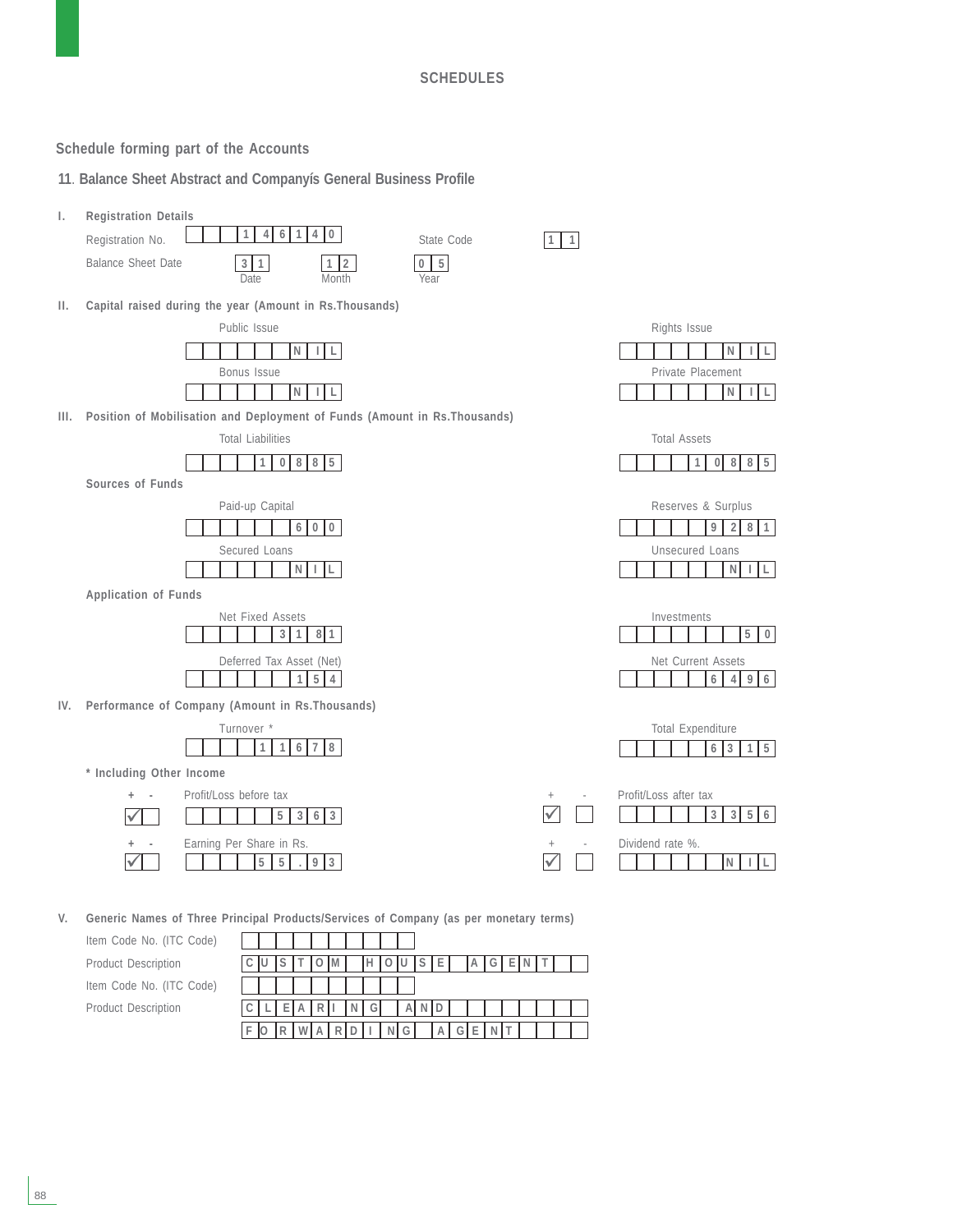## SCHEDULES

### Schedule forming part of the Accounts

### 11. Balance Sheet Abstract and Companyís General Business Profile

**I. Registration Details**

| | | | |
|---|---|---|---|
| Registration No. | 146140 | State Code | 11 |
| Balance Sheet Date | 31 (Date) | 12 (Month) | 05 (Year) |

**II. Capital raised during the year (Amount in Rs.Thousands)**

| | | | |
|---|---|---|---|
| Public Issue | NIL | Rights Issue | NIL |
| Bonus Issue | NIL | Private Placement | NIL |

**III. Position of Mobilisation and Deployment of Funds (Amount in Rs.Thousands)**

| | | | |
|---|---|---|---|
| Total Liabilities | 10885 | Total Assets | 10885 |

**Sources of Funds**

| | | | |
|---|---|---|---|
| Paid-up Capital | 600 | Reserves & Surplus | 9281 |
| Secured Loans | NIL | Unsecured Loans | NIL |

**Application of Funds**

| | | | |
|---|---|---|---|
| Net Fixed Assets | 3181 | Investments | 50 |
| Deferred Tax Asset (Net) | 154 | Net Current Assets | 6496 |

**IV. Performance of Company (Amount in Rs.Thousands)**

| | | | |
|---|---|---|---|
| Turnover * | 11678 | Total Expenditure | 6315 |

**\* Including Other Income**

| + / - | | | + / - | | |
|---|---|---|---|---|---|
| + ✓ | Profit/Loss before tax | 5363 | + ✓ | Profit/Loss after tax | 3356 |
| + ✓ | Earning Per Share in Rs. | 55.93 | + ✓ | Dividend rate %. | NIL |

**V. Generic Names of Three Principal Products/Services of Company (as per monetary terms)**

| | |
|---|---|
| Item Code No. (ITC Code) | |
| Product Description | CUSTOM HOUSE AGENT |
| Item Code No. (ITC Code) | |
| Product Description | CLEARING AND FORWARDING AGENT |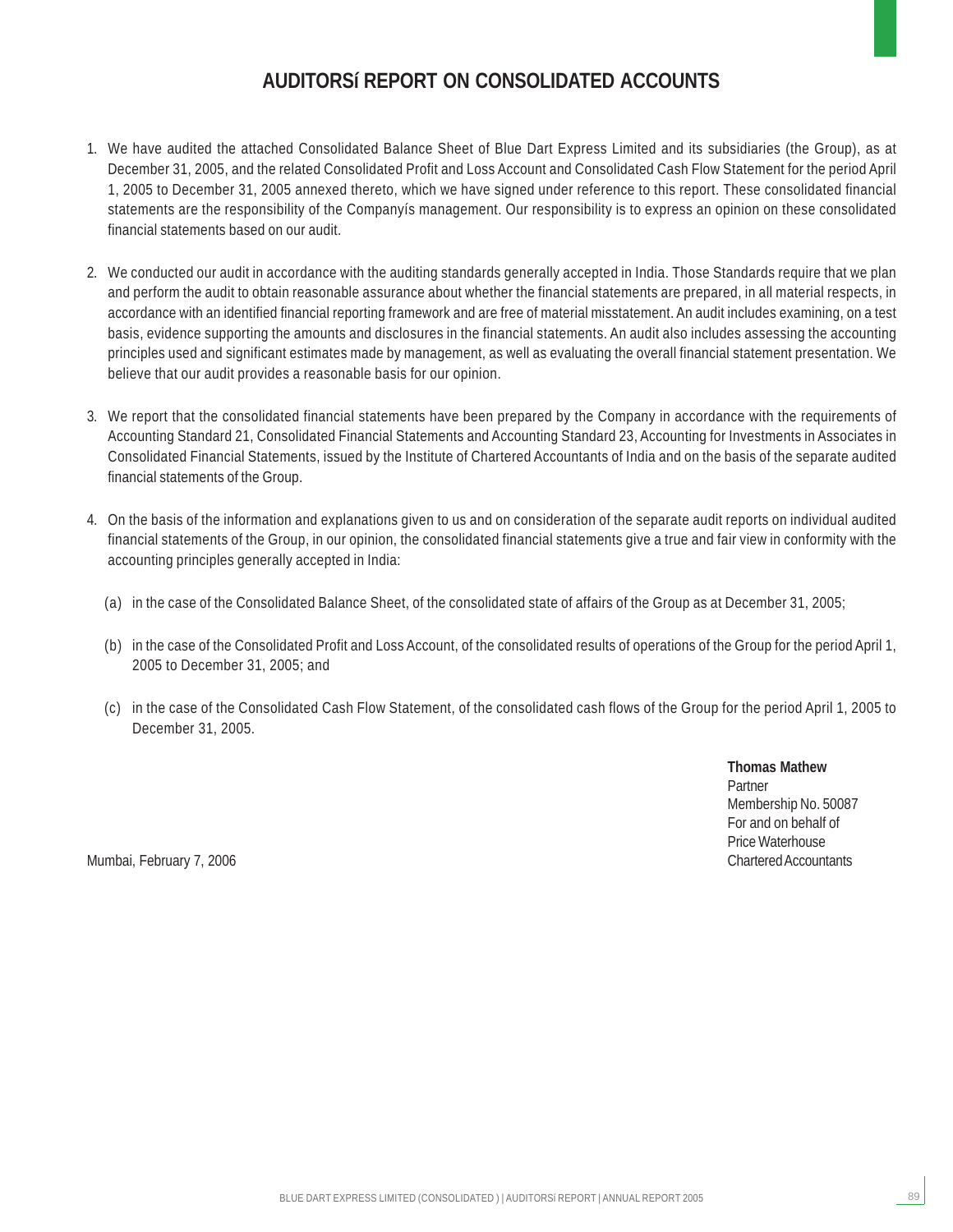# AUDITORSí REPORT ON CONSOLIDATED ACCOUNTS

1. We have audited the attached Consolidated Balance Sheet of Blue Dart Express Limited and its subsidiaries (the Group), as at December 31, 2005, and the related Consolidated Profit and Loss Account and Consolidated Cash Flow Statement for the period April 1, 2005 to December 31, 2005 annexed thereto, which we have signed under reference to this report. These consolidated financial statements are the responsibility of the Companyís management. Our responsibility is to express an opinion on these consolidated financial statements based on our audit.

2. We conducted our audit in accordance with the auditing standards generally accepted in India. Those Standards require that we plan and perform the audit to obtain reasonable assurance about whether the financial statements are prepared, in all material respects, in accordance with an identified financial reporting framework and are free of material misstatement. An audit includes examining, on a test basis, evidence supporting the amounts and disclosures in the financial statements. An audit also includes assessing the accounting principles used and significant estimates made by management, as well as evaluating the overall financial statement presentation. We believe that our audit provides a reasonable basis for our opinion.

3. We report that the consolidated financial statements have been prepared by the Company in accordance with the requirements of Accounting Standard 21, Consolidated Financial Statements and Accounting Standard 23, Accounting for Investments in Associates in Consolidated Financial Statements, issued by the Institute of Chartered Accountants of India and on the basis of the separate audited financial statements of the Group.

4. On the basis of the information and explanations given to us and on consideration of the separate audit reports on individual audited financial statements of the Group, in our opinion, the consolidated financial statements give a true and fair view in conformity with the accounting principles generally accepted in India:

   (a) in the case of the Consolidated Balance Sheet, of the consolidated state of affairs of the Group as at December 31, 2005;

   (b) in the case of the Consolidated Profit and Loss Account, of the consolidated results of operations of the Group for the period April 1, 2005 to December 31, 2005; and

   (c) in the case of the Consolidated Cash Flow Statement, of the consolidated cash flows of the Group for the period April 1, 2005 to December 31, 2005.

**Thomas Mathew**
Partner
Membership No. 50087
For and on behalf of
Price Waterhouse
Chartered Accountants

Mumbai, February 7, 2006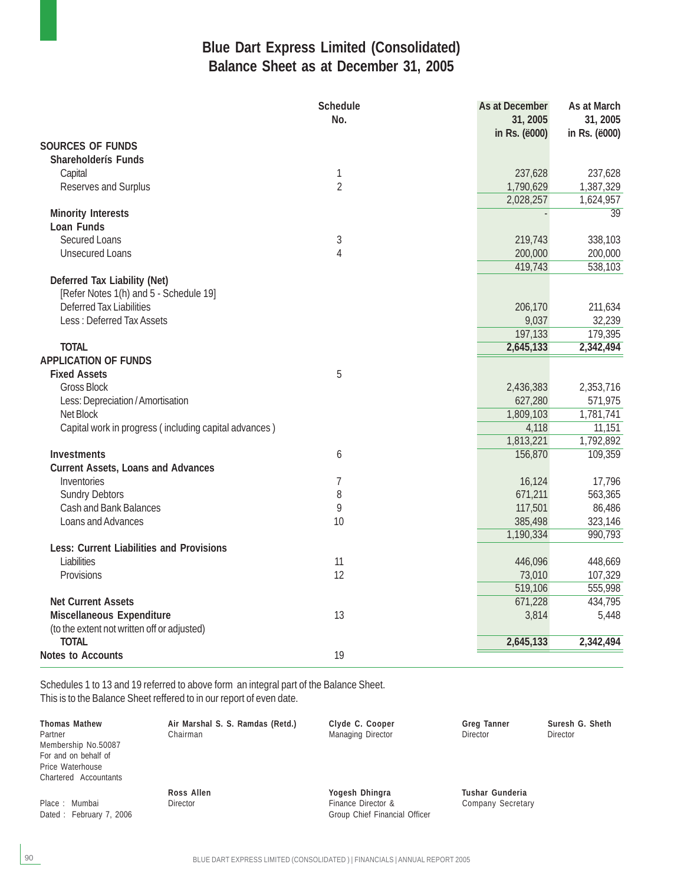# Blue Dart Express Limited (Consolidated)
## Balance Sheet as at December 31, 2005

| | Schedule No. | As at December 31, 2005 in Rs. (ë000) | As at March 31, 2005 in Rs. (ë000) |
|---|---|---|---|
| **SOURCES OF FUNDS** | | | |
| **Shareholderís Funds** | | | |
| Capital | 1 | 237,628 | 237,628 |
| Reserves and Surplus | 2 | 1,790,629 | 1,387,329 |
| | | 2,028,257 | 1,624,957 |
| **Minority Interests** | | - | 39 |
| **Loan Funds** | | | |
| Secured Loans | 3 | 219,743 | 338,103 |
| Unsecured Loans | 4 | 200,000 | 200,000 |
| | | 419,743 | 538,103 |
| **Deferred Tax Liability (Net)** | | | |
| [Refer Notes 1(h) and 5 - Schedule 19] | | | |
| Deferred Tax Liabilities | | 206,170 | 211,634 |
| Less : Deferred Tax Assets | | 9,037 | 32,239 |
| | | 197,133 | 179,395 |
| **TOTAL** | | **2,645,133** | **2,342,494** |
| **APPLICATION OF FUNDS** | | | |
| **Fixed Assets** | 5 | | |
| Gross Block | | 2,436,383 | 2,353,716 |
| Less: Depreciation / Amortisation | | 627,280 | 571,975 |
| Net Block | | 1,809,103 | 1,781,741 |
| Capital work in progress ( including capital advances ) | | 4,118 | 11,151 |
| | | 1,813,221 | 1,792,892 |
| **Investments** | 6 | 156,870 | 109,359 |
| **Current Assets, Loans and Advances** | | | |
| Inventories | 7 | 16,124 | 17,796 |
| Sundry Debtors | 8 | 671,211 | 563,365 |
| Cash and Bank Balances | 9 | 117,501 | 86,486 |
| Loans and Advances | 10 | 385,498 | 323,146 |
| | | 1,190,334 | 990,793 |
| **Less: Current Liabilities and Provisions** | | | |
| Liabilities | 11 | 446,096 | 448,669 |
| Provisions | 12 | 73,010 | 107,329 |
| | | 519,106 | 555,998 |
| **Net Current Assets** | | 671,228 | 434,795 |
| **Miscellaneous Expenditure** | 13 | 3,814 | 5,448 |
| (to the extent not written off or adjusted) | | | |
| **TOTAL** | | **2,645,133** | **2,342,494** |
| **Notes to Accounts** | 19 | | |

Schedules 1 to 13 and 19 referred to above form an integral part of the Balance Sheet.
This is to the Balance Sheet reffered to in our report of even date.

**Thomas Mathew**
Partner
Membership No.50087
For and on behalf of
Price Waterhouse
Chartered Accountants

**Air Marshal S. S. Ramdas (Retd.)**
Chairman

**Clyde C. Cooper**
Managing Director

**Greg Tanner**
Director

**Suresh G. Sheth**
Director

**Ross Allen**
Director

**Yogesh Dhingra**
Finance Director &
Group Chief Financial Officer

**Tushar Gunderia**
Company Secretary

Place : Mumbai
Dated : February 7, 2006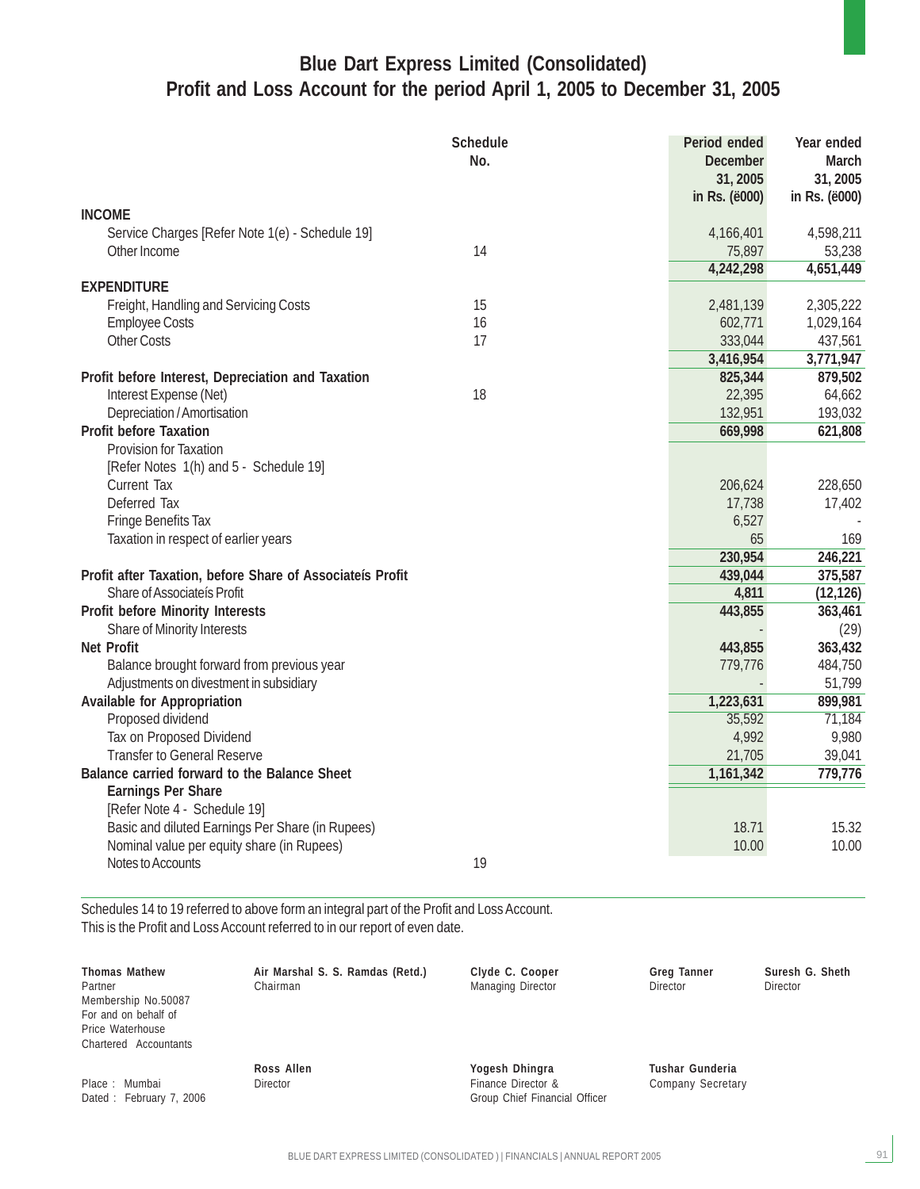# Blue Dart Express Limited (Consolidated)
## Profit and Loss Account for the period April 1, 2005 to December 31, 2005

| | Schedule No. | Period ended December 31, 2005 in Rs. (ë000) | Year ended March 31, 2005 in Rs. (ë000) |
|---|---|---|---|
| **INCOME** | | | |
| Service Charges [Refer Note 1(e) - Schedule 19] | | 4,166,401 | 4,598,211 |
| Other Income | 14 | 75,897 | 53,238 |
| | | **4,242,298** | **4,651,449** |
| **EXPENDITURE** | | | |
| Freight, Handling and Servicing Costs | 15 | 2,481,139 | 2,305,222 |
| Employee Costs | 16 | 602,771 | 1,029,164 |
| Other Costs | 17 | 333,044 | 437,561 |
| | | **3,416,954** | **3,771,947** |
| **Profit before Interest, Depreciation and Taxation** | | **825,344** | **879,502** |
| Interest Expense (Net) | 18 | 22,395 | 64,662 |
| Depreciation / Amortisation | | 132,951 | 193,032 |
| **Profit before Taxation** | | **669,998** | **621,808** |
| Provision for Taxation [Refer Notes 1(h) and 5 - Schedule 19] | | | |
| Current Tax | | 206,624 | 228,650 |
| Deferred Tax | | 17,738 | 17,402 |
| Fringe Benefits Tax | | 6,527 | - |
| Taxation in respect of earlier years | | 65 | 169 |
| | | **230,954** | **246,221** |
| **Profit after Taxation, before Share of Associateís Profit** | | **439,044** | **375,587** |
| Share of Associateís Profit | | **4,811** | **(12,126)** |
| **Profit before Minority Interests** | | **443,855** | **363,461** |
| Share of Minority Interests | | - | (29) |
| **Net Profit** | | **443,855** | **363,432** |
| Balance brought forward from previous year | | 779,776 | 484,750 |
| Adjustments on divestment in subsidiary | | - | 51,799 |
| **Available for Appropriation** | | **1,223,631** | **899,981** |
| Proposed dividend | | 35,592 | 71,184 |
| Tax on Proposed Dividend | | 4,992 | 9,980 |
| Transfer to General Reserve | | 21,705 | 39,041 |
| **Balance carried forward to the Balance Sheet** | | **1,161,342** | **779,776** |
| **Earnings Per Share** [Refer Note 4 - Schedule 19] | | | |
| Basic and diluted Earnings Per Share (in Rupees) | | 18.71 | 15.32 |
| Nominal value per equity share (in Rupees) | | 10.00 | 10.00 |
| Notes to Accounts | 19 | | |

Schedules 14 to 19 referred to above form an integral part of the Profit and Loss Account.
This is the Profit and Loss Account referred to in our report of even date.

**Thomas Mathew**
Partner
Membership No.50087
For and on behalf of
Price Waterhouse
Chartered Accountants

**Air Marshal S. S. Ramdas (Retd.)**
Chairman

**Clyde C. Cooper**
Managing Director

**Greg Tanner**
Director

**Suresh G. Sheth**
Director

**Ross Allen**
Director

**Yogesh Dhingra**
Finance Director &
Group Chief Financial Officer

**Tushar Gunderia**
Company Secretary

Place : Mumbai
Dated : February 7, 2006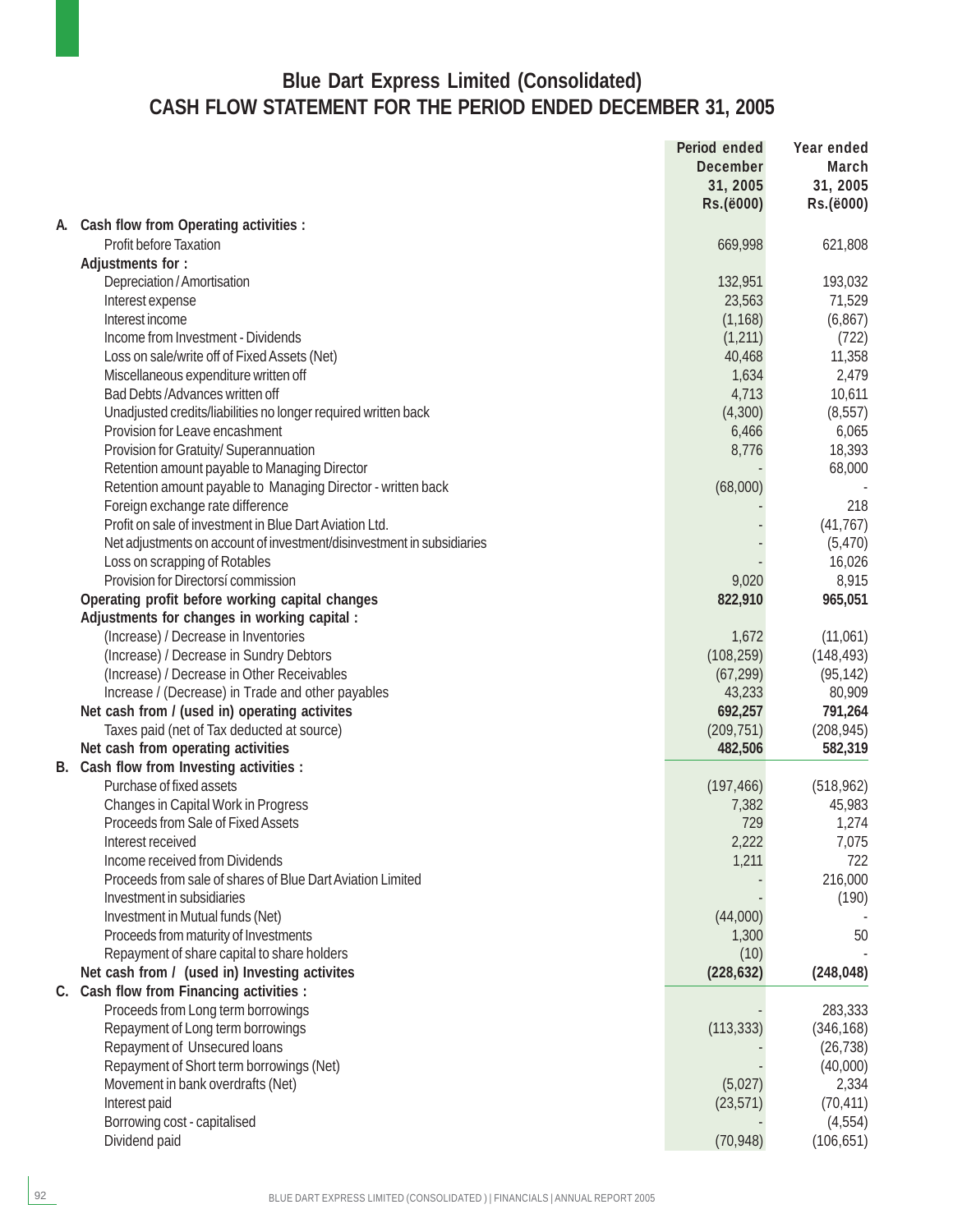# Blue Dart Express Limited (Consolidated)

## CASH FLOW STATEMENT FOR THE PERIOD ENDED DECEMBER 31, 2005

| | Period ended December 31, 2005 Rs.(ë000) | Year ended March 31, 2005 Rs.(ë000) |
|---|---|---|
| **A. Cash flow from Operating activities :** | | |
| Profit before Taxation | 669,998 | 621,808 |
| **Adjustments for :** | | |
| Depreciation / Amortisation | 132,951 | 193,032 |
| Interest expense | 23,563 | 71,529 |
| Interest income | (1,168) | (6,867) |
| Income from Investment - Dividends | (1,211) | (722) |
| Loss on sale/write off of Fixed Assets (Net) | 40,468 | 11,358 |
| Miscellaneous expenditure written off | 1,634 | 2,479 |
| Bad Debts /Advances written off | 4,713 | 10,611 |
| Unadjusted credits/liabilities no longer required written back | (4,300) | (8,557) |
| Provision for Leave encashment | 6,466 | 6,065 |
| Provision for Gratuity/ Superannuation | 8,776 | 18,393 |
| Retention amount payable to Managing Director | - | 68,000 |
| Retention amount payable to Managing Director - written back | (68,000) | - |
| Foreign exchange rate difference | - | 218 |
| Profit on sale of investment in Blue Dart Aviation Ltd. | - | (41,767) |
| Net adjustments on account of investment/disinvestment in subsidiaries | - | (5,470) |
| Loss on scrapping of Rotables | - | 16,026 |
| Provision for Directorsí commission | 9,020 | 8,915 |
| **Operating profit before working capital changes** | **822,910** | **965,051** |
| **Adjustments for changes in working capital :** | | |
| (Increase) / Decrease in Inventories | 1,672 | (11,061) |
| (Increase) / Decrease in Sundry Debtors | (108,259) | (148,493) |
| (Increase) / Decrease in Other Receivables | (67,299) | (95,142) |
| Increase / (Decrease) in Trade and other payables | 43,233 | 80,909 |
| **Net cash from / (used in) operating activites** | **692,257** | **791,264** |
| Taxes paid (net of Tax deducted at source) | (209,751) | (208,945) |
| **Net cash from operating activities** | **482,506** | **582,319** |
| **B. Cash flow from Investing activities :** | | |
| Purchase of fixed assets | (197,466) | (518,962) |
| Changes in Capital Work in Progress | 7,382 | 45,983 |
| Proceeds from Sale of Fixed Assets | 729 | 1,274 |
| Interest received | 2,222 | 7,075 |
| Income received from Dividends | 1,211 | 722 |
| Proceeds from sale of shares of Blue Dart Aviation Limited | - | 216,000 |
| Investment in subsidiaries | - | (190) |
| Investment in Mutual funds (Net) | (44,000) | - |
| Proceeds from maturity of Investments | 1,300 | 50 |
| Repayment of share capital to share holders | (10) | - |
| **Net cash from / (used in) Investing activites** | **(228,632)** | **(248,048)** |
| **C. Cash flow from Financing activities :** | | |
| Proceeds from Long term borrowings | - | 283,333 |
| Repayment of Long term borrowings | (113,333) | (346,168) |
| Repayment of Unsecured loans | - | (26,738) |
| Repayment of Short term borrowings (Net) | - | (40,000) |
| Movement in bank overdrafts (Net) | (5,027) | 2,334 |
| Interest paid | (23,571) | (70,411) |
| Borrowing cost - capitalised | - | (4,554) |
| Dividend paid | (70,948) | (106,651) |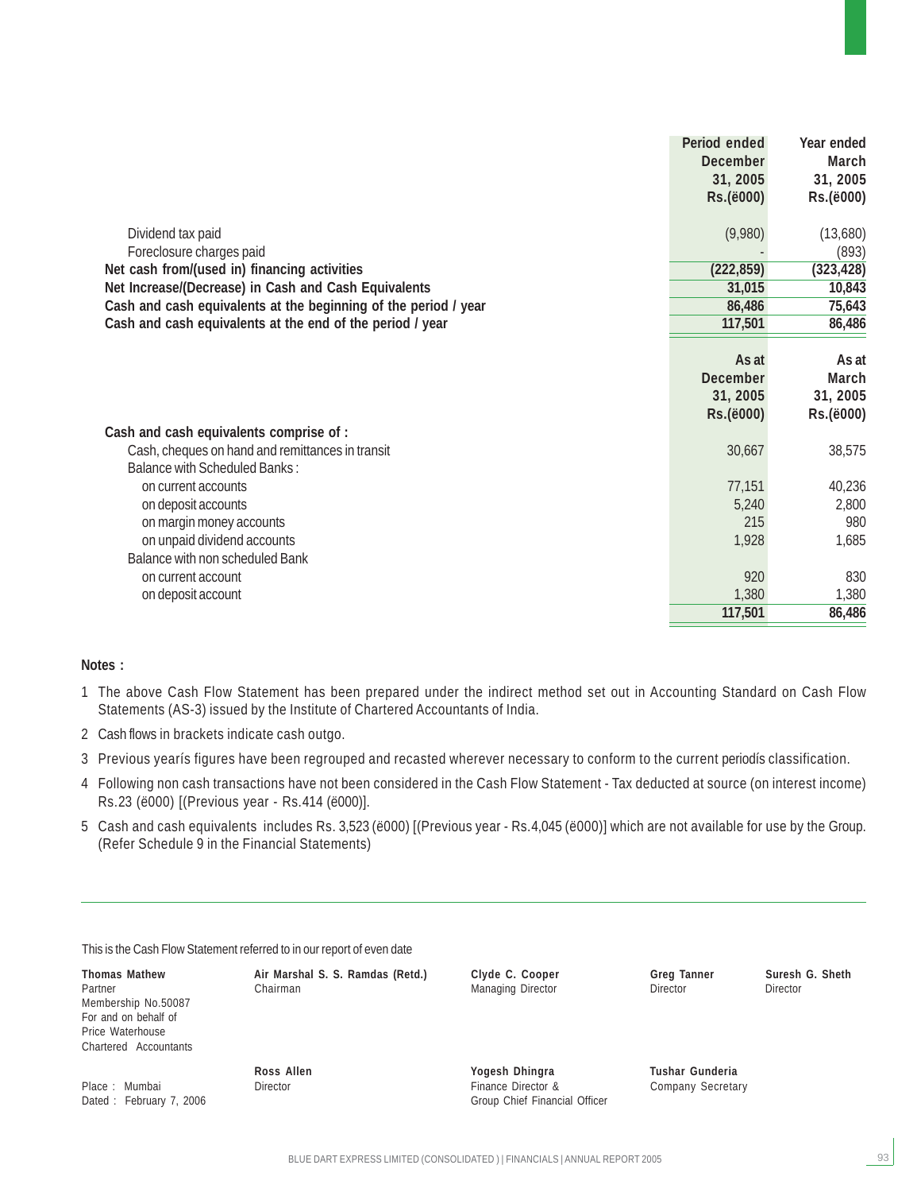| | Period ended December 31, 2005 Rs.(ë000) | Year ended March 31, 2005 Rs.(ë000) |
|---|---|---|
| Dividend tax paid | (9,980) | (13,680) |
| Foreclosure charges paid | - | (893) |
| **Net cash from/(used in) financing activities** | **(222,859)** | **(323,428)** |
| **Net Increase/(Decrease) in Cash and Cash Equivalents** | **31,015** | **10,843** |
| **Cash and cash equivalents at the beginning of the period / year** | **86,486** | **75,643** |
| **Cash and cash equivalents at the end of the period / year** | **117,501** | **86,486** |

| | As at December 31, 2005 Rs.(ë000) | As at March 31, 2005 Rs.(ë000) |
|---|---|---|
| **Cash and cash equivalents comprise of :** | | |
| Cash, cheques on hand and remittances in transit | 30,667 | 38,575 |
| Balance with Scheduled Banks : | | |
| on current accounts | 77,151 | 40,236 |
| on deposit accounts | 5,240 | 2,800 |
| on margin money accounts | 215 | 980 |
| on unpaid dividend accounts | 1,928 | 1,685 |
| Balance with non scheduled Bank | | |
| on current account | 920 | 830 |
| on deposit account | 1,380 | 1,380 |
| | **117,501** | **86,486** |

**Notes :**

1. The above Cash Flow Statement has been prepared under the indirect method set out in Accounting Standard on Cash Flow Statements (AS-3) issued by the Institute of Chartered Accountants of India.
2. Cash flows in brackets indicate cash outgo.
3. Previous yearís figures have been regrouped and recasted wherever necessary to conform to the current periodís classification.
4. Following non cash transactions have not been considered in the Cash Flow Statement - Tax deducted at source (on interest income) Rs.23 (ë000) [(Previous year - Rs.414 (ë000)].
5. Cash and cash equivalents includes Rs. 3,523 (ë000) [(Previous year - Rs.4,045 (ë000)] which are not available for use by the Group. (Refer Schedule 9 in the Financial Statements)

This is the Cash Flow Statement referred to in our report of even date

**Thomas Mathew**
Partner
Membership No.50087
For and on behalf of
Price Waterhouse
Chartered Accountants

**Air Marshal S. S. Ramdas (Retd.)**
Chairman

**Clyde C. Cooper**
Managing Director

**Greg Tanner**
Director

**Suresh G. Sheth**
Director

Place : Mumbai
Dated : February 7, 2006

**Ross Allen**
Director

**Yogesh Dhingra**
Finance Director &
Group Chief Financial Officer

**Tushar Gunderia**
Company Secretary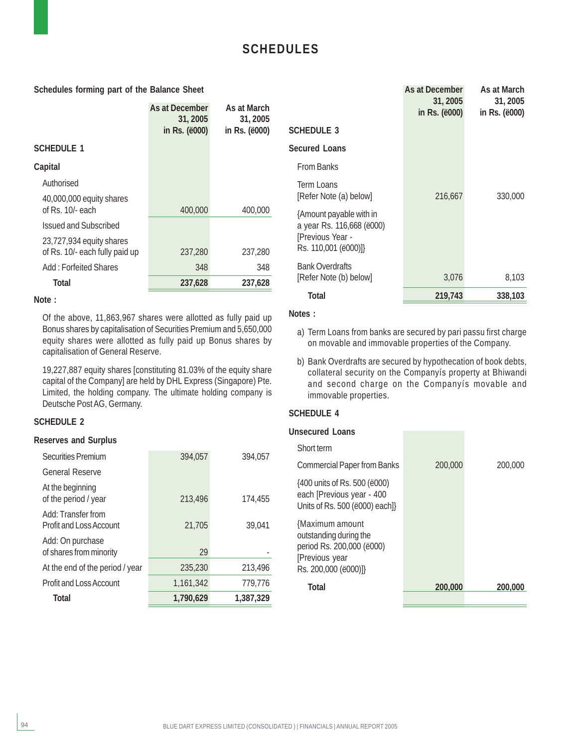# SCHEDULES

## Schedules forming part of the Balance Sheet

| | As at December 31, 2005 in Rs. (ë000) | As at March 31, 2005 in Rs. (ë000) |
|---|---|---|
| **SCHEDULE 1** | | |
| **Capital** | | |
| Authorised | | |
| 40,000,000 equity shares of Rs. 10/- each | 400,000 | 400,000 |
| Issued and Subscribed | | |
| 23,727,934 equity shares of Rs. 10/- each fully paid up | 237,280 | 237,280 |
| Add : Forfeited Shares | 348 | 348 |
| **Total** | **237,628** | **237,628** |

**Note :**

Of the above, 11,863,967 shares were allotted as fully paid up Bonus shares by capitalisation of Securities Premium and 5,650,000 equity shares were allotted as fully paid up Bonus shares by capitalisation of General Reserve.

19,227,887 equity shares [constituting 81.03% of the equity share capital of the Company] are held by DHL Express (Singapore) Pte. Limited, the holding company. The ultimate holding company is Deutsche Post AG, Germany.

| | As at December 31, 2005 in Rs. (ë000) | As at March 31, 2005 in Rs. (ë000) |
|---|---|---|
| **SCHEDULE 2** | | |
| **Reserves and Surplus** | | |
| Securities Premium | 394,057 | 394,057 |
| General Reserve | | |
| At the beginning of the period / year | 213,496 | 174,455 |
| Add: Transfer from Profit and Loss Account | 21,705 | 39,041 |
| Add: On purchase of shares from minority | 29 | - |
| At the end of the period / year | 235,230 | 213,496 |
| Profit and Loss Account | 1,161,342 | 779,776 |
| **Total** | **1,790,629** | **1,387,329** |

| | As at December 31, 2005 in Rs. (ë000) | As at March 31, 2005 in Rs. (ë000) |
|---|---|---|
| **SCHEDULE 3** | | |
| **Secured Loans** | | |
| From Banks | | |
| Term Loans [Refer Note (a) below] | 216,667 | 330,000 |
| {Amount payable with in a year Rs. 116,668 (ë000) [Previous Year - Rs. 110,001 (ë000)]} | | |
| Bank Overdrafts [Refer Note (b) below] | 3,076 | 8,103 |
| **Total** | **219,743** | **338,103** |

**Notes :**

a) Term Loans from banks are secured by pari passu first charge on movable and immovable properties of the Company.

b) Bank Overdrafts are secured by hypothecation of book debts, collateral security on the Companyís property at Bhiwandi and second charge on the Companyís movable and immovable properties.

| | As at December 31, 2005 in Rs. (ë000) | As at March 31, 2005 in Rs. (ë000) |
|---|---|---|
| **SCHEDULE 4** | | |
| **Unsecured Loans** | | |
| Short term | | |
| Commercial Paper from Banks | 200,000 | 200,000 |
| {400 units of Rs. 500 (ë000) each [Previous year - 400 Units of Rs. 500 (ë000) each]} | | |
| {Maximum amount outstanding during the period Rs. 200,000 (ë000) [Previous year Rs. 200,000 (ë000)]} | | |
| **Total** | **200,000** | **200,000** |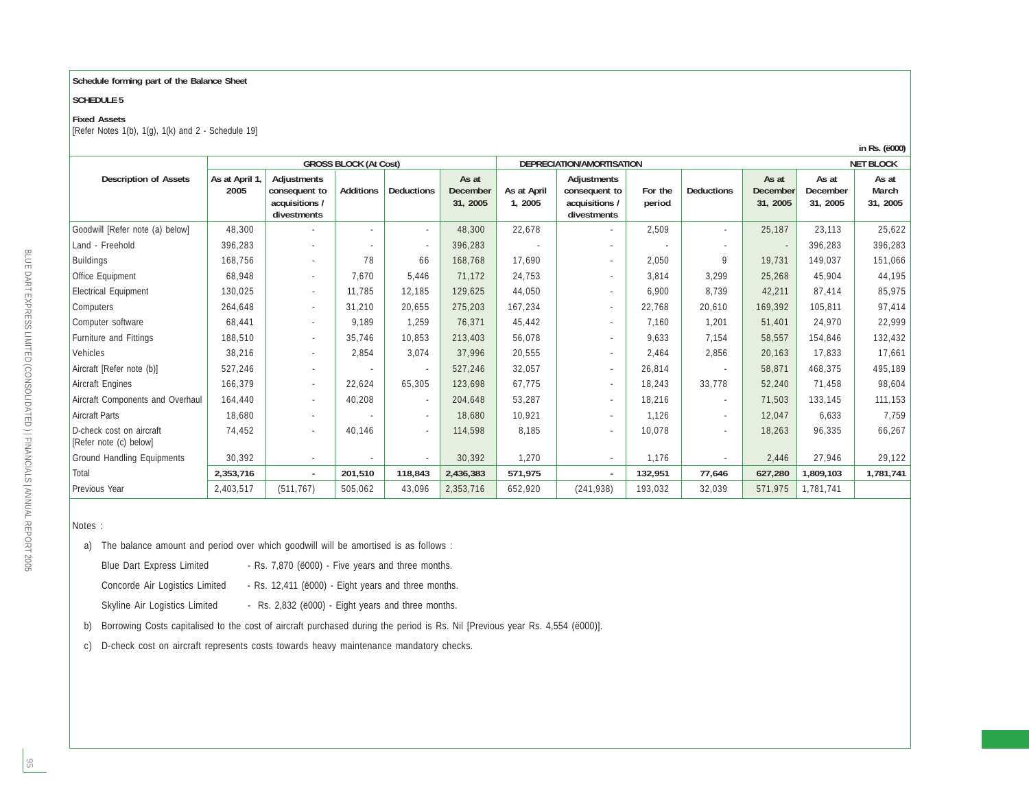Schedule forming part of the Balance Sheet

**SCHEDULE 5**

**Fixed Assets**

[Refer Notes 1(b), 1(g), 1(k) and 2 - Schedule 19]

in Rs. (ё000)

| Description of Assets | GROSS BLOCK (At Cost) | | | | | DEPRECIATION/AMORTISATION | | | | | NET BLOCK | |
|---|---|---|---|---|---|---|---|---|---|---|---|---|
| | As at April 1, 2005 | Adjustments consequent to acquisitions / divestments | Additions | Deductions | As at December 31, 2005 | As at April 1, 2005 | Adjustments consequent to acquisitions / divestments | For the period | Deductions | As at December 31, 2005 | As at December 31, 2005 | As at March 31, 2005 |
| Goodwill [Refer note (a) below] | 48,300 | - | - | - | 48,300 | 22,678 | - | 2,509 | - | 25,187 | 23,113 | 25,622 |
| Land - Freehold | 396,283 | - | - | - | 396,283 | - | - | - | - | - | 396,283 | 396,283 |
| Buildings | 168,756 | - | 78 | 66 | 168,768 | 17,690 | - | 2,050 | 9 | 19,731 | 149,037 | 151,066 |
| Office Equipment | 68,948 | - | 7,670 | 5,446 | 71,172 | 24,753 | - | 3,814 | 3,299 | 25,268 | 45,904 | 44,195 |
| Electrical Equipment | 130,025 | - | 11,785 | 12,185 | 129,625 | 44,050 | - | 6,900 | 8,739 | 42,211 | 87,414 | 85,975 |
| Computers | 264,648 | - | 31,210 | 20,655 | 275,203 | 167,234 | - | 22,768 | 20,610 | 169,392 | 105,811 | 97,414 |
| Computer software | 68,441 | - | 9,189 | 1,259 | 76,371 | 45,442 | - | 7,160 | 1,201 | 51,401 | 24,970 | 22,999 |
| Furniture and Fittings | 188,510 | - | 35,746 | 10,853 | 213,403 | 56,078 | - | 9,633 | 7,154 | 58,557 | 154,846 | 132,432 |
| Vehicles | 38,216 | - | 2,854 | 3,074 | 37,996 | 20,555 | - | 2,464 | 2,856 | 20,163 | 17,833 | 17,661 |
| Aircraft [Refer note (b)] | 527,246 | - | - | - | 527,246 | 32,057 | - | 26,814 | - | 58,871 | 468,375 | 495,189 |
| Aircraft Engines | 166,379 | - | 22,624 | 65,305 | 123,698 | 67,775 | - | 18,243 | 33,778 | 52,240 | 71,458 | 98,604 |
| Aircraft Components and Overhaul | 164,440 | - | 40,208 | - | 204,648 | 53,287 | - | 18,216 | - | 71,503 | 133,145 | 111,153 |
| Aircraft Parts | 18,680 | - | - | - | 18,680 | 10,921 | - | 1,126 | - | 12,047 | 6,633 | 7,759 |
| D-check cost on aircraft [Refer note (c) below] | 74,452 | - | 40,146 | - | 114,598 | 8,185 | - | 10,078 | - | 18,263 | 96,335 | 66,267 |
| Ground Handling Equipments | 30,392 | - | - | - | 30,392 | 1,270 | - | 1,176 | - | 2,446 | 27,946 | 29,122 |
| **Total** | **2,353,716** | **-** | **201,510** | **118,843** | **2,436,383** | **571,975** | **-** | **132,951** | **77,646** | **627,280** | **1,809,103** | **1,781,741** |
| Previous Year | 2,403,517 | (511,767) | 505,062 | 43,096 | 2,353,716 | 652,920 | (241,938) | 193,032 | 32,039 | 571,975 | 1,781,741 | |

Notes :

a) The balance amount and period over which goodwill will be amortised is as follows :

Blue Dart Express Limited - Rs. 7,870 (ё000) - Five years and three months.

Concorde Air Logistics Limited - Rs. 12,411 (ё000) - Eight years and three months.

Skyline Air Logistics Limited - Rs. 2,832 (ё000) - Eight years and three months.

b) Borrowing Costs capitalised to the cost of aircraft purchased during the period is Rs. Nil [Previous year Rs. 4,554 (ё000)].

c) D-check cost on aircraft represents costs towards heavy maintenance mandatory checks.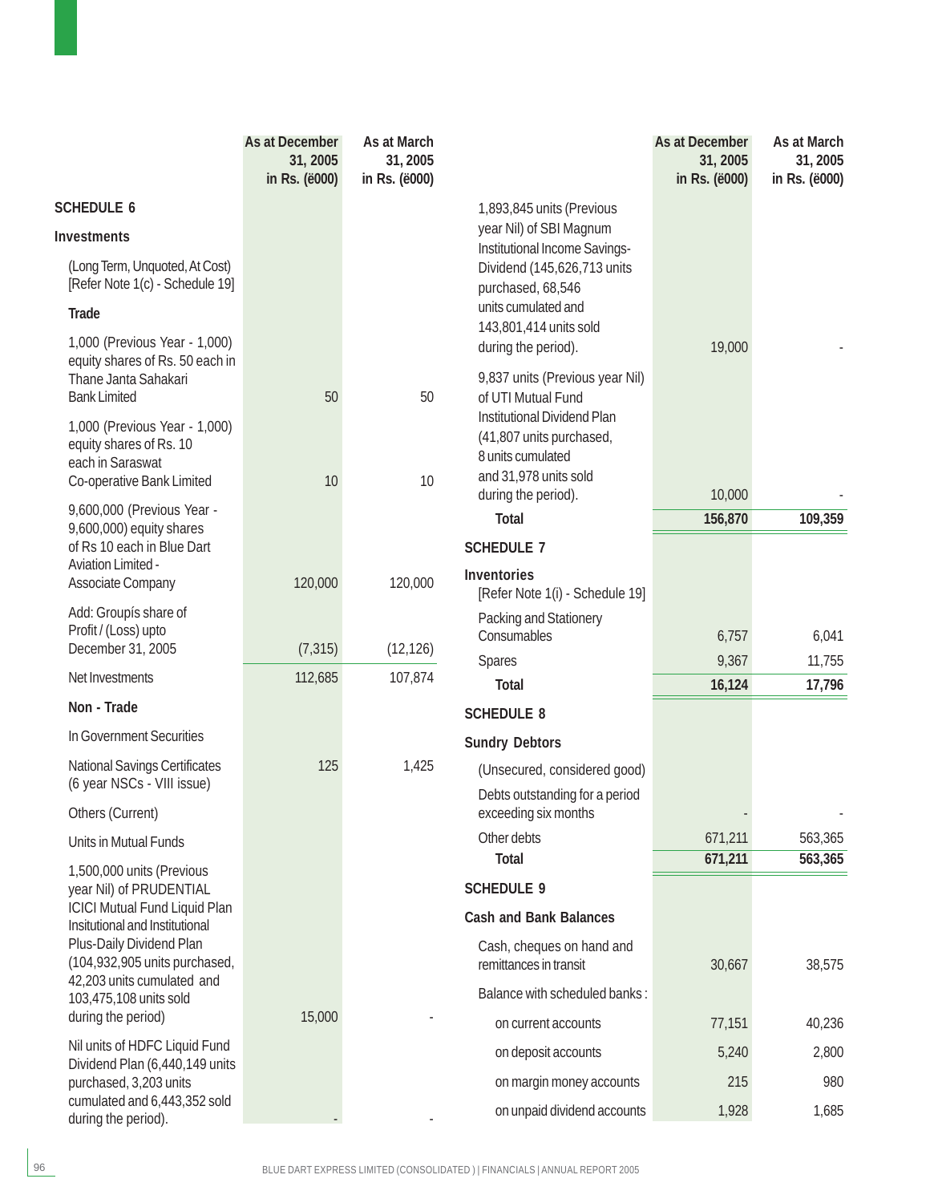| | As at December 31, 2005 in Rs. ('000) | As at March 31, 2005 in Rs. ('000) |
|---|---|---|
| **SCHEDULE 6** | | |
| **Investments** | | |
| (Long Term, Unquoted, At Cost) [Refer Note 1(c) - Schedule 19] | | |
| **Trade** | | |
| 1,000 (Previous Year - 1,000) equity shares of Rs. 50 each in Thane Janta Sahakari Bank Limited | 50 | 50 |
| 1,000 (Previous Year - 1,000) equity shares of Rs. 10 each in Saraswat Co-operative Bank Limited | 10 | 10 |
| 9,600,000 (Previous Year - 9,600,000) equity shares of Rs 10 each in Blue Dart Aviation Limited - Associate Company | 120,000 | 120,000 |
| Add: Groupís share of Profit / (Loss) upto December 31, 2005 | (7,315) | (12,126) |
| Net Investments | 112,685 | 107,874 |
| **Non - Trade** | | |
| In Government Securities | | |
| National Savings Certificates (6 year NSCs - VIII issue) | 125 | 1,425 |
| Others (Current) | | |
| Units in Mutual Funds | | |
| 1,500,000 units (Previous year Nil) of PRUDENTIAL ICICI Mutual Fund Liquid Plan Insitutional and Institutional Plus-Daily Dividend Plan (104,932,905 units purchased, 42,203 units cumulated and 103,475,108 units sold during the period) | 15,000 | - |
| Nil units of HDFC Liquid Fund Dividend Plan (6,440,149 units purchased, 3,203 units cumulated and 6,443,352 sold during the period). | - | - |
| 1,893,845 units (Previous year Nil) of SBI Magnum Institutional Income Savings-Dividend (145,626,713 units purchased, 68,546 units cumulated and 143,801,414 units sold during the period). | 19,000 | - |
| 9,837 units (Previous year Nil) of UTI Mutual Fund Institutional Dividend Plan (41,807 units purchased, 8 units cumulated and 31,978 units sold during the period). | 10,000 | - |
| **Total** | **156,870** | **109,359** |

| | As at December 31, 2005 in Rs. ('000) | As at March 31, 2005 in Rs. ('000) |
|---|---|---|
| **SCHEDULE 7** | | |
| **Inventories** [Refer Note 1(i) - Schedule 19] | | |
| Packing and Stationery Consumables | 6,757 | 6,041 |
| Spares | 9,367 | 11,755 |
| **Total** | **16,124** | **17,796** |
| **SCHEDULE 8** | | |
| **Sundry Debtors** | | |
| (Unsecured, considered good) | | |
| Debts outstanding for a period exceeding six months | - | - |
| Other debts | 671,211 | 563,365 |
| **Total** | **671,211** | **563,365** |
| **SCHEDULE 9** | | |
| **Cash and Bank Balances** | | |
| Cash, cheques on hand and remittances in transit | 30,667 | 38,575 |
| Balance with scheduled banks : | | |
| on current accounts | 77,151 | 40,236 |
| on deposit accounts | 5,240 | 2,800 |
| on margin money accounts | 215 | 980 |
| on unpaid dividend accounts | 1,928 | 1,685 |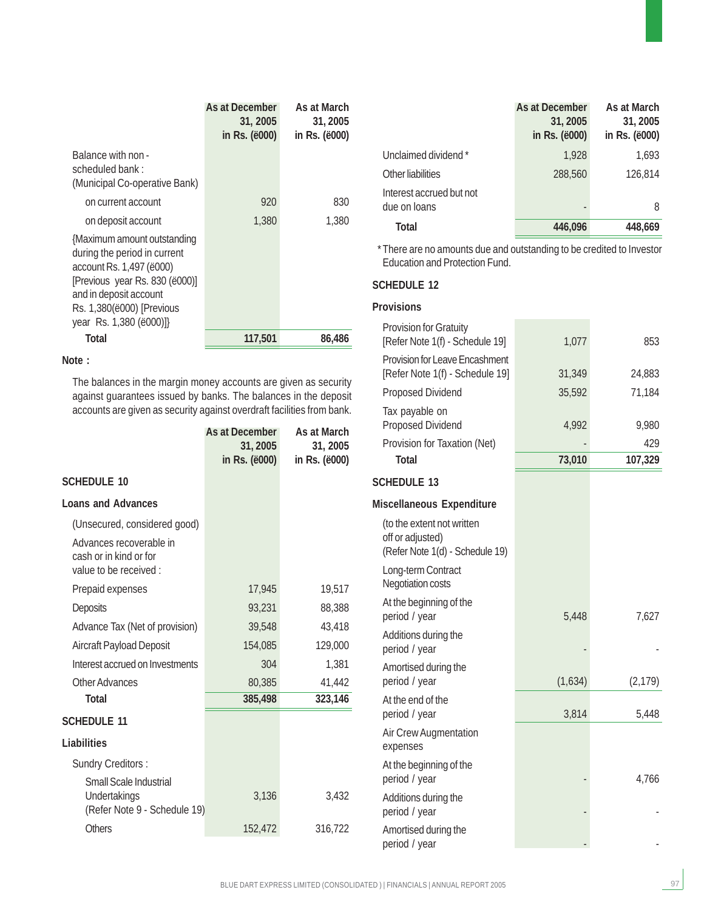| | As at December 31, 2005 in Rs. (ë000) | As at March 31, 2005 in Rs. (ë000) |
|---|---|---|
| Balance with non - scheduled bank : (Municipal Co-operative Bank) | | |
| on current account | 920 | 830 |
| on deposit account | 1,380 | 1,380 |
| {Maximum amount outstanding during the period in current account Rs. 1,497 (ë000) [Previous year Rs. 830 (ë000)] and in deposit account Rs. 1,380(ë000) [Previous year Rs. 1,380 (ë000)]} | | |
| **Total** | **117,501** | **86,486** |

**Note :**

The balances in the margin money accounts are given as security against guarantees issued by banks. The balances in the deposit accounts are given as security against overdraft facilities from bank.

| | As at December 31, 2005 in Rs. (ë000) | As at March 31, 2005 in Rs. (ë000) |
|---|---|---|
| **SCHEDULE 10** | | |
| **Loans and Advances** | | |
| (Unsecured, considered good) | | |
| Advances recoverable in cash or in kind or for value to be received : | | |
| Prepaid expenses | 17,945 | 19,517 |
| Deposits | 93,231 | 88,388 |
| Advance Tax (Net of provision) | 39,548 | 43,418 |
| Aircraft Payload Deposit | 154,085 | 129,000 |
| Interest accrued on Investments | 304 | 1,381 |
| Other Advances | 80,385 | 41,442 |
| **Total** | **385,498** | **323,146** |
| **SCHEDULE 11** | | |
| **Liabilities** | | |
| Sundry Creditors : | | |
| Small Scale Industrial Undertakings (Refer Note 9 - Schedule 19) | 3,136 | 3,432 |
| Others | 152,472 | 316,722 |
| Unclaimed dividend * | 1,928 | 1,693 |
| Other liabilities | 288,560 | 126,814 |
| Interest accrued but not due on loans | - | 8 |
| **Total** | **446,096** | **448,669** |

* There are no amounts due and outstanding to be credited to Investor Education and Protection Fund.

| | As at December 31, 2005 in Rs. (ë000) | As at March 31, 2005 in Rs. (ë000) |
|---|---|---|
| **SCHEDULE 12** | | |
| **Provisions** | | |
| Provision for Gratuity [Refer Note 1(f) - Schedule 19] | 1,077 | 853 |
| Provision for Leave Encashment [Refer Note 1(f) - Schedule 19] | 31,349 | 24,883 |
| Proposed Dividend | 35,592 | 71,184 |
| Tax payable on Proposed Dividend | 4,992 | 9,980 |
| Provision for Taxation (Net) | - | 429 |
| **Total** | **73,010** | **107,329** |
| **SCHEDULE 13** | | |
| **Miscellaneous Expenditure** | | |
| (to the extent not written off or adjusted) (Refer Note 1(d) - Schedule 19) | | |
| Long-term Contract Negotiation costs | | |
| At the beginning of the period / year | 5,448 | 7,627 |
| Additions during the period / year | - | - |
| Amortised during the period / year | (1,634) | (2,179) |
| At the end of the period / year | 3,814 | 5,448 |
| Air Crew Augmentation expenses | | |
| At the beginning of the period / year | - | 4,766 |
| Additions during the period / year | - | - |
| Amortised during the period / year | - | - |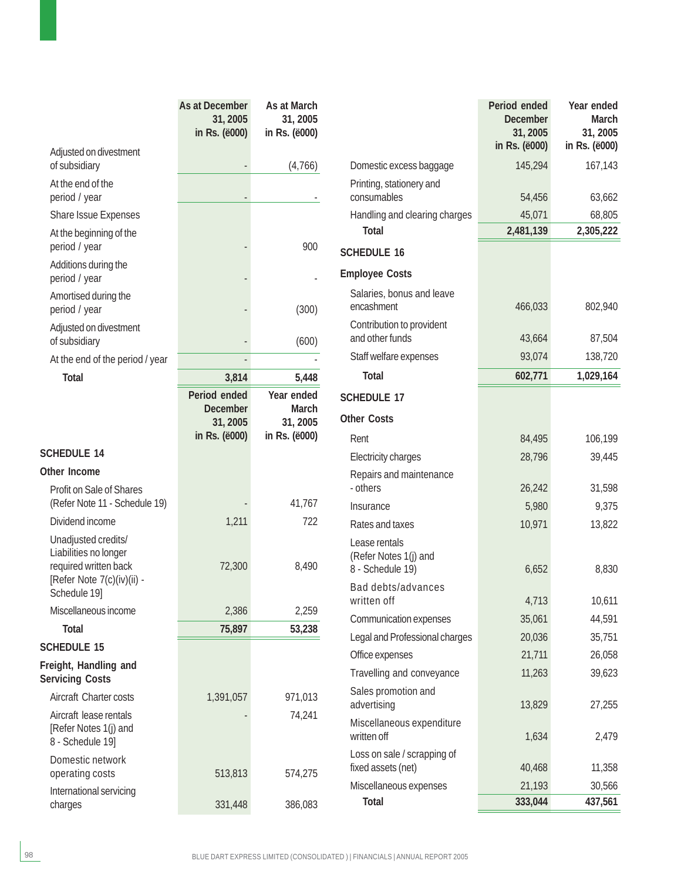| | As at December 31, 2005 in Rs. (ë000) | As at March 31, 2005 in Rs. (ë000) |
|---|---|---|
| Adjusted on divestment of subsidiary | - | (4,766) |
| At the end of the period / year | - | - |
| Share Issue Expenses | | |
| At the beginning of the period / year | - | 900 |
| Additions during the period / year | - | - |
| Amortised during the period / year | - | (300) |
| Adjusted on divestment of subsidiary | - | (600) |
| At the end of the period / year | - | - |
| **Total** | **3,814** | **5,448** |

| | Period ended December 31, 2005 in Rs. (ë000) | Year ended March 31, 2005 in Rs. (ë000) |
|---|---|---|
| **SCHEDULE 14** | | |
| **Other Income** | | |
| Profit on Sale of Shares (Refer Note 11 - Schedule 19) | - | 41,767 |
| Dividend income | 1,211 | 722 |
| Unadjusted credits/ Liabilities no longer required written back [Refer Note 7(c)(iv)(ii) - Schedule 19] | 72,300 | 8,490 |
| Miscellaneous income | 2,386 | 2,259 |
| **Total** | **75,897** | **53,238** |
| **SCHEDULE 15** | | |
| **Freight, Handling and Servicing Costs** | | |
| Aircraft Charter costs | 1,391,057 | 971,013 |
| Aircraft lease rentals [Refer Notes 1(j) and 8 - Schedule 19] | - | 74,241 |
| Domestic network operating costs | 513,813 | 574,275 |
| International servicing charges | 331,448 | 386,083 |
| Domestic excess baggage | 145,294 | 167,143 |
| Printing, stationery and consumables | 54,456 | 63,662 |
| Handling and clearing charges | 45,071 | 68,805 |
| **Total** | **2,481,139** | **2,305,222** |
| **SCHEDULE 16** | | |
| **Employee Costs** | | |
| Salaries, bonus and leave encashment | 466,033 | 802,940 |
| Contribution to provident and other funds | 43,664 | 87,504 |
| Staff welfare expenses | 93,074 | 138,720 |
| **Total** | **602,771** | **1,029,164** |
| **SCHEDULE 17** | | |
| **Other Costs** | | |
| Rent | 84,495 | 106,199 |
| Electricity charges | 28,796 | 39,445 |
| Repairs and maintenance - others | 26,242 | 31,598 |
| Insurance | 5,980 | 9,375 |
| Rates and taxes | 10,971 | 13,822 |
| Lease rentals (Refer Notes 1(j) and 8 - Schedule 19) | 6,652 | 8,830 |
| Bad debts/advances written off | 4,713 | 10,611 |
| Communication expenses | 35,061 | 44,591 |
| Legal and Professional charges | 20,036 | 35,751 |
| Office expenses | 21,711 | 26,058 |
| Travelling and conveyance | 11,263 | 39,623 |
| Sales promotion and advertising | 13,829 | 27,255 |
| Miscellaneous expenditure written off | 1,634 | 2,479 |
| Loss on sale / scrapping of fixed assets (net) | 40,468 | 11,358 |
| Miscellaneous expenses | 21,193 | 30,566 |
| **Total** | **333,044** | **437,561** |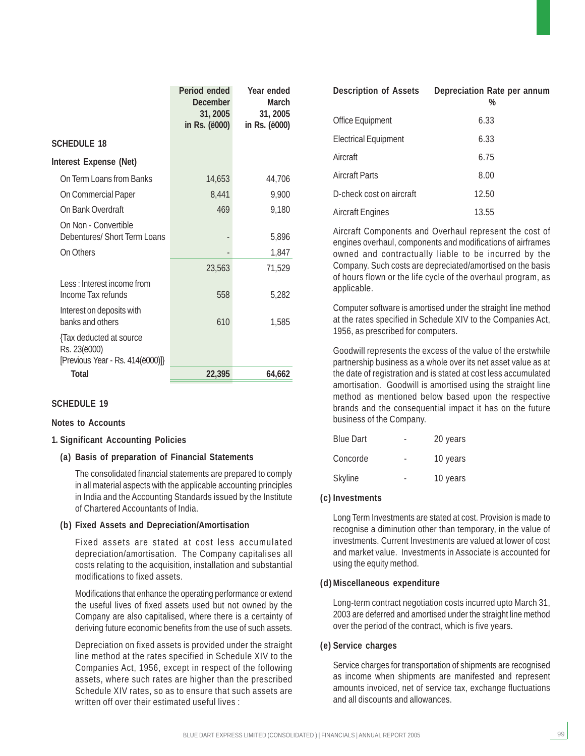## SCHEDULE 18

| | Period ended December 31, 2005 in Rs. ('000) | Year ended March 31, 2005 in Rs. ('000) |
|---|---|---|
| **Interest Expense (Net)** | | |
| On Term Loans from Banks | 14,653 | 44,706 |
| On Commercial Paper | 8,441 | 9,900 |
| On Bank Overdraft | 469 | 9,180 |
| On Non - Convertible Debentures/ Short Term Loans | - | 5,896 |
| On Others | - | 1,847 |
| | 23,563 | 71,529 |
| Less : Interest income from Income Tax refunds | 558 | 5,282 |
| Interest on deposits with banks and others | 610 | 1,585 |
| {Tax deducted at source Rs. 23('000) [Previous Year - Rs. 414('000)]} | | |
| **Total** | **22,395** | **64,662** |

## SCHEDULE 19

### Notes to Accounts

#### 1. Significant Accounting Policies

**(a) Basis of preparation of Financial Statements**

The consolidated financial statements are prepared to comply in all material aspects with the applicable accounting principles in India and the Accounting Standards issued by the Institute of Chartered Accountants of India.

**(b) Fixed Assets and Depreciation/Amortisation**

Fixed assets are stated at cost less accumulated depreciation/amortisation. The Company capitalises all costs relating to the acquisition, installation and substantial modifications to fixed assets.

Modifications that enhance the operating performance or extend the useful lives of fixed assets used but not owned by the Company are also capitalised, where there is a certainty of deriving future economic benefits from the use of such assets.

Depreciation on fixed assets is provided under the straight line method at the rates specified in Schedule XIV to the Companies Act, 1956, except in respect of the following assets, where such rates are higher than the prescribed Schedule XIV rates, so as to ensure that such assets are written off over their estimated useful lives :

| Description of Assets | Depreciation Rate per annum % |
|---|---|
| Office Equipment | 6.33 |
| Electrical Equipment | 6.33 |
| Aircraft | 6.75 |
| Aircraft Parts | 8.00 |
| D-check cost on aircraft | 12.50 |
| Aircraft Engines | 13.55 |

Aircraft Components and Overhaul represent the cost of engines overhaul, components and modifications of airframes owned and contractually liable to be incurred by the Company. Such costs are depreciated/amortised on the basis of hours flown or the life cycle of the overhaul program, as applicable.

Computer software is amortised under the straight line method at the rates specified in Schedule XIV to the Companies Act, 1956, as prescribed for computers.

Goodwill represents the excess of the value of the erstwhile partnership business as a whole over its net asset value as at the date of registration and is stated at cost less accumulated amortisation. Goodwill is amortised using the straight line method as mentioned below based upon the respective brands and the consequential impact it has on the future business of the Company.

| | | |
|---|---|---|
| Blue Dart | - | 20 years |
| Concorde | - | 10 years |
| Skyline | - | 10 years |

**(c) Investments**

Long Term Investments are stated at cost. Provision is made to recognise a diminution other than temporary, in the value of investments. Current Investments are valued at lower of cost and market value. Investments in Associate is accounted for using the equity method.

**(d) Miscellaneous expenditure**

Long-term contract negotiation costs incurred upto March 31, 2003 are deferred and amortised under the straight line method over the period of the contract, which is five years.

**(e) Service charges**

Service charges for transportation of shipments are recognised as income when shipments are manifested and represent amounts invoiced, net of service tax, exchange fluctuations and all discounts and allowances.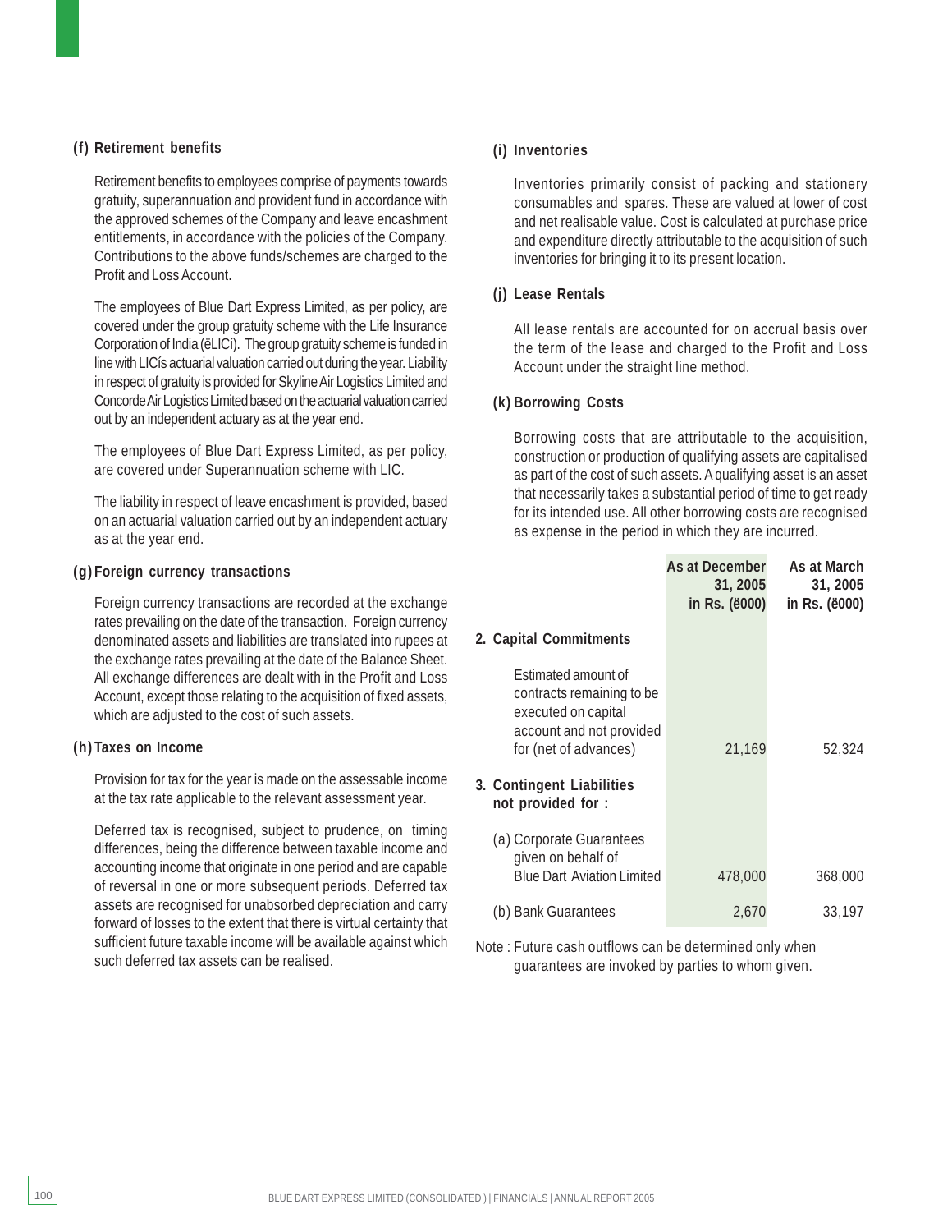**(f) Retirement benefits**

Retirement benefits to employees comprise of payments towards gratuity, superannuation and provident fund in accordance with the approved schemes of the Company and leave encashment entitlements, in accordance with the policies of the Company. Contributions to the above funds/schemes are charged to the Profit and Loss Account.

The employees of Blue Dart Express Limited, as per policy, are covered under the group gratuity scheme with the Life Insurance Corporation of India (ëLICí). The group gratuity scheme is funded in line with LICís actuarial valuation carried out during the year. Liability in respect of gratuity is provided for Skyline Air Logistics Limited and Concorde Air Logistics Limited based on the actuarial valuation carried out by an independent actuary as at the year end.

The employees of Blue Dart Express Limited, as per policy, are covered under Superannuation scheme with LIC.

The liability in respect of leave encashment is provided, based on an actuarial valuation carried out by an independent actuary as at the year end.

**(g) Foreign currency transactions**

Foreign currency transactions are recorded at the exchange rates prevailing on the date of the transaction. Foreign currency denominated assets and liabilities are translated into rupees at the exchange rates prevailing at the date of the Balance Sheet. All exchange differences are dealt with in the Profit and Loss Account, except those relating to the acquisition of fixed assets, which are adjusted to the cost of such assets.

**(h) Taxes on Income**

Provision for tax for the year is made on the assessable income at the tax rate applicable to the relevant assessment year.

Deferred tax is recognised, subject to prudence, on timing differences, being the difference between taxable income and accounting income that originate in one period and are capable of reversal in one or more subsequent periods. Deferred tax assets are recognised for unabsorbed depreciation and carry forward of losses to the extent that there is virtual certainty that sufficient future taxable income will be available against which such deferred tax assets can be realised.

**(i) Inventories**

Inventories primarily consist of packing and stationery consumables and spares. These are valued at lower of cost and net realisable value. Cost is calculated at purchase price and expenditure directly attributable to the acquisition of such inventories for bringing it to its present location.

**(j) Lease Rentals**

All lease rentals are accounted for on accrual basis over the term of the lease and charged to the Profit and Loss Account under the straight line method.

**(k) Borrowing Costs**

Borrowing costs that are attributable to the acquisition, construction or production of qualifying assets are capitalised as part of the cost of such assets. A qualifying asset is an asset that necessarily takes a substantial period of time to get ready for its intended use. All other borrowing costs are recognised as expense in the period in which they are incurred.

| | As at December 31, 2005 in Rs. (ë000) | As at March 31, 2005 in Rs. (ë000) |
|---|---|---|
| **2. Capital Commitments** | | |
| Estimated amount of contracts remaining to be executed on capital account and not provided for (net of advances) | 21,169 | 52,324 |
| **3. Contingent Liabilities not provided for :** | | |
| (a) Corporate Guarantees given on behalf of Blue Dart Aviation Limited | 478,000 | 368,000 |
| (b) Bank Guarantees | 2,670 | 33,197 |

Note : Future cash outflows can be determined only when guarantees are invoked by parties to whom given.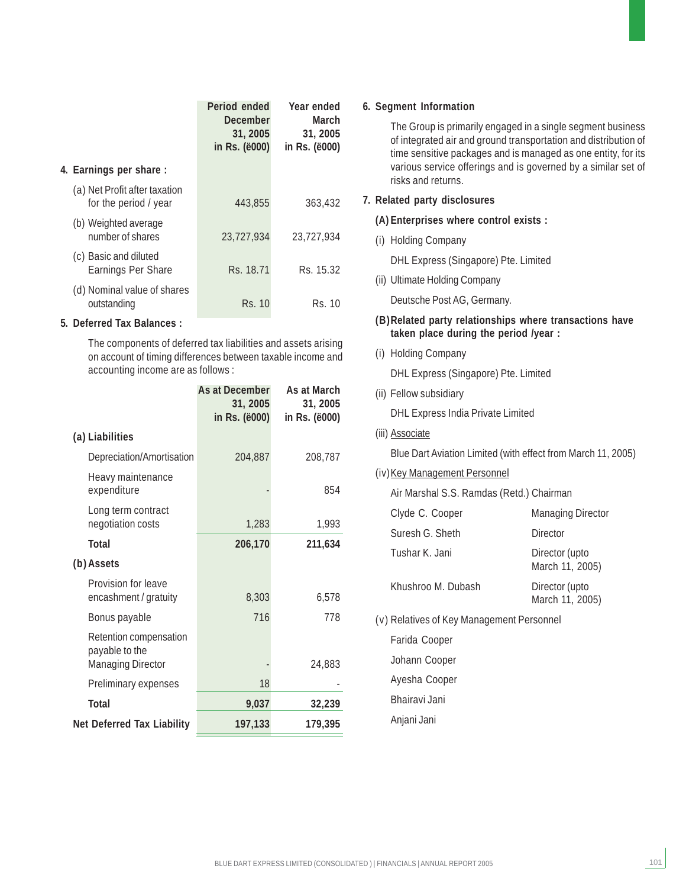### 4. Earnings per share :

| | Period ended December 31, 2005 in Rs. (ë000) | Year ended March 31, 2005 in Rs. (ë000) |
|---|---|---|
| (a) Net Profit after taxation for the period / year | 443,855 | 363,432 |
| (b) Weighted average number of shares | 23,727,934 | 23,727,934 |
| (c) Basic and diluted Earnings Per Share | Rs. 18.71 | Rs. 15.32 |
| (d) Nominal value of shares outstanding | Rs. 10 | Rs. 10 |

### 5. Deferred Tax Balances :

The components of deferred tax liabilities and assets arising on account of timing differences between taxable income and accounting income are as follows :

| | As at December 31, 2005 in Rs. (ë000) | As at March 31, 2005 in Rs. (ë000) |
|---|---|---|
| **(a) Liabilities** | | |
| Depreciation/Amortisation | 204,887 | 208,787 |
| Heavy maintenance expenditure | - | 854 |
| Long term contract negotiation costs | 1,283 | 1,993 |
| **Total** | **206,170** | **211,634** |
| **(b) Assets** | | |
| Provision for leave encashment / gratuity | 8,303 | 6,578 |
| Bonus payable | 716 | 778 |
| Retention compensation payable to the Managing Director | - | 24,883 |
| Preliminary expenses | 18 | - |
| **Total** | **9,037** | **32,239** |
| **Net Deferred Tax Liability** | **197,133** | **179,395** |

### 6. Segment Information

The Group is primarily engaged in a single segment business of integrated air and ground transportation and distribution of time sensitive packages and is managed as one entity, for its various service offerings and is governed by a similar set of risks and returns.

### 7. Related party disclosures

**(A) Enterprises where control exists :**

(i) Holding Company

DHL Express (Singapore) Pte. Limited

(ii) Ultimate Holding Company

Deutsche Post AG, Germany.

**(B) Related party relationships where transactions have taken place during the period /year :**

(i) Holding Company

DHL Express (Singapore) Pte. Limited

(ii) Fellow subsidiary

DHL Express India Private Limited

(iii) Associate

Blue Dart Aviation Limited (with effect from March 11, 2005)

(iv) Key Management Personnel

Air Marshal S.S. Ramdas (Retd.) Chairman

| | |
|---|---|
| Clyde C. Cooper | Managing Director |
| Suresh G. Sheth | Director |
| Tushar K. Jani | Director (upto March 11, 2005) |
| Khushroo M. Dubash | Director (upto March 11, 2005) |

(v) Relatives of Key Management Personnel

Farida Cooper

Johann Cooper

Ayesha Cooper

Bhairavi Jani

Anjani Jani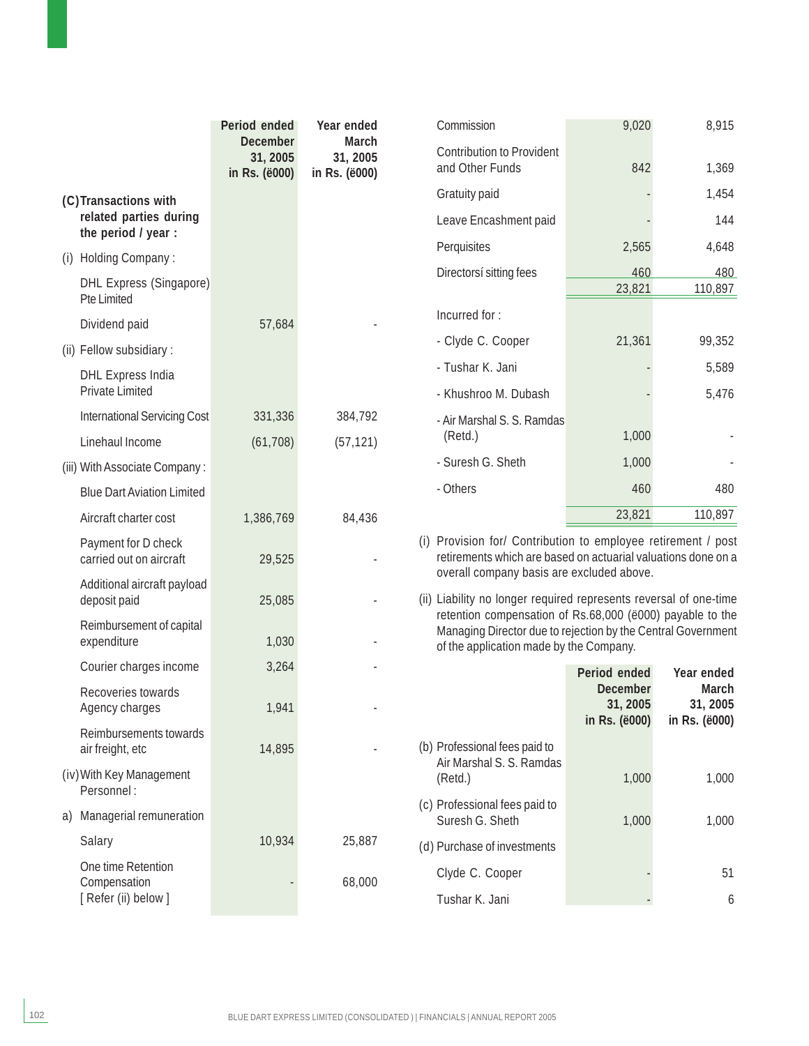| | Period ended December 31, 2005 in Rs. (ë000) | Year ended March 31, 2005 in Rs. (ë000) |
|---|---|---|
| **(C) Transactions with related parties during the period / year :** | | |
| (i) Holding Company : | | |
| DHL Express (Singapore) Pte Limited | | |
| Dividend paid | 57,684 | - |
| (ii) Fellow subsidiary : | | |
| DHL Express India Private Limited | | |
| International Servicing Cost | 331,336 | 384,792 |
| Linehaul Income | (61,708) | (57,121) |
| (iii) With Associate Company : | | |
| Blue Dart Aviation Limited | | |
| Aircraft charter cost | 1,386,769 | 84,436 |
| Payment for D check carried out on aircraft | 29,525 | - |
| Additional aircraft payload deposit paid | 25,085 | - |
| Reimbursement of capital expenditure | 1,030 | - |
| Courier charges income | 3,264 | - |
| Recoveries towards Agency charges | 1,941 | - |
| Reimbursements towards air freight, etc | 14,895 | - |
| (iv) With Key Management Personnel : | | |
| a) Managerial remuneration | | |
| Salary | 10,934 | 25,887 |
| One time Retention Compensation [ Refer (ii) below ] | - | 68,000 |
| Commission | 9,020 | 8,915 |
| Contribution to Provident and Other Funds | 842 | 1,369 |
| Gratuity paid | - | 1,454 |
| Leave Encashment paid | - | 144 |
| Perquisites | 2,565 | 4,648 |
| Directorsí sitting fees | 460 | 480 |
| | 23,821 | 110,897 |
| Incurred for : | | |
| - Clyde C. Cooper | 21,361 | 99,352 |
| - Tushar K. Jani | - | 5,589 |
| - Khushroo M. Dubash | - | 5,476 |
| - Air Marshal S. S. Ramdas (Retd.) | 1,000 | - |
| - Suresh G. Sheth | 1,000 | - |
| - Others | 460 | 480 |
| | 23,821 | 110,897 |

(i) Provision for/ Contribution to employee retirement / post retirements which are based on actuarial valuations done on a overall company basis are excluded above.

(ii) Liability no longer required represents reversal of one-time retention compensation of Rs.68,000 (ë000) payable to the Managing Director due to rejection by the Central Government of the application made by the Company.

| | Period ended December 31, 2005 in Rs. (ë000) | Year ended March 31, 2005 in Rs. (ë000) |
|---|---|---|
| (b) Professional fees paid to Air Marshal S. S. Ramdas (Retd.) | 1,000 | 1,000 |
| (c) Professional fees paid to Suresh G. Sheth | 1,000 | 1,000 |
| (d) Purchase of investments | | |
| Clyde C. Cooper | - | 51 |
| Tushar K. Jani | - | 6 |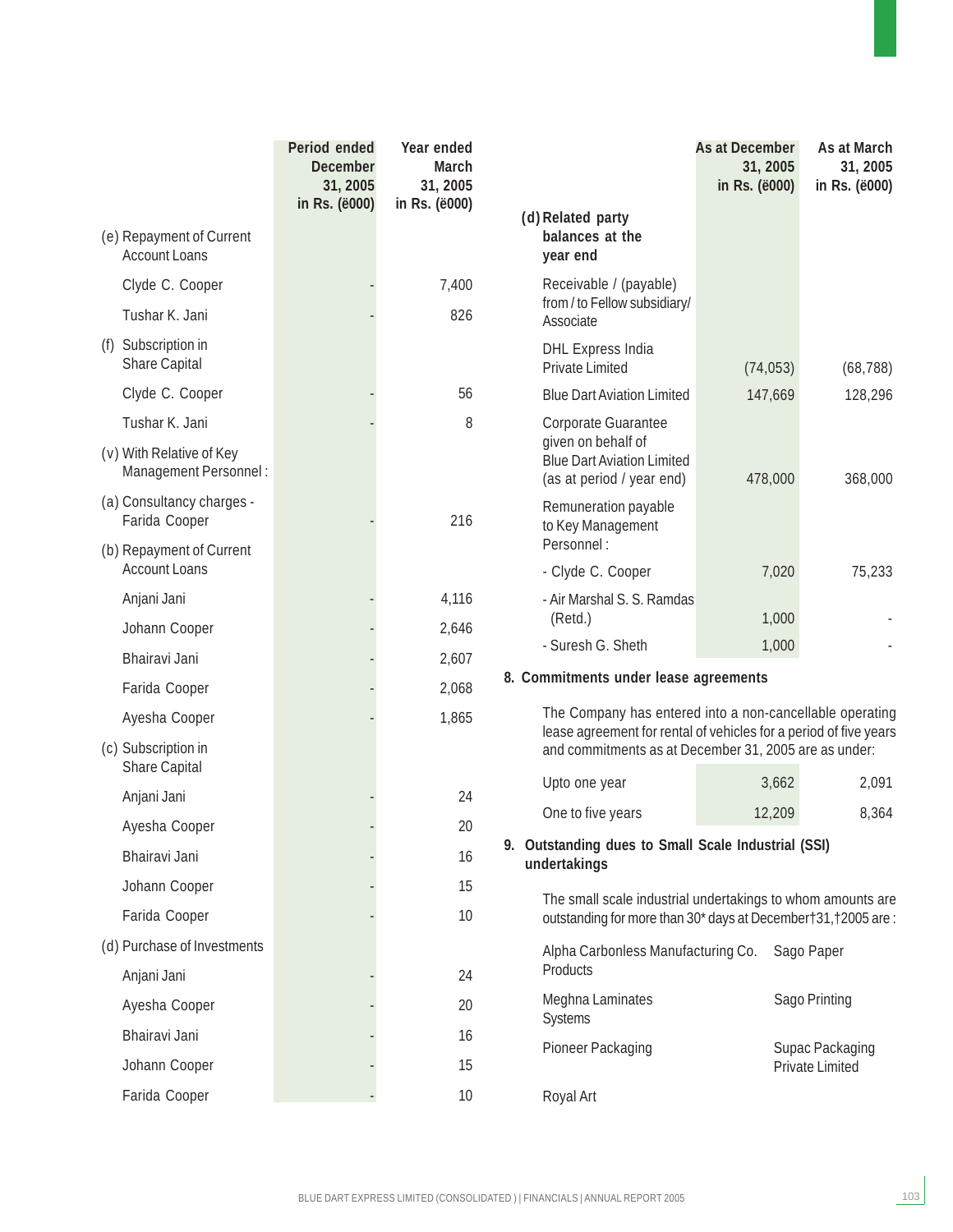| | Period ended December 31, 2005 in Rs. (ë000) | Year ended March 31, 2005 in Rs. (ë000) |
|---|---|---|
| (e) Repayment of Current Account Loans | | |
| Clyde C. Cooper | - | 7,400 |
| Tushar K. Jani | - | 826 |
| (f) Subscription in Share Capital | | |
| Clyde C. Cooper | - | 56 |
| Tushar K. Jani | - | 8 |
| (v) With Relative of Key Management Personnel : | | |
| (a) Consultancy charges - Farida Cooper | - | 216 |
| (b) Repayment of Current Account Loans | | |
| Anjani Jani | - | 4,116 |
| Johann Cooper | - | 2,646 |
| Bhairavi Jani | - | 2,607 |
| Farida Cooper | - | 2,068 |
| Ayesha Cooper | - | 1,865 |
| (c) Subscription in Share Capital | | |
| Anjani Jani | - | 24 |
| Ayesha Cooper | - | 20 |
| Bhairavi Jani | - | 16 |
| Johann Cooper | - | 15 |
| Farida Cooper | - | 10 |
| (d) Purchase of Investments | | |
| Anjani Jani | - | 24 |
| Ayesha Cooper | - | 20 |
| Bhairavi Jani | - | 16 |
| Johann Cooper | - | 15 |
| Farida Cooper | - | 10 |

| | As at December 31, 2005 in Rs. (ë000) | As at March 31, 2005 in Rs. (ë000) |
|---|---|---|
| **(d) Related party balances at the year end** | | |
| Receivable / (payable) from / to Fellow subsidiary/ Associate | | |
| DHL Express India Private Limited | (74,053) | (68,788) |
| Blue Dart Aviation Limited | 147,669 | 128,296 |
| Corporate Guarantee given on behalf of Blue Dart Aviation Limited (as at period / year end) | 478,000 | 368,000 |
| Remuneration payable to Key Management Personnel : | | |
| - Clyde C. Cooper | 7,020 | 75,233 |
| - Air Marshal S. S. Ramdas (Retd.) | 1,000 | - |
| - Suresh G. Sheth | 1,000 | - |

**8. Commitments under lease agreements**

The Company has entered into a non-cancellable operating lease agreement for rental of vehicles for a period of five years and commitments as at December 31, 2005 are as under:

| | As at December 31, 2005 | As at March 31, 2005 |
|---|---|---|
| Upto one year | 3,662 | 2,091 |
| One to five years | 12,209 | 8,364 |

**9. Outstanding dues to Small Scale Industrial (SSI) undertakings**

The small scale industrial undertakings to whom amounts are outstanding for more than 30* days at December†31,†2005 are :

| | |
|---|---|
| Alpha Carbonless Manufacturing Co. Products | Sago Paper |
| Meghna Laminates Systems | Sago Printing |
| Pioneer Packaging | Supac Packaging Private Limited |
| Royal Art | |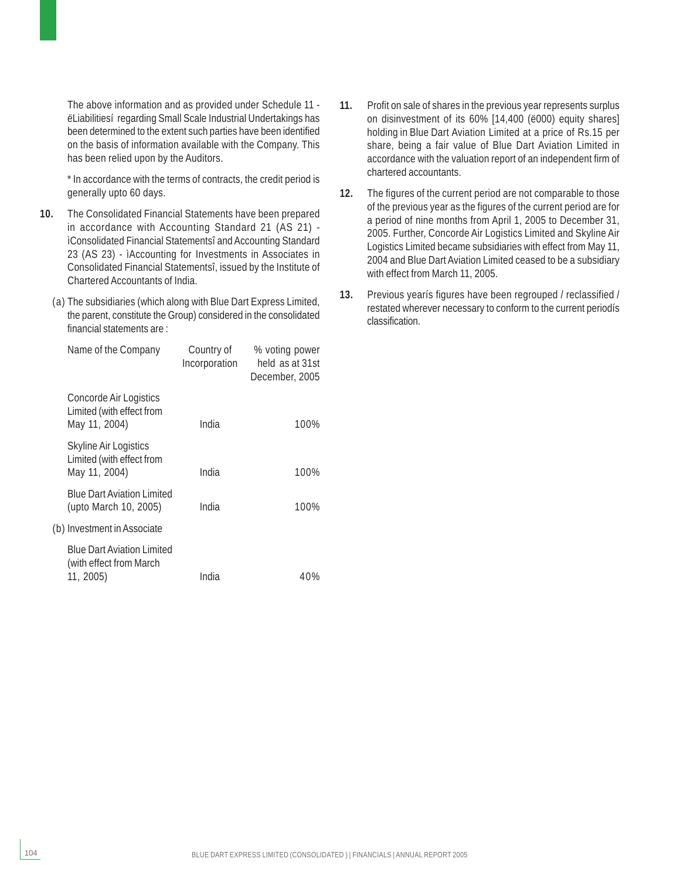The above information and as provided under Schedule 11 - ëLiabilitiesí regarding Small Scale Industrial Undertakings has been determined to the extent such parties have been identified on the basis of information available with the Company. This has been relied upon by the Auditors.

* In accordance with the terms of contracts, the credit period is generally upto 60 days.

**10.** The Consolidated Financial Statements have been prepared in accordance with Accounting Standard 21 (AS 21) - ìConsolidated Financial Statementsî and Accounting Standard 23 (AS 23) - ìAccounting for Investments in Associates in Consolidated Financial Statementsî, issued by the Institute of Chartered Accountants of India.

(a) The subsidiaries (which along with Blue Dart Express Limited, the parent, constitute the Group) considered in the consolidated financial statements are :

| Name of the Company | Country of Incorporation | % voting power held as at 31st December, 2005 |
|---|---|---|
| Concorde Air Logistics Limited (with effect from May 11, 2004) | India | 100% |
| Skyline Air Logistics Limited (with effect from May 11, 2004) | India | 100% |
| Blue Dart Aviation Limited (upto March 10, 2005) | India | 100% |

(b) Investment in Associate

| | | |
|---|---|---|
| Blue Dart Aviation Limited (with effect from March 11, 2005) | India | 40% |

**11.** Profit on sale of shares in the previous year represents surplus on disinvestment of its 60% [14,400 (ë000) equity shares] holding in Blue Dart Aviation Limited at a price of Rs.15 per share, being a fair value of Blue Dart Aviation Limited in accordance with the valuation report of an independent firm of chartered accountants.

**12.** The figures of the current period are not comparable to those of the previous year as the figures of the current period are for a period of nine months from April 1, 2005 to December 31, 2005. Further, Concorde Air Logistics Limited and Skyline Air Logistics Limited became subsidiaries with effect from May 11, 2004 and Blue Dart Aviation Limited ceased to be a subsidiary with effect from March 11, 2005.

**13.** Previous yearís figures have been regrouped / reclassified / restated wherever necessary to conform to the current periodís classification.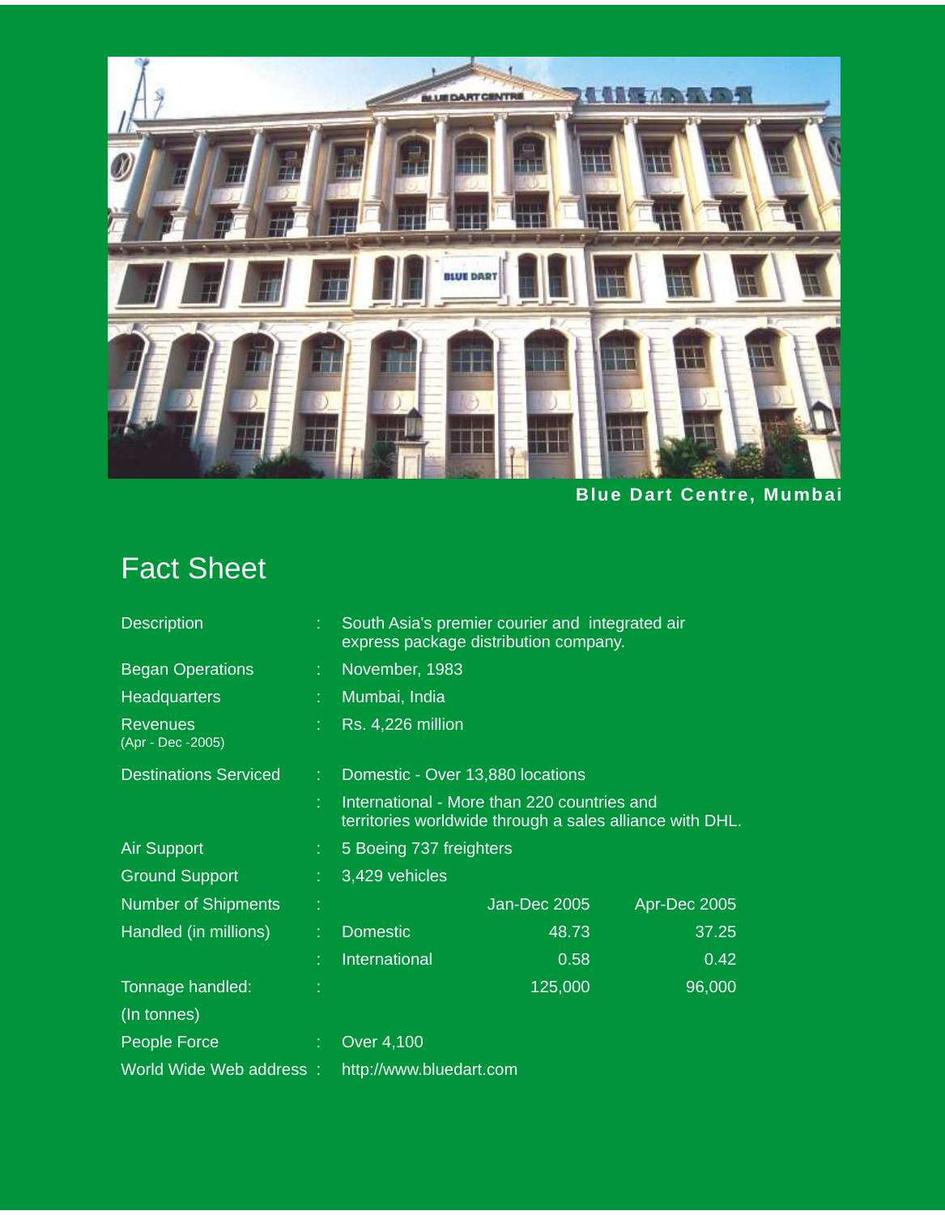Blue Dart Centre, Mumbai

# Fact Sheet

| | | | | |
|---|---|---|---|---|
| Description | : | South Asia's premier courier and integrated air express package distribution company. | | |
| Began Operations | : | November, 1983 | | |
| Headquarters | : | Mumbai, India | | |
| Revenues (Apr - Dec -2005) | : | Rs. 4,226 million | | |
| Destinations Serviced | : | Domestic - Over 13,880 locations | | |
| | : | International - More than 220 countries and territories worldwide through a sales alliance with DHL. | | |
| Air Support | : | 5 Boeing 737 freighters | | |
| Ground Support | : | 3,429 vehicles | | |
| Number of Shipments | : | | Jan-Dec 2005 | Apr-Dec 2005 |
| Handled (in millions) | : | Domestic | 48.73 | 37.25 |
| | : | International | 0.58 | 0.42 |
| Tonnage handled: (In tonnes) | : | | 125,000 | 96,000 |
| People Force | : | Over 4,100 | | |
| World Wide Web address | : | http://www.bluedart.com | | |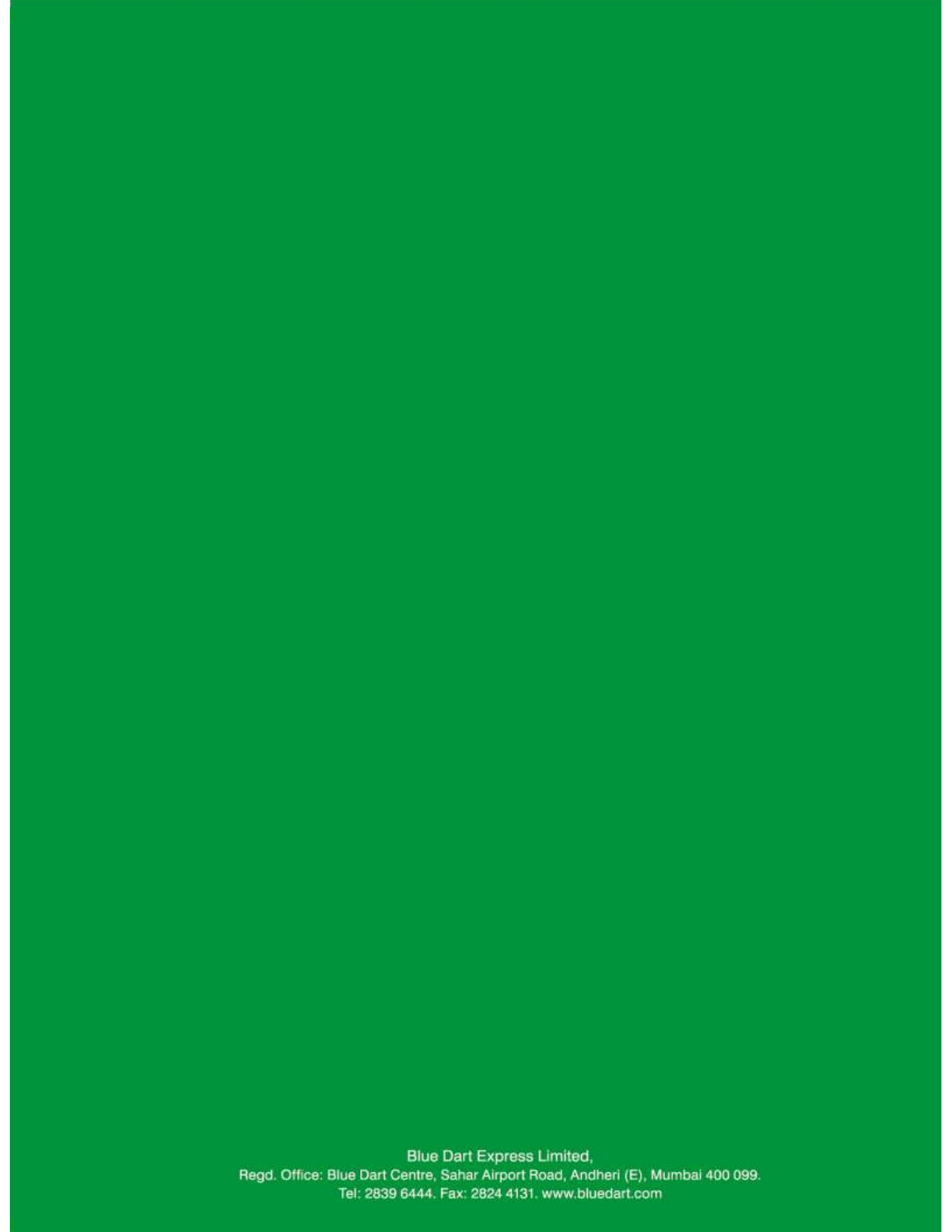Blue Dart Express Limited,
Regd. Office: Blue Dart Centre, Sahar Airport Road, Andheri (E), Mumbai 400 099.
Tel: 2839 6444. Fax: 2824 4131. www.bluedart.com